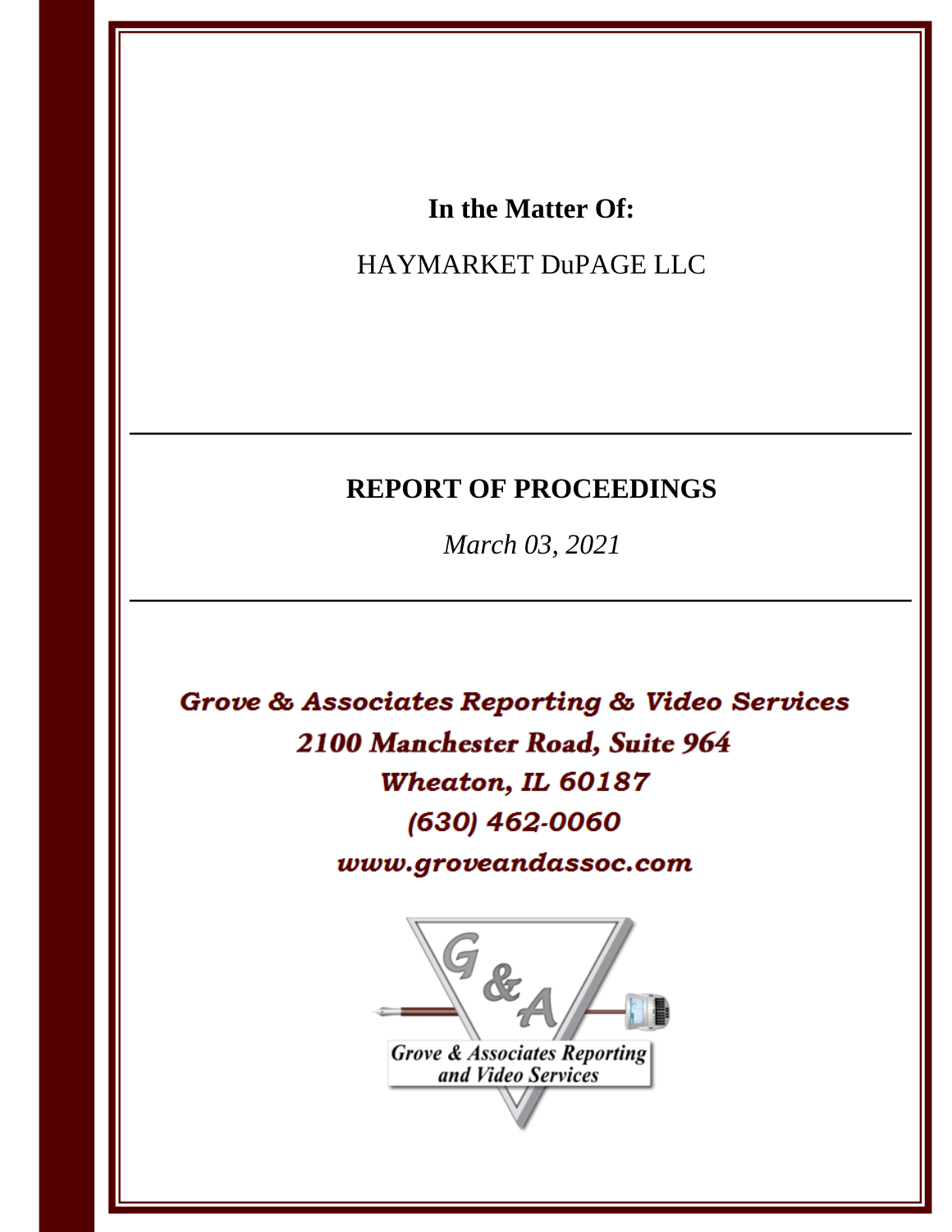**In the Matter Of:**

HAYMARKET DuPAGE LLC

---

**REPORT OF PROCEEDINGS**

*March 03, 2021*

---

***Grove & Associates Reporting & Video Services***
***2100 Manchester Road, Suite 964***
***Wheaton, IL 60187***
***(630) 462-0060***
***www.groveandassoc.com***

G&A

*Grove & Associates Reporting and Video Services*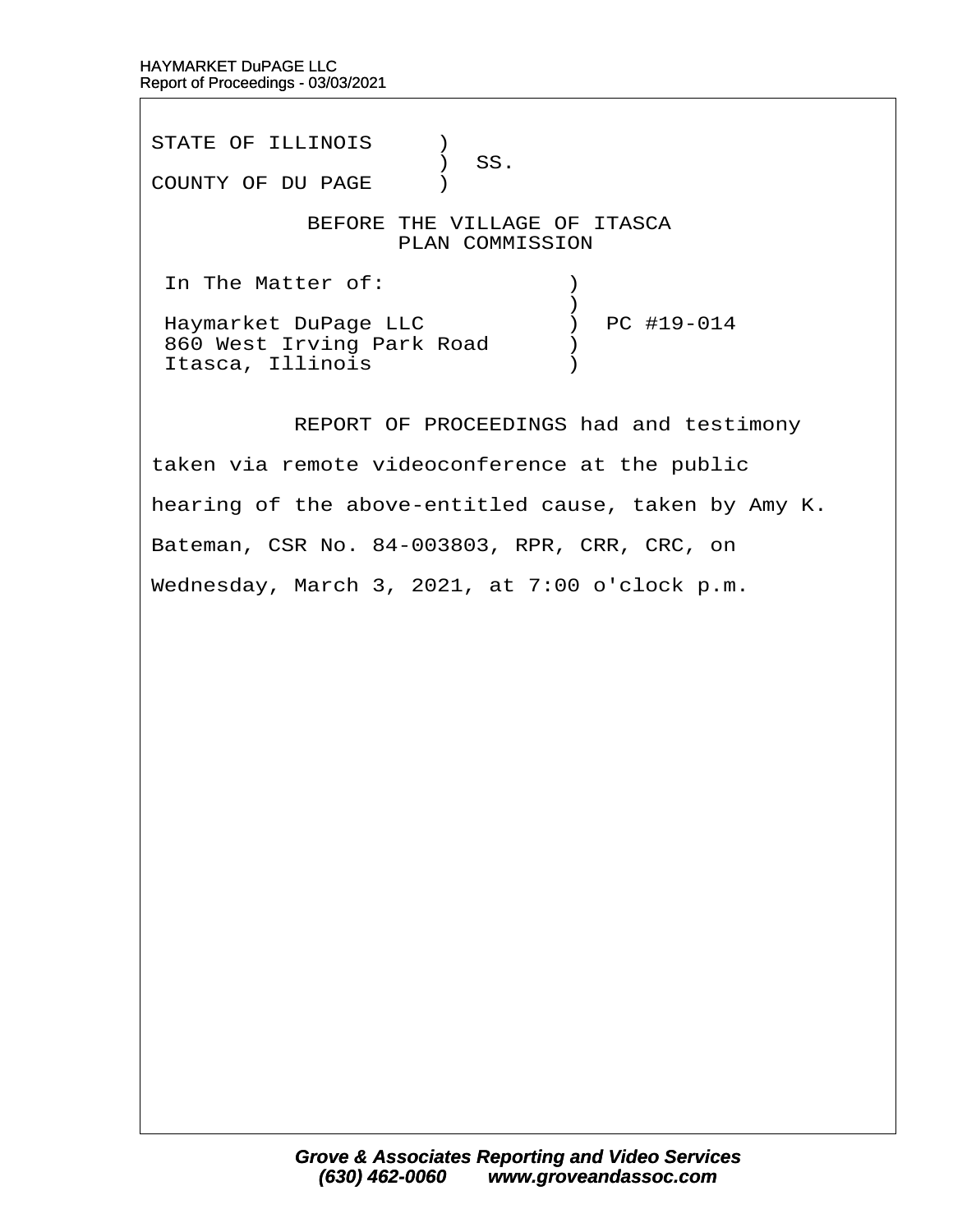STATE OF ILLINOIS )
) SS.
COUNTY OF DU PAGE )

BEFORE THE VILLAGE OF ITASCA
PLAN COMMISSION

In The Matter of: )
)
Haymarket DuPage LLC ) PC #19-014
860 West Irving Park Road )
Itasca, Illinois )

REPORT OF PROCEEDINGS had and testimony taken via remote videoconference at the public hearing of the above-entitled cause, taken by Amy K. Bateman, CSR No. 84-003803, RPR, CRR, CRC, on Wednesday, March 3, 2021, at 7:00 o'clock p.m.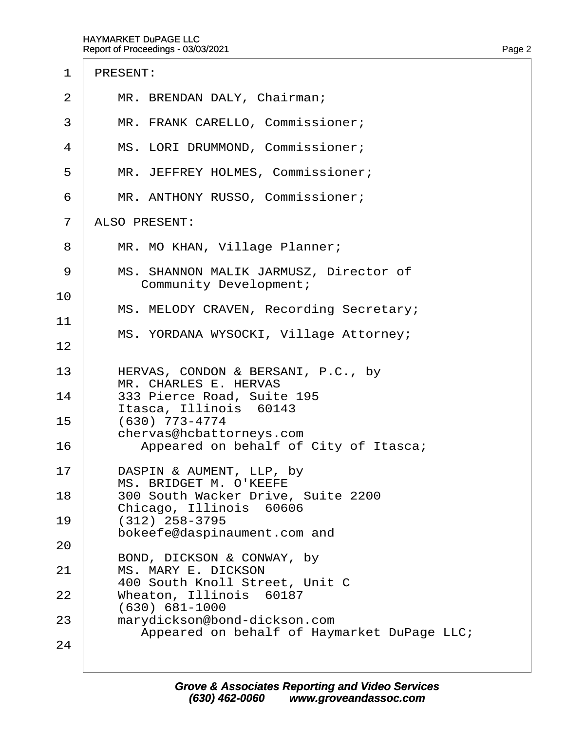PRESENT:

MR. BRENDAN DALY, Chairman;

MR. FRANK CARELLO, Commissioner;

MS. LORI DRUMMOND, Commissioner;

MR. JEFFREY HOLMES, Commissioner;

MR. ANTHONY RUSSO, Commissioner;

ALSO PRESENT:

MR. MO KHAN, Village Planner;

MS. SHANNON MALIK JARMUSZ, Director of Community Development;

MS. MELODY CRAVEN, Recording Secretary;

MS. YORDANA WYSOCKI, Village Attorney;

HERVAS, CONDON & BERSANI, P.C., by
MR. CHARLES E. HERVAS
333 Pierce Road, Suite 195
Itasca, Illinois 60143
(630) 773-4774
chervas@hcbattorneys.com
Appeared on behalf of City of Itasca;

DASPIN & AUMENT, LLP, by
MS. BRIDGET M. O'KEEFE
300 South Wacker Drive, Suite 2200
Chicago, Illinois 60606
(312) 258-3795
bokeefe@daspinaument.com and

BOND, DICKSON & CONWAY, by
MS. MARY E. DICKSON
400 South Knoll Street, Unit C
Wheaton, Illinois 60187
(630) 681-1000
marydickson@bond-dickson.com
Appeared on behalf of Haymarket DuPage LLC;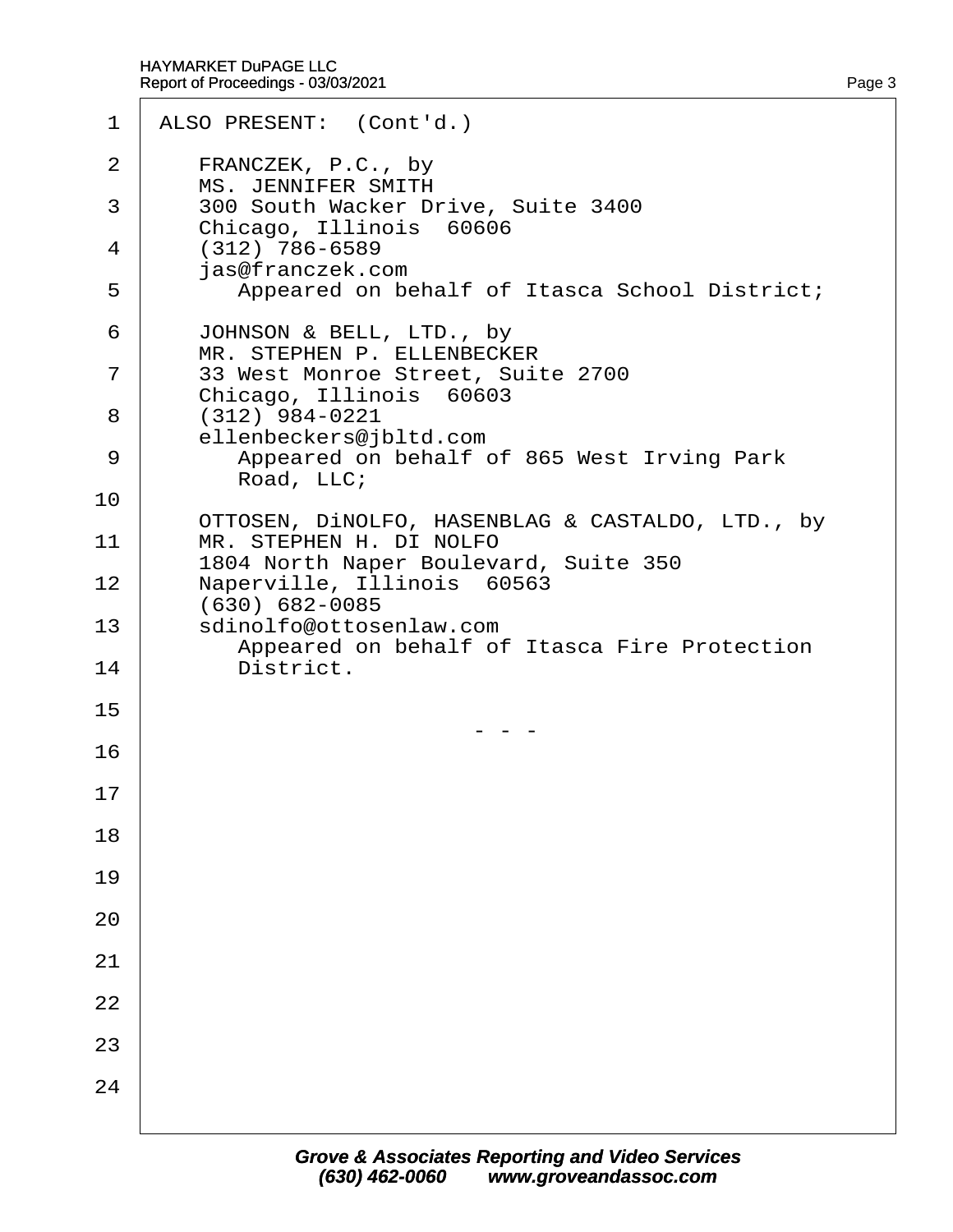ALSO PRESENT: (Cont'd.)

FRANCZEK, P.C., by
MS. JENNIFER SMITH
300 South Wacker Drive, Suite 3400
Chicago, Illinois 60606
(312) 786-6589
jas@franczek.com
Appeared on behalf of Itasca School District;

JOHNSON & BELL, LTD., by
MR. STEPHEN P. ELLENBECKER
33 West Monroe Street, Suite 2700
Chicago, Illinois 60603
(312) 984-0221
ellenbeckers@jbltd.com
Appeared on behalf of 865 West Irving Park Road, LLC;

OTTOSEN, DiNOLFO, HASENBLAG & CASTALDO, LTD., by
MR. STEPHEN H. DI NOLFO
1804 North Naper Boulevard, Suite 350
Naperville, Illinois 60563
(630) 682-0085
sdinolfo@ottosenlaw.com
Appeared on behalf of Itasca Fire Protection District.

- - -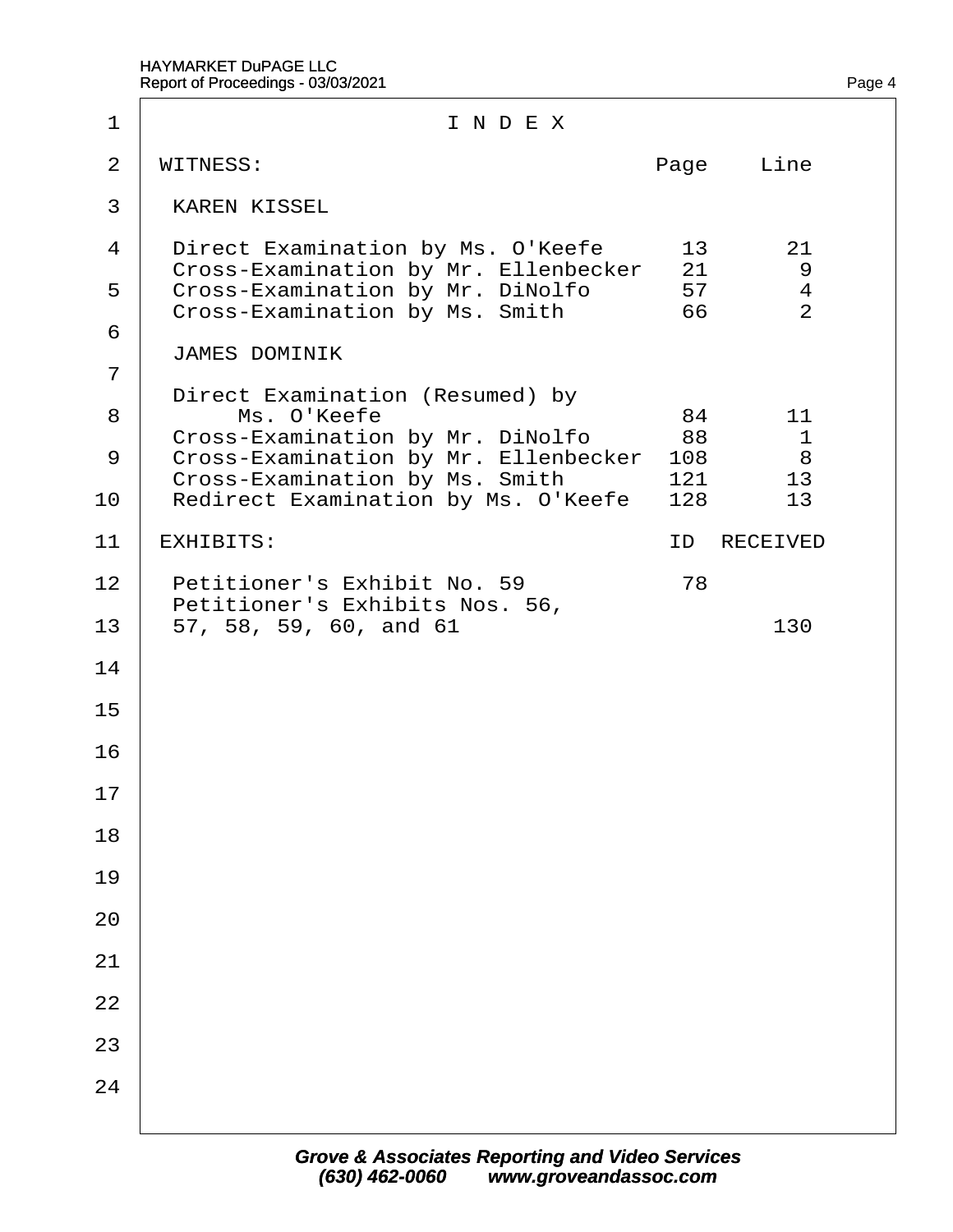# I N D E X

| WITNESS: | Page | Line |
|---|---|---|
| KAREN KISSEL | | |
| Direct Examination by Ms. O'Keefe | 13 | 21 |
| Cross-Examination by Mr. Ellenbecker | 21 | 9 |
| Cross-Examination by Mr. DiNolfo | 57 | 4 |
| Cross-Examination by Ms. Smith | 66 | 2 |
| JAMES DOMINIK | | |
| Direct Examination (Resumed) by Ms. O'Keefe | 84 | 11 |
| Cross-Examination by Mr. DiNolfo | 88 | 1 |
| Cross-Examination by Mr. Ellenbecker | 108 | 8 |
| Cross-Examination by Ms. Smith | 121 | 13 |
| Redirect Examination by Ms. O'Keefe | 128 | 13 |

| EXHIBITS: | ID | RECEIVED |
|---|---|---|
| Petitioner's Exhibit No. 59 | 78 | |
| Petitioner's Exhibits Nos. 56, 57, 58, 59, 60, and 61 | | 130 |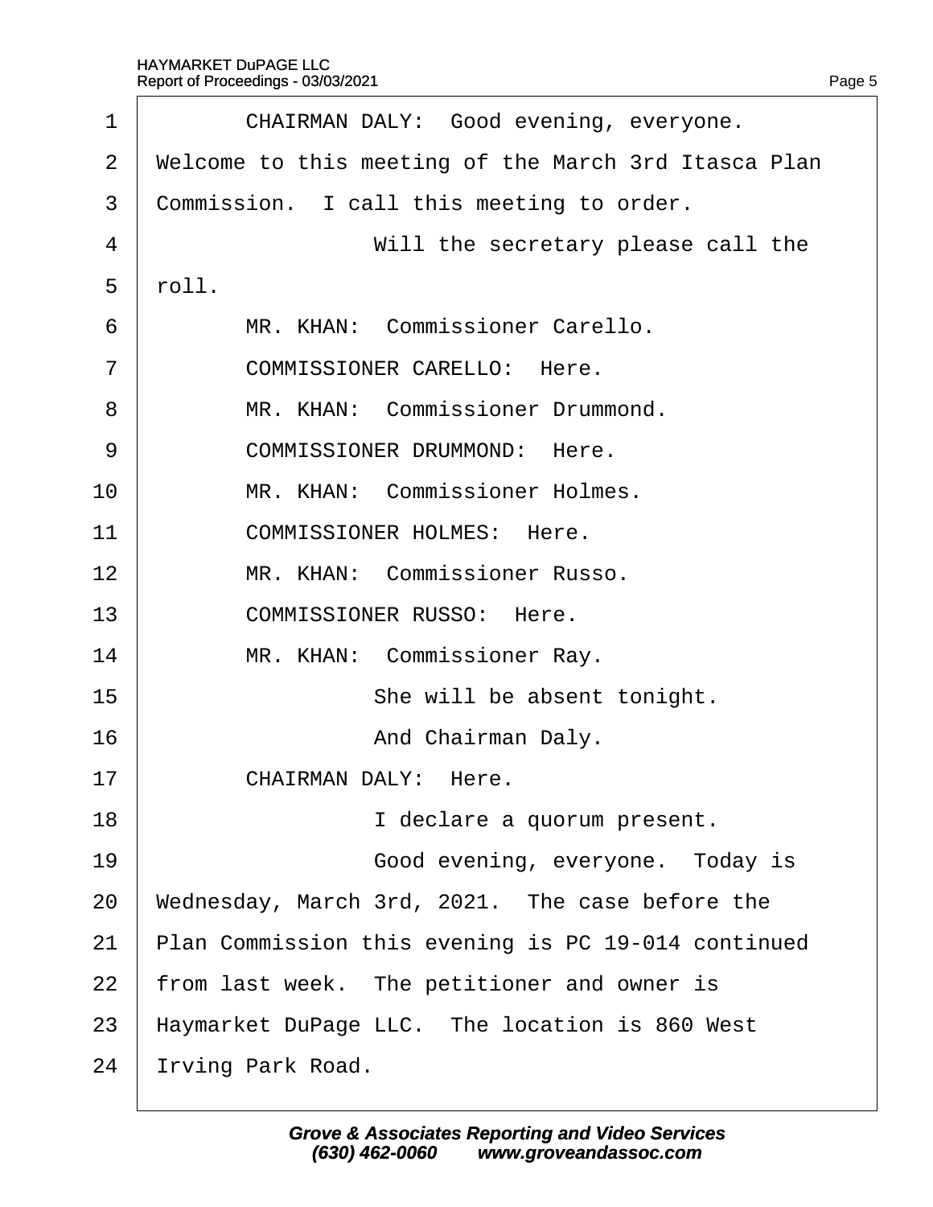1 CHAIRMAN DALY: Good evening, everyone.

2 Welcome to this meeting of the March 3rd Itasca Plan

3 Commission. I call this meeting to order.

4 Will the secretary please call the

5 roll.

6 MR. KHAN: Commissioner Carello.

7 COMMISSIONER CARELLO: Here.

8 MR. KHAN: Commissioner Drummond.

9 COMMISSIONER DRUMMOND: Here.

10 MR. KHAN: Commissioner Holmes.

11 COMMISSIONER HOLMES: Here.

12 MR. KHAN: Commissioner Russo.

13 COMMISSIONER RUSSO: Here.

14 MR. KHAN: Commissioner Ray.

15 She will be absent tonight.

16 And Chairman Daly.

17 CHAIRMAN DALY: Here.

18 I declare a quorum present.

19 Good evening, everyone. Today is

20 Wednesday, March 3rd, 2021. The case before the

21 Plan Commission this evening is PC 19-014 continued

22 from last week. The petitioner and owner is

23 Haymarket DuPage LLC. The location is 860 West

24 Irving Park Road.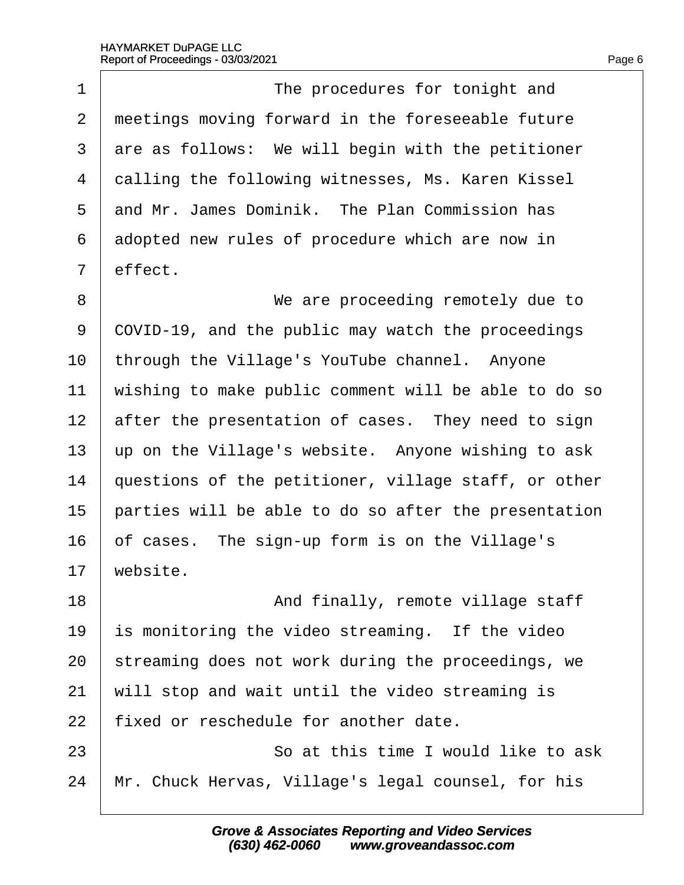The procedures for tonight and meetings moving forward in the foreseeable future are as follows: We will begin with the petitioner calling the following witnesses, Ms. Karen Kissel and Mr. James Dominik. The Plan Commission has adopted new rules of procedure which are now in effect.

We are proceeding remotely due to COVID-19, and the public may watch the proceedings through the Village's YouTube channel. Anyone wishing to make public comment will be able to do so after the presentation of cases. They need to sign up on the Village's website. Anyone wishing to ask questions of the petitioner, village staff, or other parties will be able to do so after the presentation of cases. The sign-up form is on the Village's website.

And finally, remote village staff is monitoring the video streaming. If the video streaming does not work during the proceedings, we will stop and wait until the video streaming is fixed or reschedule for another date.

So at this time I would like to ask Mr. Chuck Hervas, Village's legal counsel, for his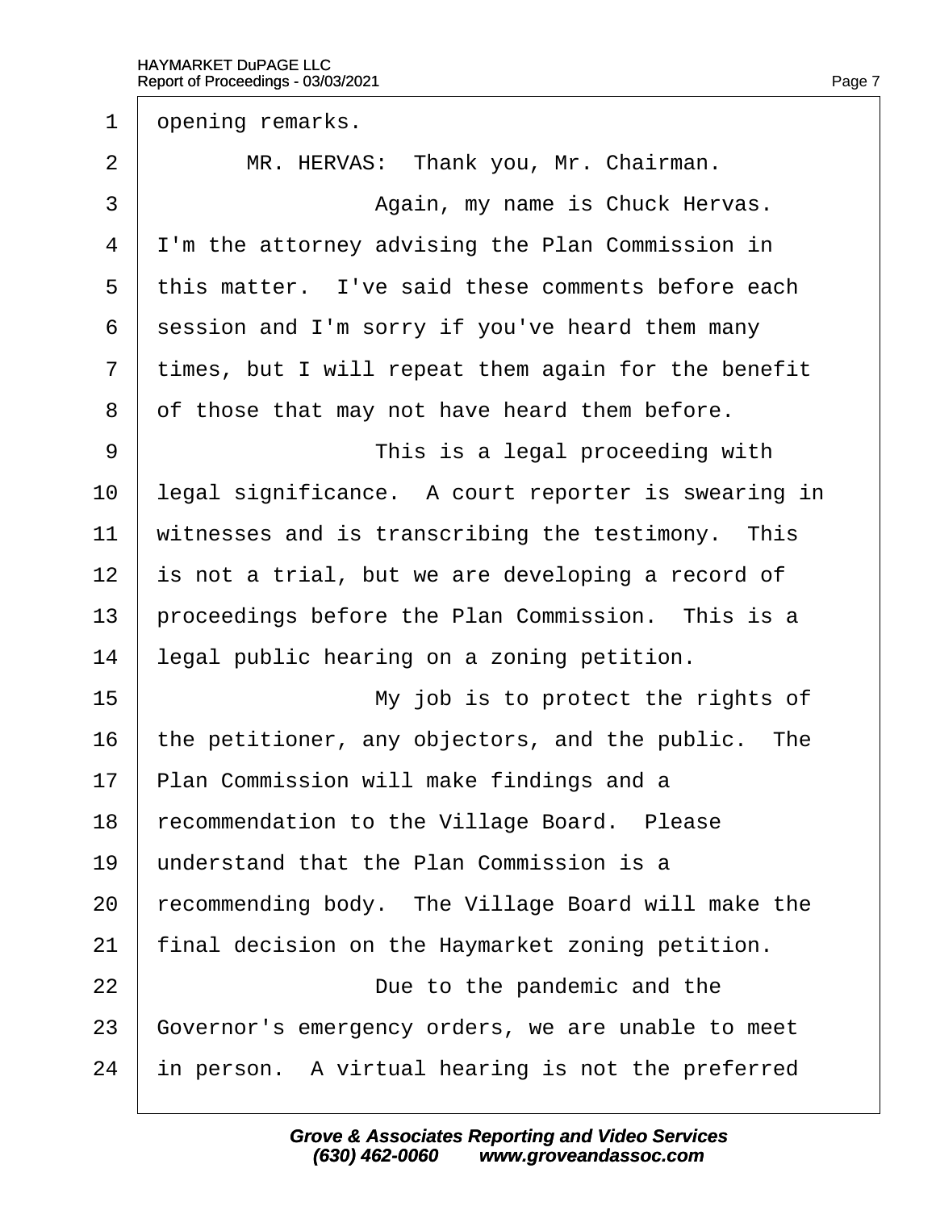1 opening remarks.

2 MR. HERVAS: Thank you, Mr. Chairman.

3 Again, my name is Chuck Hervas.

4 I'm the attorney advising the Plan Commission in

5 this matter. I've said these comments before each

6 session and I'm sorry if you've heard them many

7 times, but I will repeat them again for the benefit

8 of those that may not have heard them before.

9 This is a legal proceeding with

10 legal significance. A court reporter is swearing in

11 witnesses and is transcribing the testimony. This

12 is not a trial, but we are developing a record of

13 proceedings before the Plan Commission. This is a

14 legal public hearing on a zoning petition.

15 My job is to protect the rights of

16 the petitioner, any objectors, and the public. The

17 Plan Commission will make findings and a

18 recommendation to the Village Board. Please

19 understand that the Plan Commission is a

20 recommending body. The Village Board will make the

21 final decision on the Haymarket zoning petition.

22 Due to the pandemic and the

23 Governor's emergency orders, we are unable to meet

24 in person. A virtual hearing is not the preferred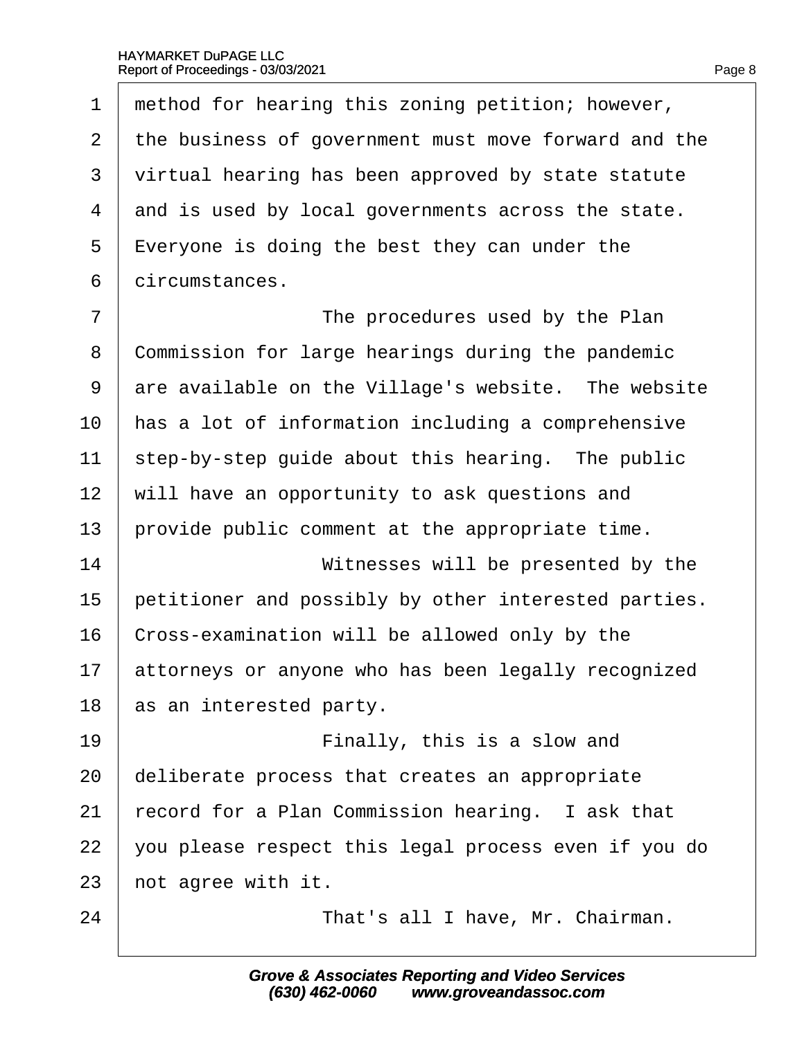method for hearing this zoning petition; however, the business of government must move forward and the virtual hearing has been approved by state statute and is used by local governments across the state. Everyone is doing the best they can under the circumstances.

The procedures used by the Plan Commission for large hearings during the pandemic are available on the Village's website. The website has a lot of information including a comprehensive step-by-step guide about this hearing. The public will have an opportunity to ask questions and provide public comment at the appropriate time.

Witnesses will be presented by the petitioner and possibly by other interested parties. Cross-examination will be allowed only by the attorneys or anyone who has been legally recognized as an interested party.

Finally, this is a slow and deliberate process that creates an appropriate record for a Plan Commission hearing. I ask that you please respect this legal process even if you do not agree with it.

That's all I have, Mr. Chairman.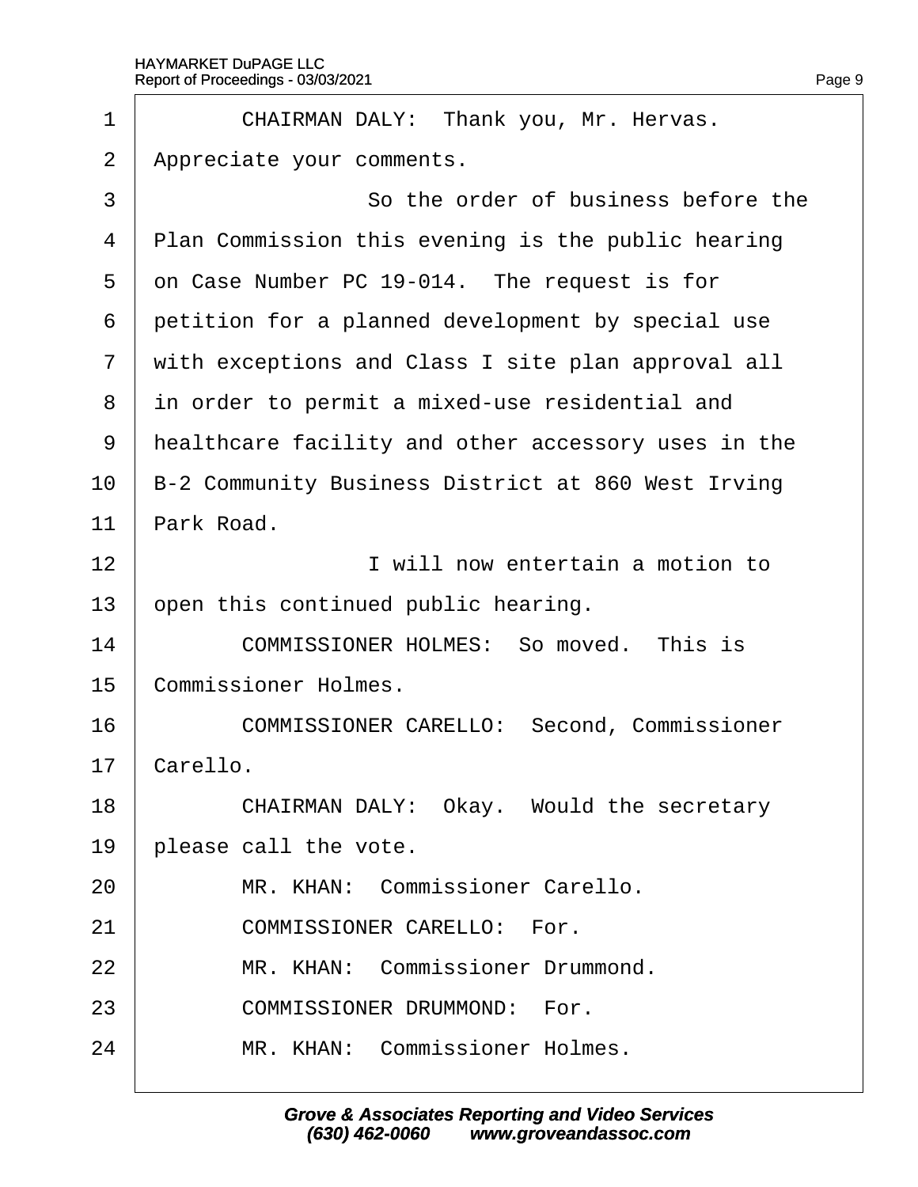CHAIRMAN DALY: Thank you, Mr. Hervas. Appreciate your comments.

So the order of business before the Plan Commission this evening is the public hearing on Case Number PC 19-014. The request is for petition for a planned development by special use with exceptions and Class I site plan approval all in order to permit a mixed-use residential and healthcare facility and other accessory uses in the B-2 Community Business District at 860 West Irving Park Road.

I will now entertain a motion to open this continued public hearing.

COMMISSIONER HOLMES: So moved. This is Commissioner Holmes.

COMMISSIONER CARELLO: Second, Commissioner Carello.

CHAIRMAN DALY: Okay. Would the secretary please call the vote.

MR. KHAN: Commissioner Carello.

COMMISSIONER CARELLO: For.

MR. KHAN: Commissioner Drummond.

COMMISSIONER DRUMMOND: For.

MR. KHAN: Commissioner Holmes.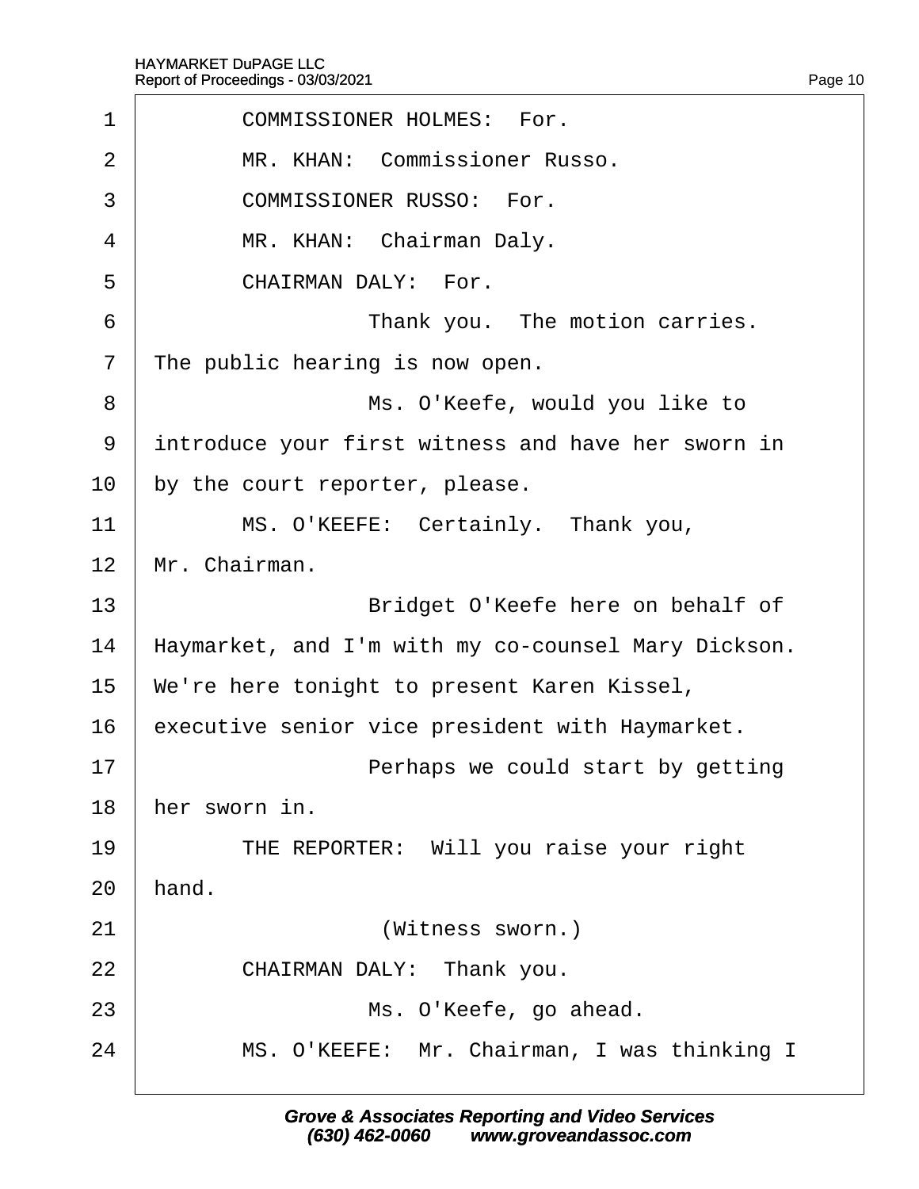COMMISSIONER HOLMES: For.

MR. KHAN: Commissioner Russo.

COMMISSIONER RUSSO: For.

MR. KHAN: Chairman Daly.

CHAIRMAN DALY: For.

Thank you. The motion carries. The public hearing is now open.

Ms. O'Keefe, would you like to introduce your first witness and have her sworn in by the court reporter, please.

MS. O'KEEFE: Certainly. Thank you, Mr. Chairman.

Bridget O'Keefe here on behalf of Haymarket, and I'm with my co-counsel Mary Dickson. We're here tonight to present Karen Kissel, executive senior vice president with Haymarket.

Perhaps we could start by getting her sworn in.

THE REPORTER: Will you raise your right hand.

(Witness sworn.)

CHAIRMAN DALY: Thank you.

Ms. O'Keefe, go ahead.

MS. O'KEEFE: Mr. Chairman, I was thinking I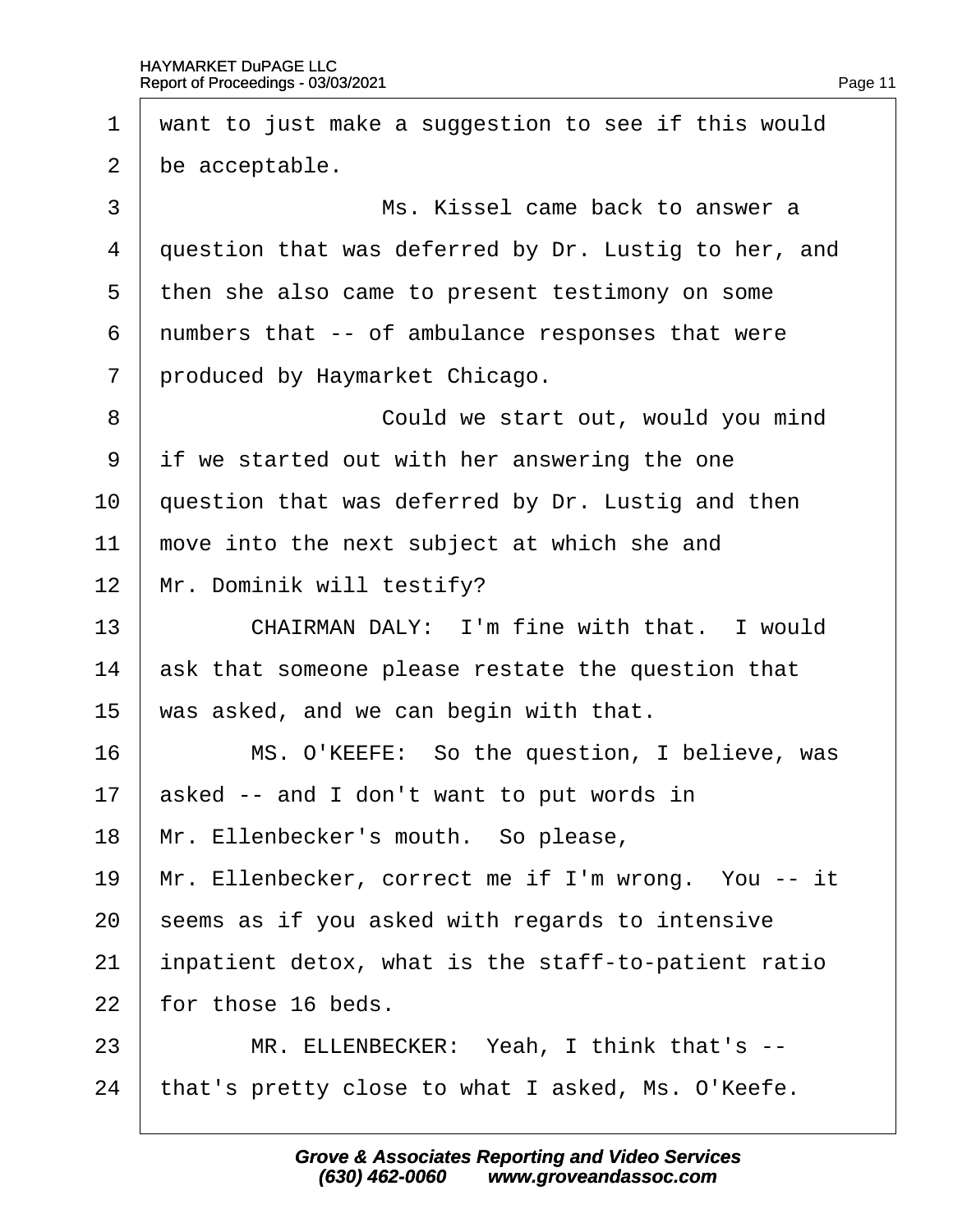1 want to just make a suggestion to see if this would
2 be acceptable.
3 Ms. Kissel came back to answer a
4 question that was deferred by Dr. Lustig to her, and
5 then she also came to present testimony on some
6 numbers that -- of ambulance responses that were
7 produced by Haymarket Chicago.
8 Could we start out, would you mind
9 if we started out with her answering the one
10 question that was deferred by Dr. Lustig and then
11 move into the next subject at which she and
12 Mr. Dominik will testify?
13 CHAIRMAN DALY: I'm fine with that. I would
14 ask that someone please restate the question that
15 was asked, and we can begin with that.
16 MS. O'KEEFE: So the question, I believe, was
17 asked -- and I don't want to put words in
18 Mr. Ellenbecker's mouth. So please,
19 Mr. Ellenbecker, correct me if I'm wrong. You -- it
20 seems as if you asked with regards to intensive
21 inpatient detox, what is the staff-to-patient ratio
22 for those 16 beds.
23 MR. ELLENBECKER: Yeah, I think that's --
24 that's pretty close to what I asked, Ms. O'Keefe.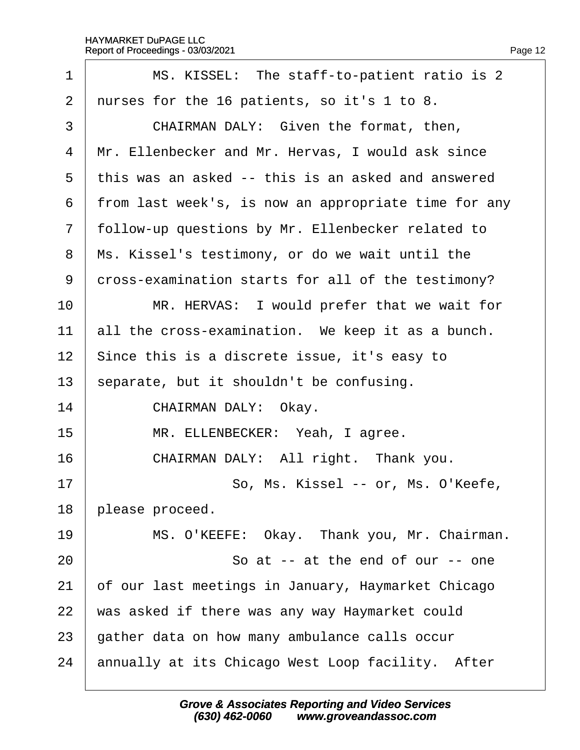MS. KISSEL: The staff-to-patient ratio is 2 nurses for the 16 patients, so it's 1 to 8.

CHAIRMAN DALY: Given the format, then, Mr. Ellenbecker and Mr. Hervas, I would ask since this was an asked -- this is an asked and answered from last week's, is now an appropriate time for any follow-up questions by Mr. Ellenbecker related to Ms. Kissel's testimony, or do we wait until the cross-examination starts for all of the testimony?

MR. HERVAS: I would prefer that we wait for all the cross-examination. We keep it as a bunch. Since this is a discrete issue, it's easy to separate, but it shouldn't be confusing.

CHAIRMAN DALY: Okay.

MR. ELLENBECKER: Yeah, I agree.

CHAIRMAN DALY: All right. Thank you.

So, Ms. Kissel -- or, Ms. O'Keefe, please proceed.

MS. O'KEEFE: Okay. Thank you, Mr. Chairman.

So at -- at the end of our -- one of our last meetings in January, Haymarket Chicago was asked if there was any way Haymarket could gather data on how many ambulance calls occur annually at its Chicago West Loop facility. After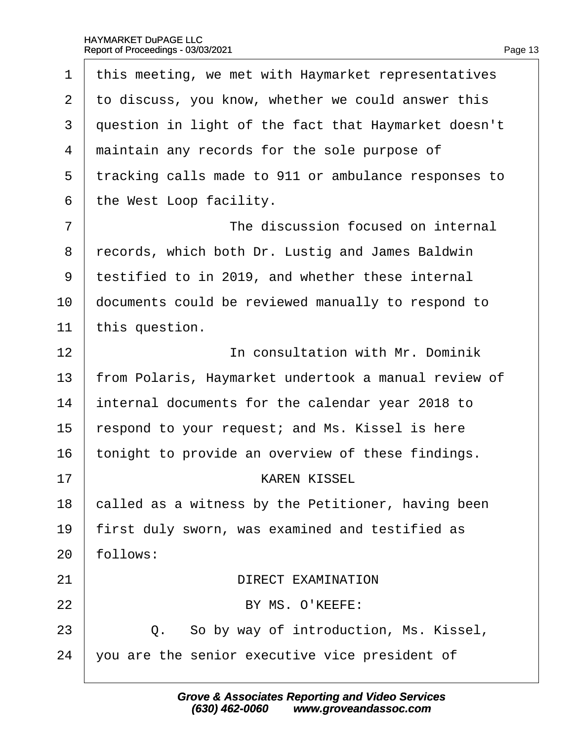this meeting, we met with Haymarket representatives to discuss, you know, whether we could answer this question in light of the fact that Haymarket doesn't maintain any records for the sole purpose of tracking calls made to 911 or ambulance responses to the West Loop facility.

The discussion focused on internal records, which both Dr. Lustig and James Baldwin testified to in 2019, and whether these internal documents could be reviewed manually to respond to this question.

In consultation with Mr. Dominik from Polaris, Haymarket undertook a manual review of internal documents for the calendar year 2018 to respond to your request; and Ms. Kissel is here tonight to provide an overview of these findings.

KAREN KISSEL

called as a witness by the Petitioner, having been first duly sworn, was examined and testified as follows:

DIRECT EXAMINATION

BY MS. O'KEEFE:

Q. So by way of introduction, Ms. Kissel, you are the senior executive vice president of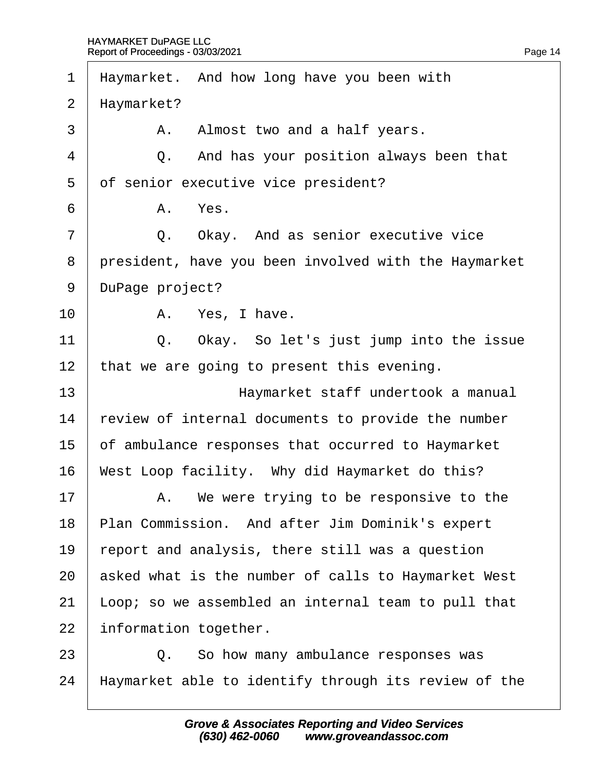1 Haymarket. And how long have you been with

2 Haymarket?

3 A. Almost two and a half years.

4 Q. And has your position always been that

5 of senior executive vice president?

6 A. Yes.

7 Q. Okay. And as senior executive vice

8 president, have you been involved with the Haymarket

9 DuPage project?

10 A. Yes, I have.

11 Q. Okay. So let's just jump into the issue

12 that we are going to present this evening.

13 Haymarket staff undertook a manual

14 review of internal documents to provide the number

15 of ambulance responses that occurred to Haymarket

16 West Loop facility. Why did Haymarket do this?

17 A. We were trying to be responsive to the

18 Plan Commission. And after Jim Dominik's expert

19 report and analysis, there still was a question

20 asked what is the number of calls to Haymarket West

21 Loop; so we assembled an internal team to pull that

22 information together.

23 Q. So how many ambulance responses was

24 Haymarket able to identify through its review of the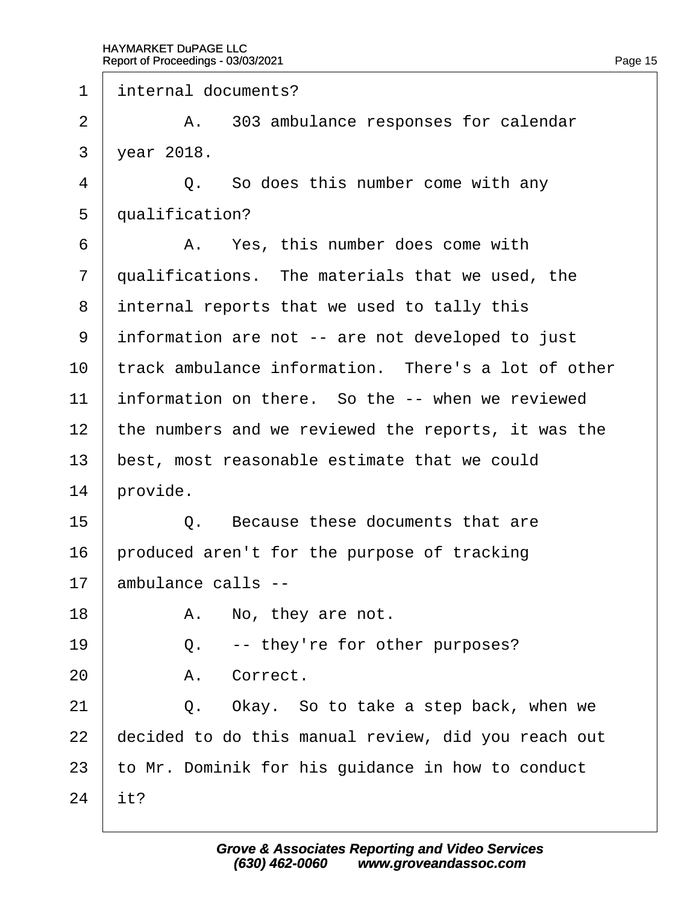1 internal documents?

2 A. 303 ambulance responses for calendar

3 year 2018.

4 Q. So does this number come with any

5 qualification?

6 A. Yes, this number does come with

7 qualifications. The materials that we used, the

8 internal reports that we used to tally this

9 information are not -- are not developed to just

10 track ambulance information. There's a lot of other

11 information on there. So the -- when we reviewed

12 the numbers and we reviewed the reports, it was the

13 best, most reasonable estimate that we could

14 provide.

15 Q. Because these documents that are

16 produced aren't for the purpose of tracking

17 ambulance calls --

18 A. No, they are not.

19 Q. -- they're for other purposes?

20 A. Correct.

21 Q. Okay. So to take a step back, when we

22 decided to do this manual review, did you reach out

23 to Mr. Dominik for his guidance in how to conduct

24 it?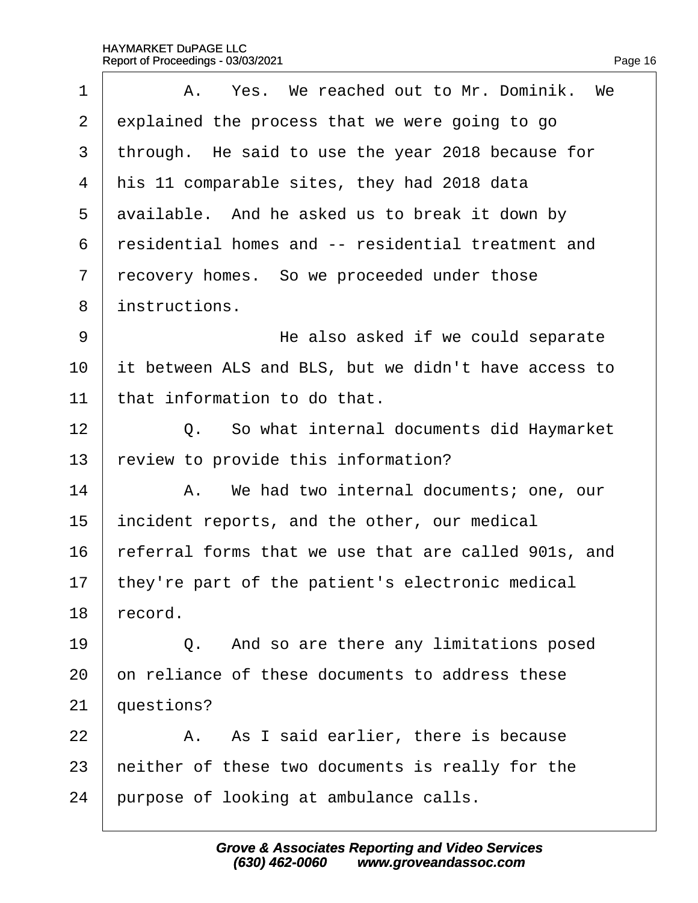1 A. Yes. We reached out to Mr. Dominik. We
2 explained the process that we were going to go
3 through. He said to use the year 2018 because for
4 his 11 comparable sites, they had 2018 data
5 available. And he asked us to break it down by
6 residential homes and -- residential treatment and
7 recovery homes. So we proceeded under those
8 instructions.
9 He also asked if we could separate
10 it between ALS and BLS, but we didn't have access to
11 that information to do that.
12 Q. So what internal documents did Haymarket
13 review to provide this information?
14 A. We had two internal documents; one, our
15 incident reports, and the other, our medical
16 referral forms that we use that are called 901s, and
17 they're part of the patient's electronic medical
18 record.
19 Q. And so are there any limitations posed
20 on reliance of these documents to address these
21 questions?
22 A. As I said earlier, there is because
23 neither of these two documents is really for the
24 purpose of looking at ambulance calls.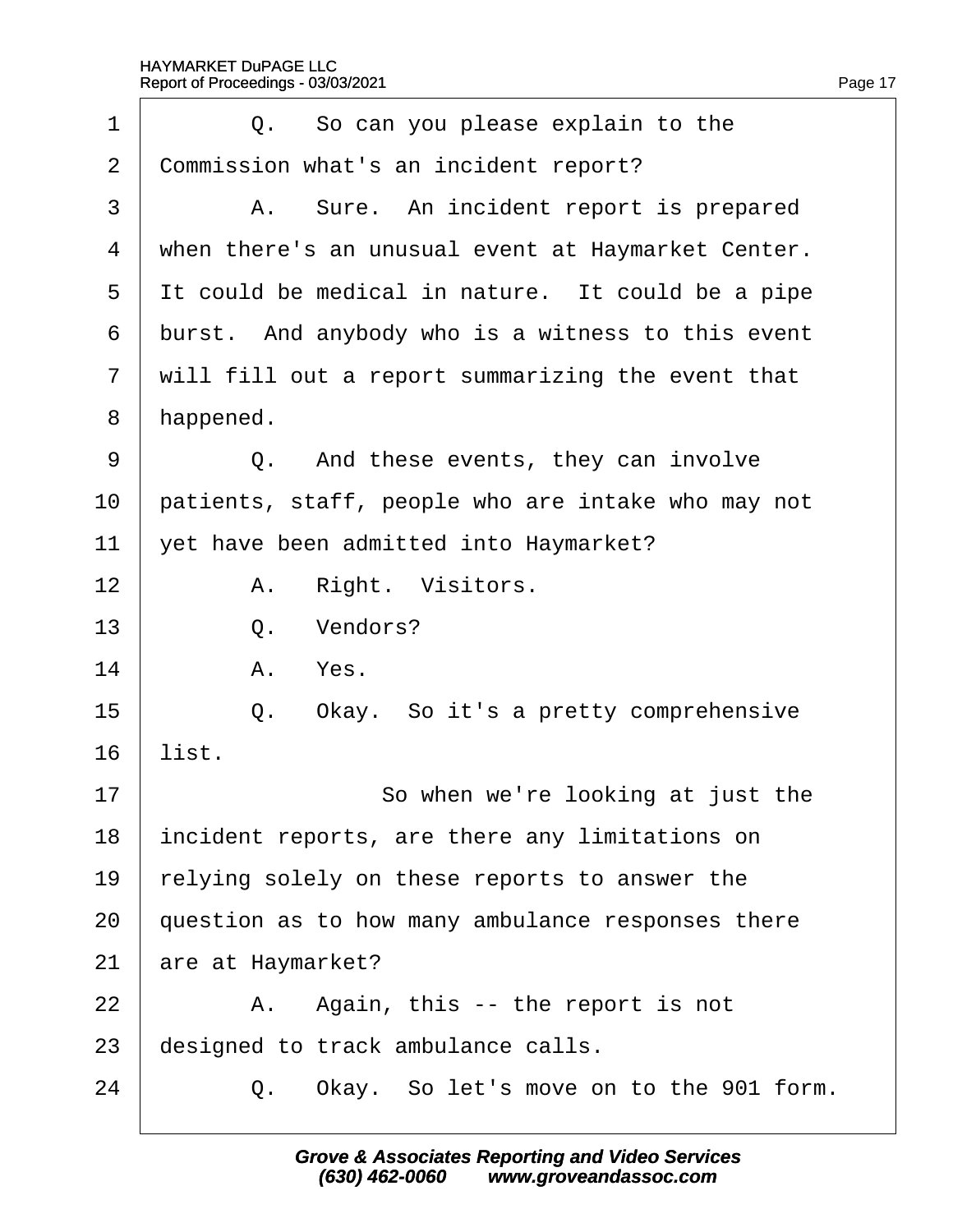Q. So can you please explain to the Commission what's an incident report?

A. Sure. An incident report is prepared when there's an unusual event at Haymarket Center. It could be medical in nature. It could be a pipe burst. And anybody who is a witness to this event will fill out a report summarizing the event that happened.

Q. And these events, they can involve patients, staff, people who are intake who may not yet have been admitted into Haymarket?

A. Right. Visitors.

Q. Vendors?

A. Yes.

Q. Okay. So it's a pretty comprehensive list.

So when we're looking at just the incident reports, are there any limitations on relying solely on these reports to answer the question as to how many ambulance responses there are at Haymarket?

A. Again, this -- the report is not designed to track ambulance calls.

Q. Okay. So let's move on to the 901 form.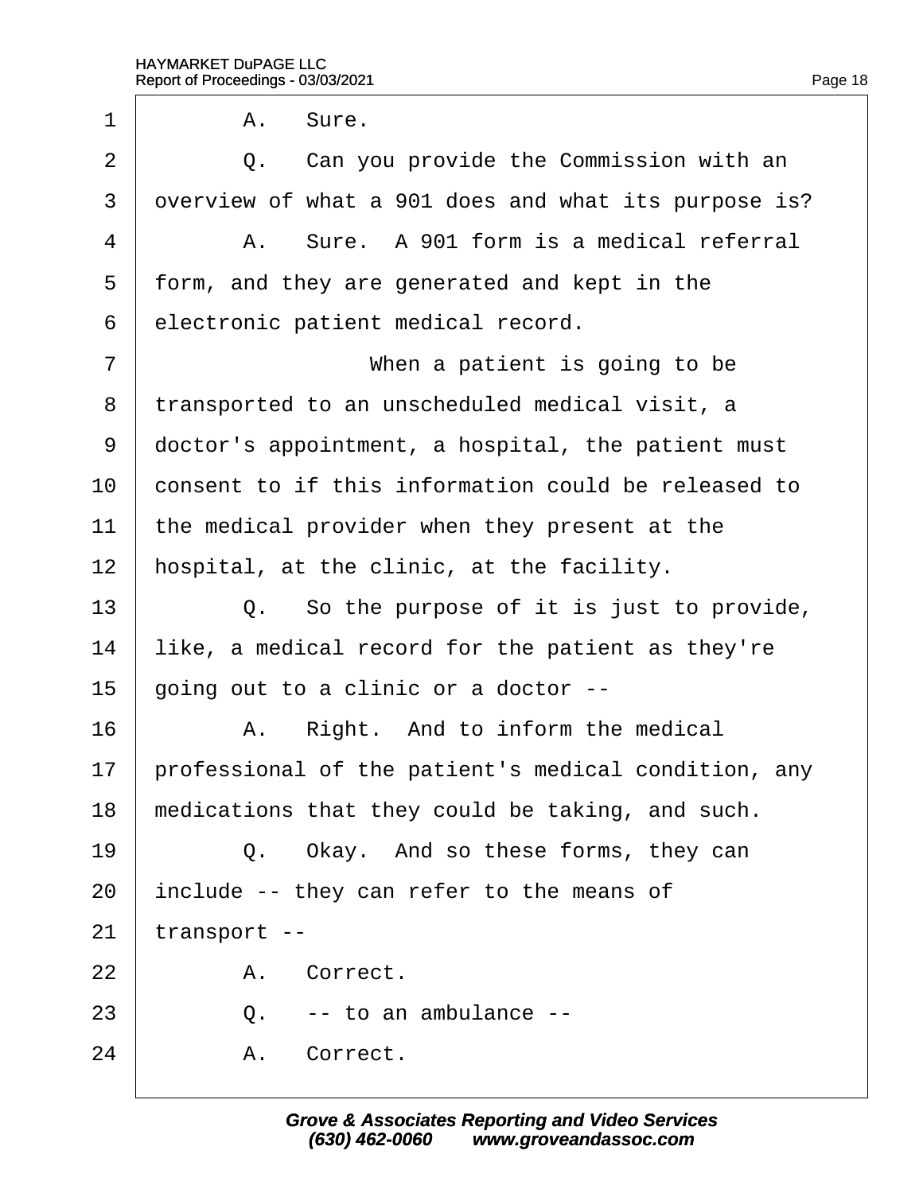A. Sure.

Q. Can you provide the Commission with an overview of what a 901 does and what its purpose is?

A. Sure. A 901 form is a medical referral form, and they are generated and kept in the electronic patient medical record.

When a patient is going to be transported to an unscheduled medical visit, a doctor's appointment, a hospital, the patient must consent to if this information could be released to the medical provider when they present at the hospital, at the clinic, at the facility.

Q. So the purpose of it is just to provide, like, a medical record for the patient as they're going out to a clinic or a doctor --

A. Right. And to inform the medical professional of the patient's medical condition, any medications that they could be taking, and such.

Q. Okay. And so these forms, they can include -- they can refer to the means of transport --

A. Correct.

Q. -- to an ambulance --

A. Correct.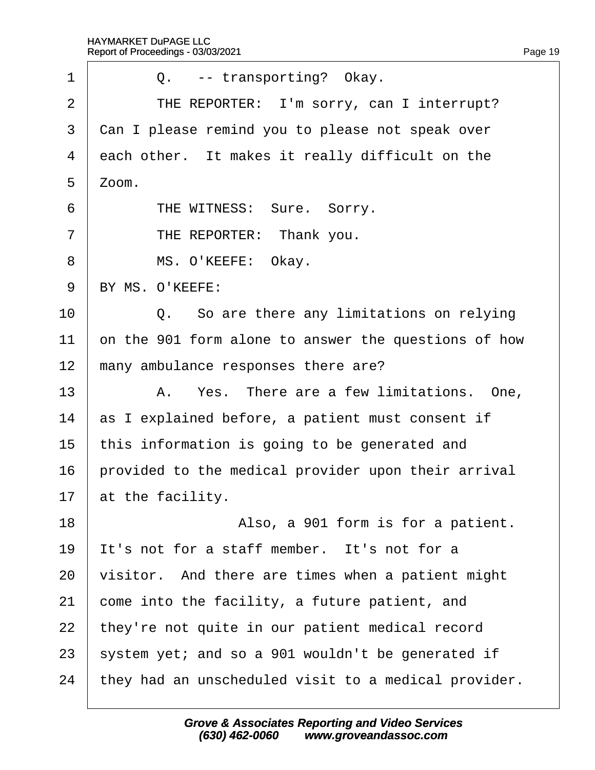1 Q. -- transporting? Okay.

2 THE REPORTER: I'm sorry, can I interrupt?

3 Can I please remind you to please not speak over

4 each other. It makes it really difficult on the

5 Zoom.

6 THE WITNESS: Sure. Sorry.

7 THE REPORTER: Thank you.

8 MS. O'KEEFE: Okay.

9 BY MS. O'KEEFE:

10 Q. So are there any limitations on relying

11 on the 901 form alone to answer the questions of how

12 many ambulance responses there are?

13 A. Yes. There are a few limitations. One,

14 as I explained before, a patient must consent if

15 this information is going to be generated and

16 provided to the medical provider upon their arrival

17 at the facility.

18 Also, a 901 form is for a patient.

19 It's not for a staff member. It's not for a

20 visitor. And there are times when a patient might

21 come into the facility, a future patient, and

22 they're not quite in our patient medical record

23 system yet; and so a 901 wouldn't be generated if

24 they had an unscheduled visit to a medical provider.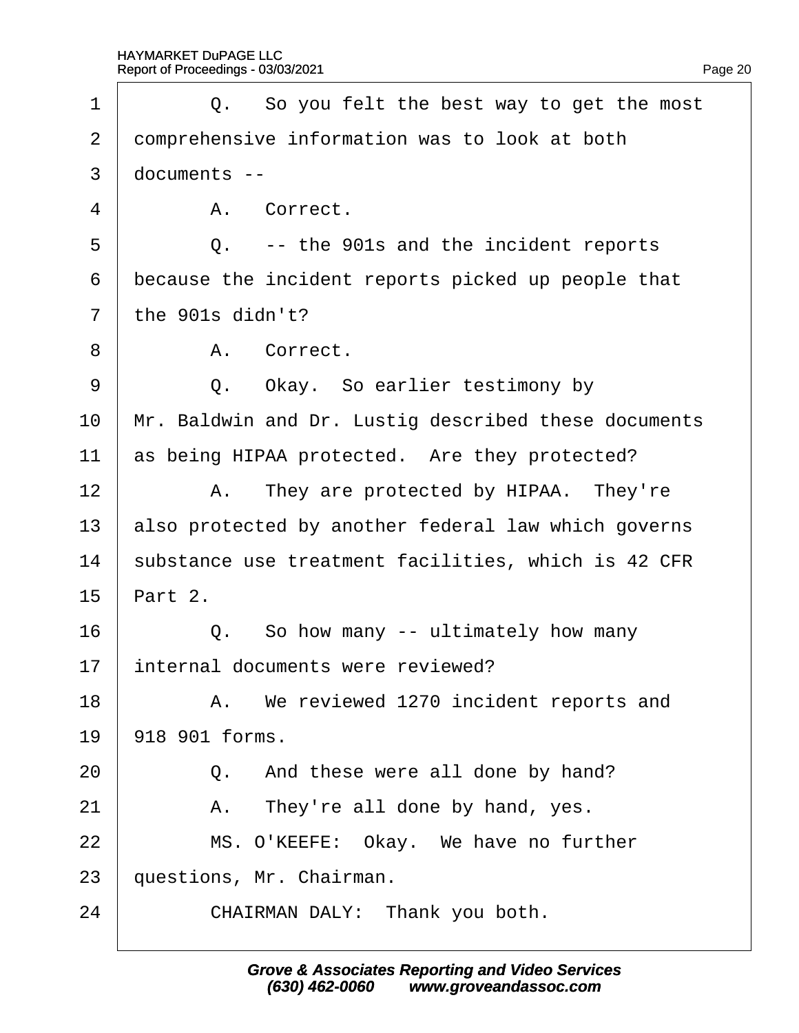1 Q. So you felt the best way to get the most
2 comprehensive information was to look at both
3 documents --
4 A. Correct.
5 Q. -- the 901s and the incident reports
6 because the incident reports picked up people that
7 the 901s didn't?
8 A. Correct.
9 Q. Okay. So earlier testimony by
10 Mr. Baldwin and Dr. Lustig described these documents
11 as being HIPAA protected. Are they protected?
12 A. They are protected by HIPAA. They're
13 also protected by another federal law which governs
14 substance use treatment facilities, which is 42 CFR
15 Part 2.
16 Q. So how many -- ultimately how many
17 internal documents were reviewed?
18 A. We reviewed 1270 incident reports and
19 918 901 forms.
20 Q. And these were all done by hand?
21 A. They're all done by hand, yes.
22 MS. O'KEEFE: Okay. We have no further
23 questions, Mr. Chairman.
24 CHAIRMAN DALY: Thank you both.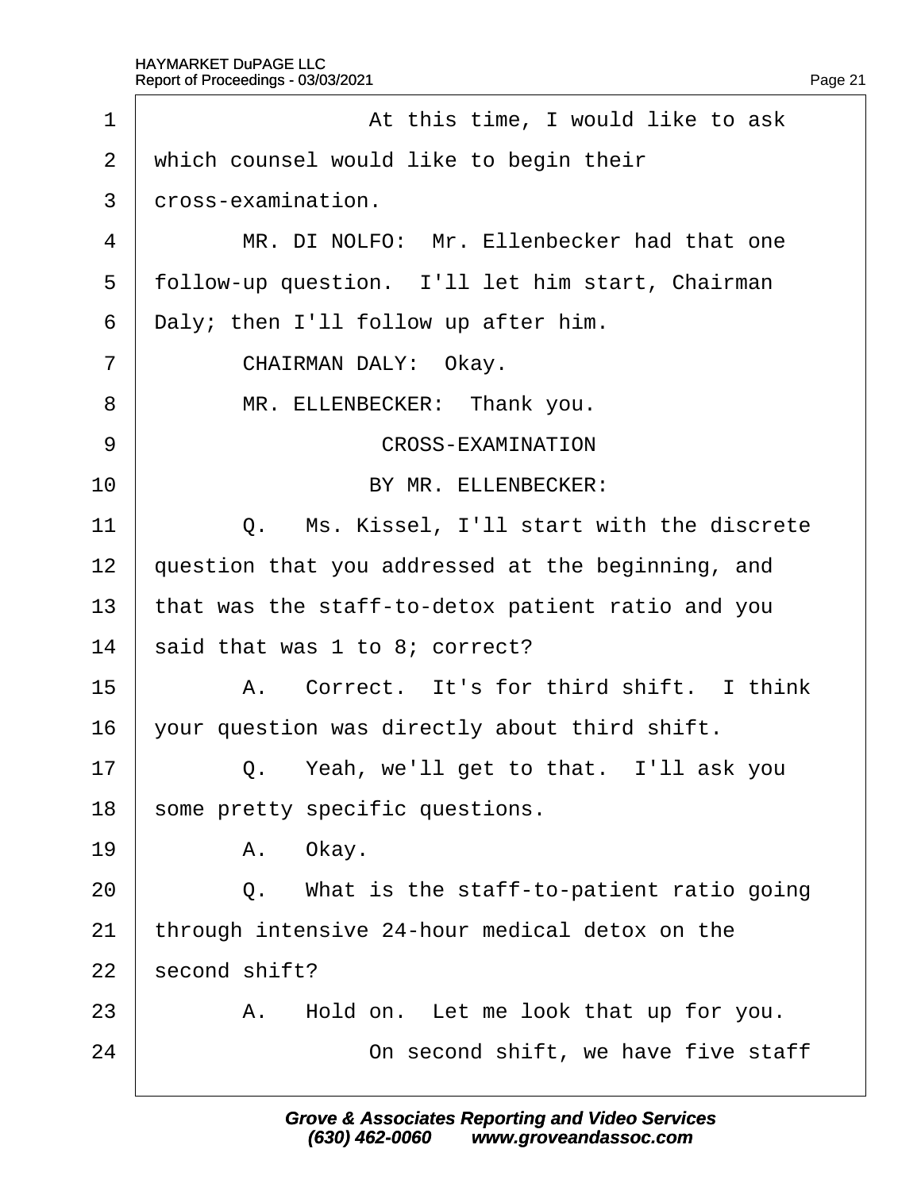1 At this time, I would like to ask
2 which counsel would like to begin their
3 cross-examination.
4 MR. DI NOLFO: Mr. Ellenbecker had that one
5 follow-up question. I'll let him start, Chairman
6 Daly; then I'll follow up after him.
7 CHAIRMAN DALY: Okay.
8 MR. ELLENBECKER: Thank you.
9 CROSS-EXAMINATION
10 BY MR. ELLENBECKER:
11 Q. Ms. Kissel, I'll start with the discrete
12 question that you addressed at the beginning, and
13 that was the staff-to-detox patient ratio and you
14 said that was 1 to 8; correct?
15 A. Correct. It's for third shift. I think
16 your question was directly about third shift.
17 Q. Yeah, we'll get to that. I'll ask you
18 some pretty specific questions.
19 A. Okay.
20 Q. What is the staff-to-patient ratio going
21 through intensive 24-hour medical detox on the
22 second shift?
23 A. Hold on. Let me look that up for you.
24 On second shift, we have five staff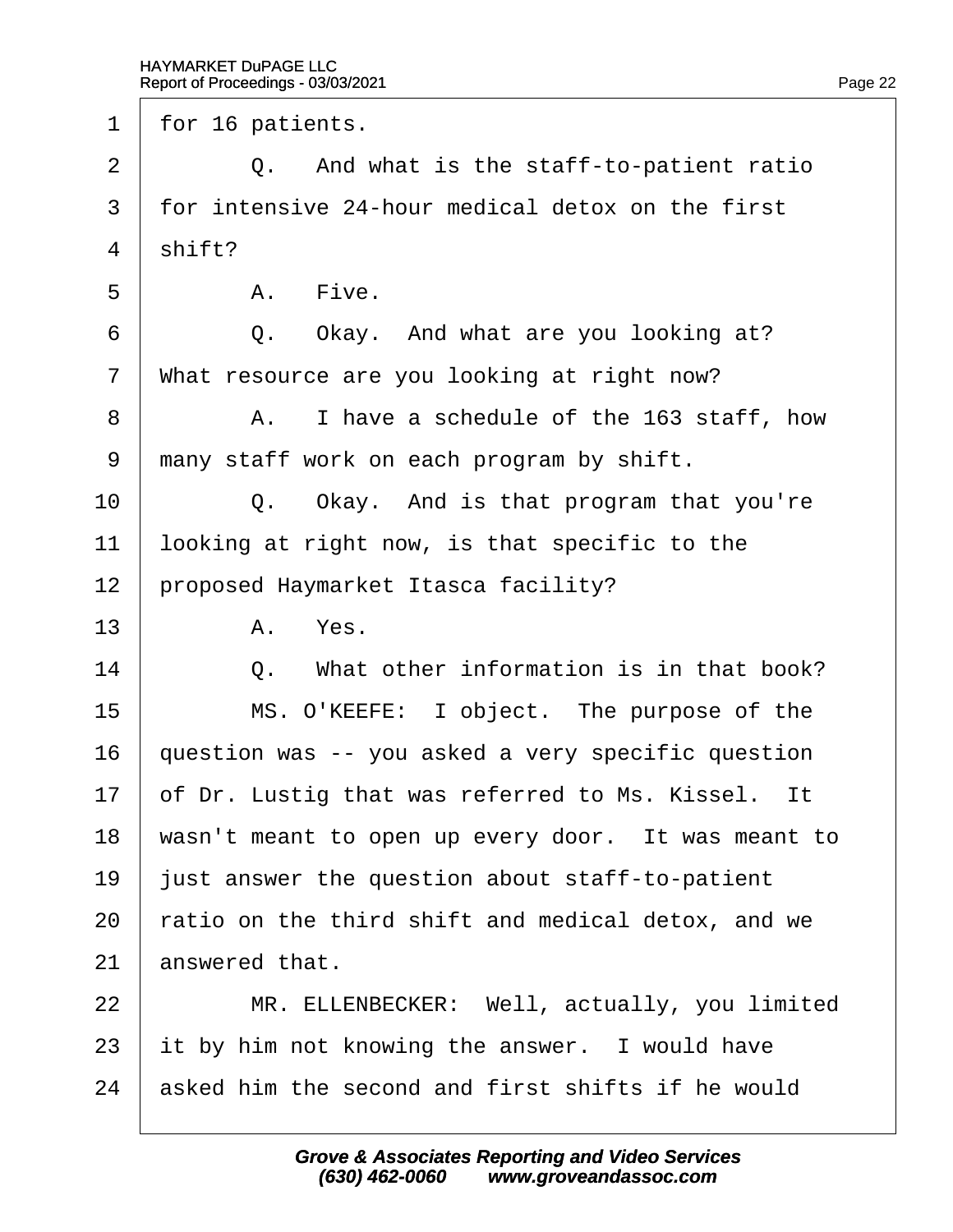1 for 16 patients.

2 Q. And what is the staff-to-patient ratio

3 for intensive 24-hour medical detox on the first

4 shift?

5 A. Five.

6 Q. Okay. And what are you looking at?

7 What resource are you looking at right now?

8 A. I have a schedule of the 163 staff, how

9 many staff work on each program by shift.

10 Q. Okay. And is that program that you're

11 looking at right now, is that specific to the

12 proposed Haymarket Itasca facility?

13 A. Yes.

14 Q. What other information is in that book?

15 MS. O'KEEFE: I object. The purpose of the

16 question was -- you asked a very specific question

17 of Dr. Lustig that was referred to Ms. Kissel. It

18 wasn't meant to open up every door. It was meant to

19 just answer the question about staff-to-patient

20 ratio on the third shift and medical detox, and we

21 answered that.

22 MR. ELLENBECKER: Well, actually, you limited

23 it by him not knowing the answer. I would have

24 asked him the second and first shifts if he would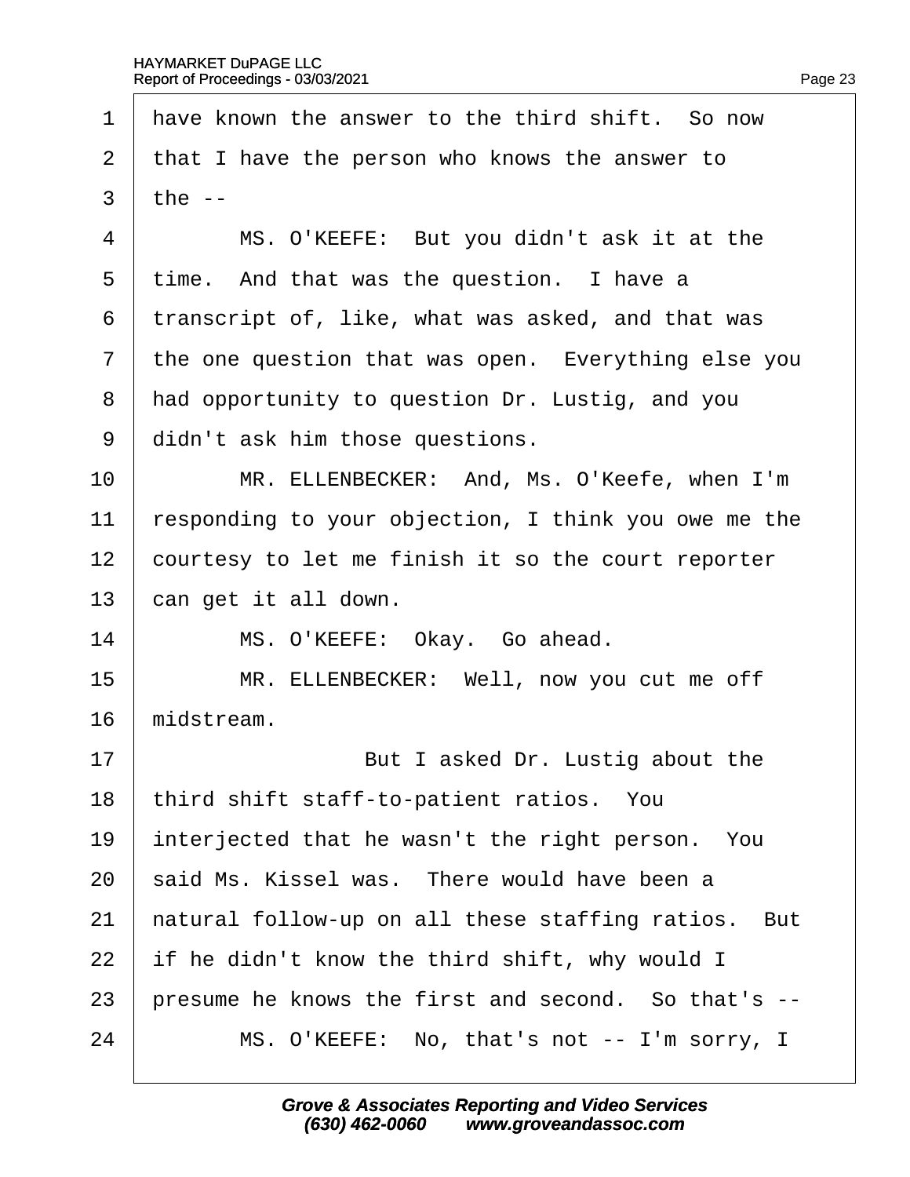have known the answer to the third shift. So now that I have the person who knows the answer to the --

MS. O'KEEFE: But you didn't ask it at the time. And that was the question. I have a transcript of, like, what was asked, and that was the one question that was open. Everything else you had opportunity to question Dr. Lustig, and you didn't ask him those questions.

MR. ELLENBECKER: And, Ms. O'Keefe, when I'm responding to your objection, I think you owe me the courtesy to let me finish it so the court reporter can get it all down.

MS. O'KEEFE: Okay. Go ahead.

MR. ELLENBECKER: Well, now you cut me off midstream.

But I asked Dr. Lustig about the third shift staff-to-patient ratios. You interjected that he wasn't the right person. You said Ms. Kissel was. There would have been a natural follow-up on all these staffing ratios. But if he didn't know the third shift, why would I presume he knows the first and second. So that's --

MS. O'KEEFE: No, that's not -- I'm sorry, I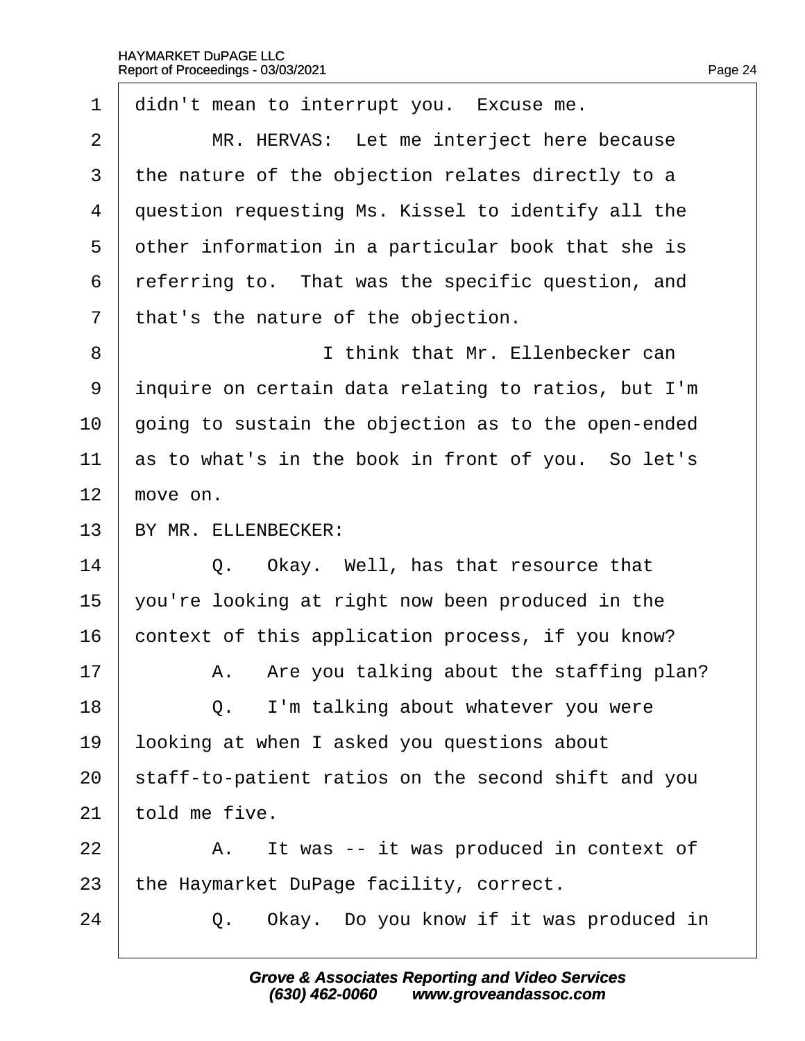1 didn't mean to interrupt you. Excuse me.

2 MR. HERVAS: Let me interject here because

3 the nature of the objection relates directly to a

4 question requesting Ms. Kissel to identify all the

5 other information in a particular book that she is

6 referring to. That was the specific question, and

7 that's the nature of the objection.

8 I think that Mr. Ellenbecker can

9 inquire on certain data relating to ratios, but I'm

10 going to sustain the objection as to the open-ended

11 as to what's in the book in front of you. So let's

12 move on.

13 BY MR. ELLENBECKER:

14 Q. Okay. Well, has that resource that

15 you're looking at right now been produced in the

16 context of this application process, if you know?

17 A. Are you talking about the staffing plan?

18 Q. I'm talking about whatever you were

19 looking at when I asked you questions about

20 staff-to-patient ratios on the second shift and you

21 told me five.

22 A. It was -- it was produced in context of

23 the Haymarket DuPage facility, correct.

24 Q. Okay. Do you know if it was produced in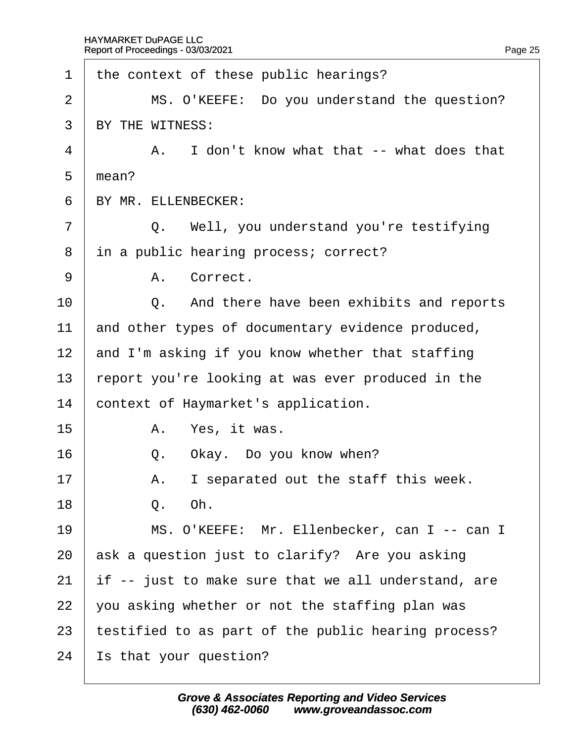1 the context of these public hearings?

2 MS. O'KEEFE: Do you understand the question?

3 BY THE WITNESS:

4 A. I don't know what that -- what does that

5 mean?

6 BY MR. ELLENBECKER:

7 Q. Well, you understand you're testifying

8 in a public hearing process; correct?

9 A. Correct.

10 Q. And there have been exhibits and reports

11 and other types of documentary evidence produced,

12 and I'm asking if you know whether that staffing

13 report you're looking at was ever produced in the

14 context of Haymarket's application.

15 A. Yes, it was.

16 Q. Okay. Do you know when?

17 A. I separated out the staff this week.

18 Q. Oh.

19 MS. O'KEEFE: Mr. Ellenbecker, can I -- can I

20 ask a question just to clarify? Are you asking

21 if -- just to make sure that we all understand, are

22 you asking whether or not the staffing plan was

23 testified to as part of the public hearing process?

24 Is that your question?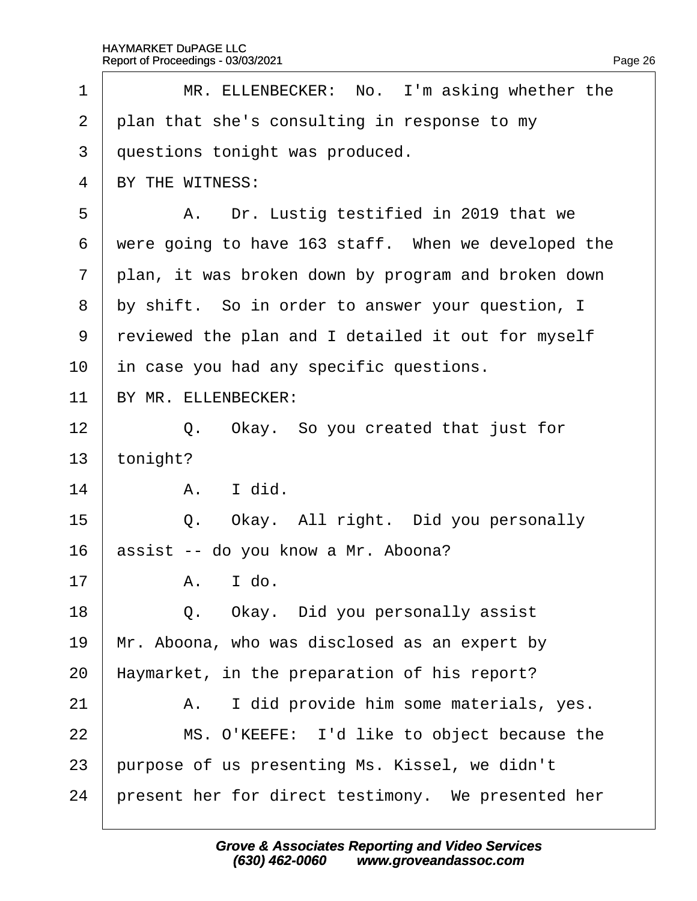1 MR. ELLENBECKER: No. I'm asking whether the
2 plan that she's consulting in response to my
3 questions tonight was produced.
4 BY THE WITNESS:
5 A. Dr. Lustig testified in 2019 that we
6 were going to have 163 staff. When we developed the
7 plan, it was broken down by program and broken down
8 by shift. So in order to answer your question, I
9 reviewed the plan and I detailed it out for myself
10 in case you had any specific questions.
11 BY MR. ELLENBECKER:
12 Q. Okay. So you created that just for
13 tonight?
14 A. I did.
15 Q. Okay. All right. Did you personally
16 assist -- do you know a Mr. Aboona?
17 A. I do.
18 Q. Okay. Did you personally assist
19 Mr. Aboona, who was disclosed as an expert by
20 Haymarket, in the preparation of his report?
21 A. I did provide him some materials, yes.
22 MS. O'KEEFE: I'd like to object because the
23 purpose of us presenting Ms. Kissel, we didn't
24 present her for direct testimony. We presented her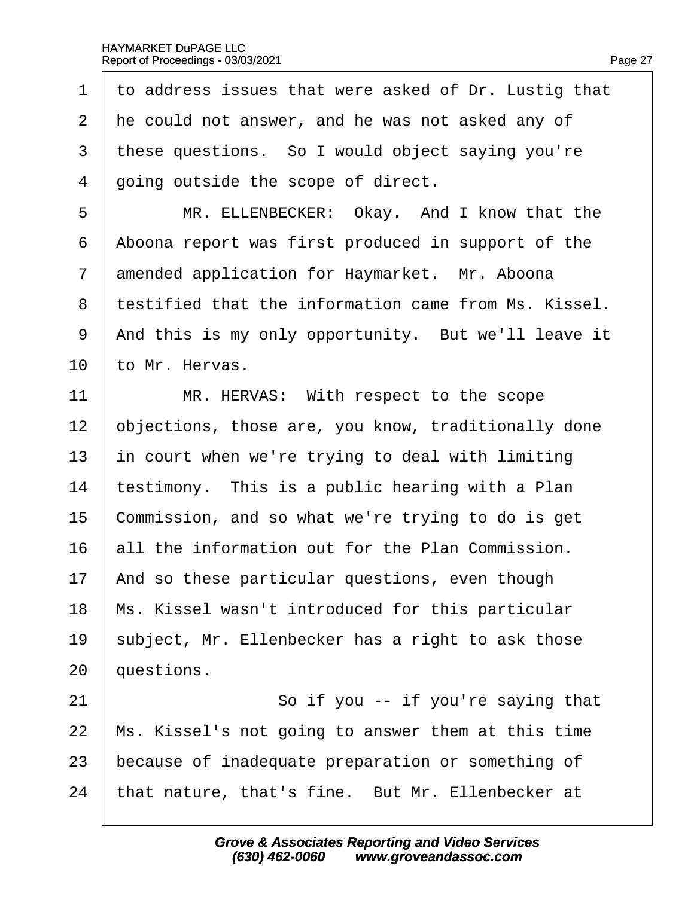1 to address issues that were asked of Dr. Lustig that
2 he could not answer, and he was not asked any of
3 these questions. So I would object saying you're
4 going outside the scope of direct.
5 MR. ELLENBECKER: Okay. And I know that the
6 Aboona report was first produced in support of the
7 amended application for Haymarket. Mr. Aboona
8 testified that the information came from Ms. Kissel.
9 And this is my only opportunity. But we'll leave it
10 to Mr. Hervas.
11 MR. HERVAS: With respect to the scope
12 objections, those are, you know, traditionally done
13 in court when we're trying to deal with limiting
14 testimony. This is a public hearing with a Plan
15 Commission, and so what we're trying to do is get
16 all the information out for the Plan Commission.
17 And so these particular questions, even though
18 Ms. Kissel wasn't introduced for this particular
19 subject, Mr. Ellenbecker has a right to ask those
20 questions.
21 So if you -- if you're saying that
22 Ms. Kissel's not going to answer them at this time
23 because of inadequate preparation or something of
24 that nature, that's fine. But Mr. Ellenbecker at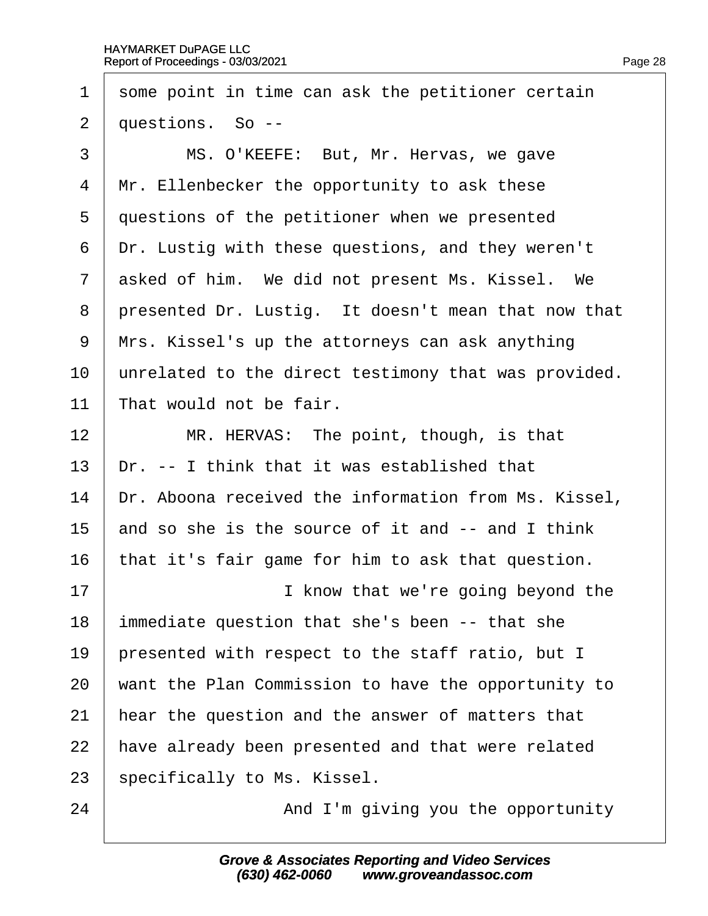1 some point in time can ask the petitioner certain
2 questions. So --
3 MS. O'KEEFE: But, Mr. Hervas, we gave
4 Mr. Ellenbecker the opportunity to ask these
5 questions of the petitioner when we presented
6 Dr. Lustig with these questions, and they weren't
7 asked of him. We did not present Ms. Kissel. We
8 presented Dr. Lustig. It doesn't mean that now that
9 Mrs. Kissel's up the attorneys can ask anything
10 unrelated to the direct testimony that was provided.
11 That would not be fair.
12 MR. HERVAS: The point, though, is that
13 Dr. -- I think that it was established that
14 Dr. Aboona received the information from Ms. Kissel,
15 and so she is the source of it and -- and I think
16 that it's fair game for him to ask that question.
17 I know that we're going beyond the
18 immediate question that she's been -- that she
19 presented with respect to the staff ratio, but I
20 want the Plan Commission to have the opportunity to
21 hear the question and the answer of matters that
22 have already been presented and that were related
23 specifically to Ms. Kissel.
24 And I'm giving you the opportunity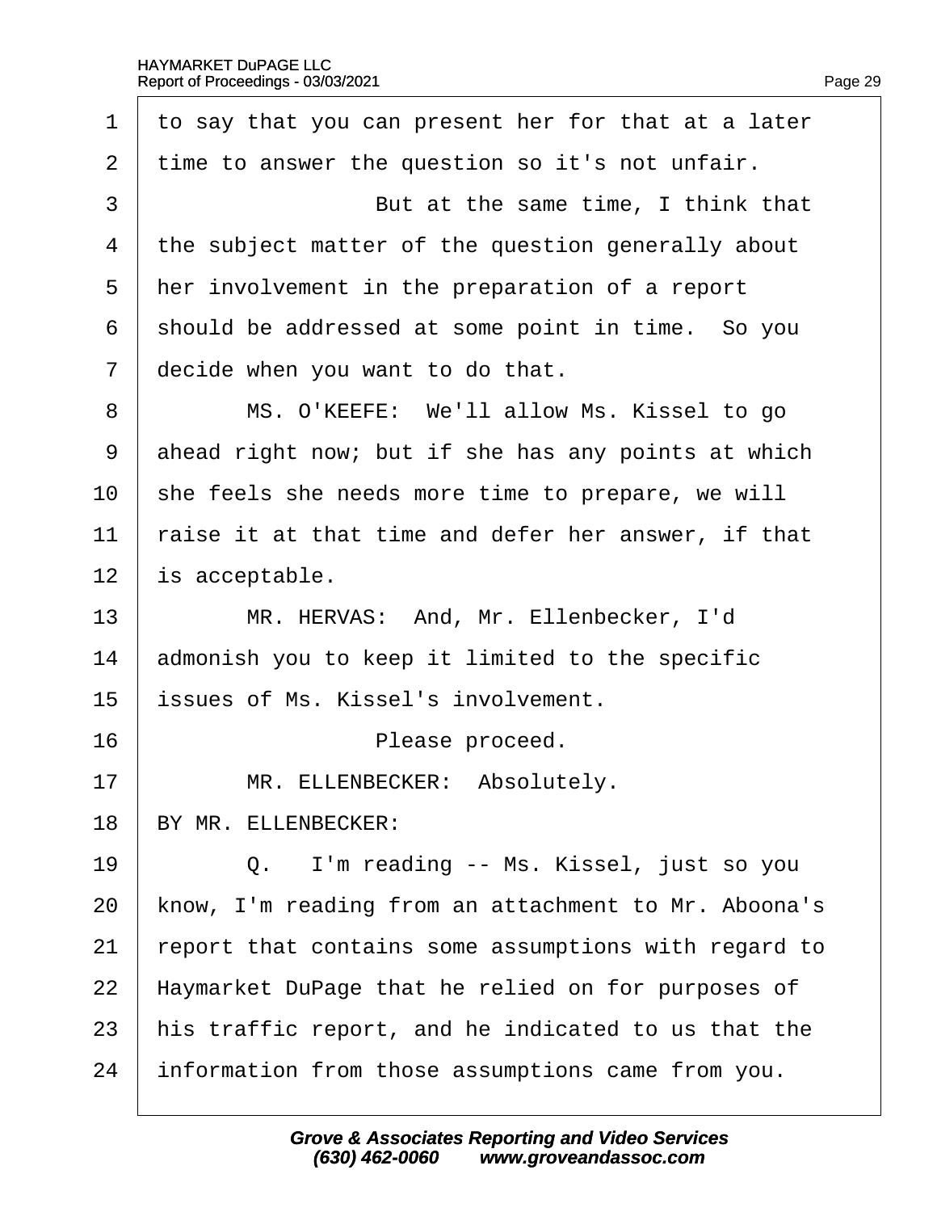1 to say that you can present her for that at a later
2 time to answer the question so it's not unfair.
3 But at the same time, I think that
4 the subject matter of the question generally about
5 her involvement in the preparation of a report
6 should be addressed at some point in time. So you
7 decide when you want to do that.
8 MS. O'KEEFE: We'll allow Ms. Kissel to go
9 ahead right now; but if she has any points at which
10 she feels she needs more time to prepare, we will
11 raise it at that time and defer her answer, if that
12 is acceptable.
13 MR. HERVAS: And, Mr. Ellenbecker, I'd
14 admonish you to keep it limited to the specific
15 issues of Ms. Kissel's involvement.
16 Please proceed.
17 MR. ELLENBECKER: Absolutely.
18 BY MR. ELLENBECKER:
19 Q. I'm reading -- Ms. Kissel, just so you
20 know, I'm reading from an attachment to Mr. Aboona's
21 report that contains some assumptions with regard to
22 Haymarket DuPage that he relied on for purposes of
23 his traffic report, and he indicated to us that the
24 information from those assumptions came from you.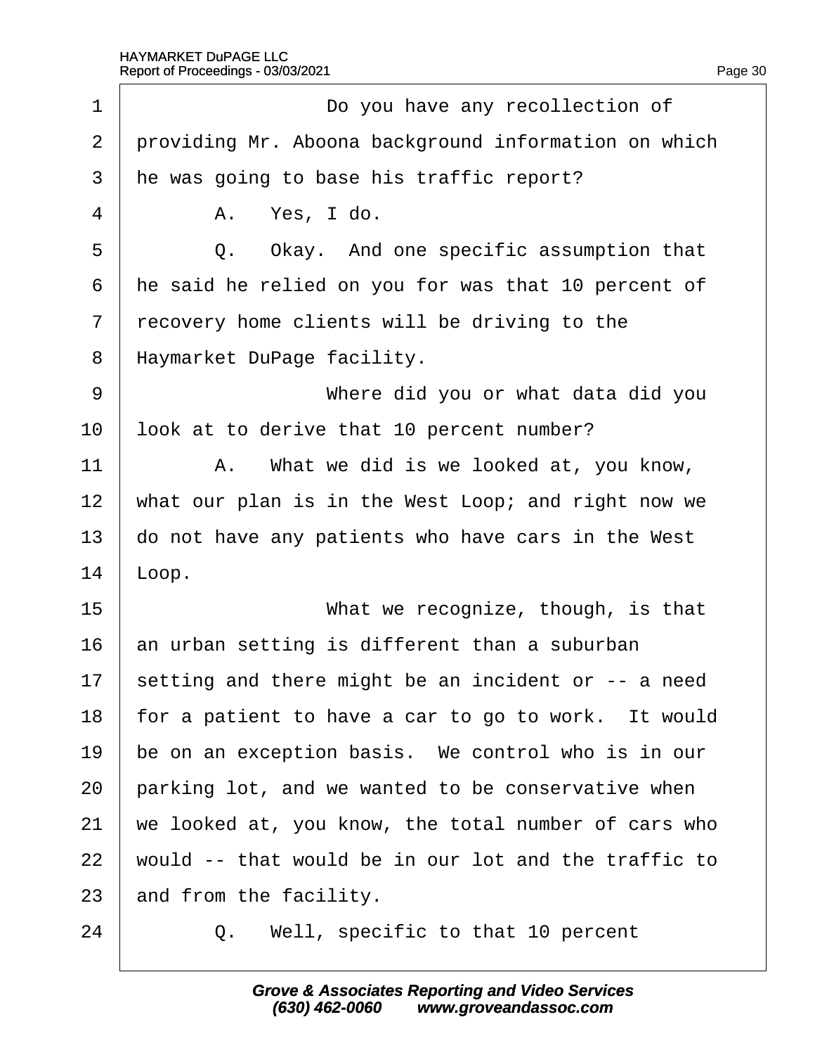1 Do you have any recollection of
2 providing Mr. Aboona background information on which
3 he was going to base his traffic report?
4 A. Yes, I do.
5 Q. Okay. And one specific assumption that
6 he said he relied on you for was that 10 percent of
7 recovery home clients will be driving to the
8 Haymarket DuPage facility.
9 Where did you or what data did you
10 look at to derive that 10 percent number?
11 A. What we did is we looked at, you know,
12 what our plan is in the West Loop; and right now we
13 do not have any patients who have cars in the West
14 Loop.
15 What we recognize, though, is that
16 an urban setting is different than a suburban
17 setting and there might be an incident or -- a need
18 for a patient to have a car to go to work. It would
19 be on an exception basis. We control who is in our
20 parking lot, and we wanted to be conservative when
21 we looked at, you know, the total number of cars who
22 would -- that would be in our lot and the traffic to
23 and from the facility.
24 Q. Well, specific to that 10 percent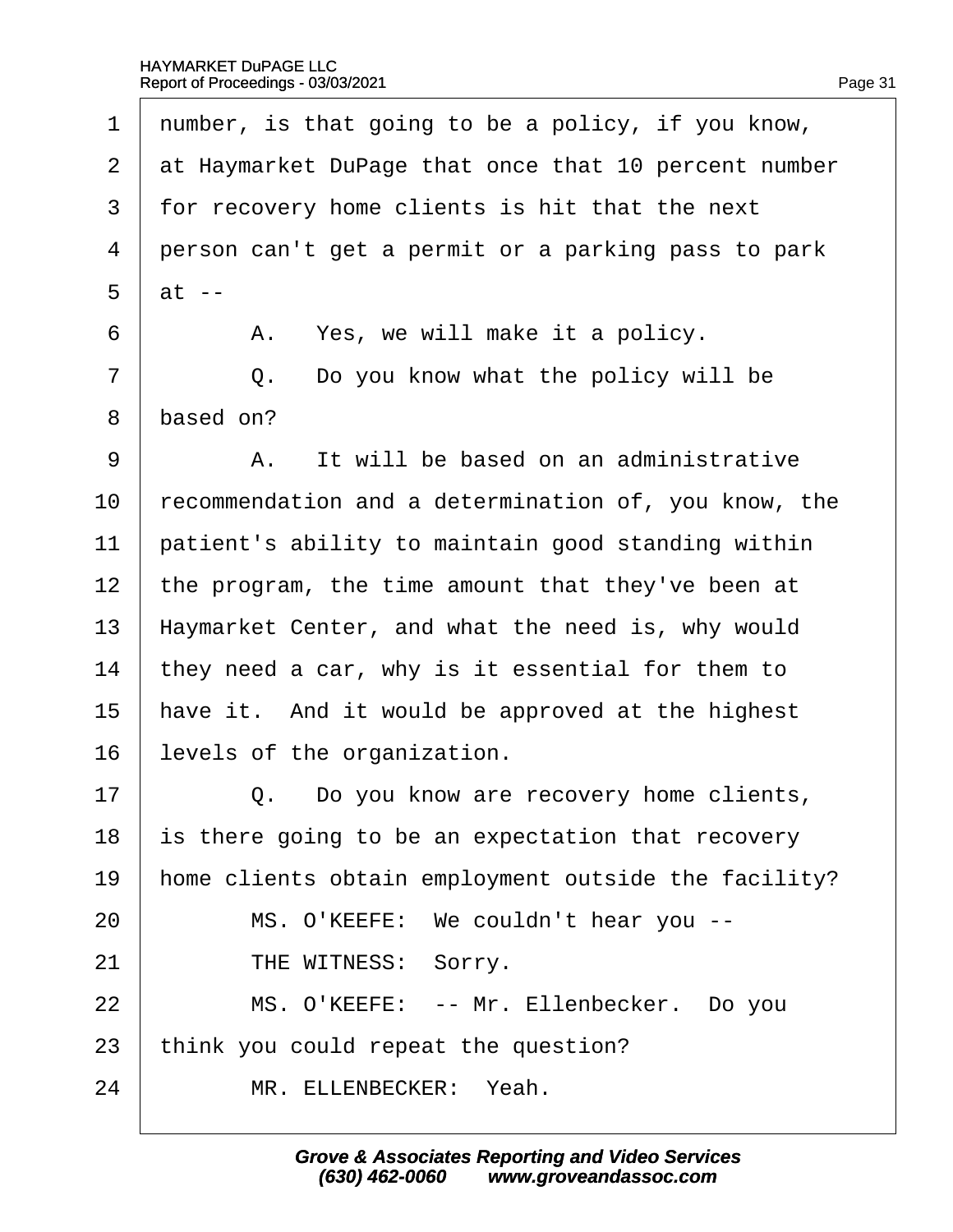1 number, is that going to be a policy, if you know,
2 at Haymarket DuPage that once that 10 percent number
3 for recovery home clients is hit that the next
4 person can't get a permit or a parking pass to park
5 at --
6 A. Yes, we will make it a policy.
7 Q. Do you know what the policy will be
8 based on?
9 A. It will be based on an administrative
10 recommendation and a determination of, you know, the
11 patient's ability to maintain good standing within
12 the program, the time amount that they've been at
13 Haymarket Center, and what the need is, why would
14 they need a car, why is it essential for them to
15 have it. And it would be approved at the highest
16 levels of the organization.
17 Q. Do you know are recovery home clients,
18 is there going to be an expectation that recovery
19 home clients obtain employment outside the facility?
20 MS. O'KEEFE: We couldn't hear you --
21 THE WITNESS: Sorry.
22 MS. O'KEEFE: -- Mr. Ellenbecker. Do you
23 think you could repeat the question?
24 MR. ELLENBECKER: Yeah.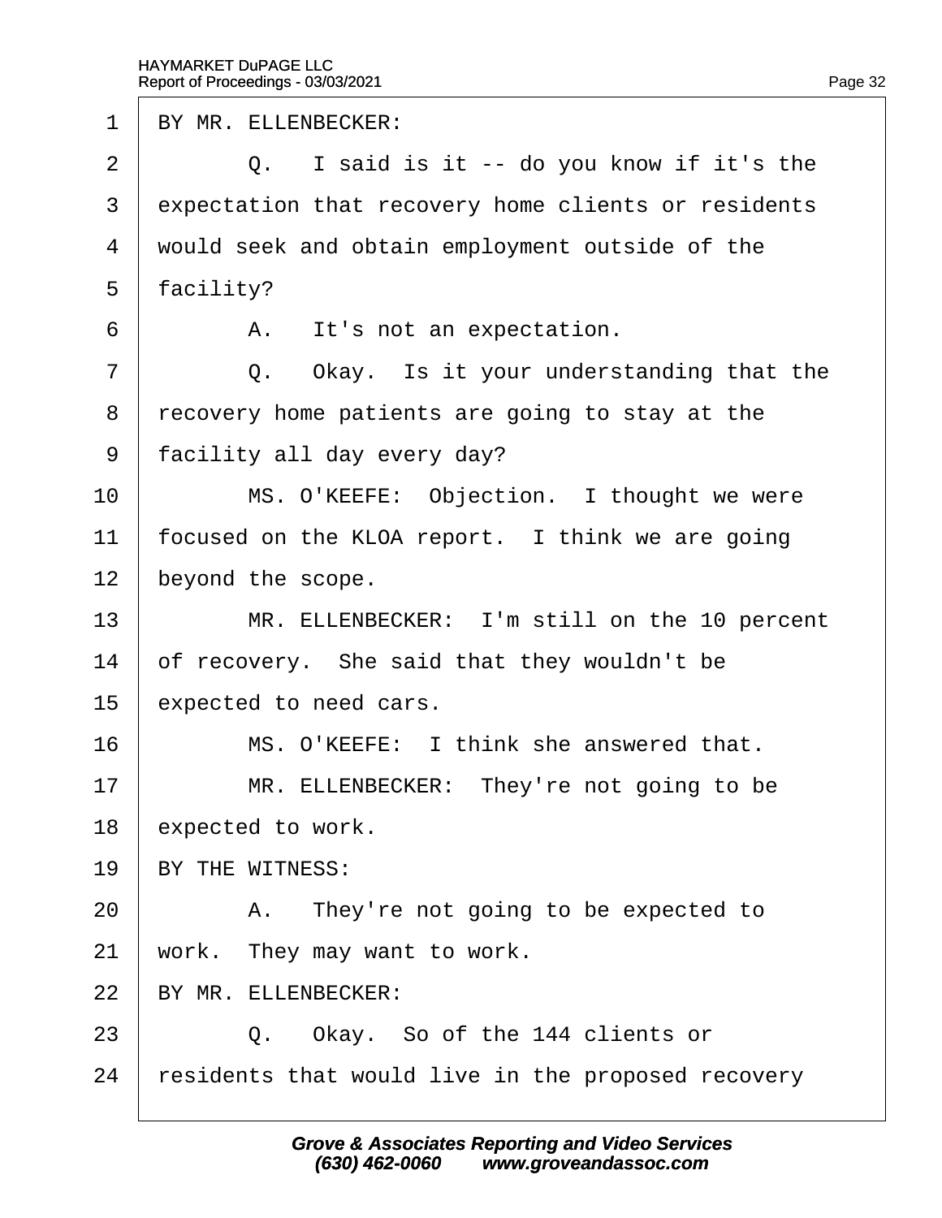1 BY MR. ELLENBECKER:

2 Q. I said is it -- do you know if it's the

3 expectation that recovery home clients or residents

4 would seek and obtain employment outside of the

5 facility?

6 A. It's not an expectation.

7 Q. Okay. Is it your understanding that the

8 recovery home patients are going to stay at the

9 facility all day every day?

10 MS. O'KEEFE: Objection. I thought we were

11 focused on the KLOA report. I think we are going

12 beyond the scope.

13 MR. ELLENBECKER: I'm still on the 10 percent

14 of recovery. She said that they wouldn't be

15 expected to need cars.

16 MS. O'KEEFE: I think she answered that.

17 MR. ELLENBECKER: They're not going to be

18 expected to work.

19 BY THE WITNESS:

20 A. They're not going to be expected to

21 work. They may want to work.

22 BY MR. ELLENBECKER:

23 Q. Okay. So of the 144 clients or

24 residents that would live in the proposed recovery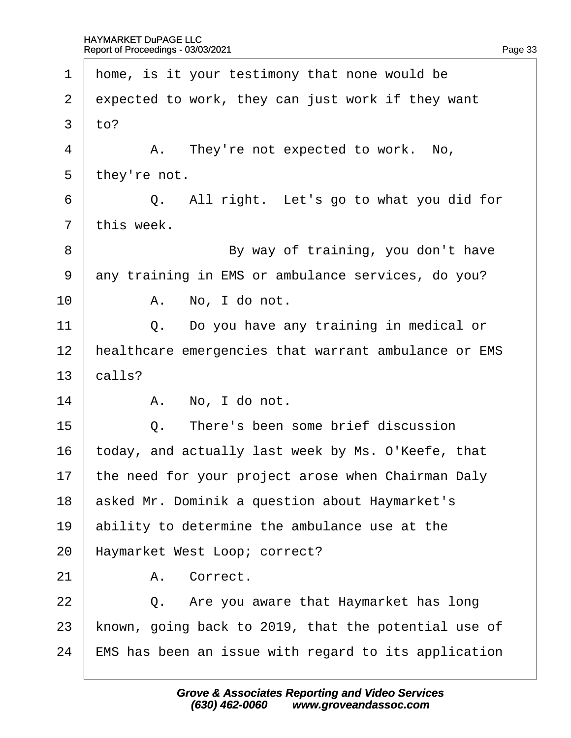1 home, is it your testimony that none would be
2 expected to work, they can just work if they want
3 to?
4 A. They're not expected to work. No,
5 they're not.
6 Q. All right. Let's go to what you did for
7 this week.
8 By way of training, you don't have
9 any training in EMS or ambulance services, do you?
10 A. No, I do not.
11 Q. Do you have any training in medical or
12 healthcare emergencies that warrant ambulance or EMS
13 calls?
14 A. No, I do not.
15 Q. There's been some brief discussion
16 today, and actually last week by Ms. O'Keefe, that
17 the need for your project arose when Chairman Daly
18 asked Mr. Dominik a question about Haymarket's
19 ability to determine the ambulance use at the
20 Haymarket West Loop; correct?
21 A. Correct.
22 Q. Are you aware that Haymarket has long
23 known, going back to 2019, that the potential use of
24 EMS has been an issue with regard to its application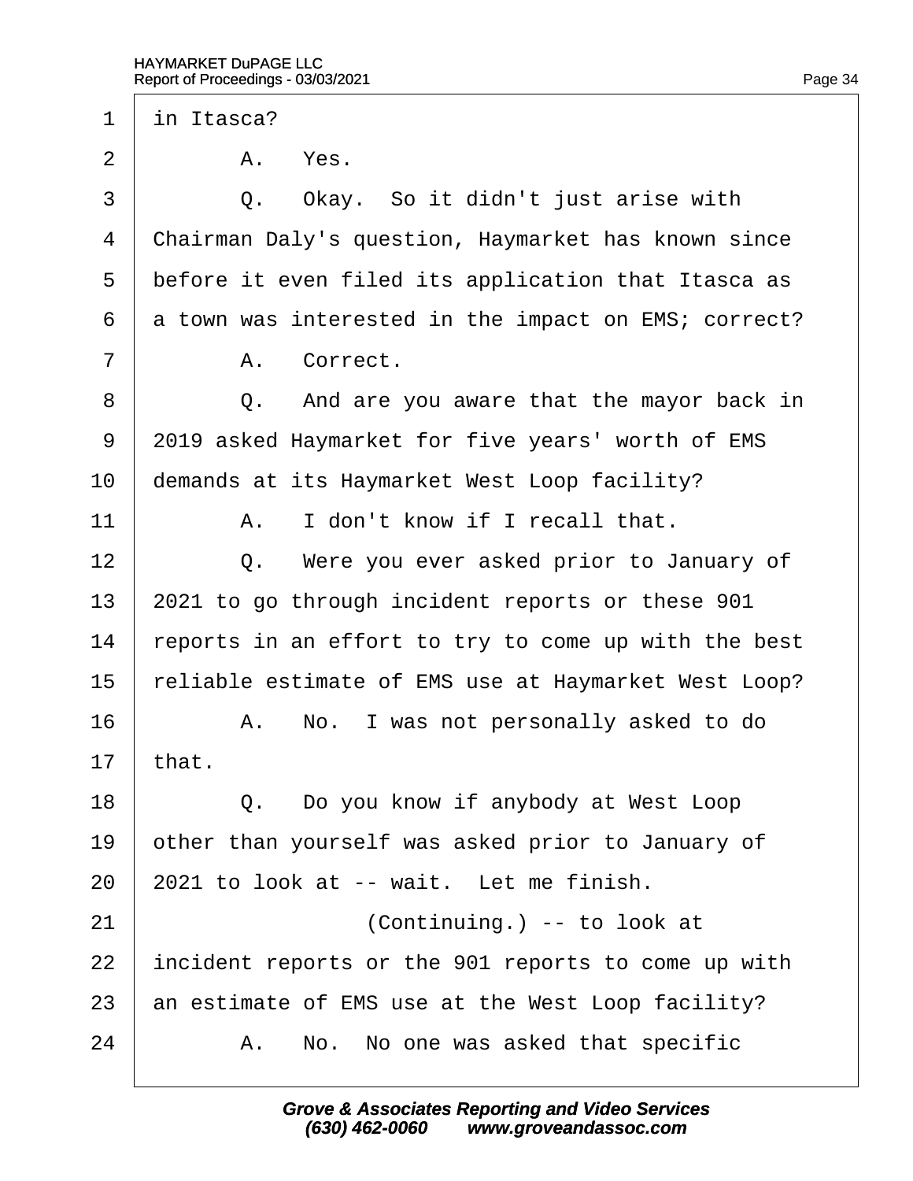1 in Itasca?

2 A. Yes.

3 Q. Okay. So it didn't just arise with

4 Chairman Daly's question, Haymarket has known since

5 before it even filed its application that Itasca as

6 a town was interested in the impact on EMS; correct?

7 A. Correct.

8 Q. And are you aware that the mayor back in

9 2019 asked Haymarket for five years' worth of EMS

10 demands at its Haymarket West Loop facility?

11 A. I don't know if I recall that.

12 Q. Were you ever asked prior to January of

13 2021 to go through incident reports or these 901

14 reports in an effort to try to come up with the best

15 reliable estimate of EMS use at Haymarket West Loop?

16 A. No. I was not personally asked to do

17 that.

18 Q. Do you know if anybody at West Loop

19 other than yourself was asked prior to January of

20 2021 to look at -- wait. Let me finish.

21 (Continuing.) -- to look at

22 incident reports or the 901 reports to come up with

23 an estimate of EMS use at the West Loop facility?

24 A. No. No one was asked that specific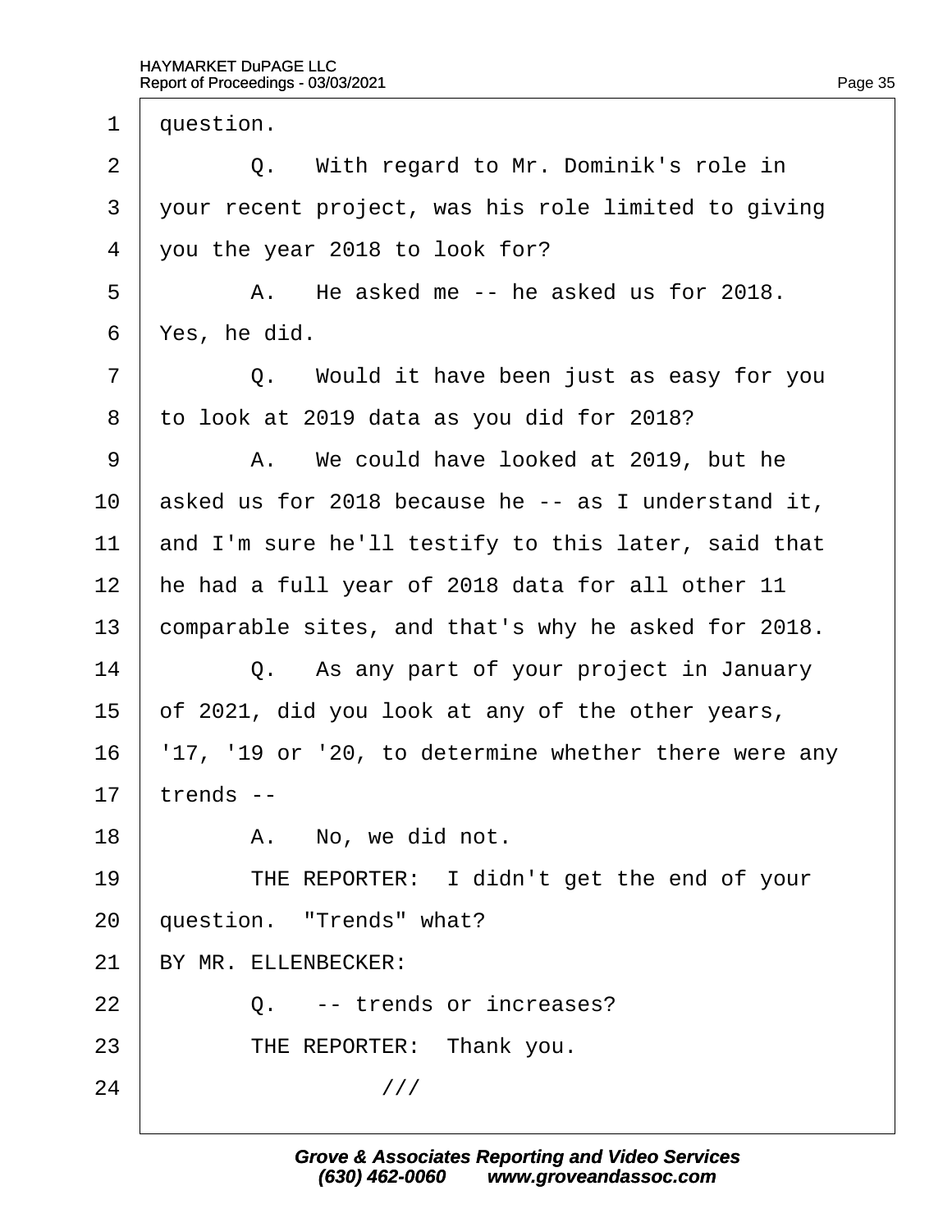1 question.

2 Q. With regard to Mr. Dominik's role in

3 your recent project, was his role limited to giving

4 you the year 2018 to look for?

5 A. He asked me -- he asked us for 2018.

6 Yes, he did.

7 Q. Would it have been just as easy for you

8 to look at 2019 data as you did for 2018?

9 A. We could have looked at 2019, but he

10 asked us for 2018 because he -- as I understand it,

11 and I'm sure he'll testify to this later, said that

12 he had a full year of 2018 data for all other 11

13 comparable sites, and that's why he asked for 2018.

14 Q. As any part of your project in January

15 of 2021, did you look at any of the other years,

16 '17, '19 or '20, to determine whether there were any

17 trends --

18 A. No, we did not.

19 THE REPORTER: I didn't get the end of your

20 question. "Trends" what?

21 BY MR. ELLENBECKER:

22 Q. -- trends or increases?

23 THE REPORTER: Thank you.

24 ///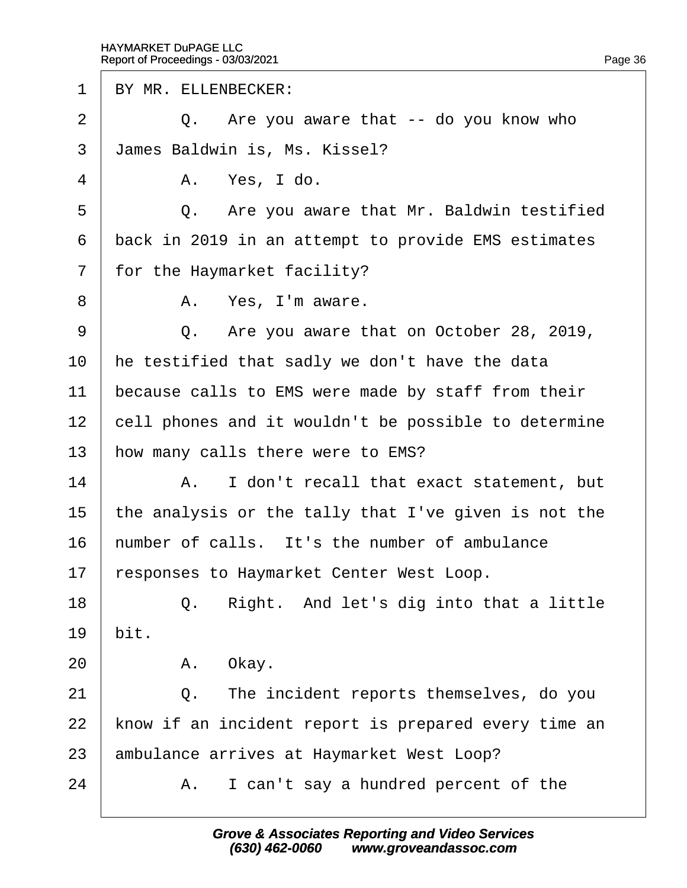1 BY MR. ELLENBECKER:

2 Q. Are you aware that -- do you know who

3 James Baldwin is, Ms. Kissel?

4 A. Yes, I do.

5 Q. Are you aware that Mr. Baldwin testified

6 back in 2019 in an attempt to provide EMS estimates

7 for the Haymarket facility?

8 A. Yes, I'm aware.

9 Q. Are you aware that on October 28, 2019,

10 he testified that sadly we don't have the data

11 because calls to EMS were made by staff from their

12 cell phones and it wouldn't be possible to determine

13 how many calls there were to EMS?

14 A. I don't recall that exact statement, but

15 the analysis or the tally that I've given is not the

16 number of calls. It's the number of ambulance

17 responses to Haymarket Center West Loop.

18 Q. Right. And let's dig into that a little

19 bit.

20 A. Okay.

21 Q. The incident reports themselves, do you

22 know if an incident report is prepared every time an

23 ambulance arrives at Haymarket West Loop?

24 A. I can't say a hundred percent of the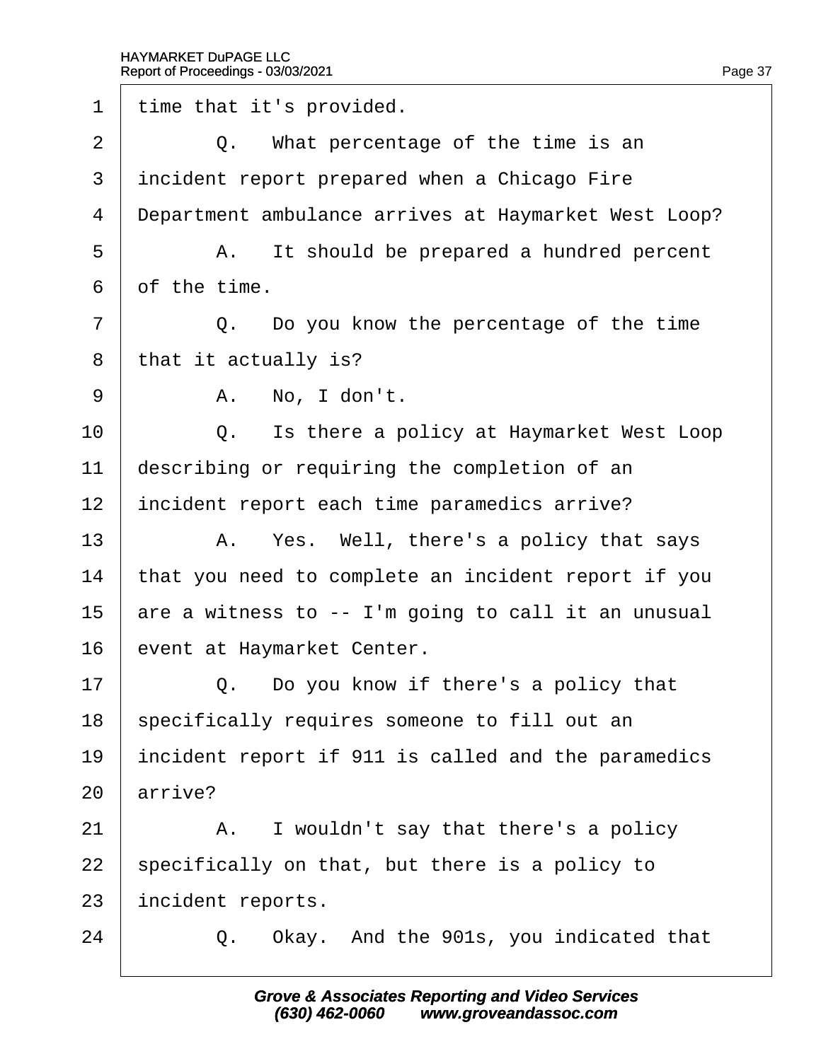1 time that it's provided.

2 Q. What percentage of the time is an

3 incident report prepared when a Chicago Fire

4 Department ambulance arrives at Haymarket West Loop?

5 A. It should be prepared a hundred percent

6 of the time.

7 Q. Do you know the percentage of the time

8 that it actually is?

9 A. No, I don't.

10 Q. Is there a policy at Haymarket West Loop

11 describing or requiring the completion of an

12 incident report each time paramedics arrive?

13 A. Yes. Well, there's a policy that says

14 that you need to complete an incident report if you

15 are a witness to -- I'm going to call it an unusual

16 event at Haymarket Center.

17 Q. Do you know if there's a policy that

18 specifically requires someone to fill out an

19 incident report if 911 is called and the paramedics

20 arrive?

21 A. I wouldn't say that there's a policy

22 specifically on that, but there is a policy to

23 incident reports.

24 Q. Okay. And the 901s, you indicated that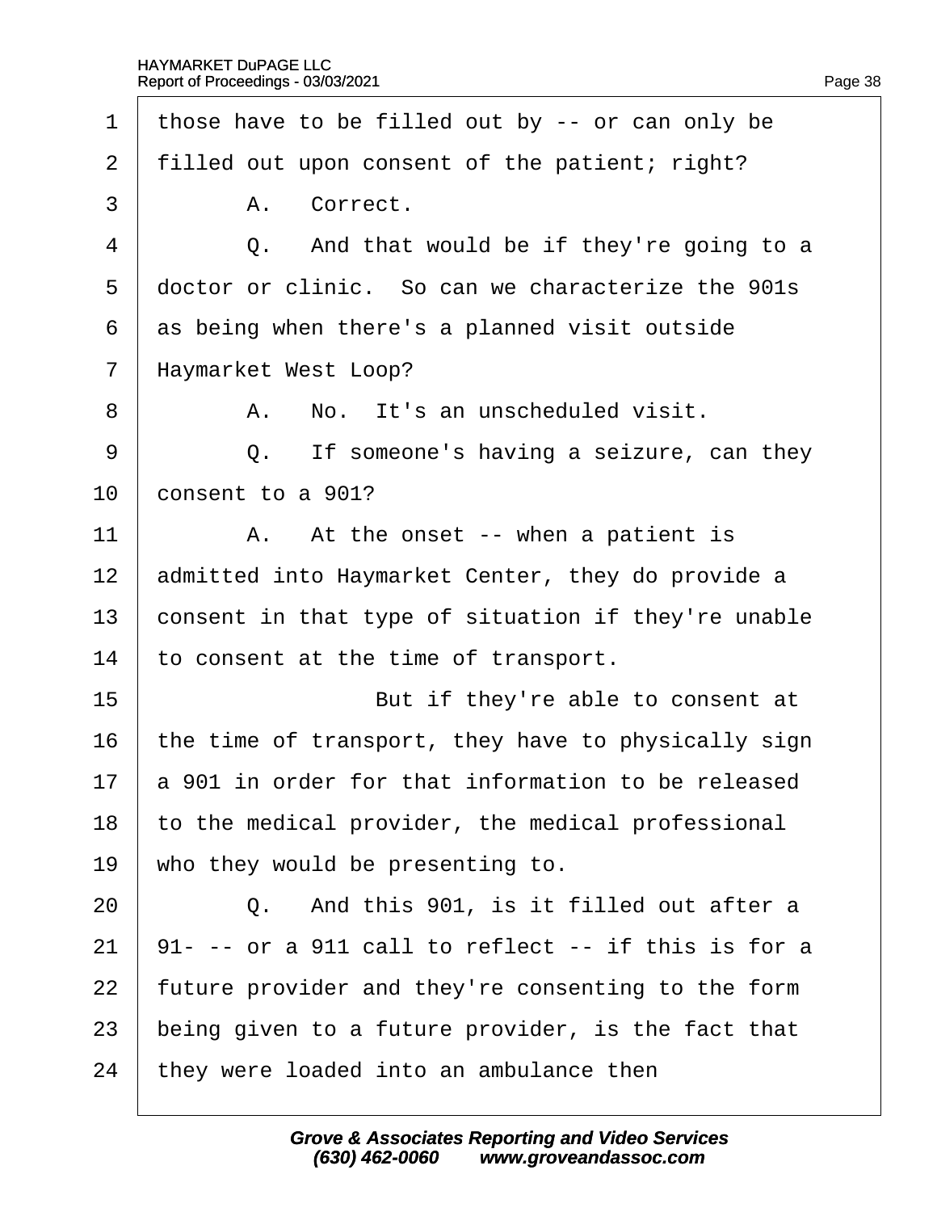1 those have to be filled out by -- or can only be
2 filled out upon consent of the patient; right?
3 A. Correct.
4 Q. And that would be if they're going to a
5 doctor or clinic. So can we characterize the 901s
6 as being when there's a planned visit outside
7 Haymarket West Loop?
8 A. No. It's an unscheduled visit.
9 Q. If someone's having a seizure, can they
10 consent to a 901?
11 A. At the onset -- when a patient is
12 admitted into Haymarket Center, they do provide a
13 consent in that type of situation if they're unable
14 to consent at the time of transport.
15 But if they're able to consent at
16 the time of transport, they have to physically sign
17 a 901 in order for that information to be released
18 to the medical provider, the medical professional
19 who they would be presenting to.
20 Q. And this 901, is it filled out after a
21 91- -- or a 911 call to reflect -- if this is for a
22 future provider and they're consenting to the form
23 being given to a future provider, is the fact that
24 they were loaded into an ambulance then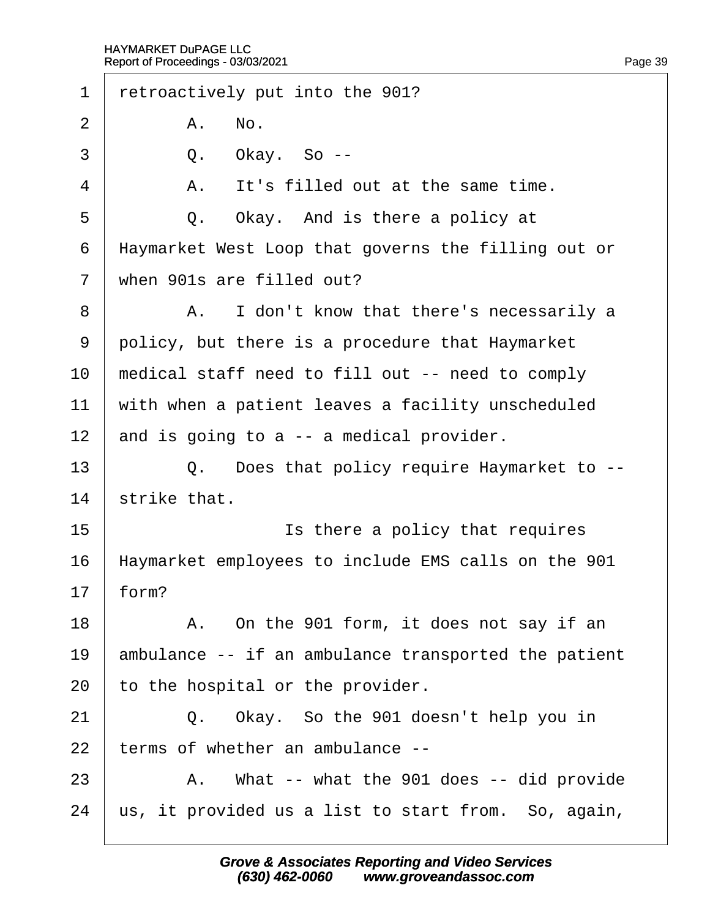1 retroactively put into the 901?

2 A. No.

3 Q. Okay. So --

4 A. It's filled out at the same time.

5 Q. Okay. And is there a policy at

6 Haymarket West Loop that governs the filling out or

7 when 901s are filled out?

8 A. I don't know that there's necessarily a

9 policy, but there is a procedure that Haymarket

10 medical staff need to fill out -- need to comply

11 with when a patient leaves a facility unscheduled

12 and is going to a -- a medical provider.

13 Q. Does that policy require Haymarket to --

14 strike that.

15 Is there a policy that requires

16 Haymarket employees to include EMS calls on the 901

17 form?

18 A. On the 901 form, it does not say if an

19 ambulance -- if an ambulance transported the patient

20 to the hospital or the provider.

21 Q. Okay. So the 901 doesn't help you in

22 terms of whether an ambulance --

23 A. What -- what the 901 does -- did provide

24 us, it provided us a list to start from. So, again,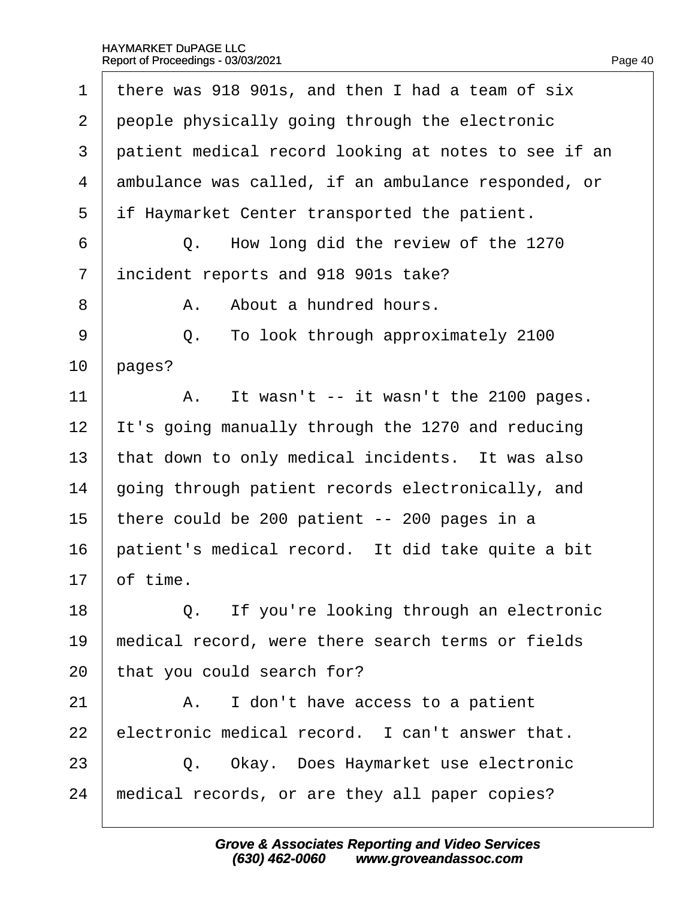1 there was 918 901s, and then I had a team of six
2 people physically going through the electronic
3 patient medical record looking at notes to see if an
4 ambulance was called, if an ambulance responded, or
5 if Haymarket Center transported the patient.
6 Q. How long did the review of the 1270
7 incident reports and 918 901s take?
8 A. About a hundred hours.
9 Q. To look through approximately 2100
10 pages?
11 A. It wasn't -- it wasn't the 2100 pages.
12 It's going manually through the 1270 and reducing
13 that down to only medical incidents. It was also
14 going through patient records electronically, and
15 there could be 200 patient -- 200 pages in a
16 patient's medical record. It did take quite a bit
17 of time.
18 Q. If you're looking through an electronic
19 medical record, were there search terms or fields
20 that you could search for?
21 A. I don't have access to a patient
22 electronic medical record. I can't answer that.
23 Q. Okay. Does Haymarket use electronic
24 medical records, or are they all paper copies?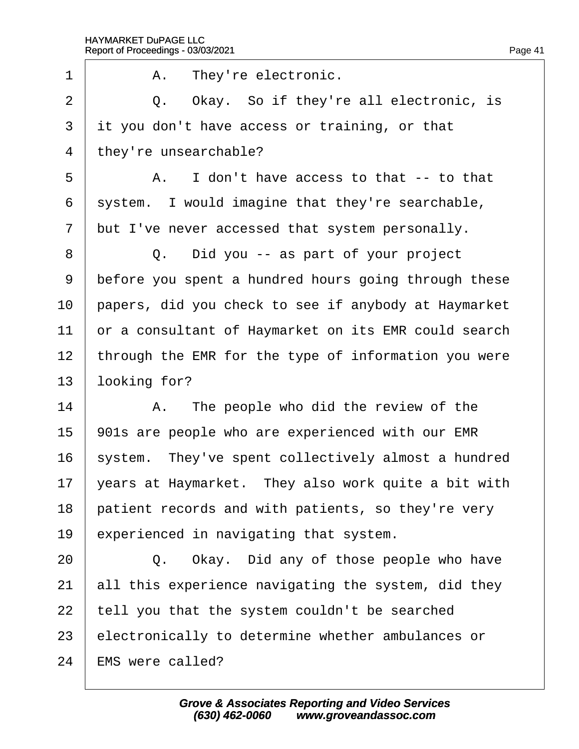1 A. They're electronic.

2 Q. Okay. So if they're all electronic, is

3 it you don't have access or training, or that

4 they're unsearchable?

5 A. I don't have access to that -- to that

6 system. I would imagine that they're searchable,

7 but I've never accessed that system personally.

8 Q. Did you -- as part of your project

9 before you spent a hundred hours going through these

10 papers, did you check to see if anybody at Haymarket

11 or a consultant of Haymarket on its EMR could search

12 through the EMR for the type of information you were

13 looking for?

14 A. The people who did the review of the

15 901s are people who are experienced with our EMR

16 system. They've spent collectively almost a hundred

17 years at Haymarket. They also work quite a bit with

18 patient records and with patients, so they're very

19 experienced in navigating that system.

20 Q. Okay. Did any of those people who have

21 all this experience navigating the system, did they

22 tell you that the system couldn't be searched

23 electronically to determine whether ambulances or

24 EMS were called?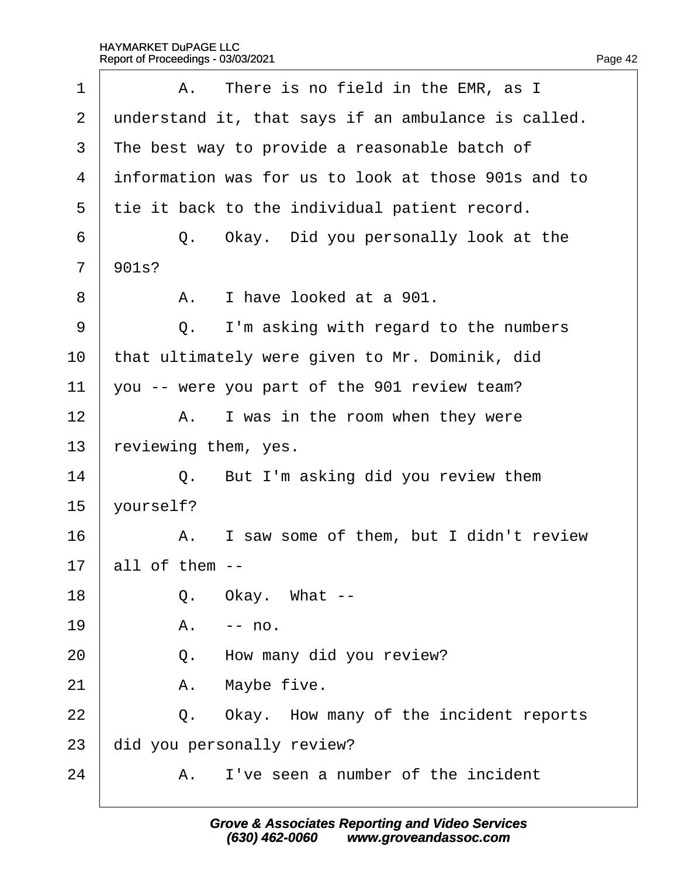1 A. There is no field in the EMR, as I
2 understand it, that says if an ambulance is called.
3 The best way to provide a reasonable batch of
4 information was for us to look at those 901s and to
5 tie it back to the individual patient record.
6 Q. Okay. Did you personally look at the
7 901s?
8 A. I have looked at a 901.
9 Q. I'm asking with regard to the numbers
10 that ultimately were given to Mr. Dominik, did
11 you -- were you part of the 901 review team?
12 A. I was in the room when they were
13 reviewing them, yes.
14 Q. But I'm asking did you review them
15 yourself?
16 A. I saw some of them, but I didn't review
17 all of them --
18 Q. Okay. What --
19 A. -- no.
20 Q. How many did you review?
21 A. Maybe five.
22 Q. Okay. How many of the incident reports
23 did you personally review?
24 A. I've seen a number of the incident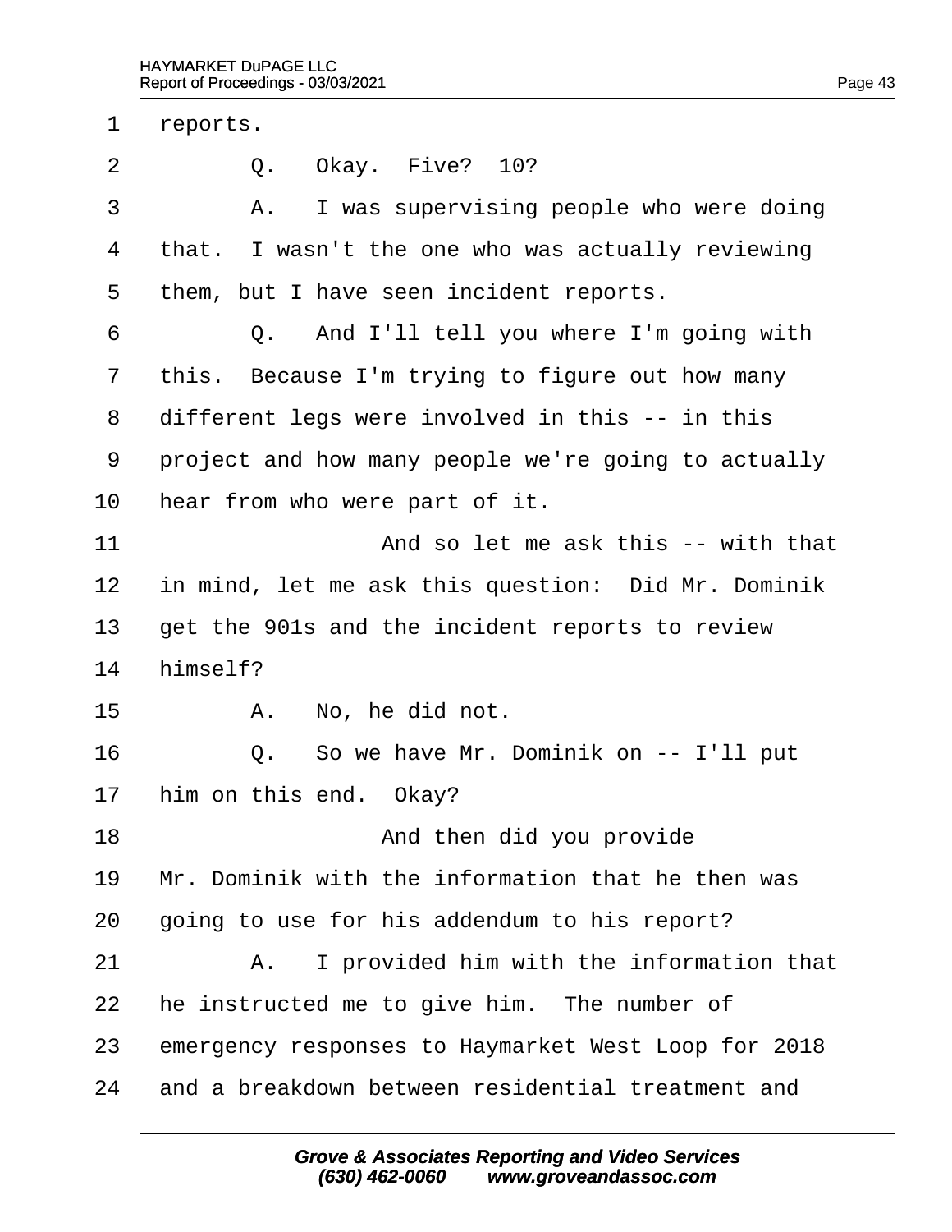1 reports.

2 Q. Okay. Five? 10?

3 A. I was supervising people who were doing

4 that. I wasn't the one who was actually reviewing

5 them, but I have seen incident reports.

6 Q. And I'll tell you where I'm going with

7 this. Because I'm trying to figure out how many

8 different legs were involved in this -- in this

9 project and how many people we're going to actually

10 hear from who were part of it.

11 And so let me ask this -- with that

12 in mind, let me ask this question: Did Mr. Dominik

13 get the 901s and the incident reports to review

14 himself?

15 A. No, he did not.

16 Q. So we have Mr. Dominik on -- I'll put

17 him on this end. Okay?

18 And then did you provide

19 Mr. Dominik with the information that he then was

20 going to use for his addendum to his report?

21 A. I provided him with the information that

22 he instructed me to give him. The number of

23 emergency responses to Haymarket West Loop for 2018

24 and a breakdown between residential treatment and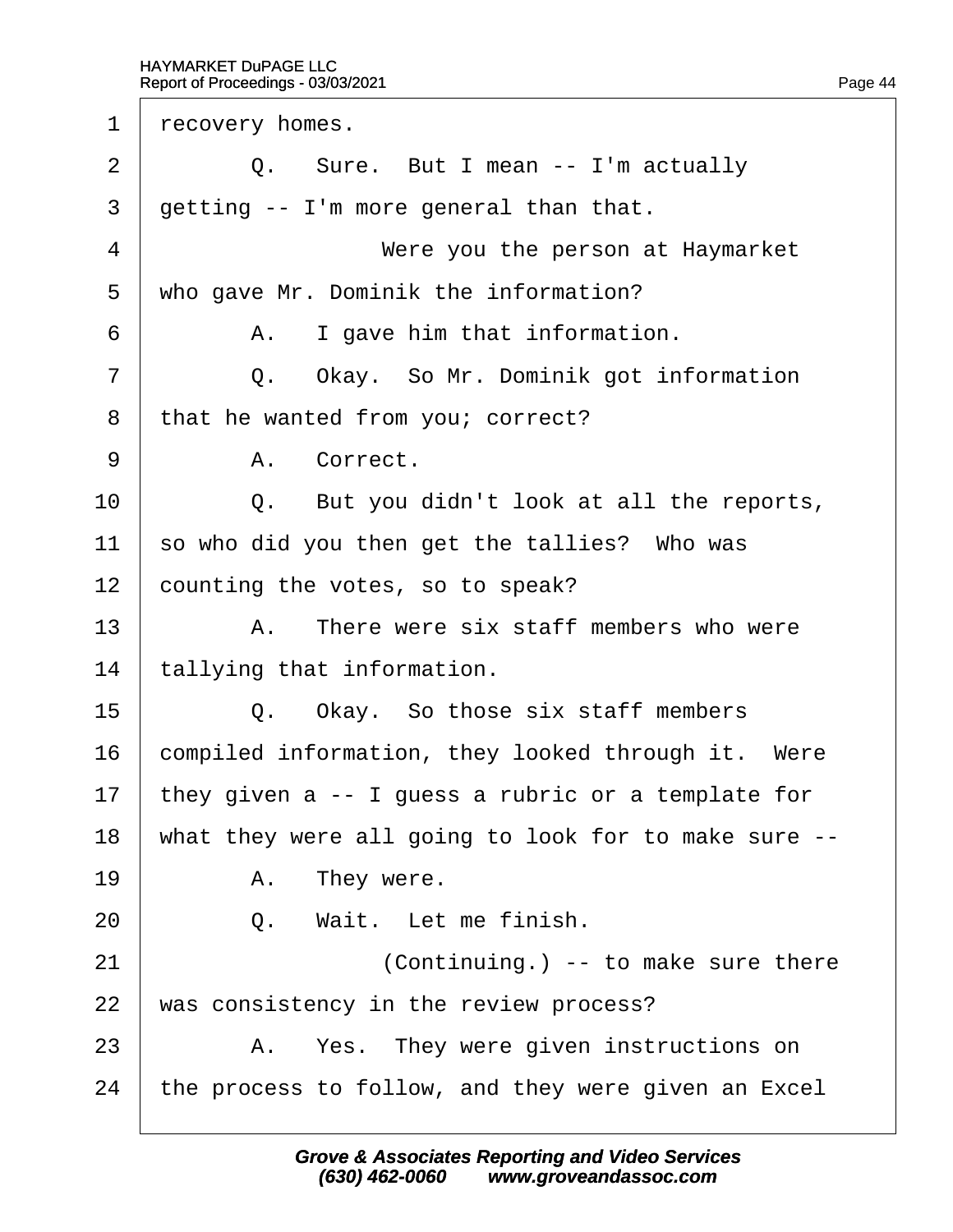1 recovery homes.

2 Q. Sure. But I mean -- I'm actually

3 getting -- I'm more general than that.

4 Were you the person at Haymarket

5 who gave Mr. Dominik the information?

6 A. I gave him that information.

7 Q. Okay. So Mr. Dominik got information

8 that he wanted from you; correct?

9 A. Correct.

10 Q. But you didn't look at all the reports,

11 so who did you then get the tallies? Who was

12 counting the votes, so to speak?

13 A. There were six staff members who were

14 tallying that information.

15 Q. Okay. So those six staff members

16 compiled information, they looked through it. Were

17 they given a -- I guess a rubric or a template for

18 what they were all going to look for to make sure --

19 A. They were.

20 Q. Wait. Let me finish.

21 (Continuing.) -- to make sure there

22 was consistency in the review process?

23 A. Yes. They were given instructions on

24 the process to follow, and they were given an Excel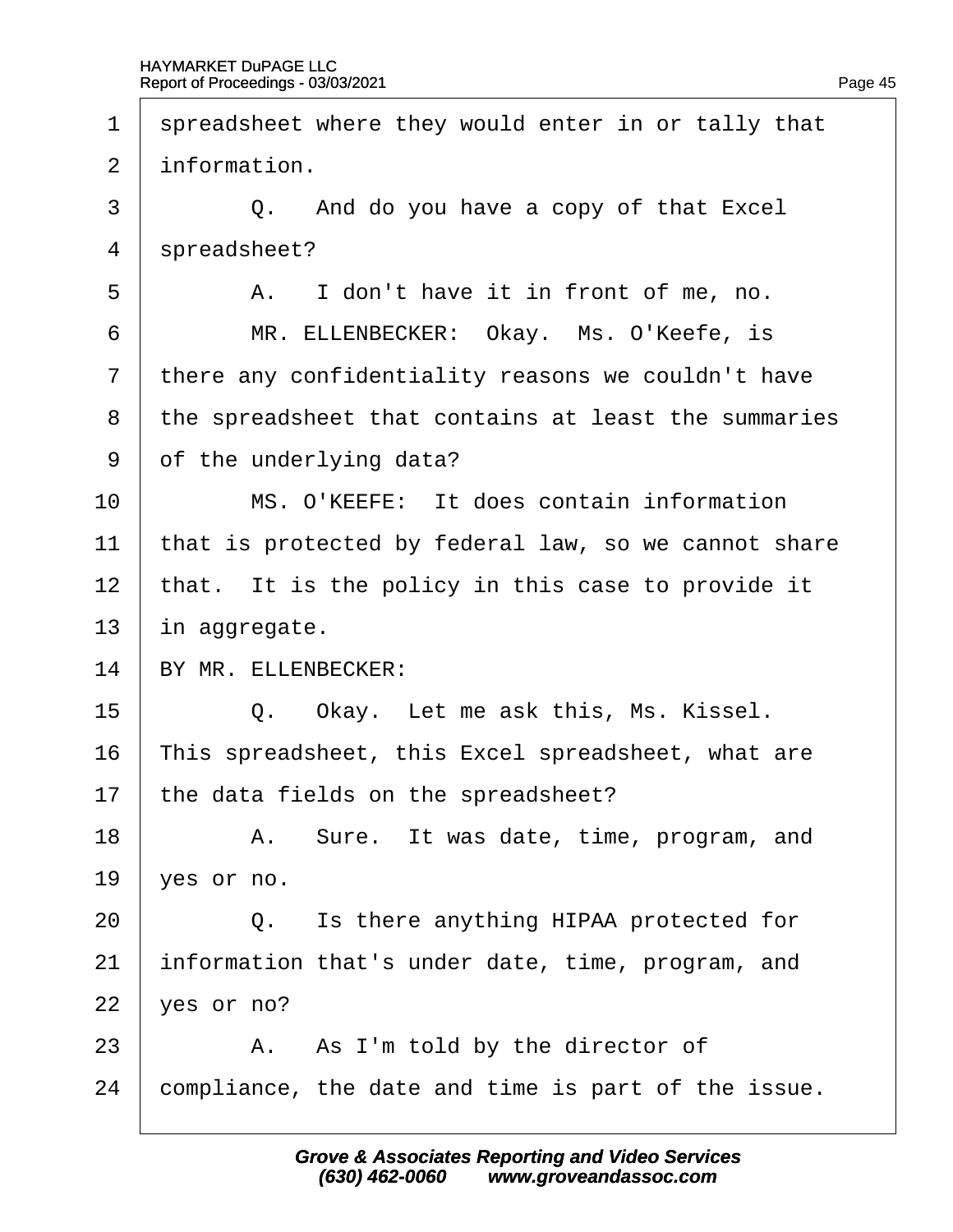1 spreadsheet where they would enter in or tally that
2 information.
3 Q. And do you have a copy of that Excel
4 spreadsheet?
5 A. I don't have it in front of me, no.
6 MR. ELLENBECKER: Okay. Ms. O'Keefe, is
7 there any confidentiality reasons we couldn't have
8 the spreadsheet that contains at least the summaries
9 of the underlying data?
10 MS. O'KEEFE: It does contain information
11 that is protected by federal law, so we cannot share
12 that. It is the policy in this case to provide it
13 in aggregate.
14 BY MR. ELLENBECKER:
15 Q. Okay. Let me ask this, Ms. Kissel.
16 This spreadsheet, this Excel spreadsheet, what are
17 the data fields on the spreadsheet?
18 A. Sure. It was date, time, program, and
19 yes or no.
20 Q. Is there anything HIPAA protected for
21 information that's under date, time, program, and
22 yes or no?
23 A. As I'm told by the director of
24 compliance, the date and time is part of the issue.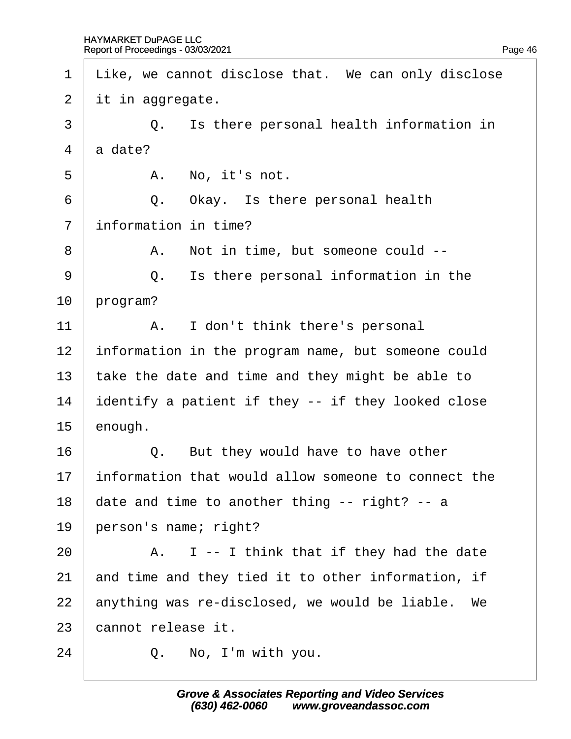1 Like, we cannot disclose that. We can only disclose
2 it in aggregate.
3 Q. Is there personal health information in
4 a date?
5 A. No, it's not.
6 Q. Okay. Is there personal health
7 information in time?
8 A. Not in time, but someone could --
9 Q. Is there personal information in the
10 program?
11 A. I don't think there's personal
12 information in the program name, but someone could
13 take the date and time and they might be able to
14 identify a patient if they -- if they looked close
15 enough.
16 Q. But they would have to have other
17 information that would allow someone to connect the
18 date and time to another thing -- right? -- a
19 person's name; right?
20 A. I -- I think that if they had the date
21 and time and they tied it to other information, if
22 anything was re-disclosed, we would be liable. We
23 cannot release it.
24 Q. No, I'm with you.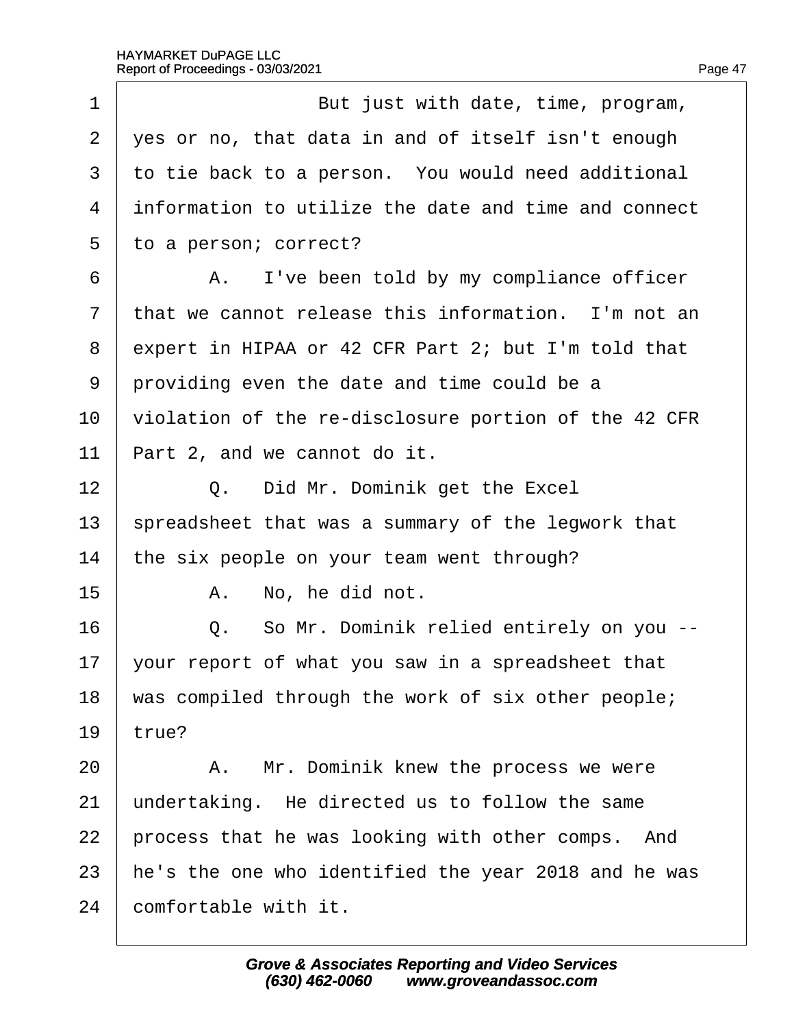1 But just with date, time, program,
2 yes or no, that data in and of itself isn't enough
3 to tie back to a person. You would need additional
4 information to utilize the date and time and connect
5 to a person; correct?
6 A. I've been told by my compliance officer
7 that we cannot release this information. I'm not an
8 expert in HIPAA or 42 CFR Part 2; but I'm told that
9 providing even the date and time could be a
10 violation of the re-disclosure portion of the 42 CFR
11 Part 2, and we cannot do it.
12 Q. Did Mr. Dominik get the Excel
13 spreadsheet that was a summary of the legwork that
14 the six people on your team went through?
15 A. No, he did not.
16 Q. So Mr. Dominik relied entirely on you --
17 your report of what you saw in a spreadsheet that
18 was compiled through the work of six other people;
19 true?
20 A. Mr. Dominik knew the process we were
21 undertaking. He directed us to follow the same
22 process that he was looking with other comps. And
23 he's the one who identified the year 2018 and he was
24 comfortable with it.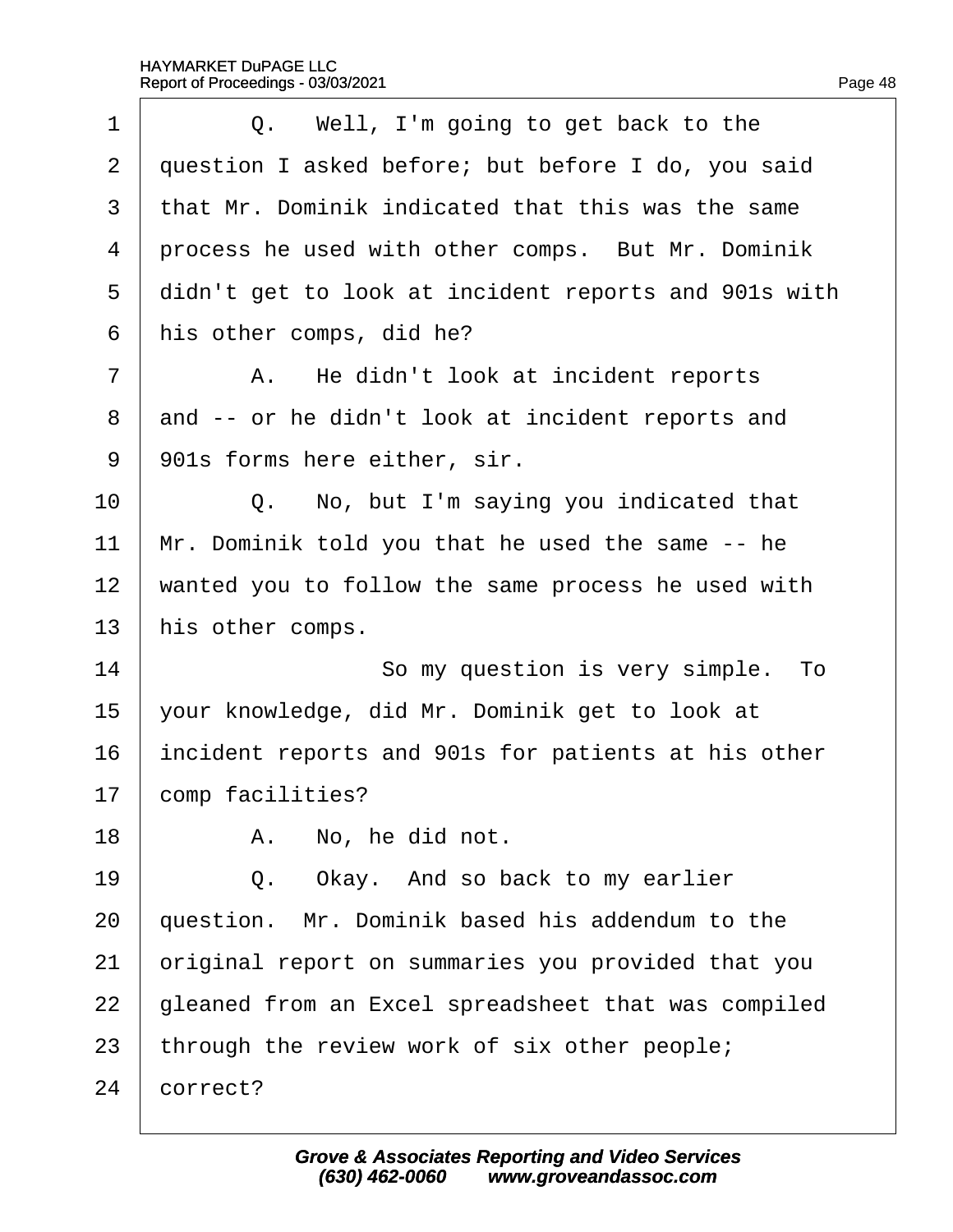1 Q. Well, I'm going to get back to the
2 question I asked before; but before I do, you said
3 that Mr. Dominik indicated that this was the same
4 process he used with other comps. But Mr. Dominik
5 didn't get to look at incident reports and 901s with
6 his other comps, did he?
7 A. He didn't look at incident reports
8 and -- or he didn't look at incident reports and
9 901s forms here either, sir.
10 Q. No, but I'm saying you indicated that
11 Mr. Dominik told you that he used the same -- he
12 wanted you to follow the same process he used with
13 his other comps.
14 So my question is very simple. To
15 your knowledge, did Mr. Dominik get to look at
16 incident reports and 901s for patients at his other
17 comp facilities?
18 A. No, he did not.
19 Q. Okay. And so back to my earlier
20 question. Mr. Dominik based his addendum to the
21 original report on summaries you provided that you
22 gleaned from an Excel spreadsheet that was compiled
23 through the review work of six other people;
24 correct?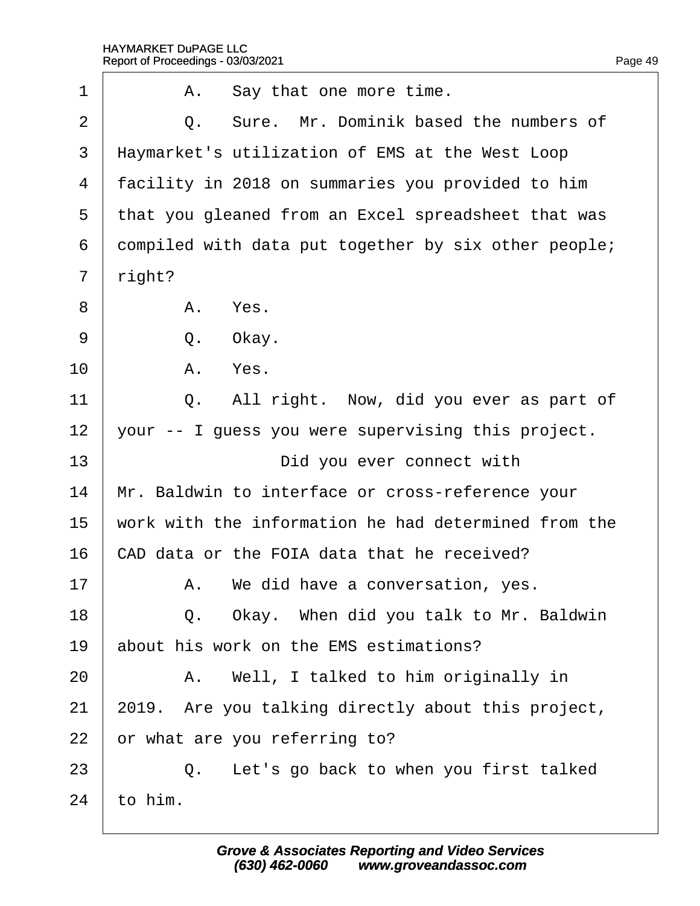1 A. Say that one more time.

2 Q. Sure. Mr. Dominik based the numbers of

3 Haymarket's utilization of EMS at the West Loop

4 facility in 2018 on summaries you provided to him

5 that you gleaned from an Excel spreadsheet that was

6 compiled with data put together by six other people;

7 right?

8 A. Yes.

9 Q. Okay.

10 A. Yes.

11 Q. All right. Now, did you ever as part of

12 your -- I guess you were supervising this project.

13 Did you ever connect with

14 Mr. Baldwin to interface or cross-reference your

15 work with the information he had determined from the

16 CAD data or the FOIA data that he received?

17 A. We did have a conversation, yes.

18 Q. Okay. When did you talk to Mr. Baldwin

19 about his work on the EMS estimations?

20 A. Well, I talked to him originally in

21 2019. Are you talking directly about this project,

22 or what are you referring to?

23 Q. Let's go back to when you first talked

24 to him.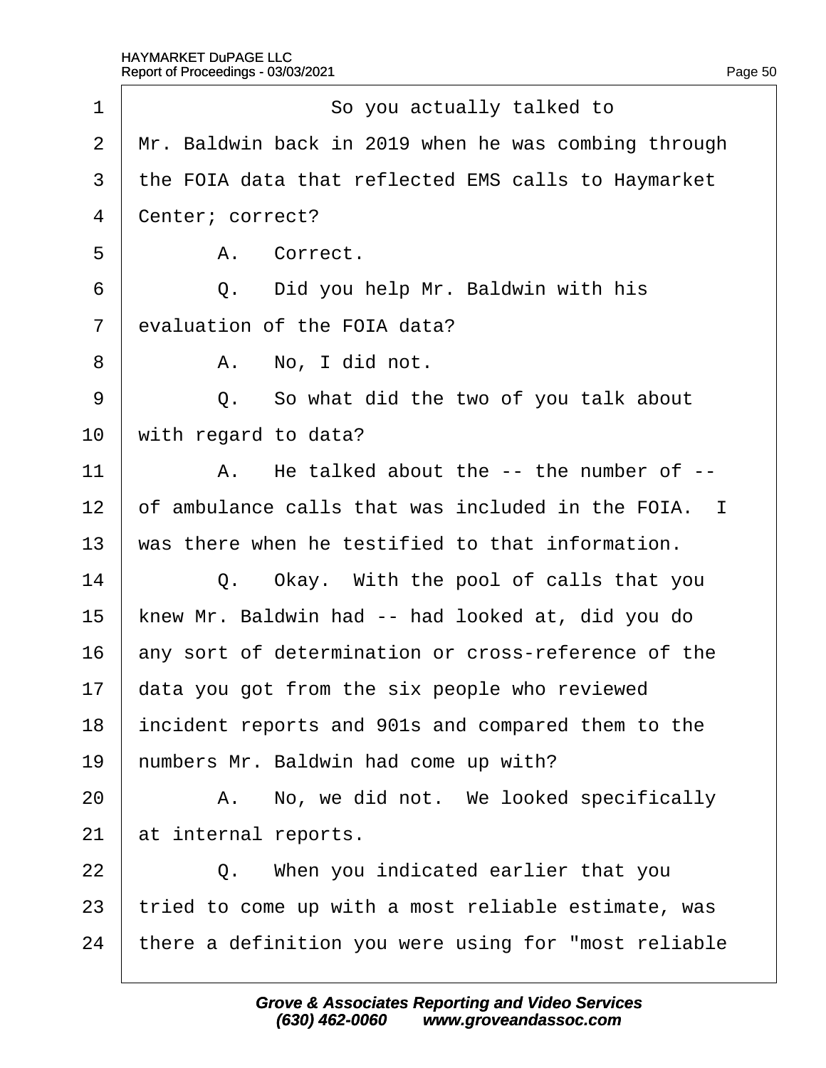1 So you actually talked to
2 Mr. Baldwin back in 2019 when he was combing through
3 the FOIA data that reflected EMS calls to Haymarket
4 Center; correct?
5 A. Correct.
6 Q. Did you help Mr. Baldwin with his
7 evaluation of the FOIA data?
8 A. No, I did not.
9 Q. So what did the two of you talk about
10 with regard to data?
11 A. He talked about the -- the number of --
12 of ambulance calls that was included in the FOIA. I
13 was there when he testified to that information.
14 Q. Okay. With the pool of calls that you
15 knew Mr. Baldwin had -- had looked at, did you do
16 any sort of determination or cross-reference of the
17 data you got from the six people who reviewed
18 incident reports and 901s and compared them to the
19 numbers Mr. Baldwin had come up with?
20 A. No, we did not. We looked specifically
21 at internal reports.
22 Q. When you indicated earlier that you
23 tried to come up with a most reliable estimate, was
24 there a definition you were using for "most reliable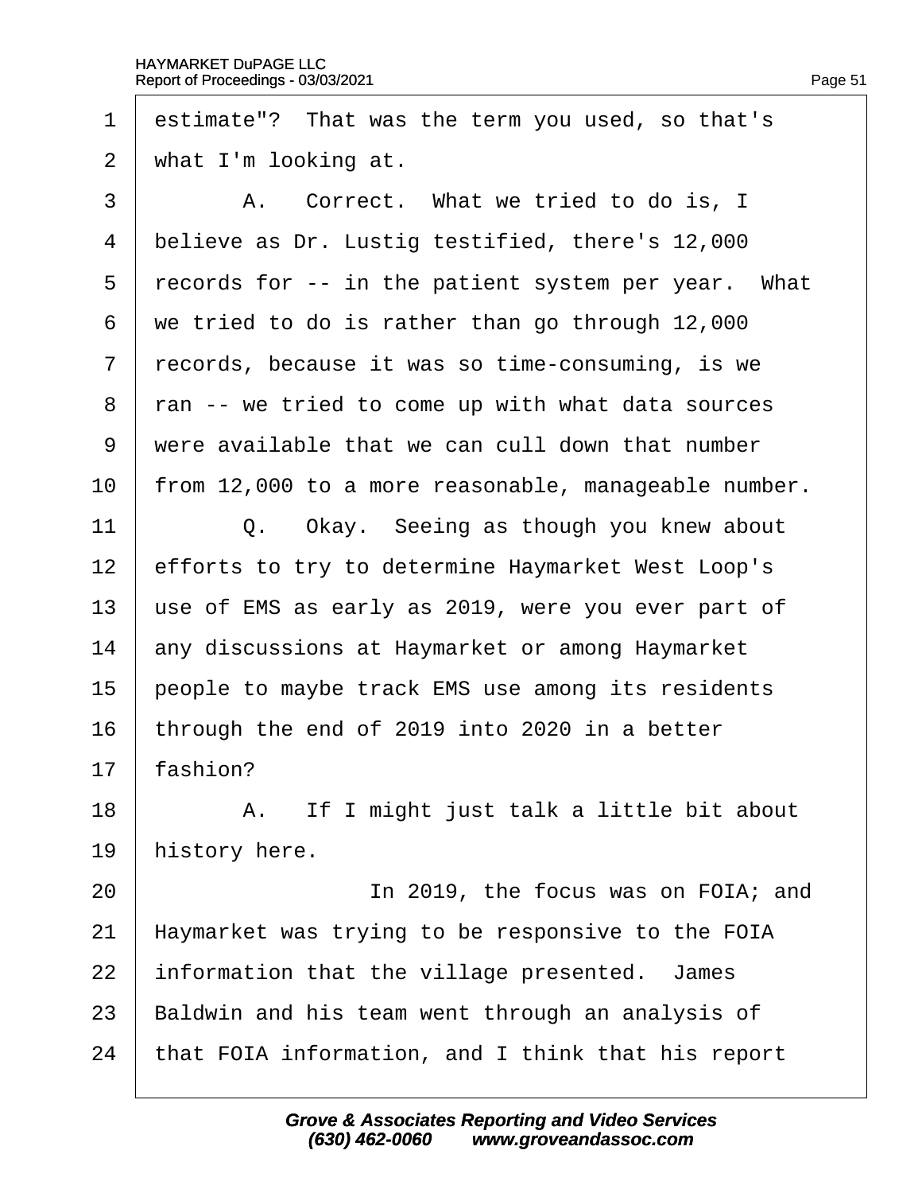1 estimate"? That was the term you used, so that's
2 what I'm looking at.
3 A. Correct. What we tried to do is, I
4 believe as Dr. Lustig testified, there's 12,000
5 records for -- in the patient system per year. What
6 we tried to do is rather than go through 12,000
7 records, because it was so time-consuming, is we
8 ran -- we tried to come up with what data sources
9 were available that we can cull down that number
10 from 12,000 to a more reasonable, manageable number.
11 Q. Okay. Seeing as though you knew about
12 efforts to try to determine Haymarket West Loop's
13 use of EMS as early as 2019, were you ever part of
14 any discussions at Haymarket or among Haymarket
15 people to maybe track EMS use among its residents
16 through the end of 2019 into 2020 in a better
17 fashion?
18 A. If I might just talk a little bit about
19 history here.
20 In 2019, the focus was on FOIA; and
21 Haymarket was trying to be responsive to the FOIA
22 information that the village presented. James
23 Baldwin and his team went through an analysis of
24 that FOIA information, and I think that his report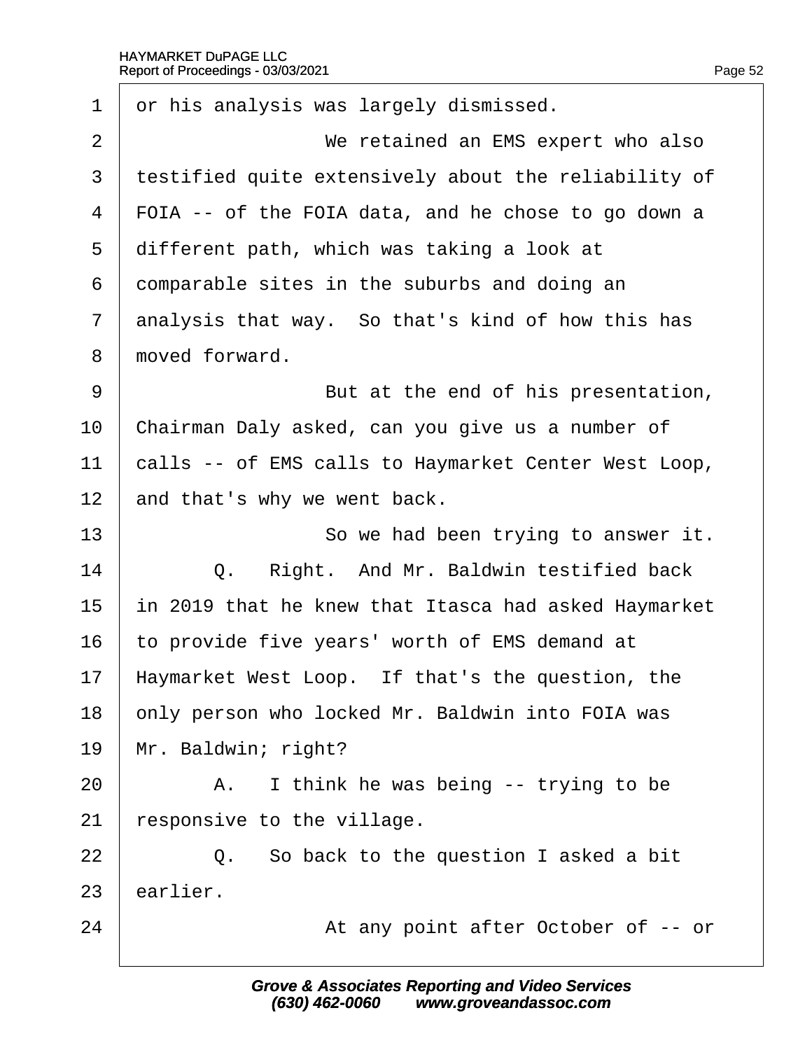1 or his analysis was largely dismissed.

2 We retained an EMS expert who also

3 testified quite extensively about the reliability of

4 FOIA -- of the FOIA data, and he chose to go down a

5 different path, which was taking a look at

6 comparable sites in the suburbs and doing an

7 analysis that way. So that's kind of how this has

8 moved forward.

9 But at the end of his presentation,

10 Chairman Daly asked, can you give us a number of

11 calls -- of EMS calls to Haymarket Center West Loop,

12 and that's why we went back.

13 So we had been trying to answer it.

14 Q. Right. And Mr. Baldwin testified back

15 in 2019 that he knew that Itasca had asked Haymarket

16 to provide five years' worth of EMS demand at

17 Haymarket West Loop. If that's the question, the

18 only person who locked Mr. Baldwin into FOIA was

19 Mr. Baldwin; right?

20 A. I think he was being -- trying to be

21 responsive to the village.

22 Q. So back to the question I asked a bit

23 earlier.

24 At any point after October of -- or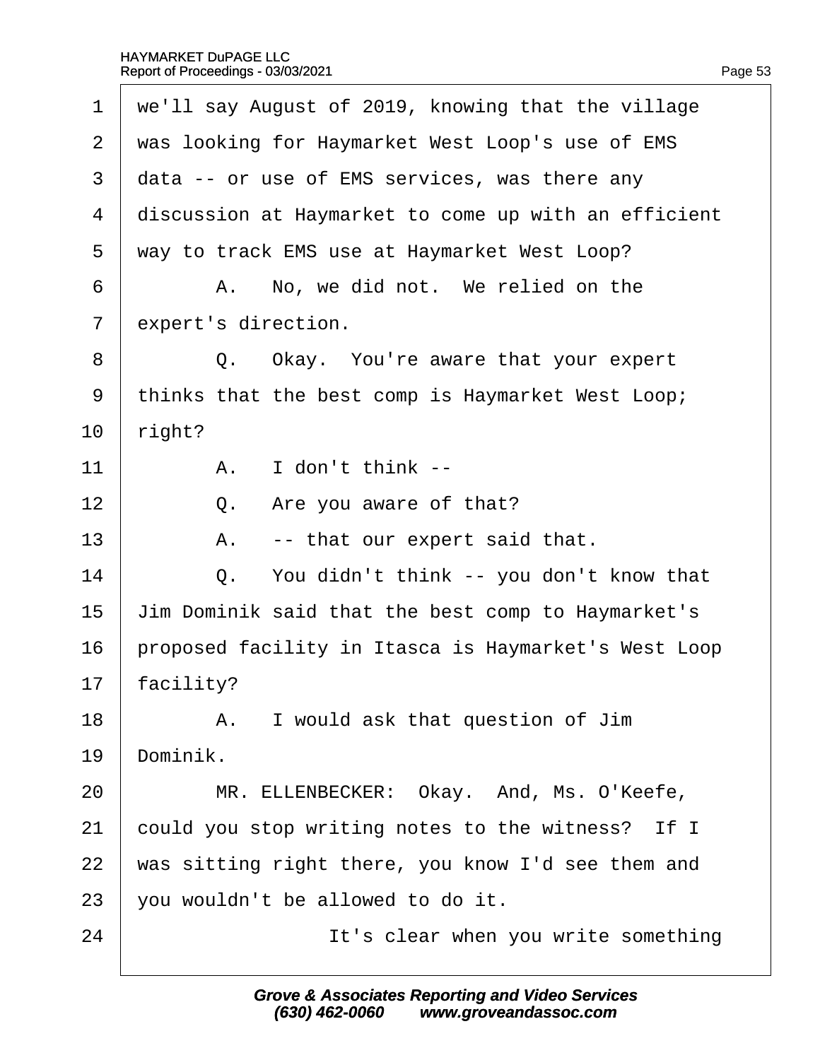1 we'll say August of 2019, knowing that the village
2 was looking for Haymarket West Loop's use of EMS
3 data -- or use of EMS services, was there any
4 discussion at Haymarket to come up with an efficient
5 way to track EMS use at Haymarket West Loop?
6 A. No, we did not. We relied on the
7 expert's direction.
8 Q. Okay. You're aware that your expert
9 thinks that the best comp is Haymarket West Loop;
10 right?
11 A. I don't think --
12 Q. Are you aware of that?
13 A. -- that our expert said that.
14 Q. You didn't think -- you don't know that
15 Jim Dominik said that the best comp to Haymarket's
16 proposed facility in Itasca is Haymarket's West Loop
17 facility?
18 A. I would ask that question of Jim
19 Dominik.
20 MR. ELLENBECKER: Okay. And, Ms. O'Keefe,
21 could you stop writing notes to the witness? If I
22 was sitting right there, you know I'd see them and
23 you wouldn't be allowed to do it.
24 It's clear when you write something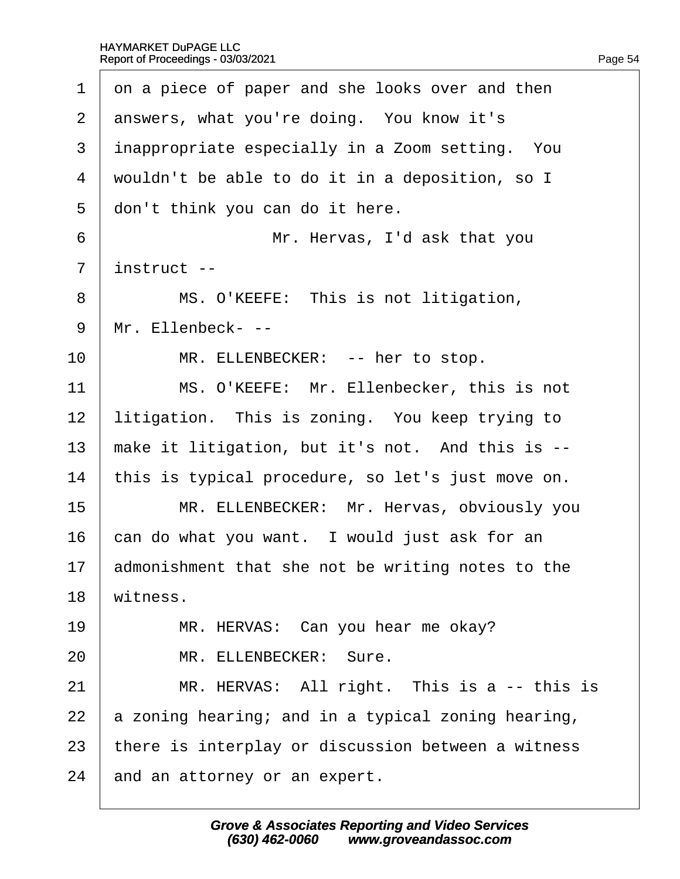1 on a piece of paper and she looks over and then
2 answers, what you're doing. You know it's
3 inappropriate especially in a Zoom setting. You
4 wouldn't be able to do it in a deposition, so I
5 don't think you can do it here.
6 Mr. Hervas, I'd ask that you
7 instruct --
8 MS. O'KEEFE: This is not litigation,
9 Mr. Ellenbeck- --
10 MR. ELLENBECKER: -- her to stop.
11 MS. O'KEEFE: Mr. Ellenbecker, this is not
12 litigation. This is zoning. You keep trying to
13 make it litigation, but it's not. And this is --
14 this is typical procedure, so let's just move on.
15 MR. ELLENBECKER: Mr. Hervas, obviously you
16 can do what you want. I would just ask for an
17 admonishment that she not be writing notes to the
18 witness.
19 MR. HERVAS: Can you hear me okay?
20 MR. ELLENBECKER: Sure.
21 MR. HERVAS: All right. This is a -- this is
22 a zoning hearing; and in a typical zoning hearing,
23 there is interplay or discussion between a witness
24 and an attorney or an expert.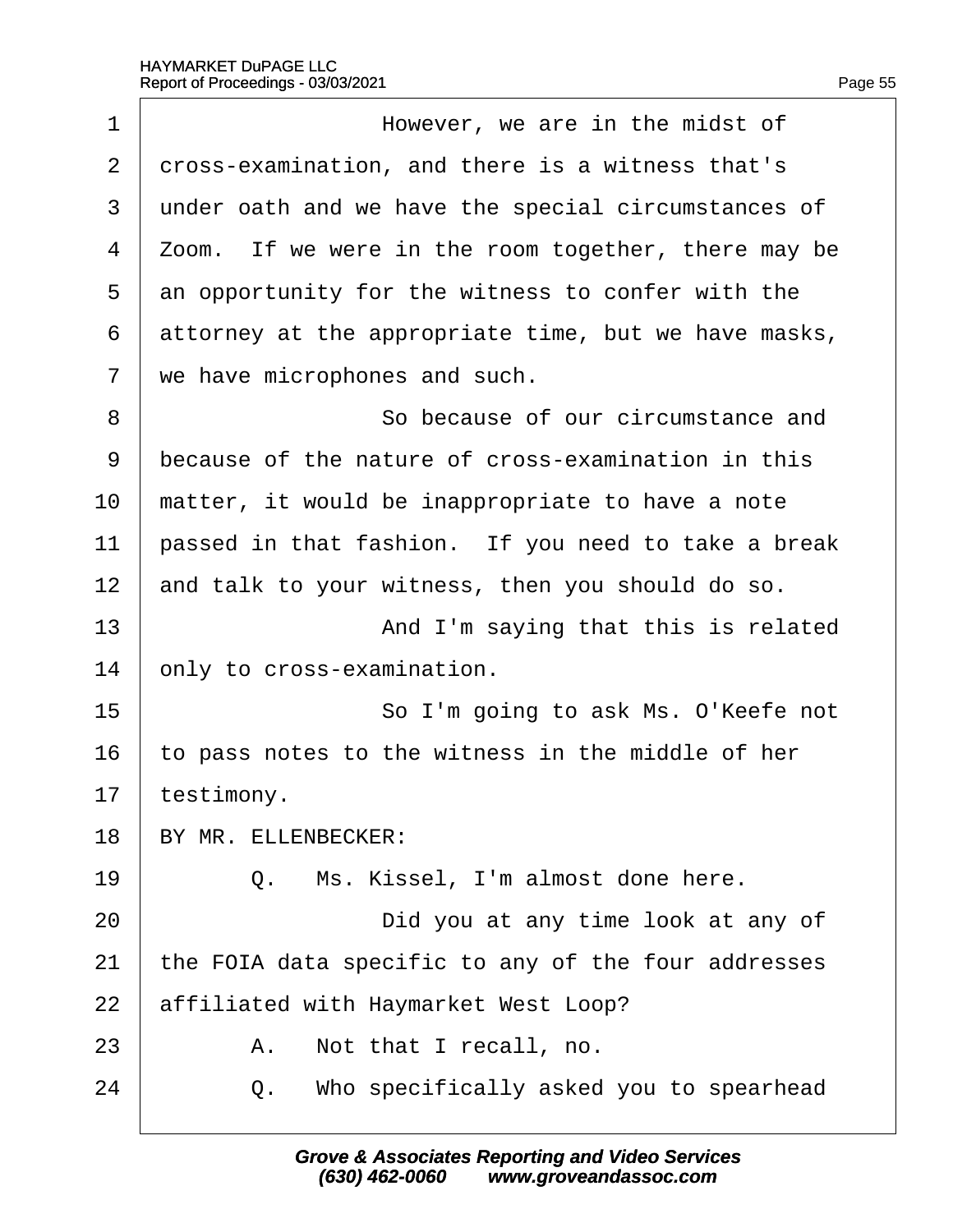1 However, we are in the midst of
2 cross-examination, and there is a witness that's
3 under oath and we have the special circumstances of
4 Zoom. If we were in the room together, there may be
5 an opportunity for the witness to confer with the
6 attorney at the appropriate time, but we have masks,
7 we have microphones and such.
8 So because of our circumstance and
9 because of the nature of cross-examination in this
10 matter, it would be inappropriate to have a note
11 passed in that fashion. If you need to take a break
12 and talk to your witness, then you should do so.
13 And I'm saying that this is related
14 only to cross-examination.
15 So I'm going to ask Ms. O'Keefe not
16 to pass notes to the witness in the middle of her
17 testimony.
18 BY MR. ELLENBECKER:
19 Q. Ms. Kissel, I'm almost done here.
20 Did you at any time look at any of
21 the FOIA data specific to any of the four addresses
22 affiliated with Haymarket West Loop?
23 A. Not that I recall, no.
24 Q. Who specifically asked you to spearhead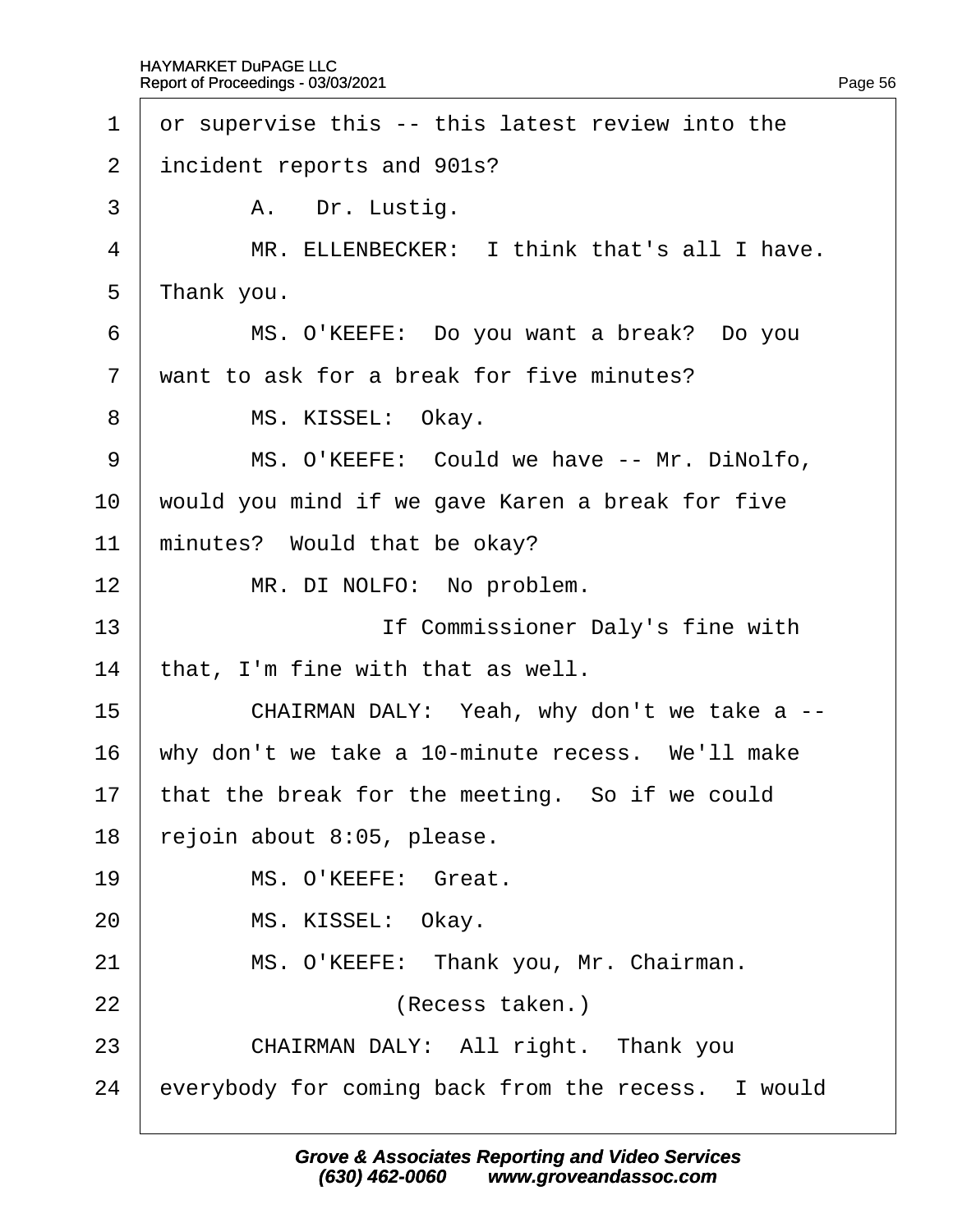1 or supervise this -- this latest review into the

2 incident reports and 901s?

3 A. Dr. Lustig.

4 MR. ELLENBECKER: I think that's all I have.

5 Thank you.

6 MS. O'KEEFE: Do you want a break? Do you

7 want to ask for a break for five minutes?

8 MS. KISSEL: Okay.

9 MS. O'KEEFE: Could we have -- Mr. DiNolfo,

10 would you mind if we gave Karen a break for five

11 minutes? Would that be okay?

12 MR. DI NOLFO: No problem.

13 If Commissioner Daly's fine with

14 that, I'm fine with that as well.

15 CHAIRMAN DALY: Yeah, why don't we take a --

16 why don't we take a 10-minute recess. We'll make

17 that the break for the meeting. So if we could

18 rejoin about 8:05, please.

19 MS. O'KEEFE: Great.

20 MS. KISSEL: Okay.

21 MS. O'KEEFE: Thank you, Mr. Chairman.

22 (Recess taken.)

23 CHAIRMAN DALY: All right. Thank you

24 everybody for coming back from the recess. I would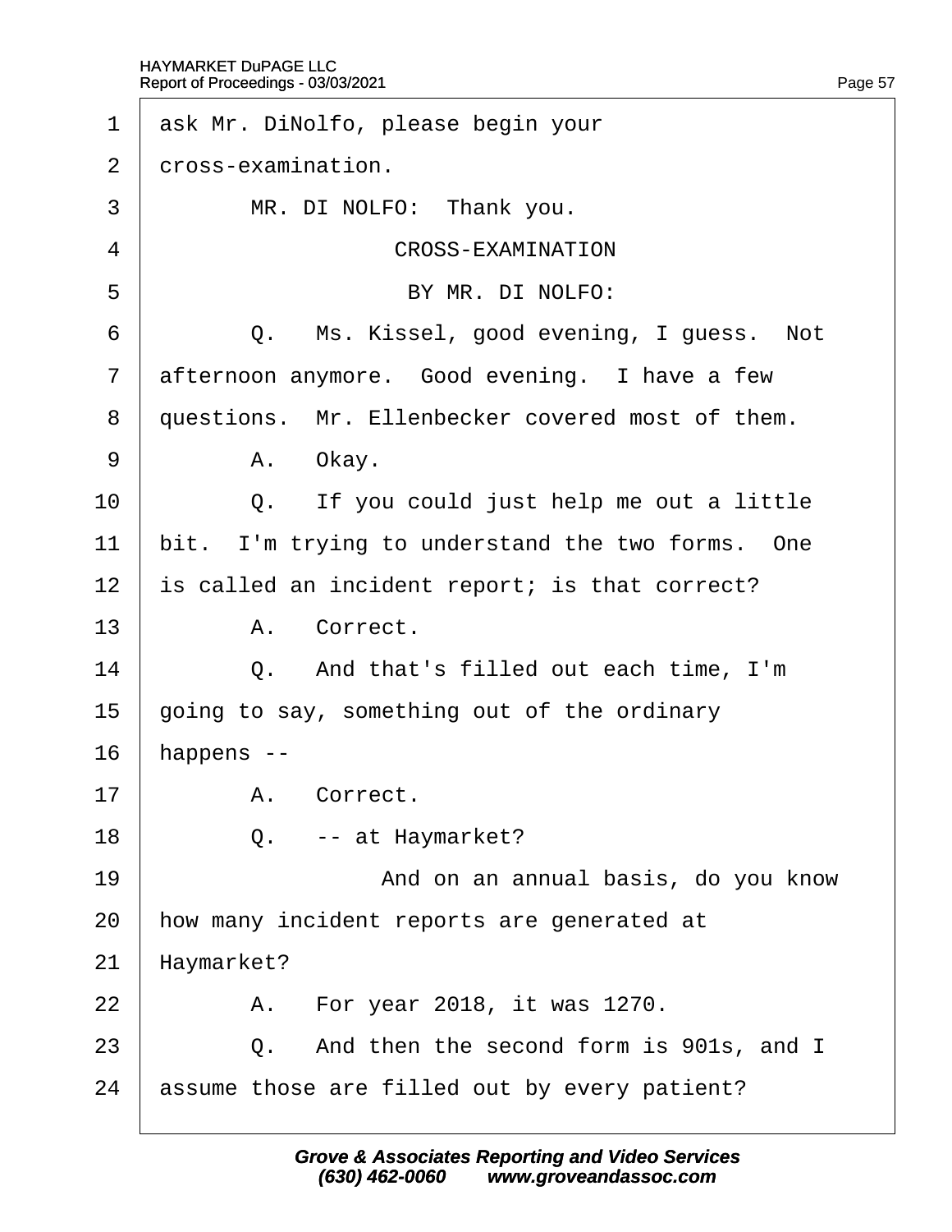1 ask Mr. DiNolfo, please begin your

2 cross-examination.

3 MR. DI NOLFO: Thank you.

4 CROSS-EXAMINATION

5 BY MR. DI NOLFO:

6 Q. Ms. Kissel, good evening, I guess. Not

7 afternoon anymore. Good evening. I have a few

8 questions. Mr. Ellenbecker covered most of them.

9 A. Okay.

10 Q. If you could just help me out a little

11 bit. I'm trying to understand the two forms. One

12 is called an incident report; is that correct?

13 A. Correct.

14 Q. And that's filled out each time, I'm

15 going to say, something out of the ordinary

16 happens --

17 A. Correct.

18 Q. -- at Haymarket?

19 And on an annual basis, do you know

20 how many incident reports are generated at

21 Haymarket?

22 A. For year 2018, it was 1270.

23 Q. And then the second form is 901s, and I

24 assume those are filled out by every patient?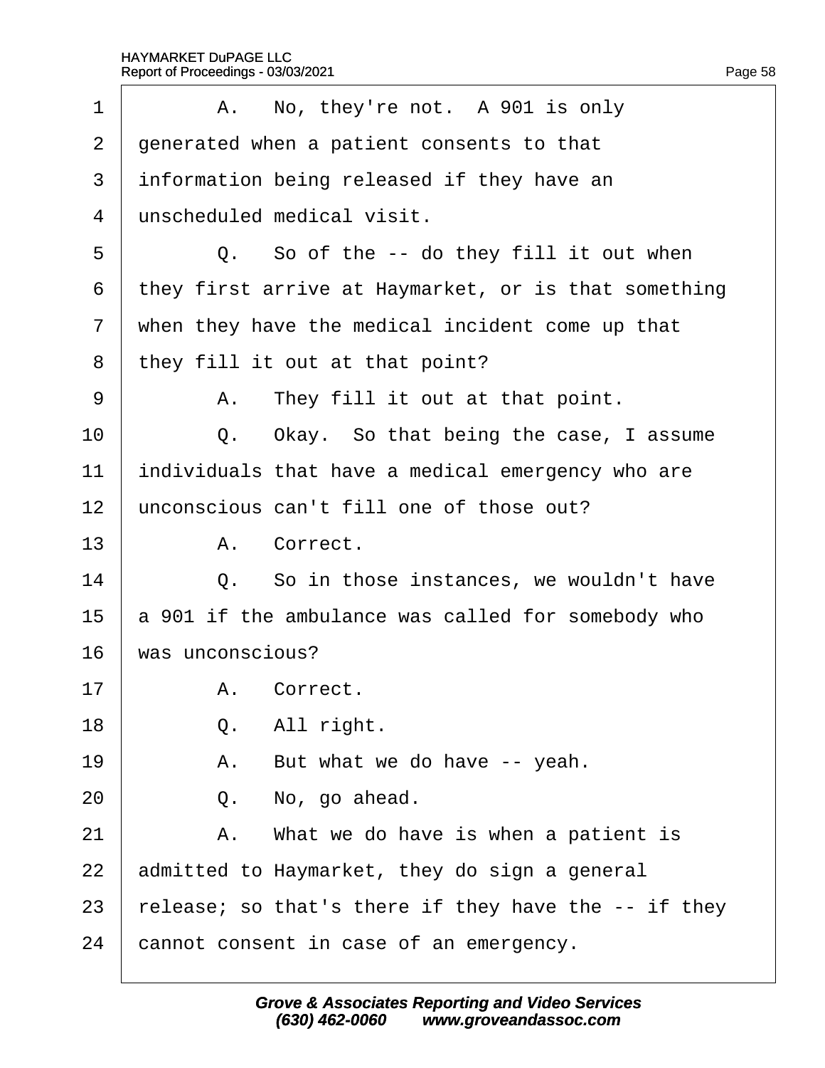1 A. No, they're not. A 901 is only
2 generated when a patient consents to that
3 information being released if they have an
4 unscheduled medical visit.
5 Q. So of the -- do they fill it out when
6 they first arrive at Haymarket, or is that something
7 when they have the medical incident come up that
8 they fill it out at that point?
9 A. They fill it out at that point.
10 Q. Okay. So that being the case, I assume
11 individuals that have a medical emergency who are
12 unconscious can't fill one of those out?
13 A. Correct.
14 Q. So in those instances, we wouldn't have
15 a 901 if the ambulance was called for somebody who
16 was unconscious?
17 A. Correct.
18 Q. All right.
19 A. But what we do have -- yeah.
20 Q. No, go ahead.
21 A. What we do have is when a patient is
22 admitted to Haymarket, they do sign a general
23 release; so that's there if they have the -- if they
24 cannot consent in case of an emergency.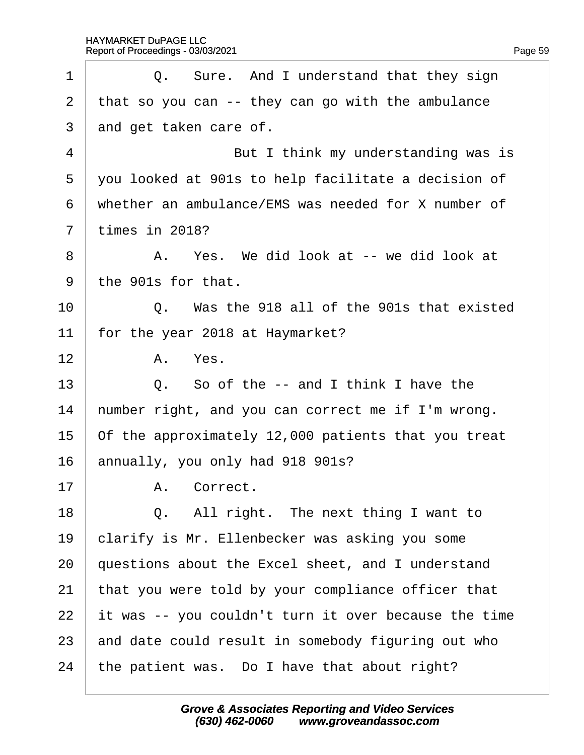1 Q. Sure. And I understand that they sign
2 that so you can -- they can go with the ambulance
3 and get taken care of.
4 But I think my understanding was is
5 you looked at 901s to help facilitate a decision of
6 whether an ambulance/EMS was needed for X number of
7 times in 2018?
8 A. Yes. We did look at -- we did look at
9 the 901s for that.
10 Q. Was the 918 all of the 901s that existed
11 for the year 2018 at Haymarket?
12 A. Yes.
13 Q. So of the -- and I think I have the
14 number right, and you can correct me if I'm wrong.
15 Of the approximately 12,000 patients that you treat
16 annually, you only had 918 901s?
17 A. Correct.
18 Q. All right. The next thing I want to
19 clarify is Mr. Ellenbecker was asking you some
20 questions about the Excel sheet, and I understand
21 that you were told by your compliance officer that
22 it was -- you couldn't turn it over because the time
23 and date could result in somebody figuring out who
24 the patient was. Do I have that about right?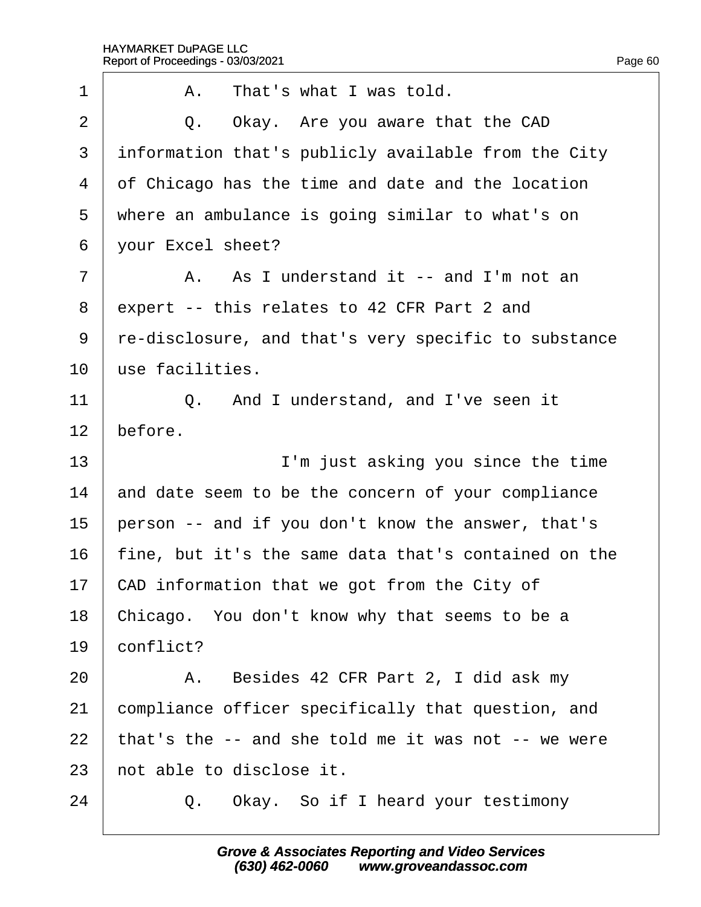1 A. That's what I was told.

2 Q. Okay. Are you aware that the CAD

3 information that's publicly available from the City

4 of Chicago has the time and date and the location

5 where an ambulance is going similar to what's on

6 your Excel sheet?

7 A. As I understand it -- and I'm not an

8 expert -- this relates to 42 CFR Part 2 and

9 re-disclosure, and that's very specific to substance

10 use facilities.

11 Q. And I understand, and I've seen it

12 before.

13 I'm just asking you since the time

14 and date seem to be the concern of your compliance

15 person -- and if you don't know the answer, that's

16 fine, but it's the same data that's contained on the

17 CAD information that we got from the City of

18 Chicago. You don't know why that seems to be a

19 conflict?

20 A. Besides 42 CFR Part 2, I did ask my

21 compliance officer specifically that question, and

22 that's the -- and she told me it was not -- we were

23 not able to disclose it.

24 Q. Okay. So if I heard your testimony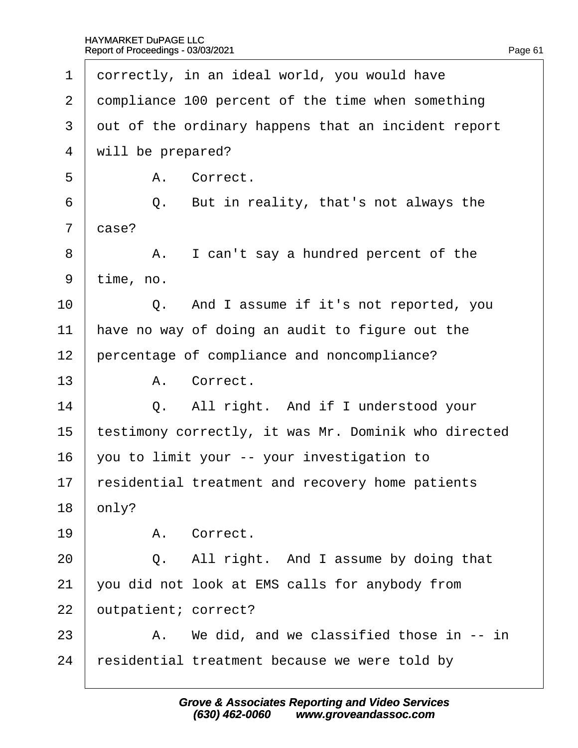1 correctly, in an ideal world, you would have
2 compliance 100 percent of the time when something
3 out of the ordinary happens that an incident report
4 will be prepared?

5 A. Correct.

6 Q. But in reality, that's not always the
7 case?

8 A. I can't say a hundred percent of the
9 time, no.

10 Q. And I assume if it's not reported, you
11 have no way of doing an audit to figure out the
12 percentage of compliance and noncompliance?

13 A. Correct.

14 Q. All right. And if I understood your
15 testimony correctly, it was Mr. Dominik who directed
16 you to limit your -- your investigation to
17 residential treatment and recovery home patients
18 only?

19 A. Correct.

20 Q. All right. And I assume by doing that
21 you did not look at EMS calls for anybody from
22 outpatient; correct?

23 A. We did, and we classified those in -- in
24 residential treatment because we were told by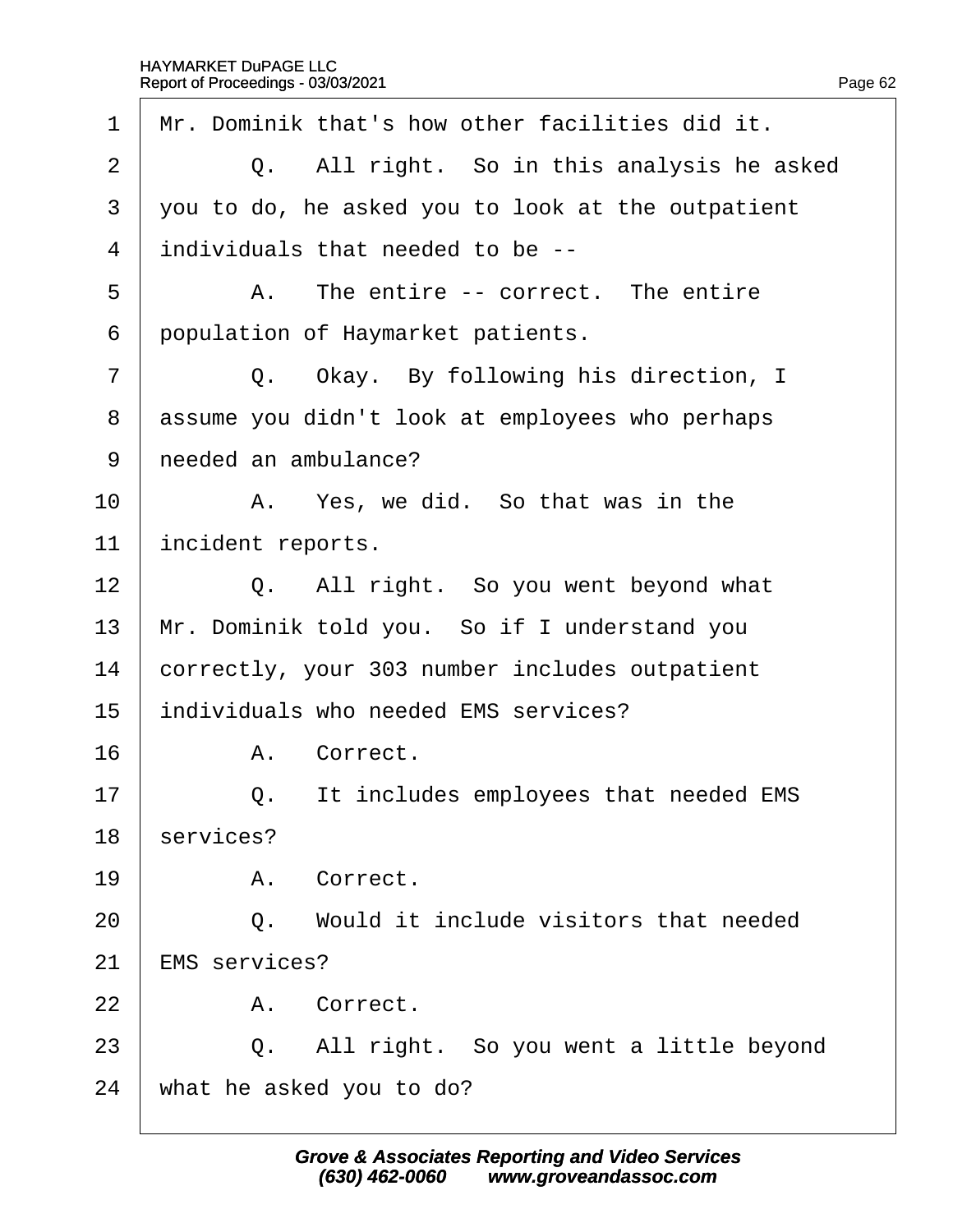1 Mr. Dominik that's how other facilities did it.

2 Q. All right. So in this analysis he asked

3 you to do, he asked you to look at the outpatient

4 individuals that needed to be --

5 A. The entire -- correct. The entire

6 population of Haymarket patients.

7 Q. Okay. By following his direction, I

8 assume you didn't look at employees who perhaps

9 needed an ambulance?

10 A. Yes, we did. So that was in the

11 incident reports.

12 Q. All right. So you went beyond what

13 Mr. Dominik told you. So if I understand you

14 correctly, your 303 number includes outpatient

15 individuals who needed EMS services?

16 A. Correct.

17 Q. It includes employees that needed EMS

18 services?

19 A. Correct.

20 Q. Would it include visitors that needed

21 EMS services?

22 A. Correct.

23 Q. All right. So you went a little beyond

24 what he asked you to do?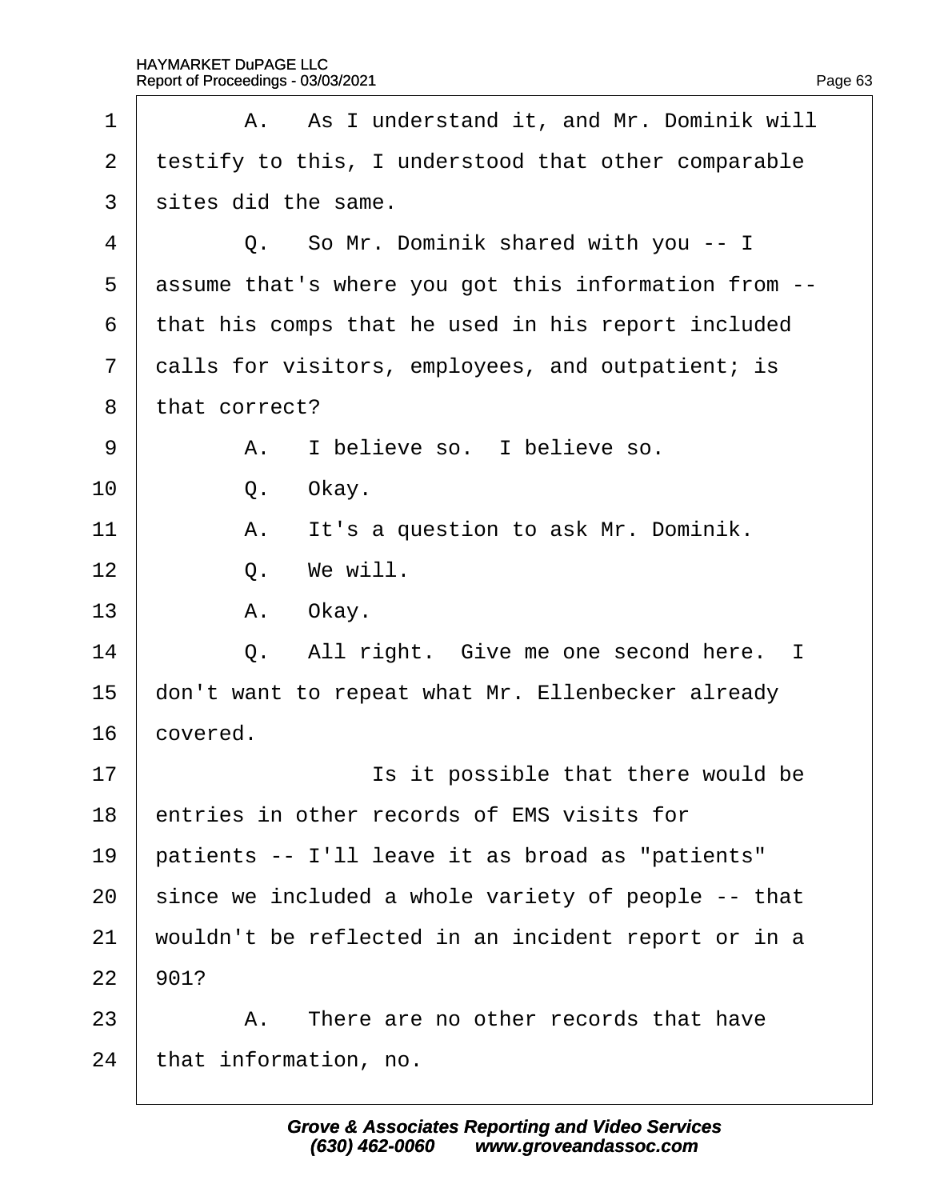1 A. As I understand it, and Mr. Dominik will
2 testify to this, I understood that other comparable
3 sites did the same.
4 Q. So Mr. Dominik shared with you -- I
5 assume that's where you got this information from --
6 that his comps that he used in his report included
7 calls for visitors, employees, and outpatient; is
8 that correct?
9 A. I believe so. I believe so.
10 Q. Okay.
11 A. It's a question to ask Mr. Dominik.
12 Q. We will.
13 A. Okay.
14 Q. All right. Give me one second here. I
15 don't want to repeat what Mr. Ellenbecker already
16 covered.
17 Is it possible that there would be
18 entries in other records of EMS visits for
19 patients -- I'll leave it as broad as "patients"
20 since we included a whole variety of people -- that
21 wouldn't be reflected in an incident report or in a
22 901?
23 A. There are no other records that have
24 that information, no.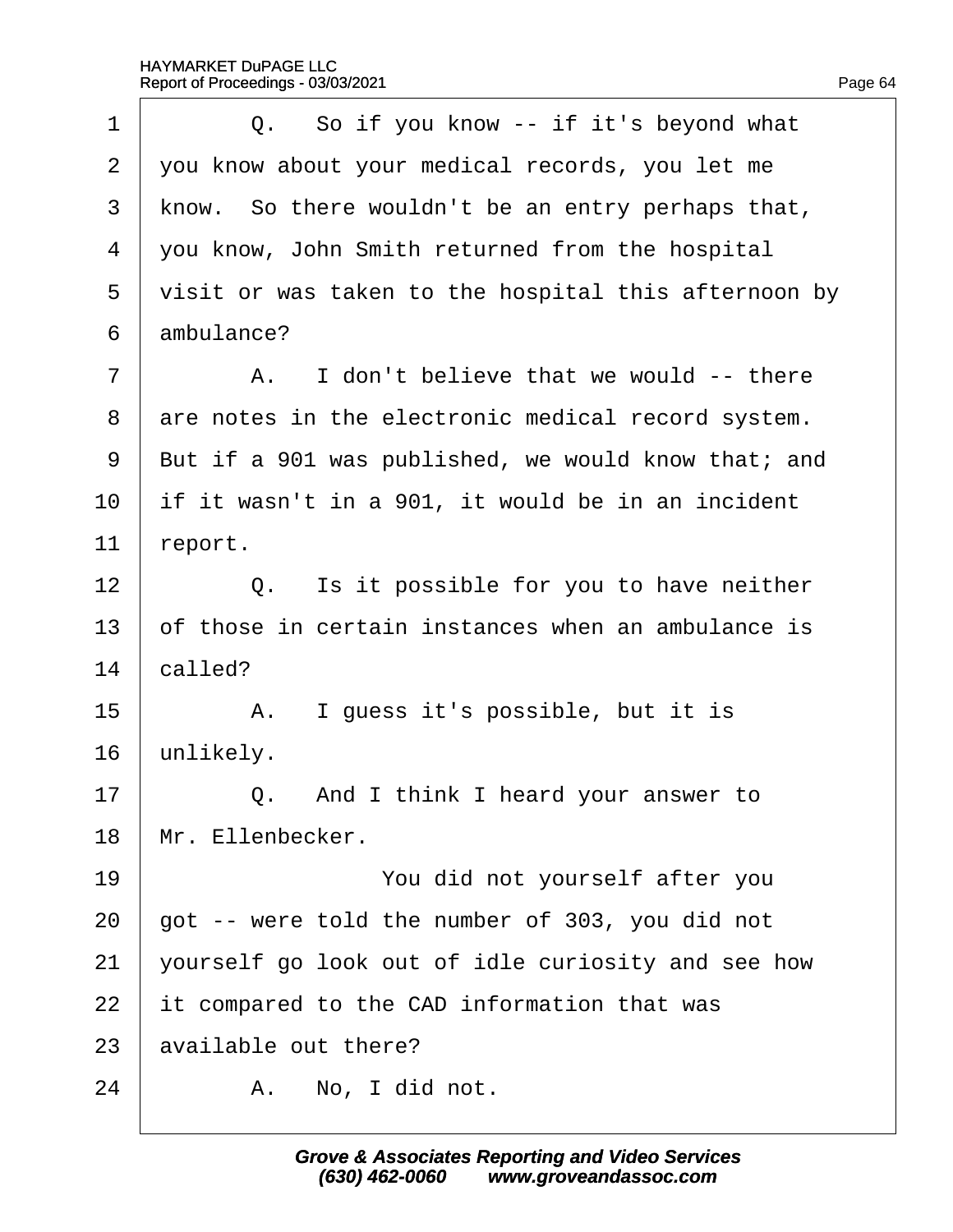1 Q. So if you know -- if it's beyond what
2 you know about your medical records, you let me
3 know. So there wouldn't be an entry perhaps that,
4 you know, John Smith returned from the hospital
5 visit or was taken to the hospital this afternoon by
6 ambulance?
7 A. I don't believe that we would -- there
8 are notes in the electronic medical record system.
9 But if a 901 was published, we would know that; and
10 if it wasn't in a 901, it would be in an incident
11 report.
12 Q. Is it possible for you to have neither
13 of those in certain instances when an ambulance is
14 called?
15 A. I guess it's possible, but it is
16 unlikely.
17 Q. And I think I heard your answer to
18 Mr. Ellenbecker.
19 You did not yourself after you
20 got -- were told the number of 303, you did not
21 yourself go look out of idle curiosity and see how
22 it compared to the CAD information that was
23 available out there?
24 A. No, I did not.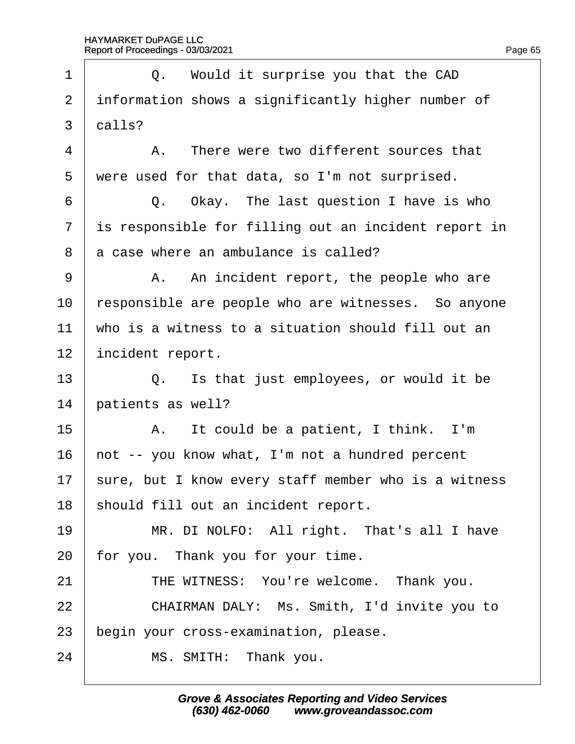1 Q. Would it surprise you that the CAD
2 information shows a significantly higher number of
3 calls?
4 A. There were two different sources that
5 were used for that data, so I'm not surprised.
6 Q. Okay. The last question I have is who
7 is responsible for filling out an incident report in
8 a case where an ambulance is called?
9 A. An incident report, the people who are
10 responsible are people who are witnesses. So anyone
11 who is a witness to a situation should fill out an
12 incident report.
13 Q. Is that just employees, or would it be
14 patients as well?
15 A. It could be a patient, I think. I'm
16 not -- you know what, I'm not a hundred percent
17 sure, but I know every staff member who is a witness
18 should fill out an incident report.
19 MR. DI NOLFO: All right. That's all I have
20 for you. Thank you for your time.
21 THE WITNESS: You're welcome. Thank you.
22 CHAIRMAN DALY: Ms. Smith, I'd invite you to
23 begin your cross-examination, please.
24 MS. SMITH: Thank you.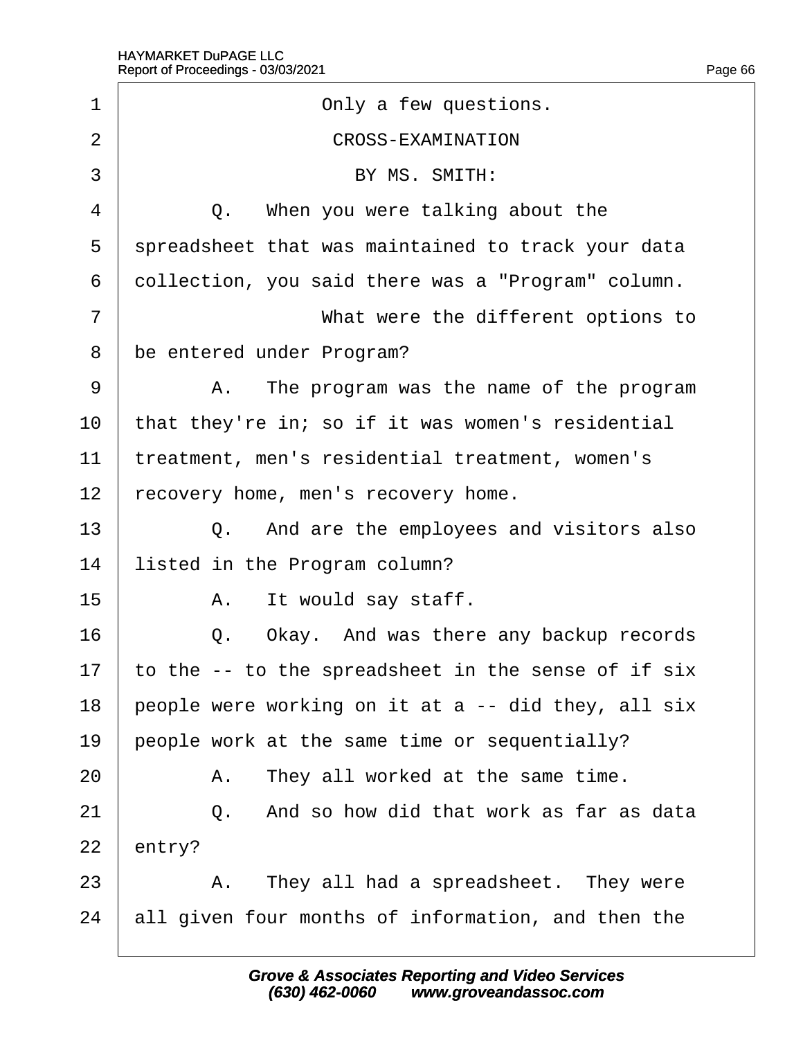Only a few questions.

CROSS-EXAMINATION

BY MS. SMITH:

Q. When you were talking about the spreadsheet that was maintained to track your data collection, you said there was a "Program" column.

What were the different options to be entered under Program?

A. The program was the name of the program that they're in; so if it was women's residential treatment, men's residential treatment, women's recovery home, men's recovery home.

Q. And are the employees and visitors also listed in the Program column?

A. It would say staff.

Q. Okay. And was there any backup records to the -- to the spreadsheet in the sense of if six people were working on it at a -- did they, all six people work at the same time or sequentially?

A. They all worked at the same time.

Q. And so how did that work as far as data entry?

A. They all had a spreadsheet. They were all given four months of information, and then the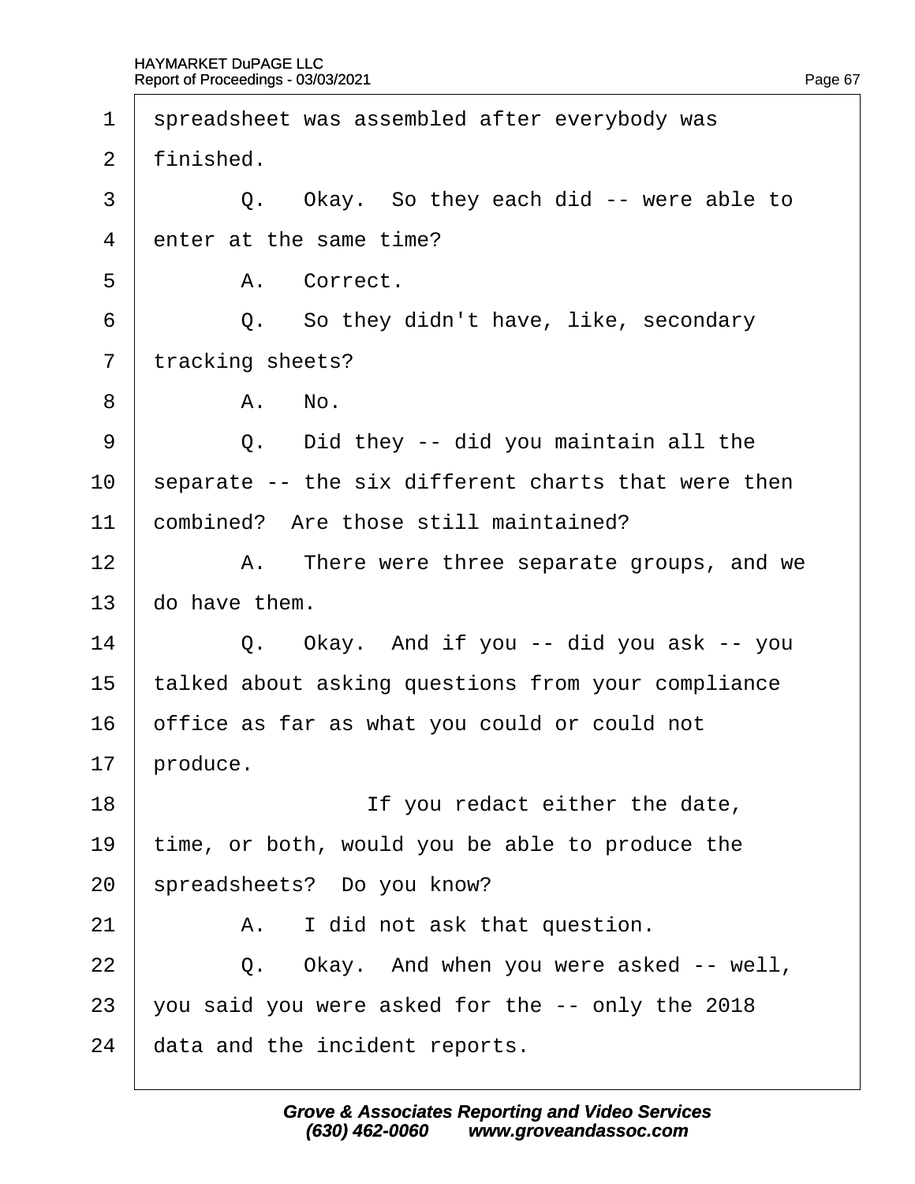1 spreadsheet was assembled after everybody was

2 finished.

3 Q. Okay. So they each did -- were able to

4 enter at the same time?

5 A. Correct.

6 Q. So they didn't have, like, secondary

7 tracking sheets?

8 A. No.

9 Q. Did they -- did you maintain all the

10 separate -- the six different charts that were then

11 combined? Are those still maintained?

12 A. There were three separate groups, and we

13 do have them.

14 Q. Okay. And if you -- did you ask -- you

15 talked about asking questions from your compliance

16 office as far as what you could or could not

17 produce.

18 If you redact either the date,

19 time, or both, would you be able to produce the

20 spreadsheets? Do you know?

21 A. I did not ask that question.

22 Q. Okay. And when you were asked -- well,

23 you said you were asked for the -- only the 2018

24 data and the incident reports.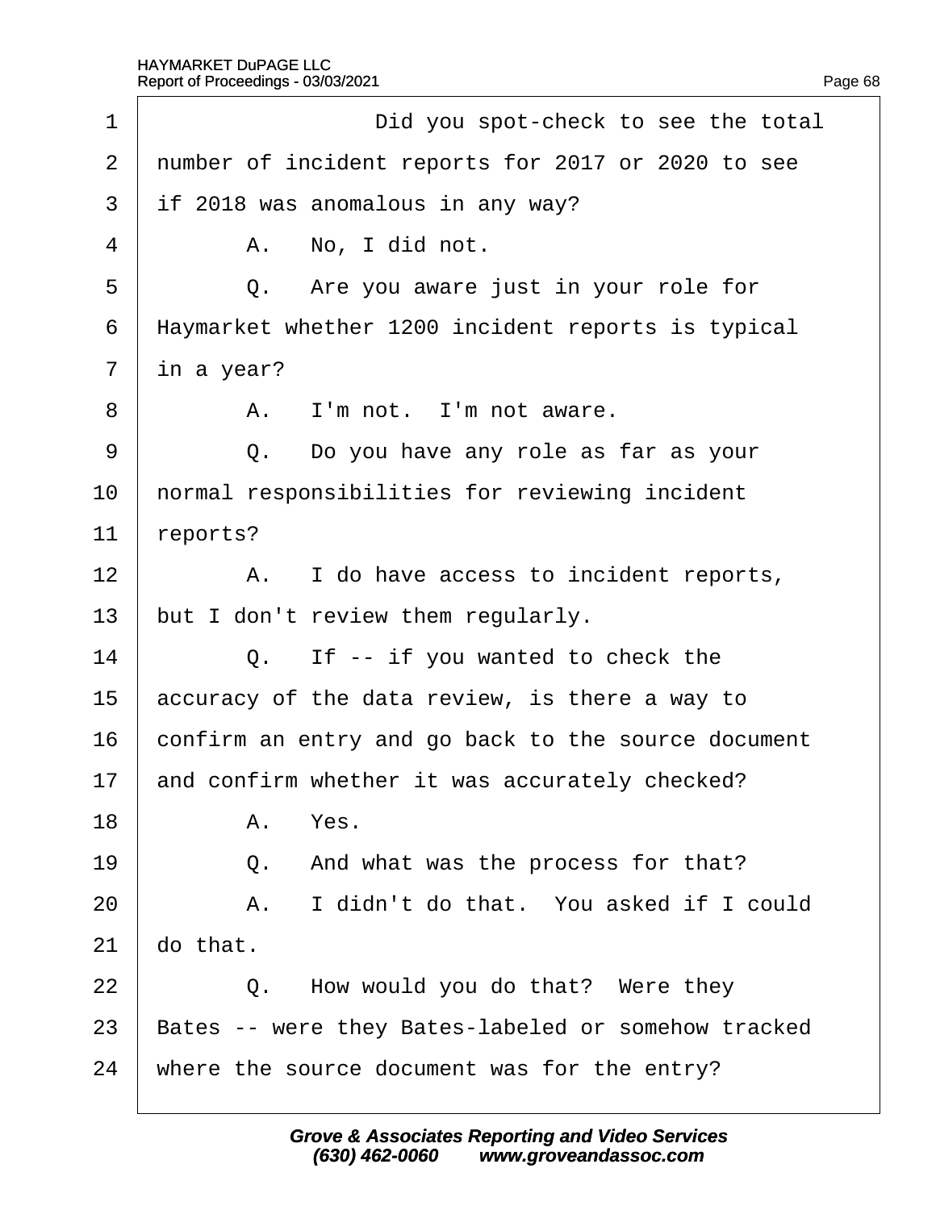1 Did you spot-check to see the total
2 number of incident reports for 2017 or 2020 to see
3 if 2018 was anomalous in any way?
4 A. No, I did not.
5 Q. Are you aware just in your role for
6 Haymarket whether 1200 incident reports is typical
7 in a year?
8 A. I'm not. I'm not aware.
9 Q. Do you have any role as far as your
10 normal responsibilities for reviewing incident
11 reports?
12 A. I do have access to incident reports,
13 but I don't review them regularly.
14 Q. If -- if you wanted to check the
15 accuracy of the data review, is there a way to
16 confirm an entry and go back to the source document
17 and confirm whether it was accurately checked?
18 A. Yes.
19 Q. And what was the process for that?
20 A. I didn't do that. You asked if I could
21 do that.
22 Q. How would you do that? Were they
23 Bates -- were they Bates-labeled or somehow tracked
24 where the source document was for the entry?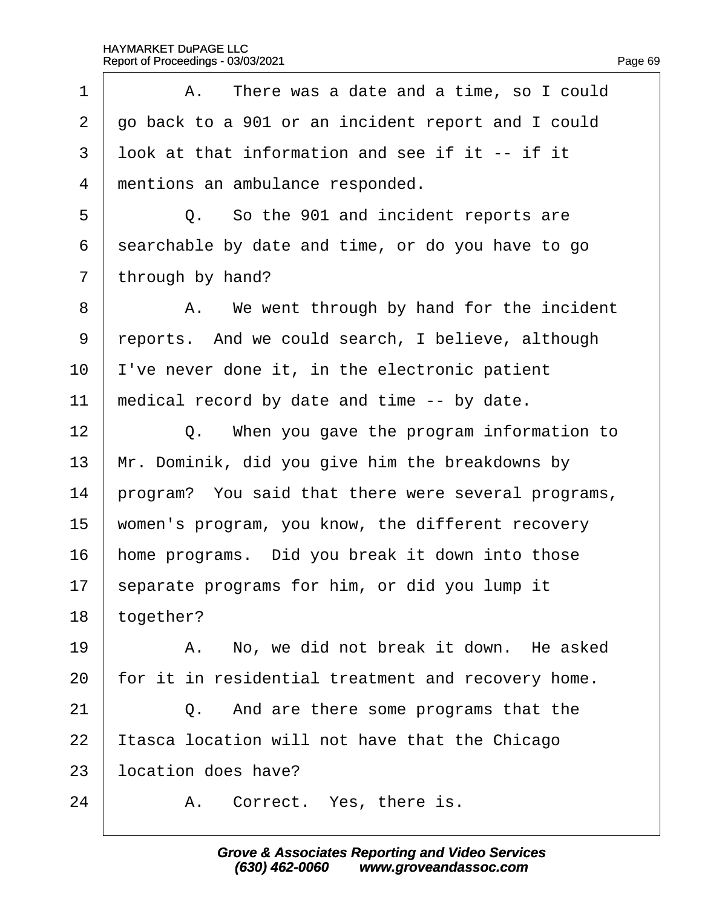1 A. There was a date and a time, so I could
2 go back to a 901 or an incident report and I could
3 look at that information and see if it -- if it
4 mentions an ambulance responded.
5 Q. So the 901 and incident reports are
6 searchable by date and time, or do you have to go
7 through by hand?
8 A. We went through by hand for the incident
9 reports. And we could search, I believe, although
10 I've never done it, in the electronic patient
11 medical record by date and time -- by date.
12 Q. When you gave the program information to
13 Mr. Dominik, did you give him the breakdowns by
14 program? You said that there were several programs,
15 women's program, you know, the different recovery
16 home programs. Did you break it down into those
17 separate programs for him, or did you lump it
18 together?
19 A. No, we did not break it down. He asked
20 for it in residential treatment and recovery home.
21 Q. And are there some programs that the
22 Itasca location will not have that the Chicago
23 location does have?
24 A. Correct. Yes, there is.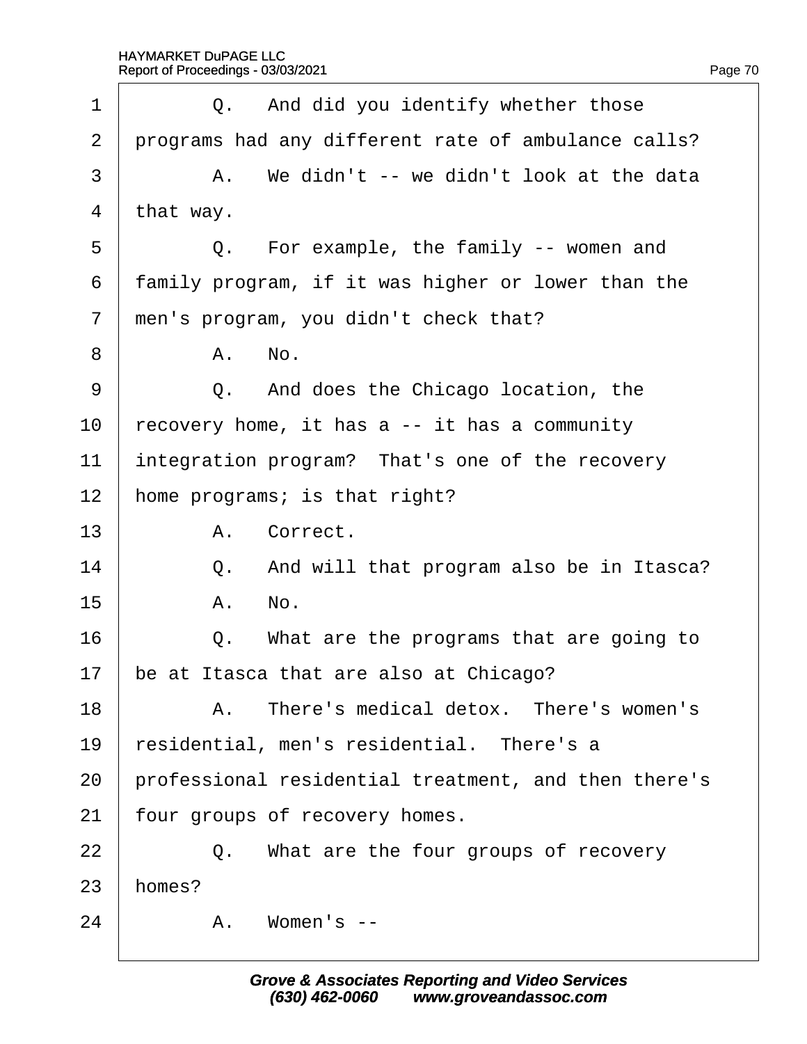1 Q. And did you identify whether those
2 programs had any different rate of ambulance calls?
3 A. We didn't -- we didn't look at the data
4 that way.
5 Q. For example, the family -- women and
6 family program, if it was higher or lower than the
7 men's program, you didn't check that?
8 A. No.
9 Q. And does the Chicago location, the
10 recovery home, it has a -- it has a community
11 integration program? That's one of the recovery
12 home programs; is that right?
13 A. Correct.
14 Q. And will that program also be in Itasca?
15 A. No.
16 Q. What are the programs that are going to
17 be at Itasca that are also at Chicago?
18 A. There's medical detox. There's women's
19 residential, men's residential. There's a
20 professional residential treatment, and then there's
21 four groups of recovery homes.
22 Q. What are the four groups of recovery
23 homes?
24 A. Women's --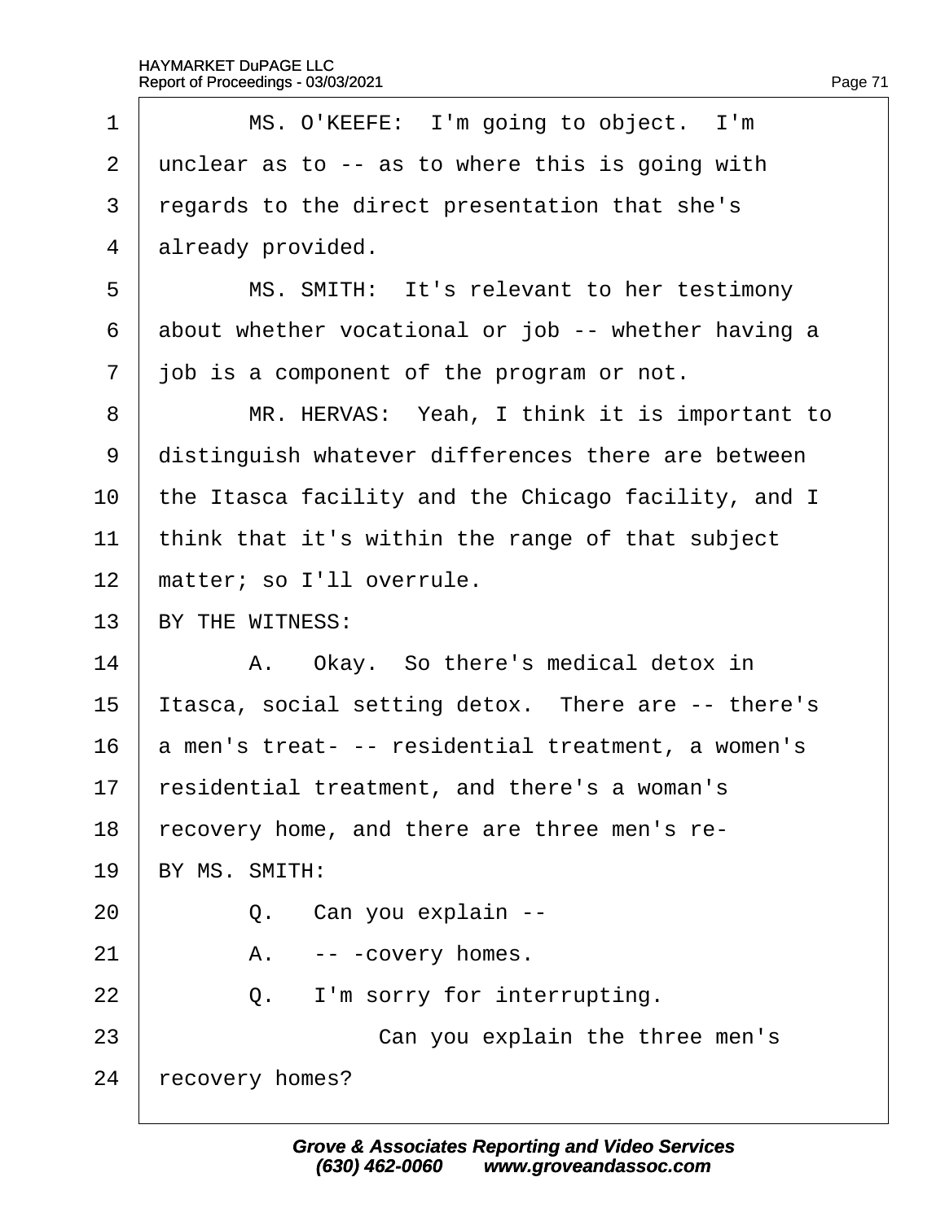1 MS. O'KEEFE: I'm going to object. I'm
2 unclear as to -- as to where this is going with
3 regards to the direct presentation that she's
4 already provided.
5 MS. SMITH: It's relevant to her testimony
6 about whether vocational or job -- whether having a
7 job is a component of the program or not.
8 MR. HERVAS: Yeah, I think it is important to
9 distinguish whatever differences there are between
10 the Itasca facility and the Chicago facility, and I
11 think that it's within the range of that subject
12 matter; so I'll overrule.
13 BY THE WITNESS:
14 A. Okay. So there's medical detox in
15 Itasca, social setting detox. There are -- there's
16 a men's treat- -- residential treatment, a women's
17 residential treatment, and there's a woman's
18 recovery home, and there are three men's re-
19 BY MS. SMITH:
20 Q. Can you explain --
21 A. -- -covery homes.
22 Q. I'm sorry for interrupting.
23 Can you explain the three men's
24 recovery homes?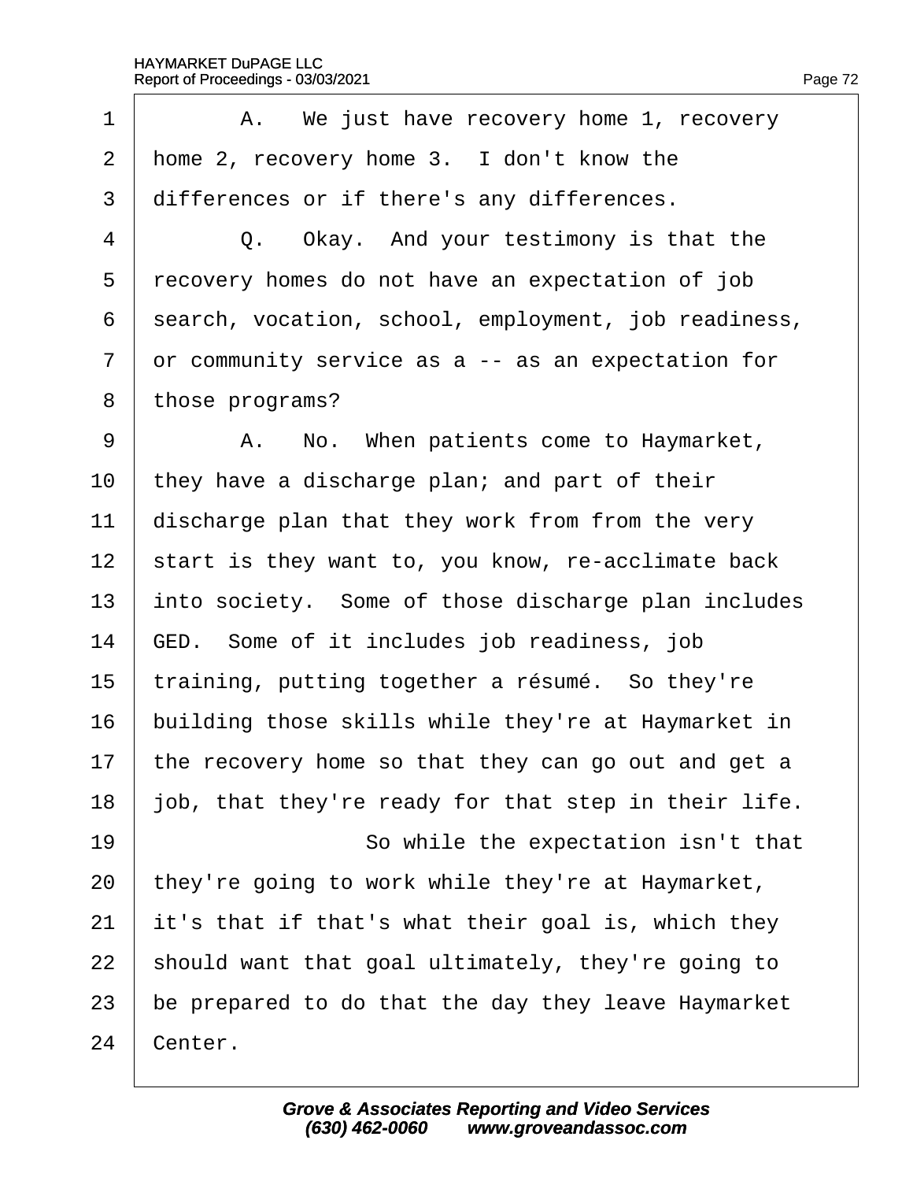1 A. We just have recovery home 1, recovery
2 home 2, recovery home 3. I don't know the
3 differences or if there's any differences.
4 Q. Okay. And your testimony is that the
5 recovery homes do not have an expectation of job
6 search, vocation, school, employment, job readiness,
7 or community service as a -- as an expectation for
8 those programs?
9 A. No. When patients come to Haymarket,
10 they have a discharge plan; and part of their
11 discharge plan that they work from from the very
12 start is they want to, you know, re-acclimate back
13 into society. Some of those discharge plan includes
14 GED. Some of it includes job readiness, job
15 training, putting together a résumé. So they're
16 building those skills while they're at Haymarket in
17 the recovery home so that they can go out and get a
18 job, that they're ready for that step in their life.
19 So while the expectation isn't that
20 they're going to work while they're at Haymarket,
21 it's that if that's what their goal is, which they
22 should want that goal ultimately, they're going to
23 be prepared to do that the day they leave Haymarket
24 Center.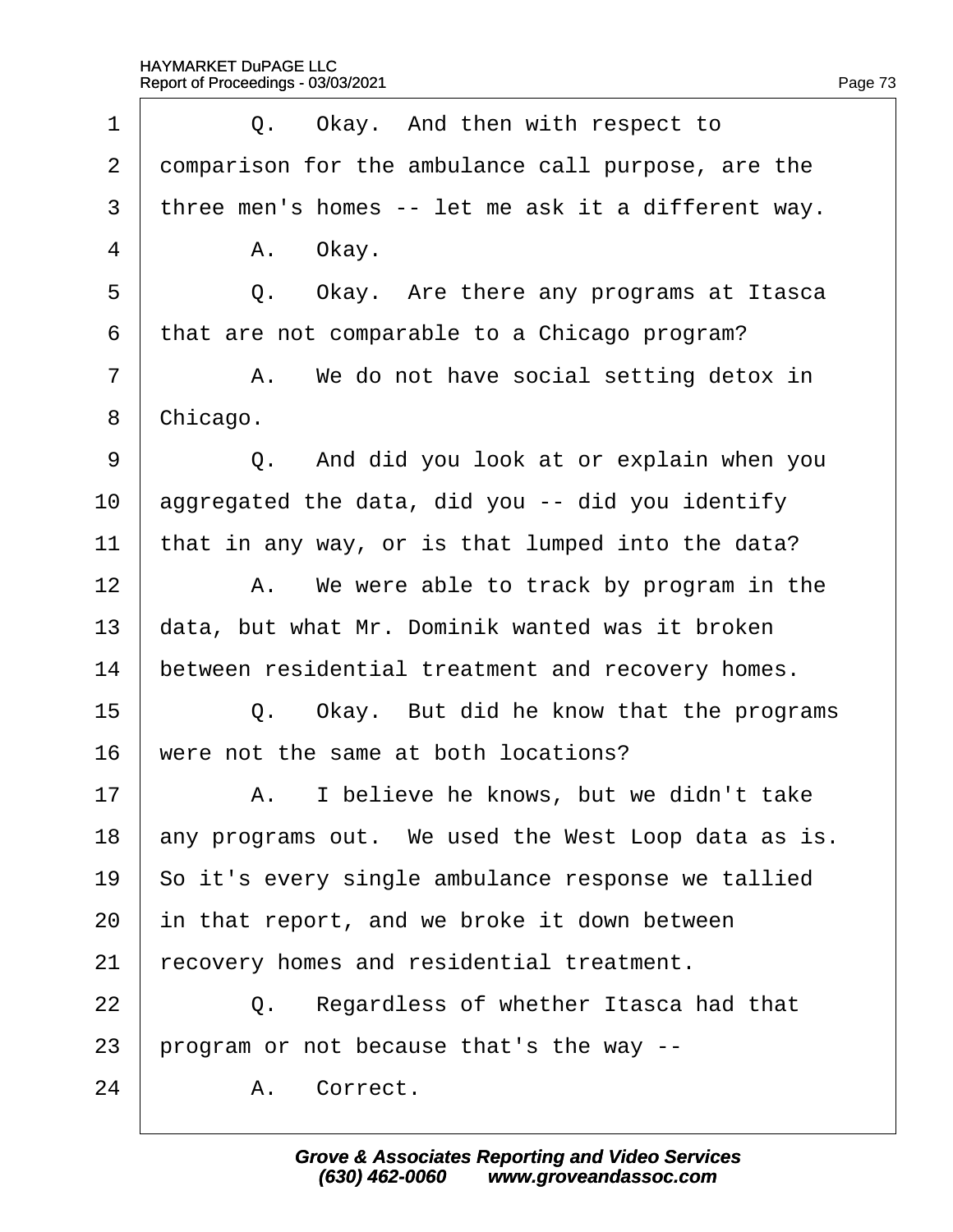1 Q. Okay. And then with respect to
2 comparison for the ambulance call purpose, are the
3 three men's homes -- let me ask it a different way.
4 A. Okay.
5 Q. Okay. Are there any programs at Itasca
6 that are not comparable to a Chicago program?
7 A. We do not have social setting detox in
8 Chicago.
9 Q. And did you look at or explain when you
10 aggregated the data, did you -- did you identify
11 that in any way, or is that lumped into the data?
12 A. We were able to track by program in the
13 data, but what Mr. Dominik wanted was it broken
14 between residential treatment and recovery homes.
15 Q. Okay. But did he know that the programs
16 were not the same at both locations?
17 A. I believe he knows, but we didn't take
18 any programs out. We used the West Loop data as is.
19 So it's every single ambulance response we tallied
20 in that report, and we broke it down between
21 recovery homes and residential treatment.
22 Q. Regardless of whether Itasca had that
23 program or not because that's the way --
24 A. Correct.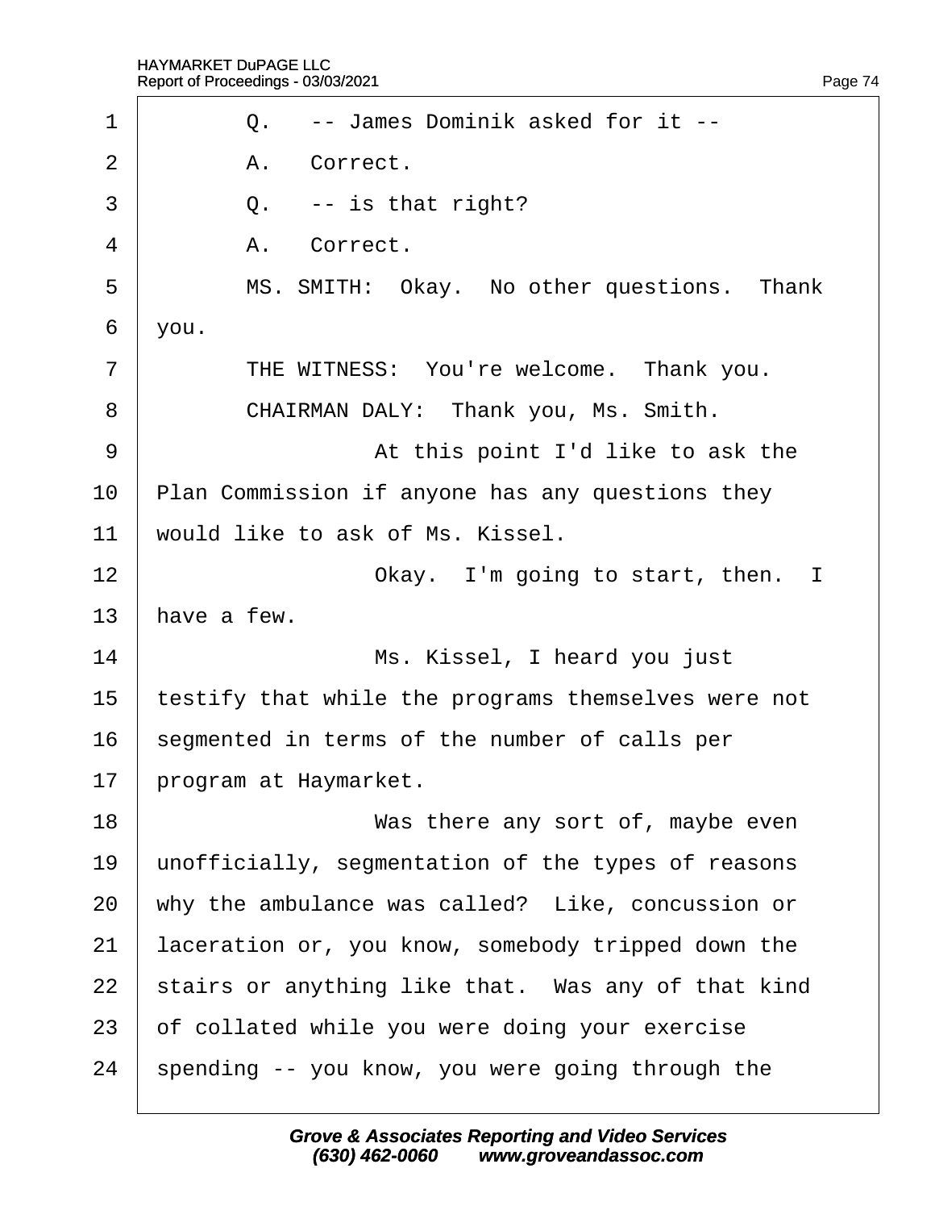1 Q. -- James Dominik asked for it --

2 A. Correct.

3 Q. -- is that right?

4 A. Correct.

5 MS. SMITH: Okay. No other questions. Thank

6 you.

7 THE WITNESS: You're welcome. Thank you.

8 CHAIRMAN DALY: Thank you, Ms. Smith.

9 At this point I'd like to ask the

10 Plan Commission if anyone has any questions they

11 would like to ask of Ms. Kissel.

12 Okay. I'm going to start, then. I

13 have a few.

14 Ms. Kissel, I heard you just

15 testify that while the programs themselves were not

16 segmented in terms of the number of calls per

17 program at Haymarket.

18 Was there any sort of, maybe even

19 unofficially, segmentation of the types of reasons

20 why the ambulance was called? Like, concussion or

21 laceration or, you know, somebody tripped down the

22 stairs or anything like that. Was any of that kind

23 of collated while you were doing your exercise

24 spending -- you know, you were going through the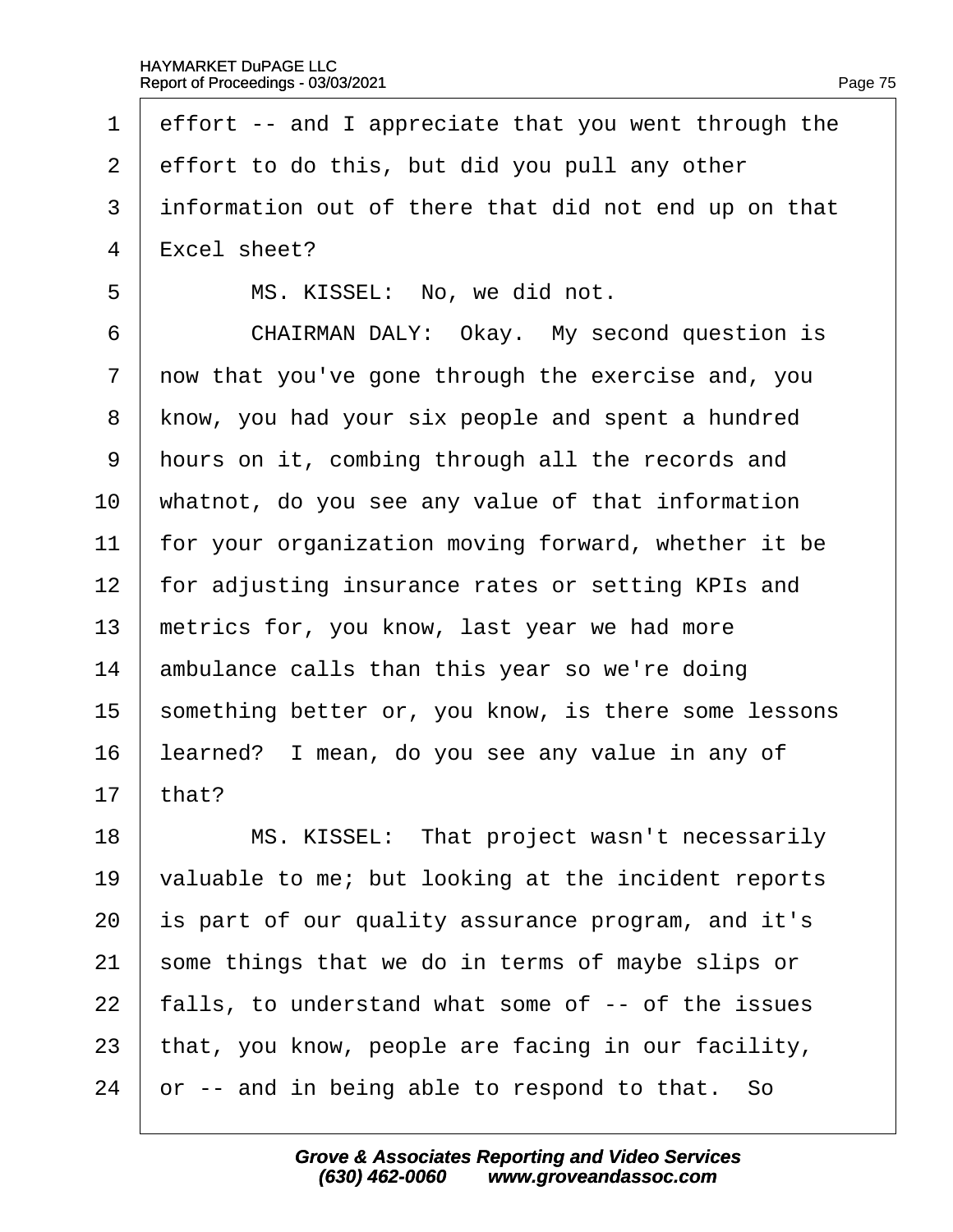effort -- and I appreciate that you went through the effort to do this, but did you pull any other information out of there that did not end up on that Excel sheet?

MS. KISSEL: No, we did not.

CHAIRMAN DALY: Okay. My second question is now that you've gone through the exercise and, you know, you had your six people and spent a hundred hours on it, combing through all the records and whatnot, do you see any value of that information for your organization moving forward, whether it be for adjusting insurance rates or setting KPIs and metrics for, you know, last year we had more ambulance calls than this year so we're doing something better or, you know, is there some lessons learned? I mean, do you see any value in any of that?

MS. KISSEL: That project wasn't necessarily valuable to me; but looking at the incident reports is part of our quality assurance program, and it's some things that we do in terms of maybe slips or falls, to understand what some of -- of the issues that, you know, people are facing in our facility, or -- and in being able to respond to that. So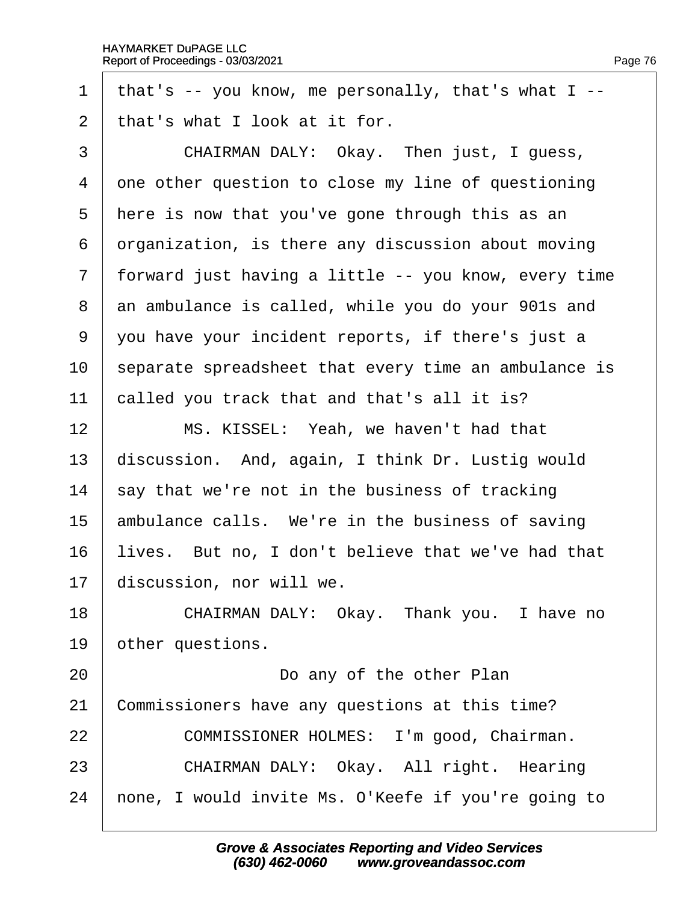1 that's -- you know, me personally, that's what I --

2 that's what I look at it for.

3 CHAIRMAN DALY: Okay. Then just, I guess,

4 one other question to close my line of questioning

5 here is now that you've gone through this as an

6 organization, is there any discussion about moving

7 forward just having a little -- you know, every time

8 an ambulance is called, while you do your 901s and

9 you have your incident reports, if there's just a

10 separate spreadsheet that every time an ambulance is

11 called you track that and that's all it is?

12 MS. KISSEL: Yeah, we haven't had that

13 discussion. And, again, I think Dr. Lustig would

14 say that we're not in the business of tracking

15 ambulance calls. We're in the business of saving

16 lives. But no, I don't believe that we've had that

17 discussion, nor will we.

18 CHAIRMAN DALY: Okay. Thank you. I have no

19 other questions.

20 Do any of the other Plan

21 Commissioners have any questions at this time?

22 COMMISSIONER HOLMES: I'm good, Chairman.

23 CHAIRMAN DALY: Okay. All right. Hearing

24 none, I would invite Ms. O'Keefe if you're going to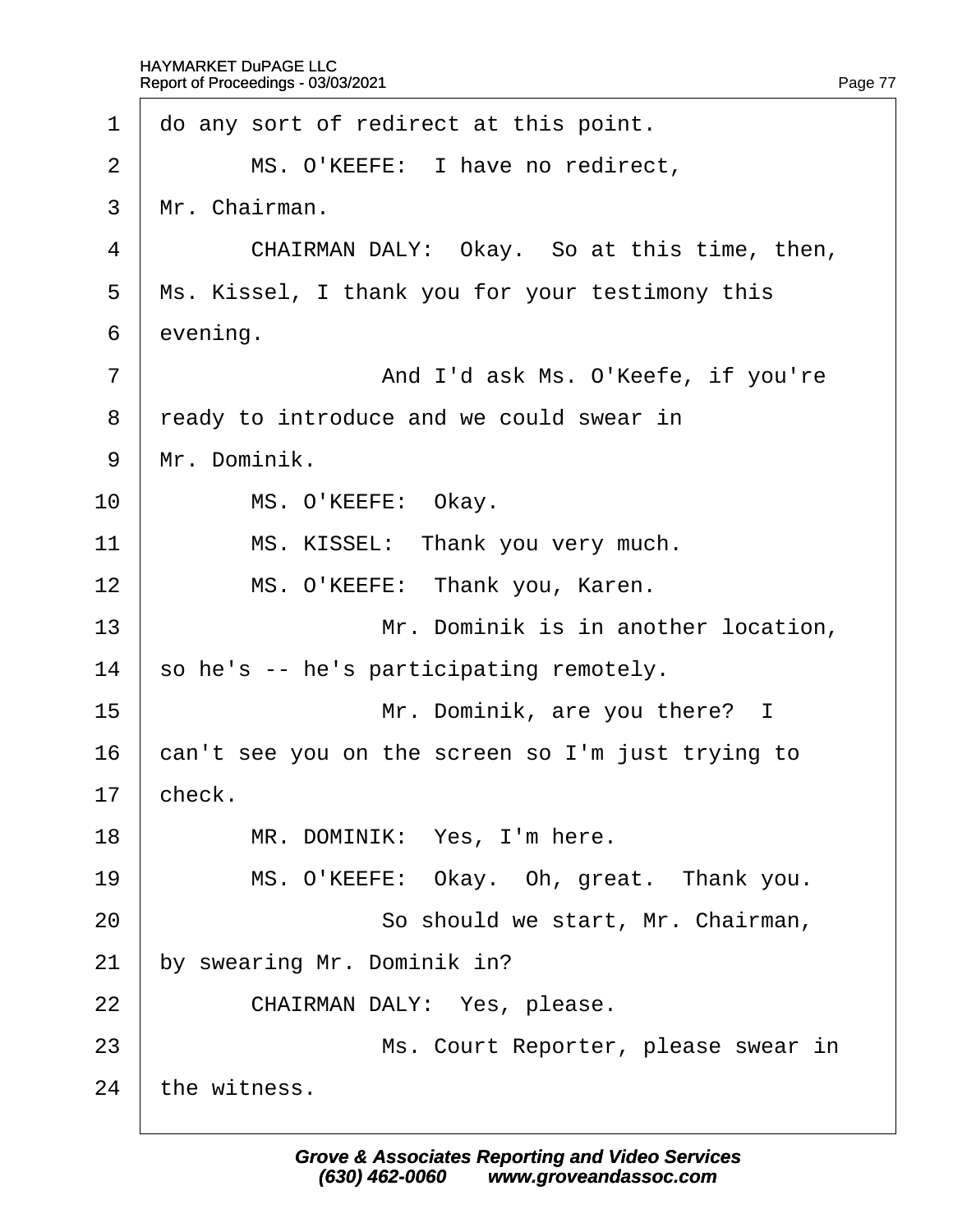1 do any sort of redirect at this point.

2 MS. O'KEEFE: I have no redirect,

3 Mr. Chairman.

4 CHAIRMAN DALY: Okay. So at this time, then,

5 Ms. Kissel, I thank you for your testimony this

6 evening.

7 And I'd ask Ms. O'Keefe, if you're

8 ready to introduce and we could swear in

9 Mr. Dominik.

10 MS. O'KEEFE: Okay.

11 MS. KISSEL: Thank you very much.

12 MS. O'KEEFE: Thank you, Karen.

13 Mr. Dominik is in another location,

14 so he's -- he's participating remotely.

15 Mr. Dominik, are you there? I

16 can't see you on the screen so I'm just trying to

17 check.

18 MR. DOMINIK: Yes, I'm here.

19 MS. O'KEEFE: Okay. Oh, great. Thank you.

20 So should we start, Mr. Chairman,

21 by swearing Mr. Dominik in?

22 CHAIRMAN DALY: Yes, please.

23 Ms. Court Reporter, please swear in

24 the witness.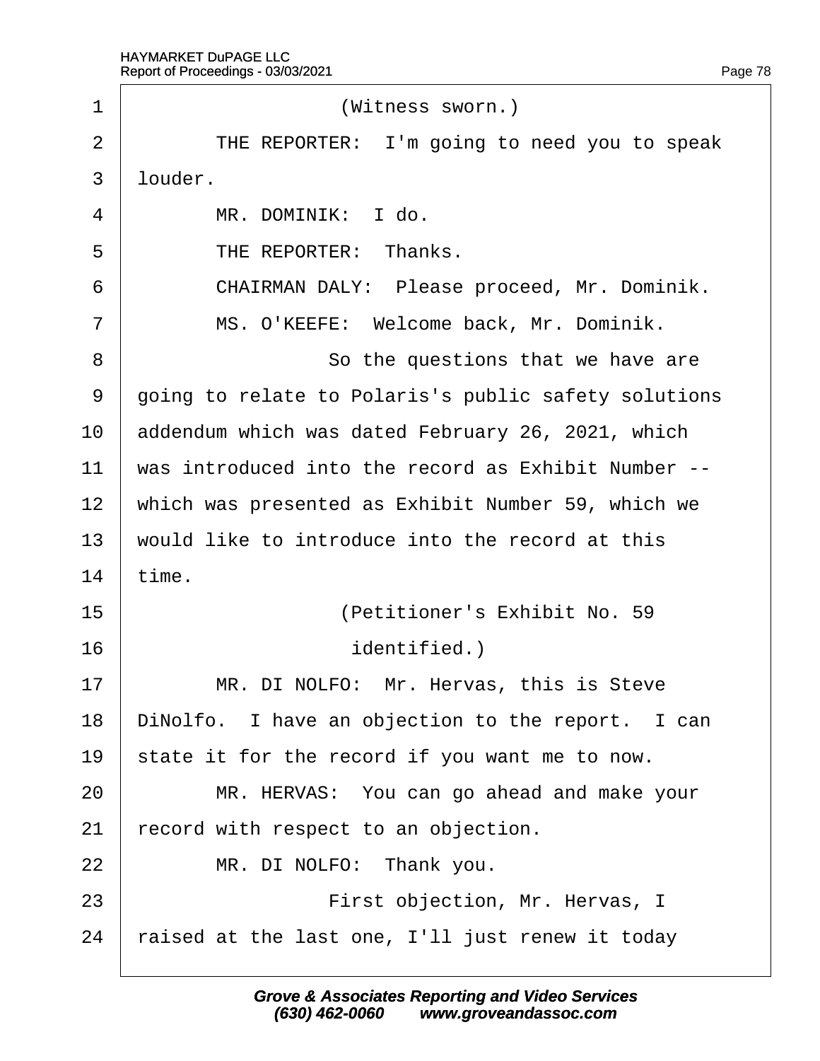1 (Witness sworn.)

2 THE REPORTER: I'm going to need you to speak

3 louder.

4 MR. DOMINIK: I do.

5 THE REPORTER: Thanks.

6 CHAIRMAN DALY: Please proceed, Mr. Dominik.

7 MS. O'KEEFE: Welcome back, Mr. Dominik.

8 So the questions that we have are

9 going to relate to Polaris's public safety solutions

10 addendum which was dated February 26, 2021, which

11 was introduced into the record as Exhibit Number --

12 which was presented as Exhibit Number 59, which we

13 would like to introduce into the record at this

14 time.

15 (Petitioner's Exhibit No. 59

16 identified.)

17 MR. DI NOLFO: Mr. Hervas, this is Steve

18 DiNolfo. I have an objection to the report. I can

19 state it for the record if you want me to now.

20 MR. HERVAS: You can go ahead and make your

21 record with respect to an objection.

22 MR. DI NOLFO: Thank you.

23 First objection, Mr. Hervas, I

24 raised at the last one, I'll just renew it today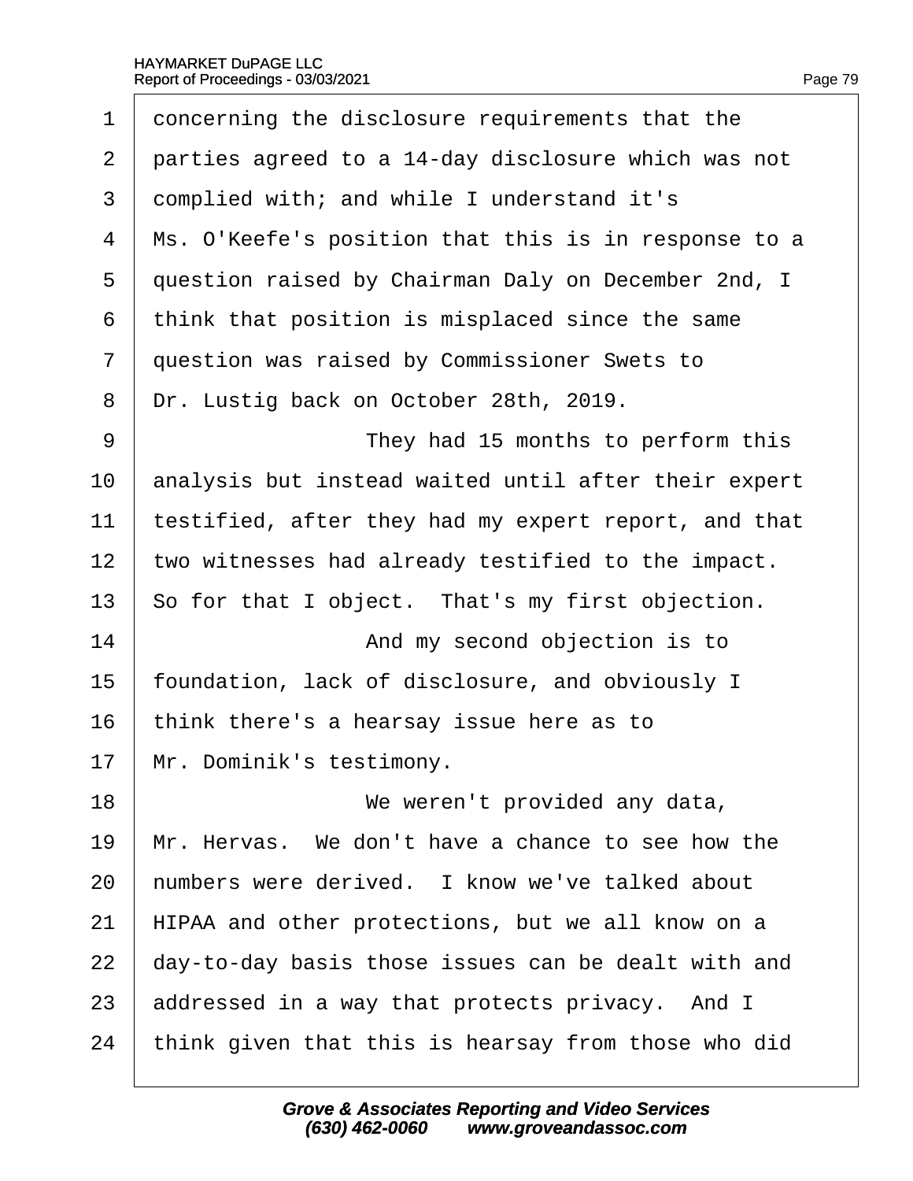1 concerning the disclosure requirements that the
2 parties agreed to a 14-day disclosure which was not
3 complied with; and while I understand it's
4 Ms. O'Keefe's position that this is in response to a
5 question raised by Chairman Daly on December 2nd, I
6 think that position is misplaced since the same
7 question was raised by Commissioner Swets to
8 Dr. Lustig back on October 28th, 2019.
9 They had 15 months to perform this
10 analysis but instead waited until after their expert
11 testified, after they had my expert report, and that
12 two witnesses had already testified to the impact.
13 So for that I object. That's my first objection.
14 And my second objection is to
15 foundation, lack of disclosure, and obviously I
16 think there's a hearsay issue here as to
17 Mr. Dominik's testimony.
18 We weren't provided any data,
19 Mr. Hervas. We don't have a chance to see how the
20 numbers were derived. I know we've talked about
21 HIPAA and other protections, but we all know on a
22 day-to-day basis those issues can be dealt with and
23 addressed in a way that protects privacy. And I
24 think given that this is hearsay from those who did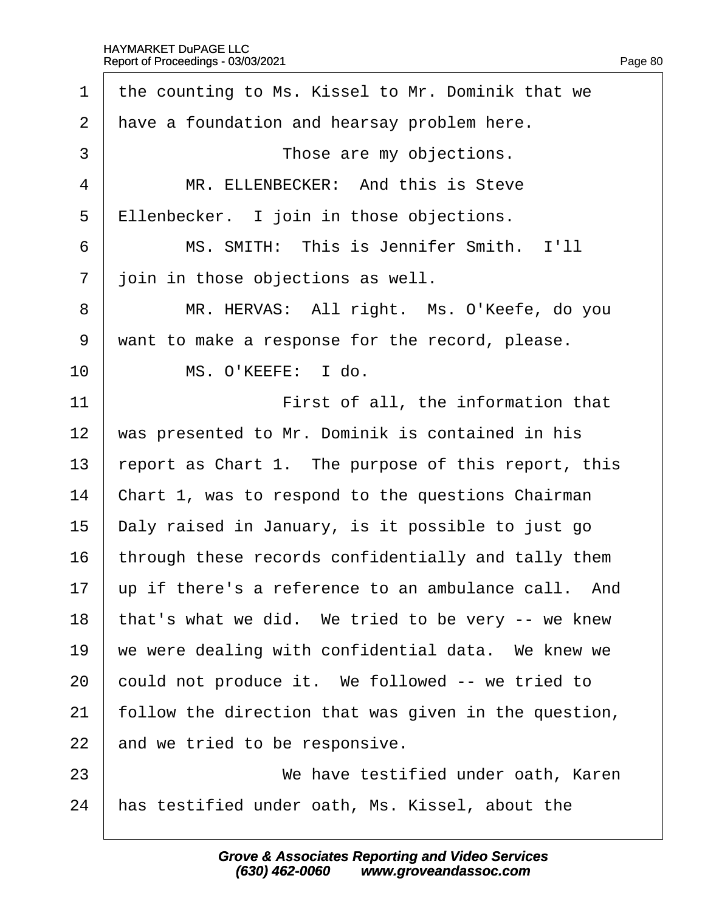1 the counting to Ms. Kissel to Mr. Dominik that we
2 have a foundation and hearsay problem here.
3 Those are my objections.
4 MR. ELLENBECKER: And this is Steve
5 Ellenbecker. I join in those objections.
6 MS. SMITH: This is Jennifer Smith. I'll
7 join in those objections as well.
8 MR. HERVAS: All right. Ms. O'Keefe, do you
9 want to make a response for the record, please.
10 MS. O'KEEFE: I do.
11 First of all, the information that
12 was presented to Mr. Dominik is contained in his
13 report as Chart 1. The purpose of this report, this
14 Chart 1, was to respond to the questions Chairman
15 Daly raised in January, is it possible to just go
16 through these records confidentially and tally them
17 up if there's a reference to an ambulance call. And
18 that's what we did. We tried to be very -- we knew
19 we were dealing with confidential data. We knew we
20 could not produce it. We followed -- we tried to
21 follow the direction that was given in the question,
22 and we tried to be responsive.
23 We have testified under oath, Karen
24 has testified under oath, Ms. Kissel, about the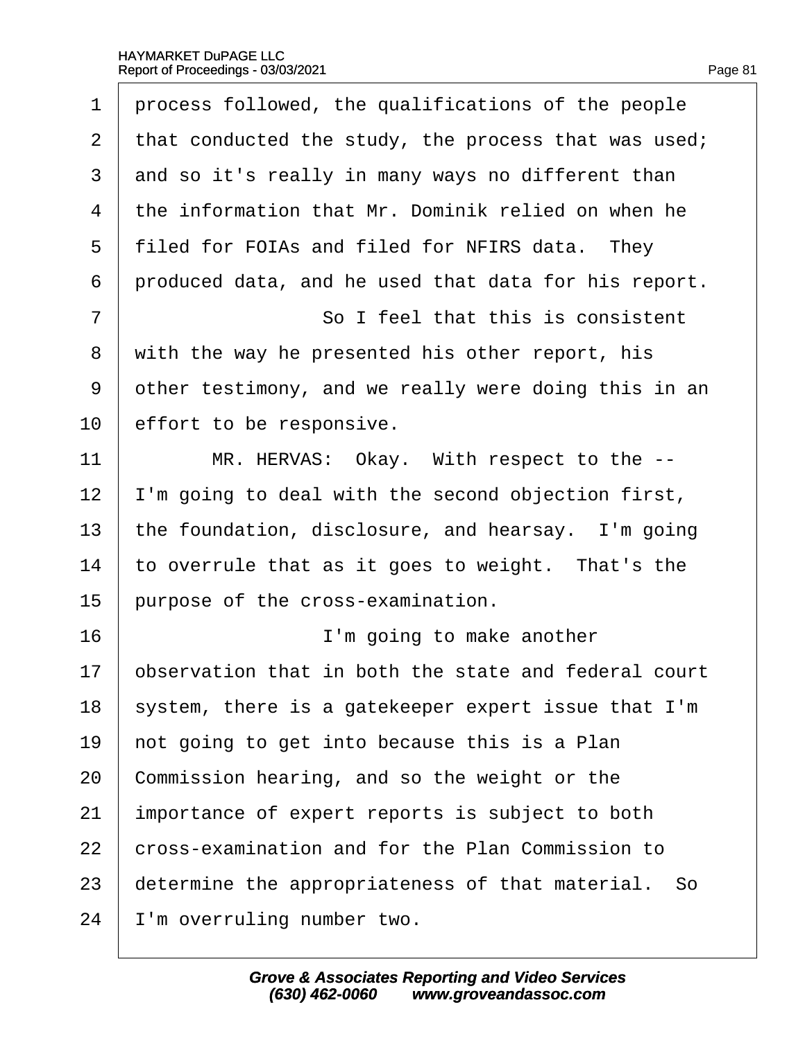process followed, the qualifications of the people that conducted the study, the process that was used; and so it's really in many ways no different than the information that Mr. Dominik relied on when he filed for FOIAs and filed for NFIRS data. They produced data, and he used that data for his report.

So I feel that this is consistent with the way he presented his other report, his other testimony, and we really were doing this in an effort to be responsive.

MR. HERVAS: Okay. With respect to the -- I'm going to deal with the second objection first, the foundation, disclosure, and hearsay. I'm going to overrule that as it goes to weight. That's the purpose of the cross-examination.

I'm going to make another observation that in both the state and federal court system, there is a gatekeeper expert issue that I'm not going to get into because this is a Plan Commission hearing, and so the weight or the importance of expert reports is subject to both cross-examination and for the Plan Commission to determine the appropriateness of that material. So I'm overruling number two.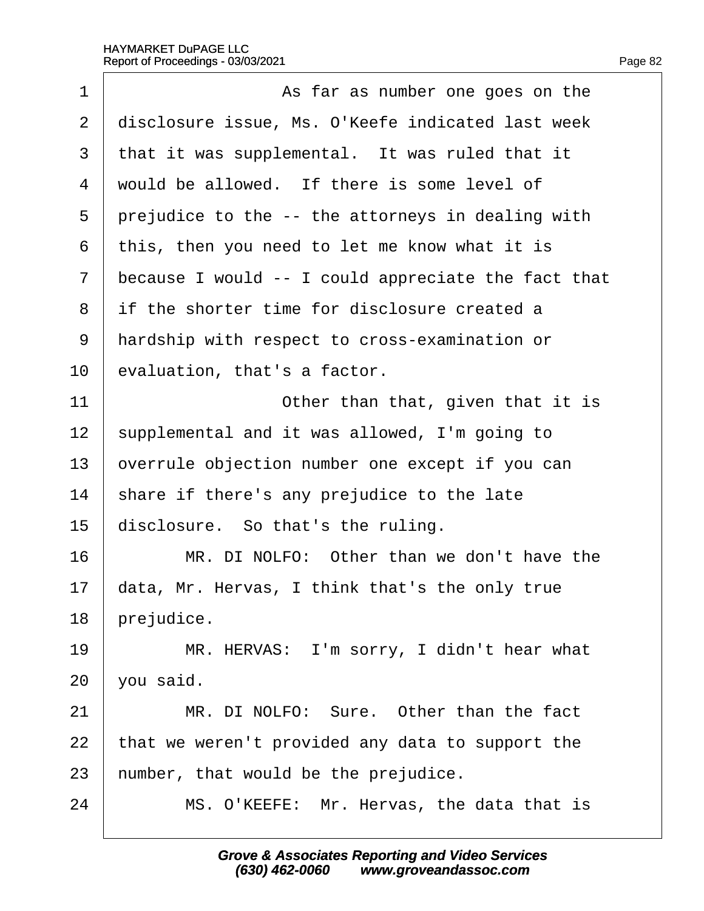1 As far as number one goes on the
2 disclosure issue, Ms. O'Keefe indicated last week
3 that it was supplemental. It was ruled that it
4 would be allowed. If there is some level of
5 prejudice to the -- the attorneys in dealing with
6 this, then you need to let me know what it is
7 because I would -- I could appreciate the fact that
8 if the shorter time for disclosure created a
9 hardship with respect to cross-examination or
10 evaluation, that's a factor.
11 Other than that, given that it is
12 supplemental and it was allowed, I'm going to
13 overrule objection number one except if you can
14 share if there's any prejudice to the late
15 disclosure. So that's the ruling.
16 MR. DI NOLFO: Other than we don't have the
17 data, Mr. Hervas, I think that's the only true
18 prejudice.
19 MR. HERVAS: I'm sorry, I didn't hear what
20 you said.
21 MR. DI NOLFO: Sure. Other than the fact
22 that we weren't provided any data to support the
23 number, that would be the prejudice.
24 MS. O'KEEFE: Mr. Hervas, the data that is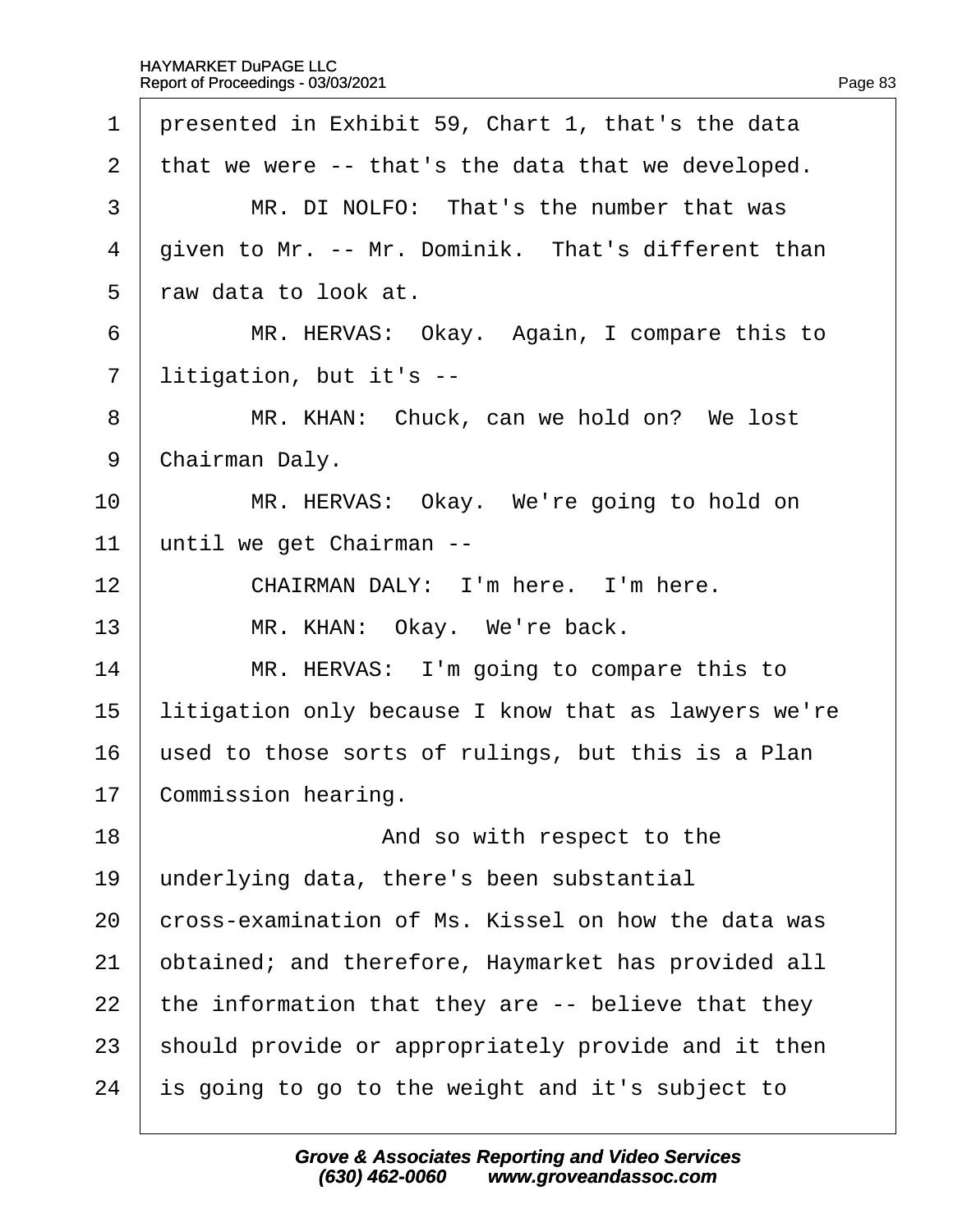1 presented in Exhibit 59, Chart 1, that's the data
2 that we were -- that's the data that we developed.
3 MR. DI NOLFO: That's the number that was
4 given to Mr. -- Mr. Dominik. That's different than
5 raw data to look at.
6 MR. HERVAS: Okay. Again, I compare this to
7 litigation, but it's --
8 MR. KHAN: Chuck, can we hold on? We lost
9 Chairman Daly.
10 MR. HERVAS: Okay. We're going to hold on
11 until we get Chairman --
12 CHAIRMAN DALY: I'm here. I'm here.
13 MR. KHAN: Okay. We're back.
14 MR. HERVAS: I'm going to compare this to
15 litigation only because I know that as lawyers we're
16 used to those sorts of rulings, but this is a Plan
17 Commission hearing.
18 And so with respect to the
19 underlying data, there's been substantial
20 cross-examination of Ms. Kissel on how the data was
21 obtained; and therefore, Haymarket has provided all
22 the information that they are -- believe that they
23 should provide or appropriately provide and it then
24 is going to go to the weight and it's subject to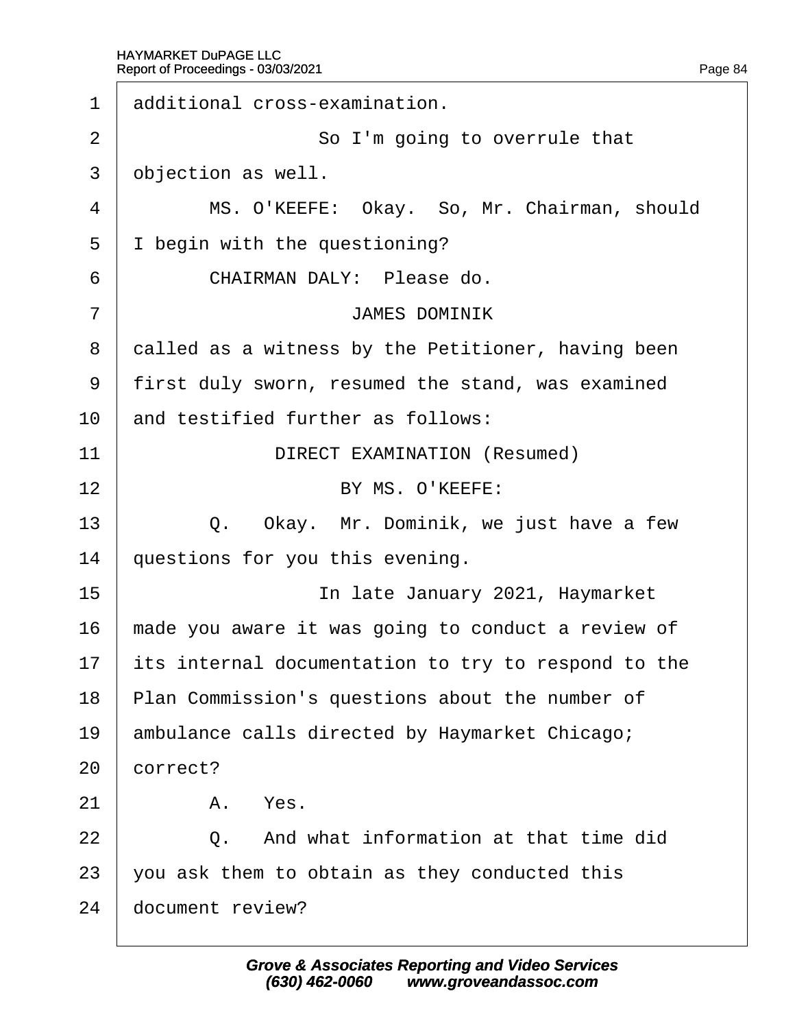1 additional cross-examination.

2 So I'm going to overrule that

3 objection as well.

4 MS. O'KEEFE: Okay. So, Mr. Chairman, should

5 I begin with the questioning?

6 CHAIRMAN DALY: Please do.

7 JAMES DOMINIK

8 called as a witness by the Petitioner, having been

9 first duly sworn, resumed the stand, was examined

10 and testified further as follows:

11 DIRECT EXAMINATION (Resumed)

12 BY MS. O'KEEFE:

13 Q. Okay. Mr. Dominik, we just have a few

14 questions for you this evening.

15 In late January 2021, Haymarket

16 made you aware it was going to conduct a review of

17 its internal documentation to try to respond to the

18 Plan Commission's questions about the number of

19 ambulance calls directed by Haymarket Chicago;

20 correct?

21 A. Yes.

22 Q. And what information at that time did

23 you ask them to obtain as they conducted this

24 document review?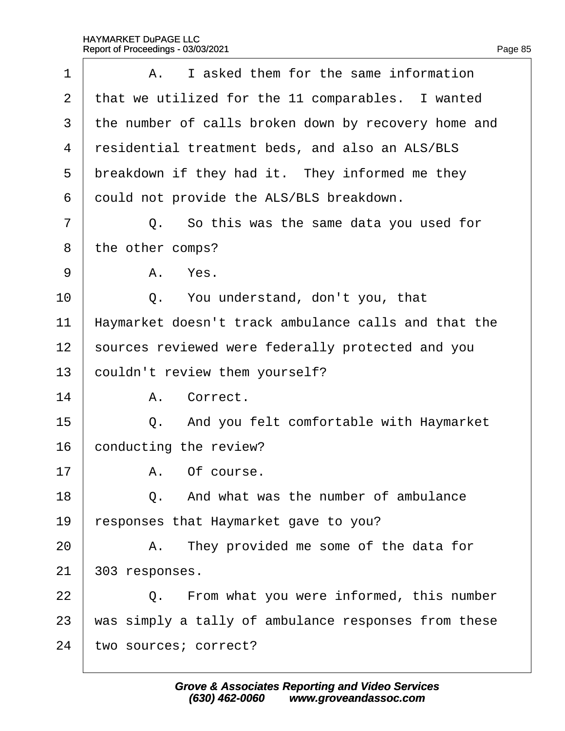1 A. I asked them for the same information
2 that we utilized for the 11 comparables. I wanted
3 the number of calls broken down by recovery home and
4 residential treatment beds, and also an ALS/BLS
5 breakdown if they had it. They informed me they
6 could not provide the ALS/BLS breakdown.
7 Q. So this was the same data you used for
8 the other comps?
9 A. Yes.
10 Q. You understand, don't you, that
11 Haymarket doesn't track ambulance calls and that the
12 sources reviewed were federally protected and you
13 couldn't review them yourself?
14 A. Correct.
15 Q. And you felt comfortable with Haymarket
16 conducting the review?
17 A. Of course.
18 Q. And what was the number of ambulance
19 responses that Haymarket gave to you?
20 A. They provided me some of the data for
21 303 responses.
22 Q. From what you were informed, this number
23 was simply a tally of ambulance responses from these
24 two sources; correct?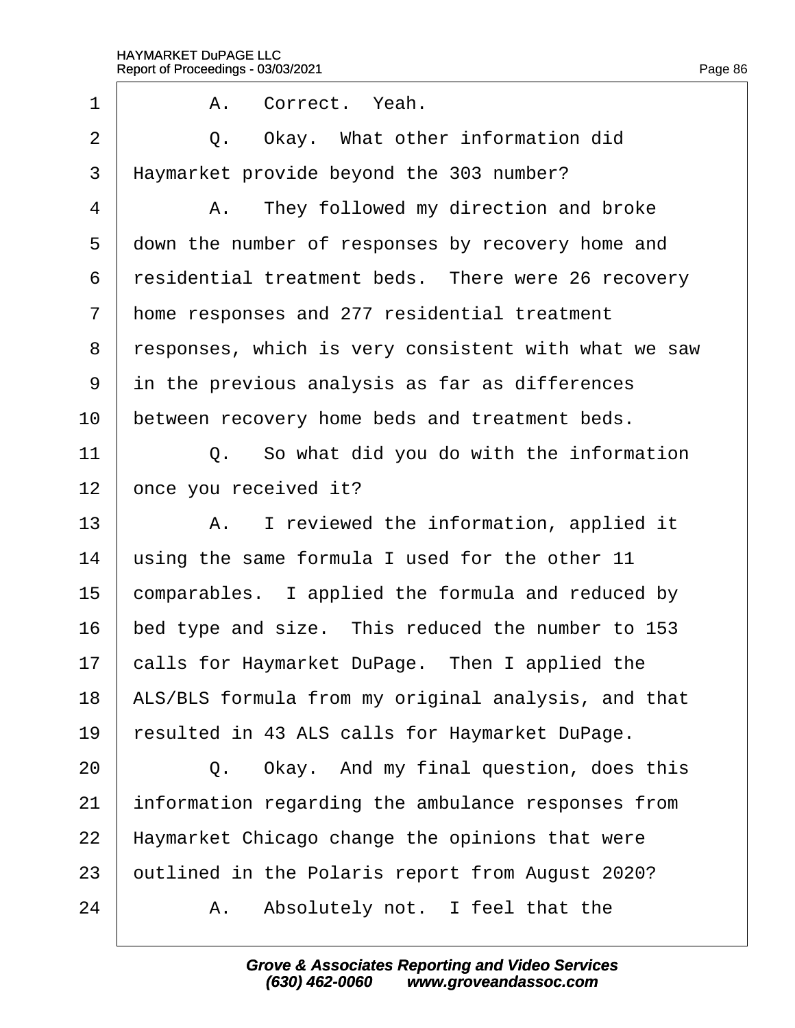1 A. Correct. Yeah.

2 Q. Okay. What other information did

3 Haymarket provide beyond the 303 number?

4 A. They followed my direction and broke

5 down the number of responses by recovery home and

6 residential treatment beds. There were 26 recovery

7 home responses and 277 residential treatment

8 responses, which is very consistent with what we saw

9 in the previous analysis as far as differences

10 between recovery home beds and treatment beds.

11 Q. So what did you do with the information

12 once you received it?

13 A. I reviewed the information, applied it

14 using the same formula I used for the other 11

15 comparables. I applied the formula and reduced by

16 bed type and size. This reduced the number to 153

17 calls for Haymarket DuPage. Then I applied the

18 ALS/BLS formula from my original analysis, and that

19 resulted in 43 ALS calls for Haymarket DuPage.

20 Q. Okay. And my final question, does this

21 information regarding the ambulance responses from

22 Haymarket Chicago change the opinions that were

23 outlined in the Polaris report from August 2020?

24 A. Absolutely not. I feel that the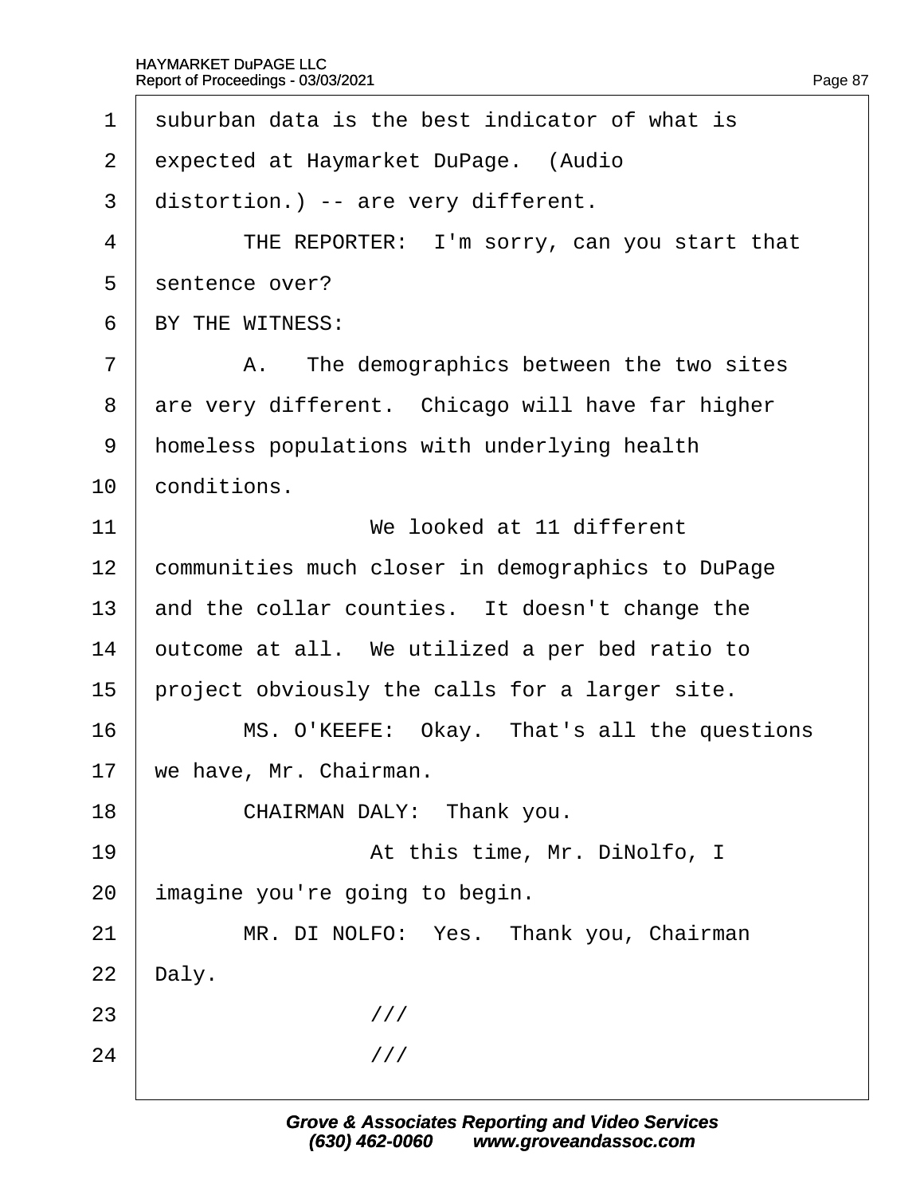1 suburban data is the best indicator of what is

2 expected at Haymarket DuPage. (Audio

3 distortion.) -- are very different.

4 THE REPORTER: I'm sorry, can you start that

5 sentence over?

6 BY THE WITNESS:

7 A. The demographics between the two sites

8 are very different. Chicago will have far higher

9 homeless populations with underlying health

10 conditions.

11 We looked at 11 different

12 communities much closer in demographics to DuPage

13 and the collar counties. It doesn't change the

14 outcome at all. We utilized a per bed ratio to

15 project obviously the calls for a larger site.

16 MS. O'KEEFE: Okay. That's all the questions

17 we have, Mr. Chairman.

18 CHAIRMAN DALY: Thank you.

19 At this time, Mr. DiNolfo, I

20 imagine you're going to begin.

21 MR. DI NOLFO: Yes. Thank you, Chairman

22 Daly.

23 ///

24 ///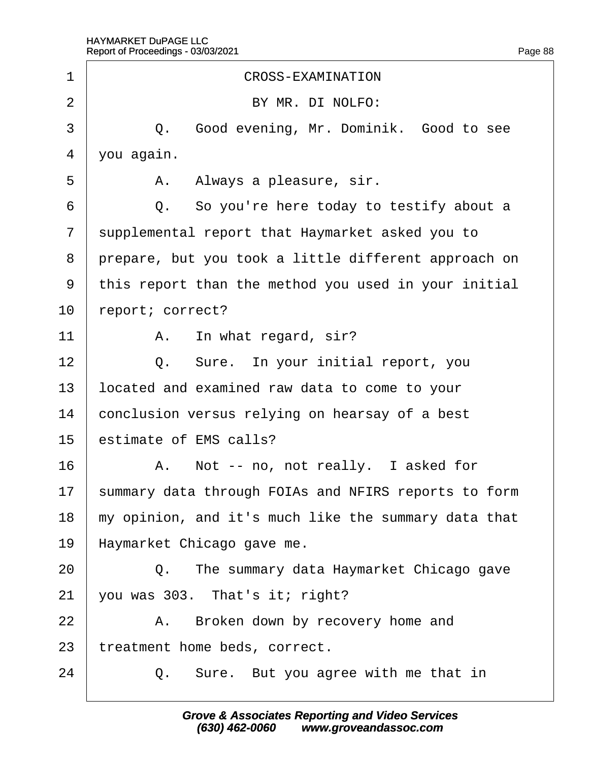CROSS-EXAMINATION

BY MR. DI NOLFO:

Q. Good evening, Mr. Dominik. Good to see you again.

A. Always a pleasure, sir.

Q. So you're here today to testify about a supplemental report that Haymarket asked you to prepare, but you took a little different approach on this report than the method you used in your initial report; correct?

A. In what regard, sir?

Q. Sure. In your initial report, you located and examined raw data to come to your conclusion versus relying on hearsay of a best estimate of EMS calls?

A. Not -- no, not really. I asked for summary data through FOIAs and NFIRS reports to form my opinion, and it's much like the summary data that Haymarket Chicago gave me.

Q. The summary data Haymarket Chicago gave you was 303. That's it; right?

A. Broken down by recovery home and treatment home beds, correct.

Q. Sure. But you agree with me that in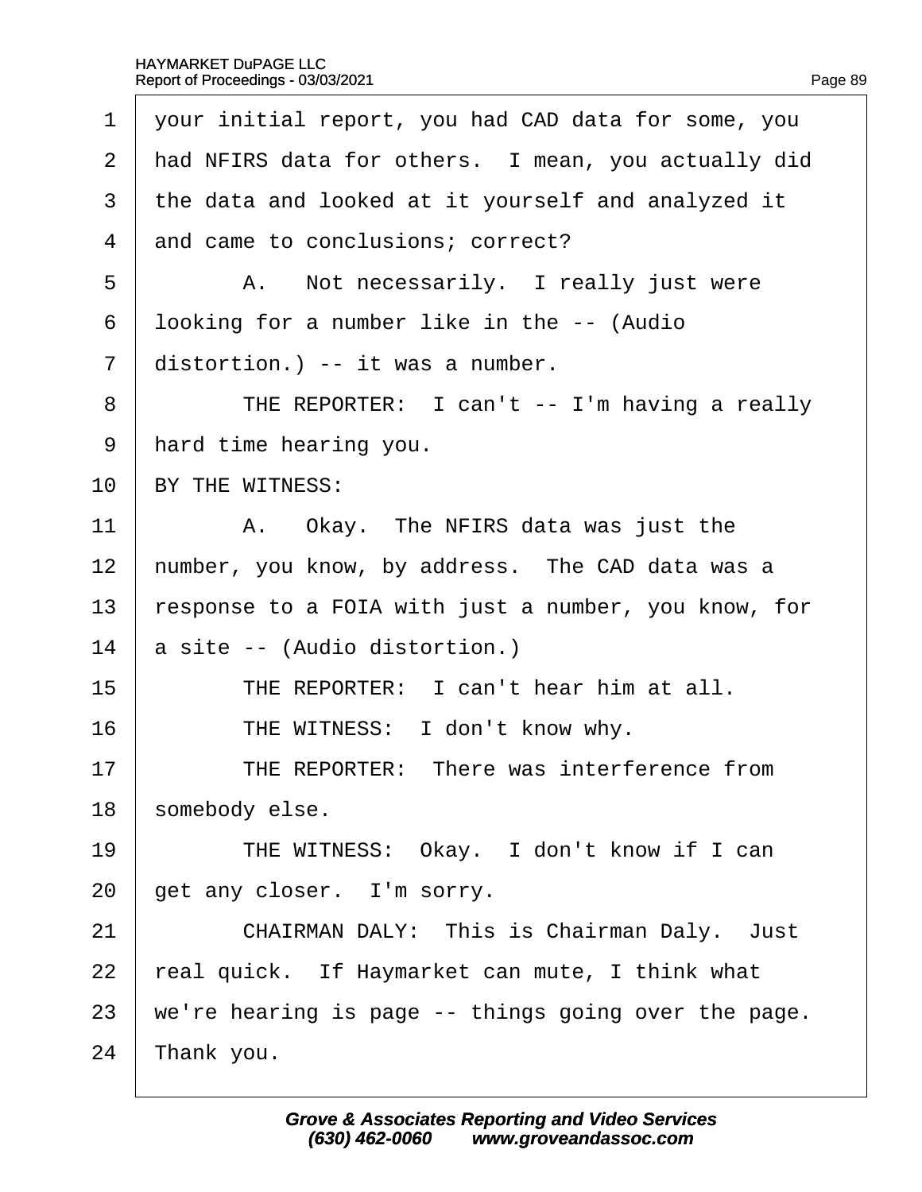1 your initial report, you had CAD data for some, you
2 had NFIRS data for others. I mean, you actually did
3 the data and looked at it yourself and analyzed it
4 and came to conclusions; correct?
5 A. Not necessarily. I really just were
6 looking for a number like in the -- (Audio
7 distortion.) -- it was a number.
8 THE REPORTER: I can't -- I'm having a really
9 hard time hearing you.
10 BY THE WITNESS:
11 A. Okay. The NFIRS data was just the
12 number, you know, by address. The CAD data was a
13 response to a FOIA with just a number, you know, for
14 a site -- (Audio distortion.)
15 THE REPORTER: I can't hear him at all.
16 THE WITNESS: I don't know why.
17 THE REPORTER: There was interference from
18 somebody else.
19 THE WITNESS: Okay. I don't know if I can
20 get any closer. I'm sorry.
21 CHAIRMAN DALY: This is Chairman Daly. Just
22 real quick. If Haymarket can mute, I think what
23 we're hearing is page -- things going over the page.
24 Thank you.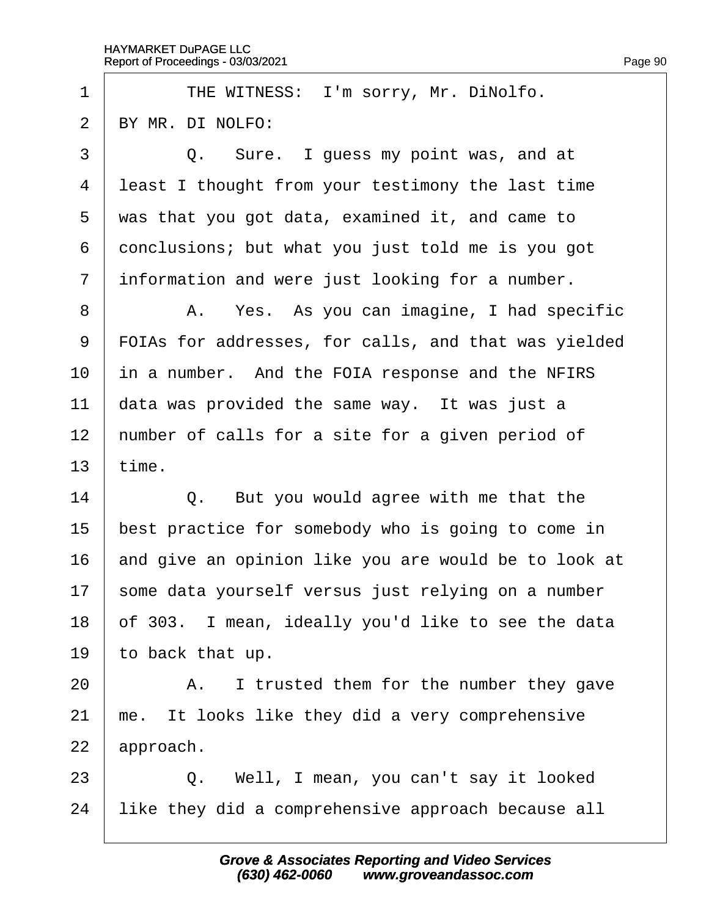1 THE WITNESS: I'm sorry, Mr. DiNolfo.

2 BY MR. DI NOLFO:

3 Q. Sure. I guess my point was, and at

4 least I thought from your testimony the last time

5 was that you got data, examined it, and came to

6 conclusions; but what you just told me is you got

7 information and were just looking for a number.

8 A. Yes. As you can imagine, I had specific

9 FOIAs for addresses, for calls, and that was yielded

10 in a number. And the FOIA response and the NFIRS

11 data was provided the same way. It was just a

12 number of calls for a site for a given period of

13 time.

14 Q. But you would agree with me that the

15 best practice for somebody who is going to come in

16 and give an opinion like you are would be to look at

17 some data yourself versus just relying on a number

18 of 303. I mean, ideally you'd like to see the data

19 to back that up.

20 A. I trusted them for the number they gave

21 me. It looks like they did a very comprehensive

22 approach.

23 Q. Well, I mean, you can't say it looked

24 like they did a comprehensive approach because all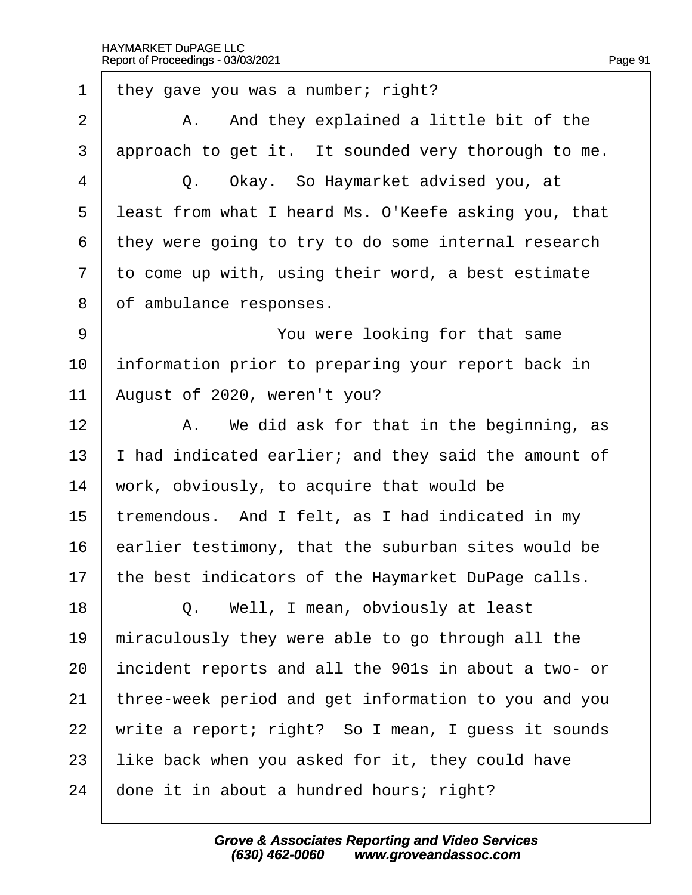1 they gave you was a number; right?

2 A. And they explained a little bit of the

3 approach to get it. It sounded very thorough to me.

4 Q. Okay. So Haymarket advised you, at

5 least from what I heard Ms. O'Keefe asking you, that

6 they were going to try to do some internal research

7 to come up with, using their word, a best estimate

8 of ambulance responses.

9 You were looking for that same

10 information prior to preparing your report back in

11 August of 2020, weren't you?

12 A. We did ask for that in the beginning, as

13 I had indicated earlier; and they said the amount of

14 work, obviously, to acquire that would be

15 tremendous. And I felt, as I had indicated in my

16 earlier testimony, that the suburban sites would be

17 the best indicators of the Haymarket DuPage calls.

18 Q. Well, I mean, obviously at least

19 miraculously they were able to go through all the

20 incident reports and all the 901s in about a two- or

21 three-week period and get information to you and you

22 write a report; right? So I mean, I guess it sounds

23 like back when you asked for it, they could have

24 done it in about a hundred hours; right?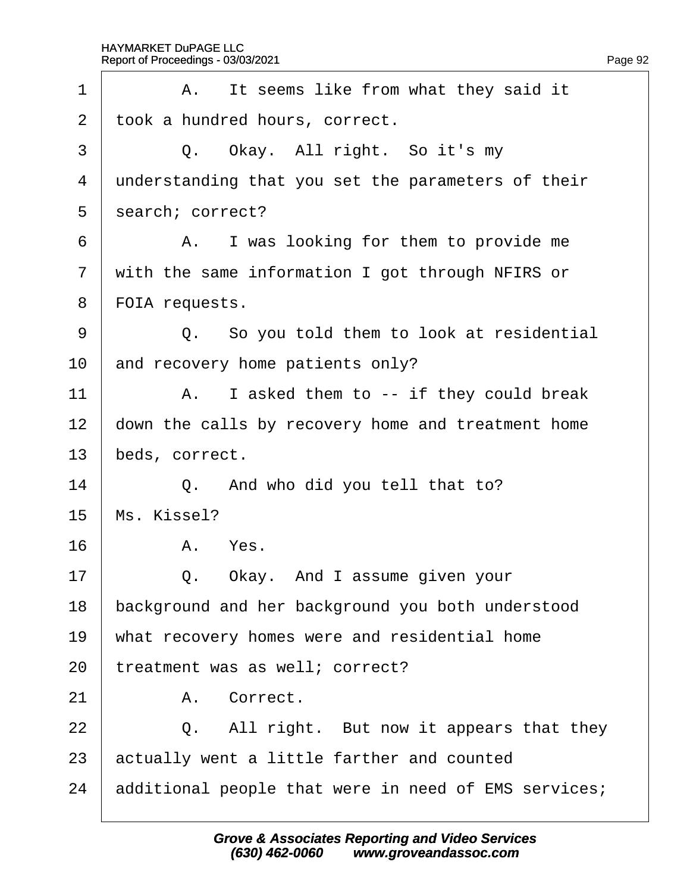1 A. It seems like from what they said it

2 took a hundred hours, correct.

3 Q. Okay. All right. So it's my

4 understanding that you set the parameters of their

5 search; correct?

6 A. I was looking for them to provide me

7 with the same information I got through NFIRS or

8 FOIA requests.

9 Q. So you told them to look at residential

10 and recovery home patients only?

11 A. I asked them to -- if they could break

12 down the calls by recovery home and treatment home

13 beds, correct.

14 Q. And who did you tell that to?

15 Ms. Kissel?

16 A. Yes.

17 Q. Okay. And I assume given your

18 background and her background you both understood

19 what recovery homes were and residential home

20 treatment was as well; correct?

21 A. Correct.

22 Q. All right. But now it appears that they

23 actually went a little farther and counted

24 additional people that were in need of EMS services;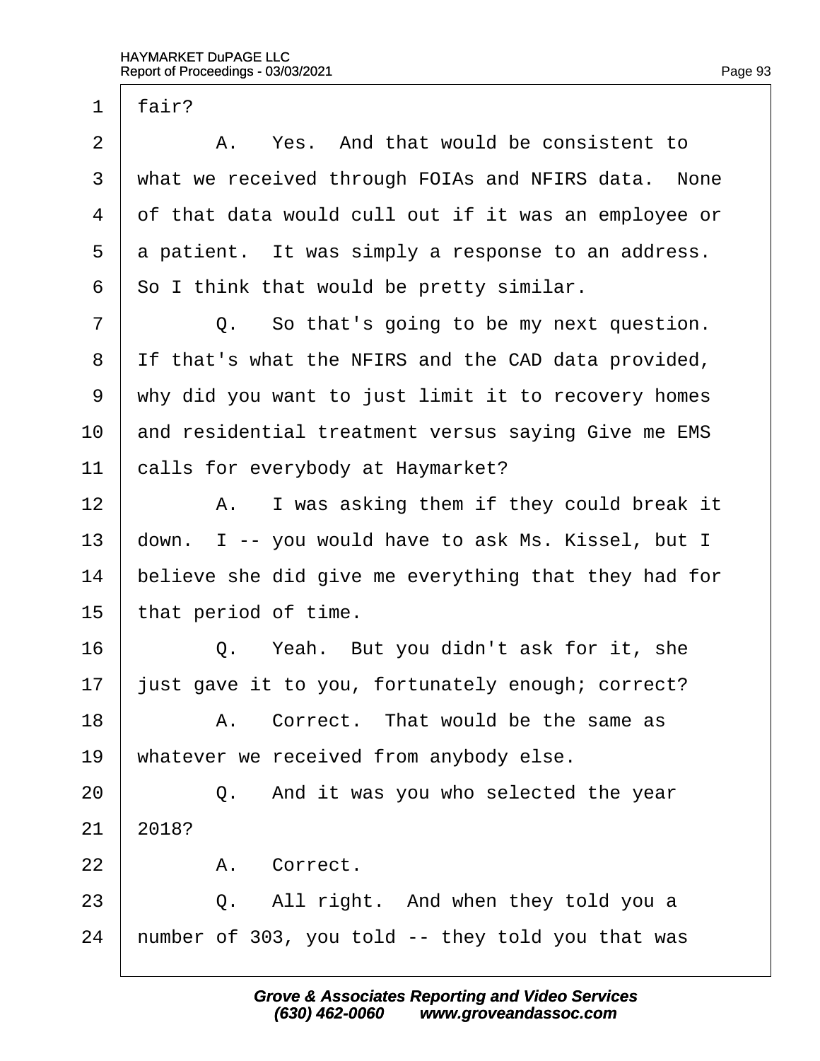1 fair?

2 A. Yes. And that would be consistent to

3 what we received through FOIAs and NFIRS data. None

4 of that data would cull out if it was an employee or

5 a patient. It was simply a response to an address.

6 So I think that would be pretty similar.

7 Q. So that's going to be my next question.

8 If that's what the NFIRS and the CAD data provided,

9 why did you want to just limit it to recovery homes

10 and residential treatment versus saying Give me EMS

11 calls for everybody at Haymarket?

12 A. I was asking them if they could break it

13 down. I -- you would have to ask Ms. Kissel, but I

14 believe she did give me everything that they had for

15 that period of time.

16 Q. Yeah. But you didn't ask for it, she

17 just gave it to you, fortunately enough; correct?

18 A. Correct. That would be the same as

19 whatever we received from anybody else.

20 Q. And it was you who selected the year

21 2018?

22 A. Correct.

23 Q. All right. And when they told you a

24 number of 303, you told -- they told you that was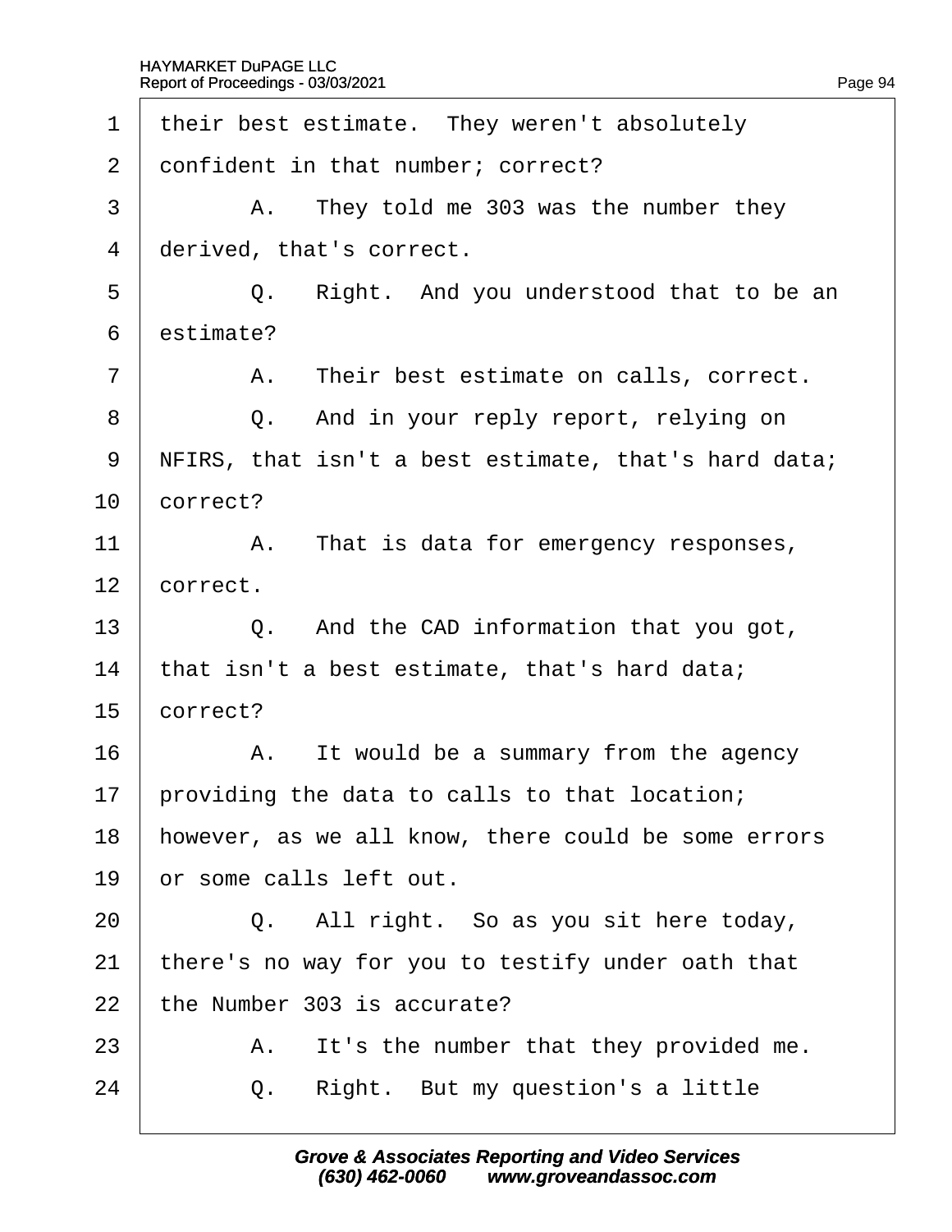1 their best estimate. They weren't absolutely
2 confident in that number; correct?
3 A. They told me 303 was the number they
4 derived, that's correct.
5 Q. Right. And you understood that to be an
6 estimate?
7 A. Their best estimate on calls, correct.
8 Q. And in your reply report, relying on
9 NFIRS, that isn't a best estimate, that's hard data;
10 correct?
11 A. That is data for emergency responses,
12 correct.
13 Q. And the CAD information that you got,
14 that isn't a best estimate, that's hard data;
15 correct?
16 A. It would be a summary from the agency
17 providing the data to calls to that location;
18 however, as we all know, there could be some errors
19 or some calls left out.
20 Q. All right. So as you sit here today,
21 there's no way for you to testify under oath that
22 the Number 303 is accurate?
23 A. It's the number that they provided me.
24 Q. Right. But my question's a little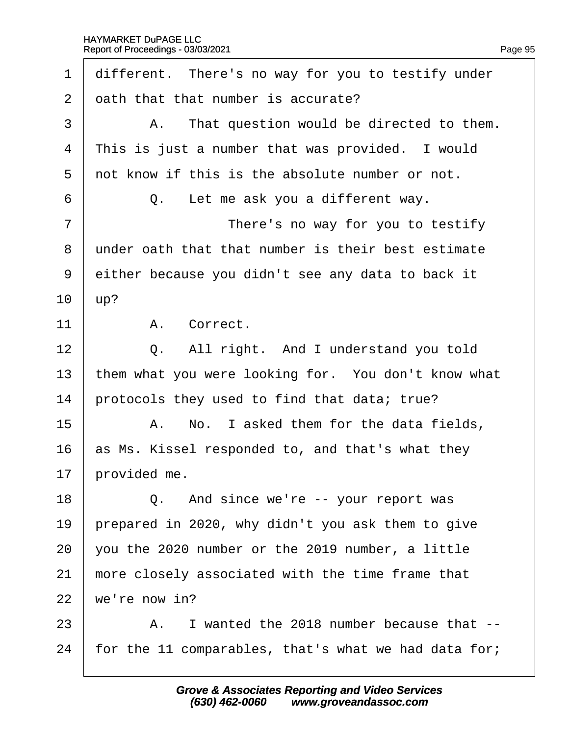1 different. There's no way for you to testify under
2 oath that that number is accurate?
3 A. That question would be directed to them.
4 This is just a number that was provided. I would
5 not know if this is the absolute number or not.
6 Q. Let me ask you a different way.
7 There's no way for you to testify
8 under oath that that number is their best estimate
9 either because you didn't see any data to back it
10 up?
11 A. Correct.
12 Q. All right. And I understand you told
13 them what you were looking for. You don't know what
14 protocols they used to find that data; true?
15 A. No. I asked them for the data fields,
16 as Ms. Kissel responded to, and that's what they
17 provided me.
18 Q. And since we're -- your report was
19 prepared in 2020, why didn't you ask them to give
20 you the 2020 number or the 2019 number, a little
21 more closely associated with the time frame that
22 we're now in?
23 A. I wanted the 2018 number because that --
24 for the 11 comparables, that's what we had data for;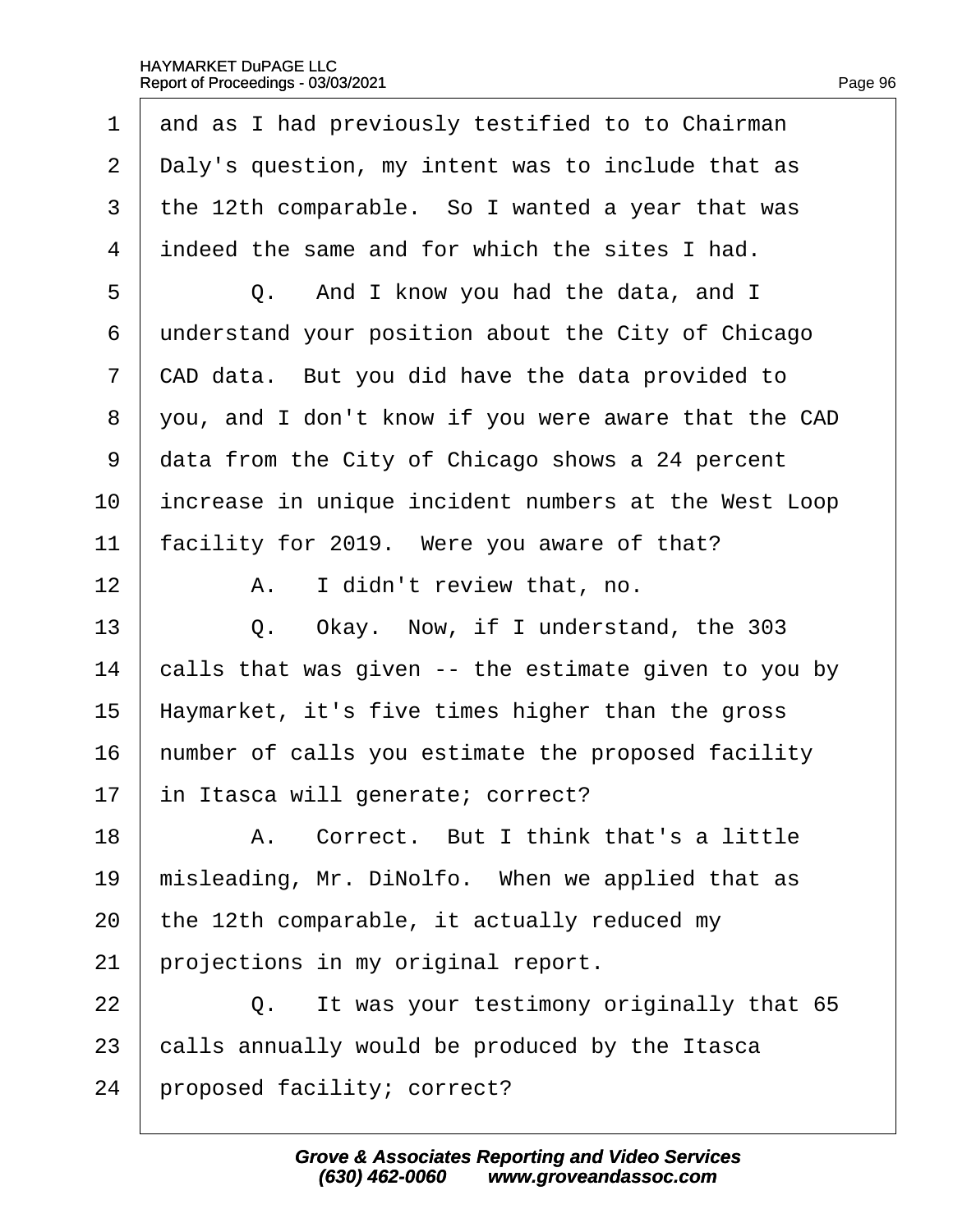1 and as I had previously testified to to Chairman
2 Daly's question, my intent was to include that as
3 the 12th comparable. So I wanted a year that was
4 indeed the same and for which the sites I had.
5 Q. And I know you had the data, and I
6 understand your position about the City of Chicago
7 CAD data. But you did have the data provided to
8 you, and I don't know if you were aware that the CAD
9 data from the City of Chicago shows a 24 percent
10 increase in unique incident numbers at the West Loop
11 facility for 2019. Were you aware of that?
12 A. I didn't review that, no.
13 Q. Okay. Now, if I understand, the 303
14 calls that was given -- the estimate given to you by
15 Haymarket, it's five times higher than the gross
16 number of calls you estimate the proposed facility
17 in Itasca will generate; correct?
18 A. Correct. But I think that's a little
19 misleading, Mr. DiNolfo. When we applied that as
20 the 12th comparable, it actually reduced my
21 projections in my original report.
22 Q. It was your testimony originally that 65
23 calls annually would be produced by the Itasca
24 proposed facility; correct?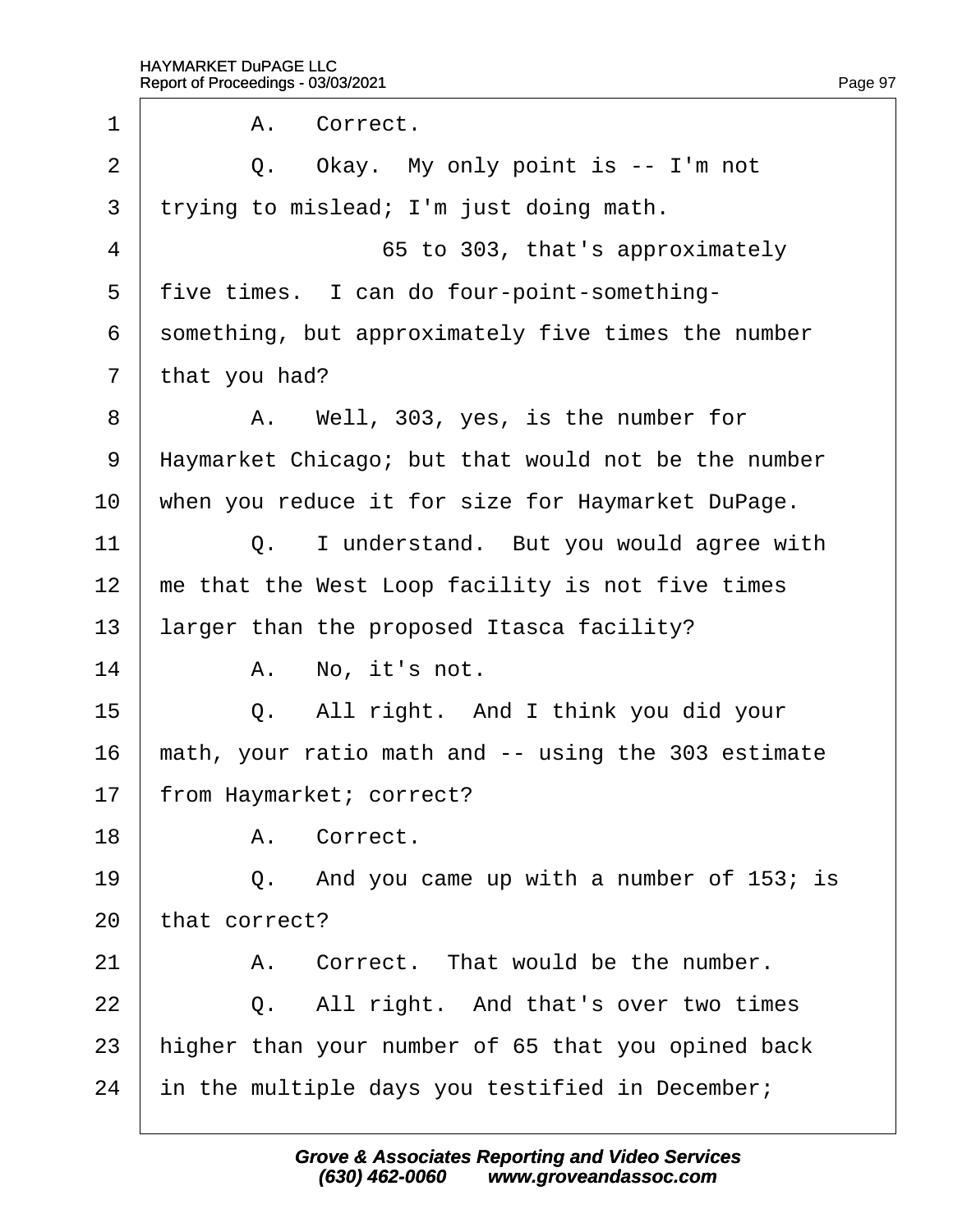1 A. Correct.

2 Q. Okay. My only point is -- I'm not

3 trying to mislead; I'm just doing math.

4 65 to 303, that's approximately

5 five times. I can do four-point-something-

6 something, but approximately five times the number

7 that you had?

8 A. Well, 303, yes, is the number for

9 Haymarket Chicago; but that would not be the number

10 when you reduce it for size for Haymarket DuPage.

11 Q. I understand. But you would agree with

12 me that the West Loop facility is not five times

13 larger than the proposed Itasca facility?

14 A. No, it's not.

15 Q. All right. And I think you did your

16 math, your ratio math and -- using the 303 estimate

17 from Haymarket; correct?

18 A. Correct.

19 Q. And you came up with a number of 153; is

20 that correct?

21 A. Correct. That would be the number.

22 Q. All right. And that's over two times

23 higher than your number of 65 that you opined back

24 in the multiple days you testified in December;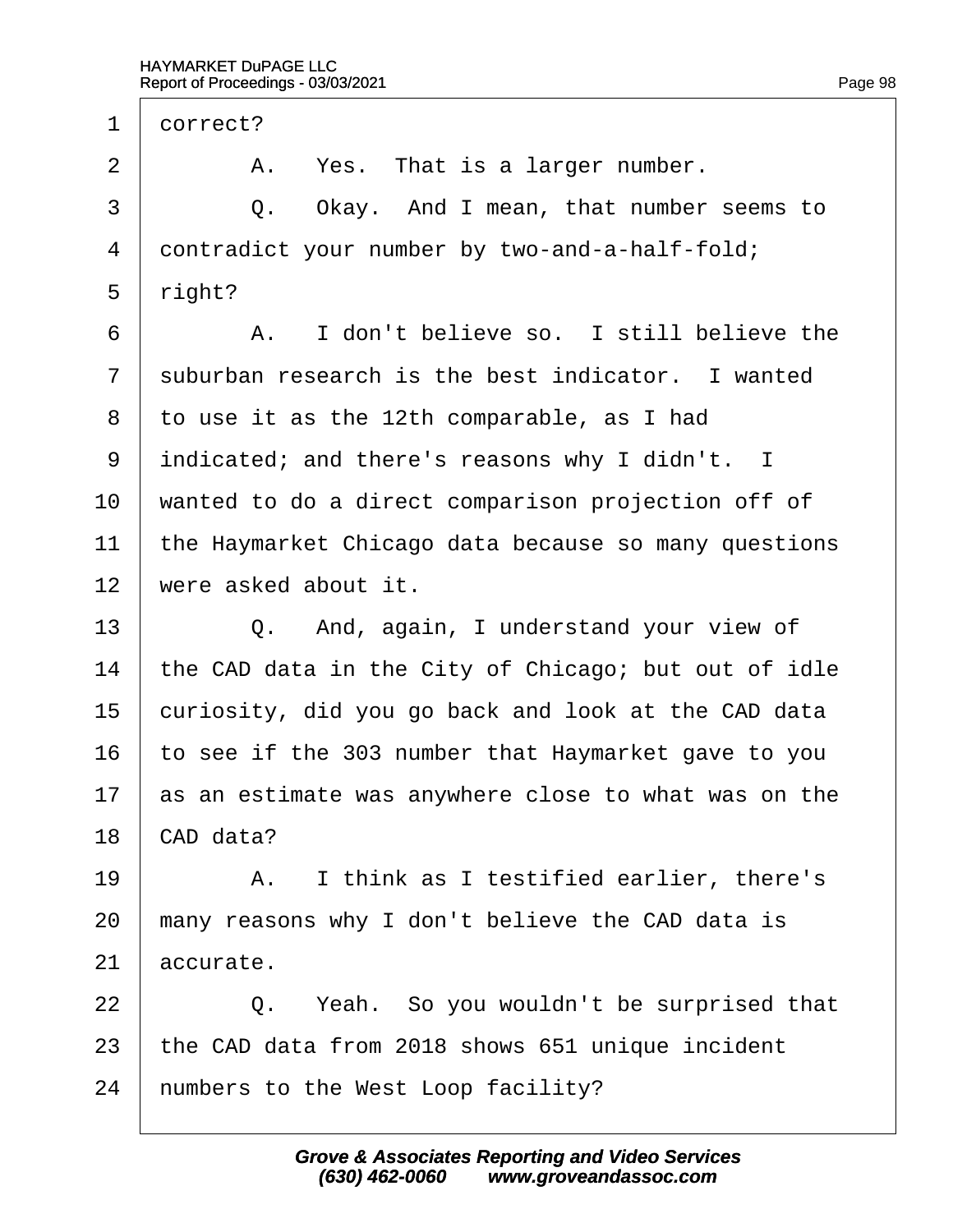1 correct?

2 A. Yes. That is a larger number.

3 Q. Okay. And I mean, that number seems to

4 contradict your number by two-and-a-half-fold;

5 right?

6 A. I don't believe so. I still believe the

7 suburban research is the best indicator. I wanted

8 to use it as the 12th comparable, as I had

9 indicated; and there's reasons why I didn't. I

10 wanted to do a direct comparison projection off of

11 the Haymarket Chicago data because so many questions

12 were asked about it.

13 Q. And, again, I understand your view of

14 the CAD data in the City of Chicago; but out of idle

15 curiosity, did you go back and look at the CAD data

16 to see if the 303 number that Haymarket gave to you

17 as an estimate was anywhere close to what was on the

18 CAD data?

19 A. I think as I testified earlier, there's

20 many reasons why I don't believe the CAD data is

21 accurate.

22 Q. Yeah. So you wouldn't be surprised that

23 the CAD data from 2018 shows 651 unique incident

24 numbers to the West Loop facility?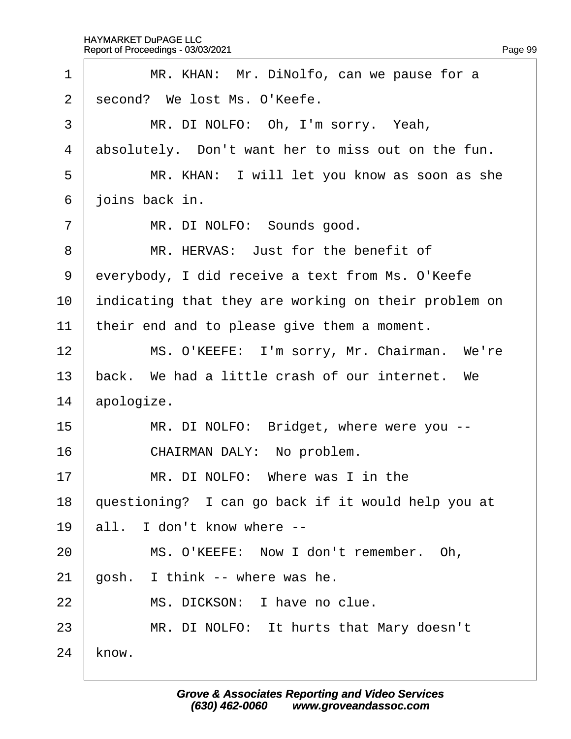1 MR. KHAN: Mr. DiNolfo, can we pause for a
2 second? We lost Ms. O'Keefe.
3 MR. DI NOLFO: Oh, I'm sorry. Yeah,
4 absolutely. Don't want her to miss out on the fun.
5 MR. KHAN: I will let you know as soon as she
6 joins back in.
7 MR. DI NOLFO: Sounds good.
8 MR. HERVAS: Just for the benefit of
9 everybody, I did receive a text from Ms. O'Keefe
10 indicating that they are working on their problem on
11 their end and to please give them a moment.
12 MS. O'KEEFE: I'm sorry, Mr. Chairman. We're
13 back. We had a little crash of our internet. We
14 apologize.
15 MR. DI NOLFO: Bridget, where were you --
16 CHAIRMAN DALY: No problem.
17 MR. DI NOLFO: Where was I in the
18 questioning? I can go back if it would help you at
19 all. I don't know where --
20 MS. O'KEEFE: Now I don't remember. Oh,
21 gosh. I think -- where was he.
22 MS. DICKSON: I have no clue.
23 MR. DI NOLFO: It hurts that Mary doesn't
24 know.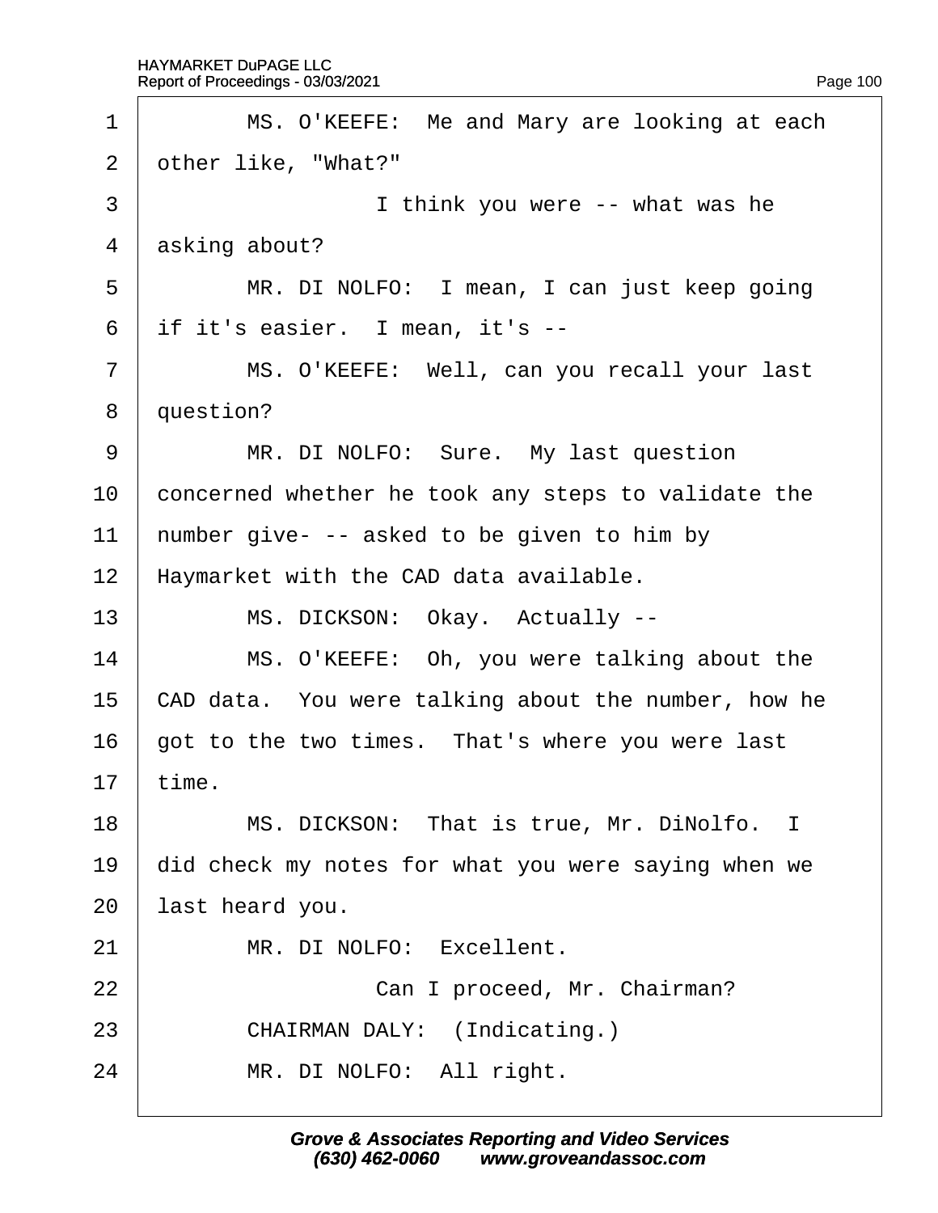1 MS. O'KEEFE: Me and Mary are looking at each
2 other like, "What?"
3 I think you were -- what was he
4 asking about?
5 MR. DI NOLFO: I mean, I can just keep going
6 if it's easier. I mean, it's --
7 MS. O'KEEFE: Well, can you recall your last
8 question?
9 MR. DI NOLFO: Sure. My last question
10 concerned whether he took any steps to validate the
11 number give- -- asked to be given to him by
12 Haymarket with the CAD data available.
13 MS. DICKSON: Okay. Actually --
14 MS. O'KEEFE: Oh, you were talking about the
15 CAD data. You were talking about the number, how he
16 got to the two times. That's where you were last
17 time.
18 MS. DICKSON: That is true, Mr. DiNolfo. I
19 did check my notes for what you were saying when we
20 last heard you.
21 MR. DI NOLFO: Excellent.
22 Can I proceed, Mr. Chairman?
23 CHAIRMAN DALY: (Indicating.)
24 MR. DI NOLFO: All right.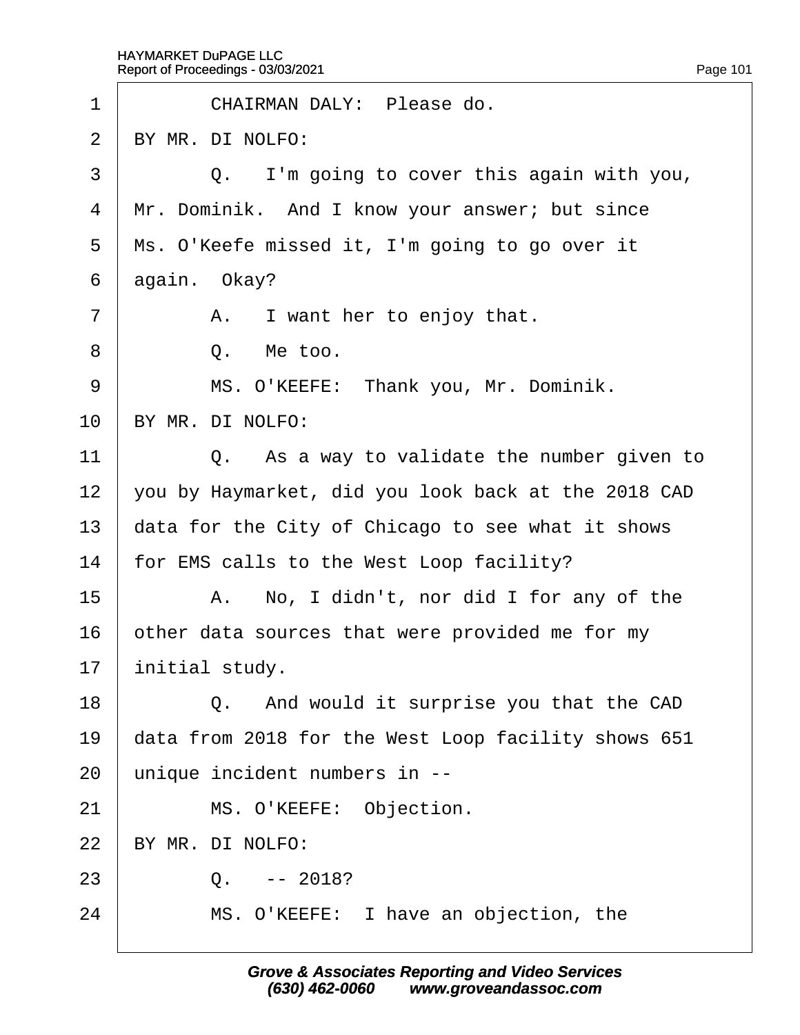1 CHAIRMAN DALY: Please do.

2 BY MR. DI NOLFO:

3 Q. I'm going to cover this again with you,

4 Mr. Dominik. And I know your answer; but since

5 Ms. O'Keefe missed it, I'm going to go over it

6 again. Okay?

7 A. I want her to enjoy that.

8 Q. Me too.

9 MS. O'KEEFE: Thank you, Mr. Dominik.

10 BY MR. DI NOLFO:

11 Q. As a way to validate the number given to

12 you by Haymarket, did you look back at the 2018 CAD

13 data for the City of Chicago to see what it shows

14 for EMS calls to the West Loop facility?

15 A. No, I didn't, nor did I for any of the

16 other data sources that were provided me for my

17 initial study.

18 Q. And would it surprise you that the CAD

19 data from 2018 for the West Loop facility shows 651

20 unique incident numbers in --

21 MS. O'KEEFE: Objection.

22 BY MR. DI NOLFO:

23 Q. -- 2018?

24 MS. O'KEEFE: I have an objection, the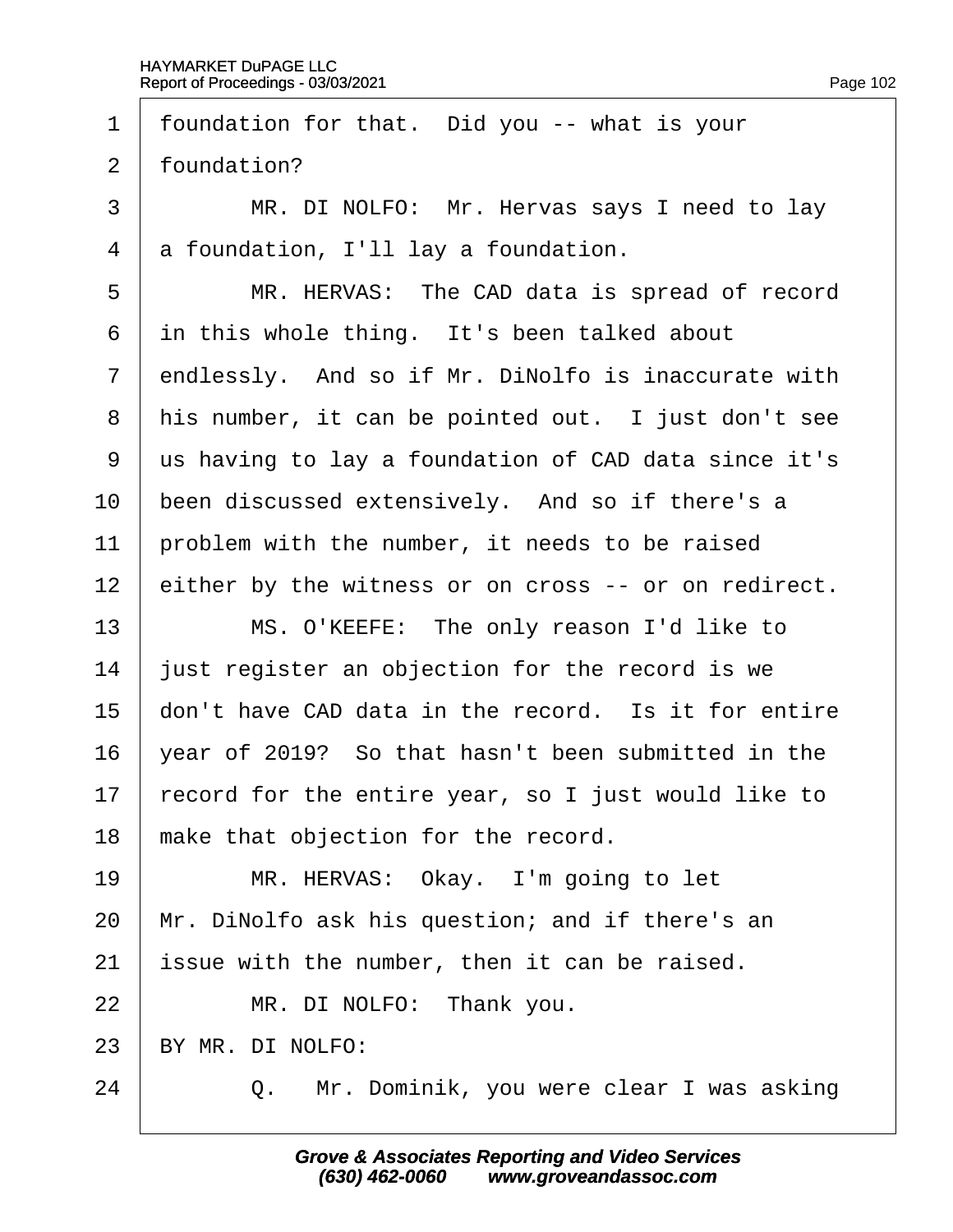1 foundation for that. Did you -- what is your

2 foundation?

3 MR. DI NOLFO: Mr. Hervas says I need to lay

4 a foundation, I'll lay a foundation.

5 MR. HERVAS: The CAD data is spread of record

6 in this whole thing. It's been talked about

7 endlessly. And so if Mr. DiNolfo is inaccurate with

8 his number, it can be pointed out. I just don't see

9 us having to lay a foundation of CAD data since it's

10 been discussed extensively. And so if there's a

11 problem with the number, it needs to be raised

12 either by the witness or on cross -- or on redirect.

13 MS. O'KEEFE: The only reason I'd like to

14 just register an objection for the record is we

15 don't have CAD data in the record. Is it for entire

16 year of 2019? So that hasn't been submitted in the

17 record for the entire year, so I just would like to

18 make that objection for the record.

19 MR. HERVAS: Okay. I'm going to let

20 Mr. DiNolfo ask his question; and if there's an

21 issue with the number, then it can be raised.

22 MR. DI NOLFO: Thank you.

23 BY MR. DI NOLFO:

24 Q. Mr. Dominik, you were clear I was asking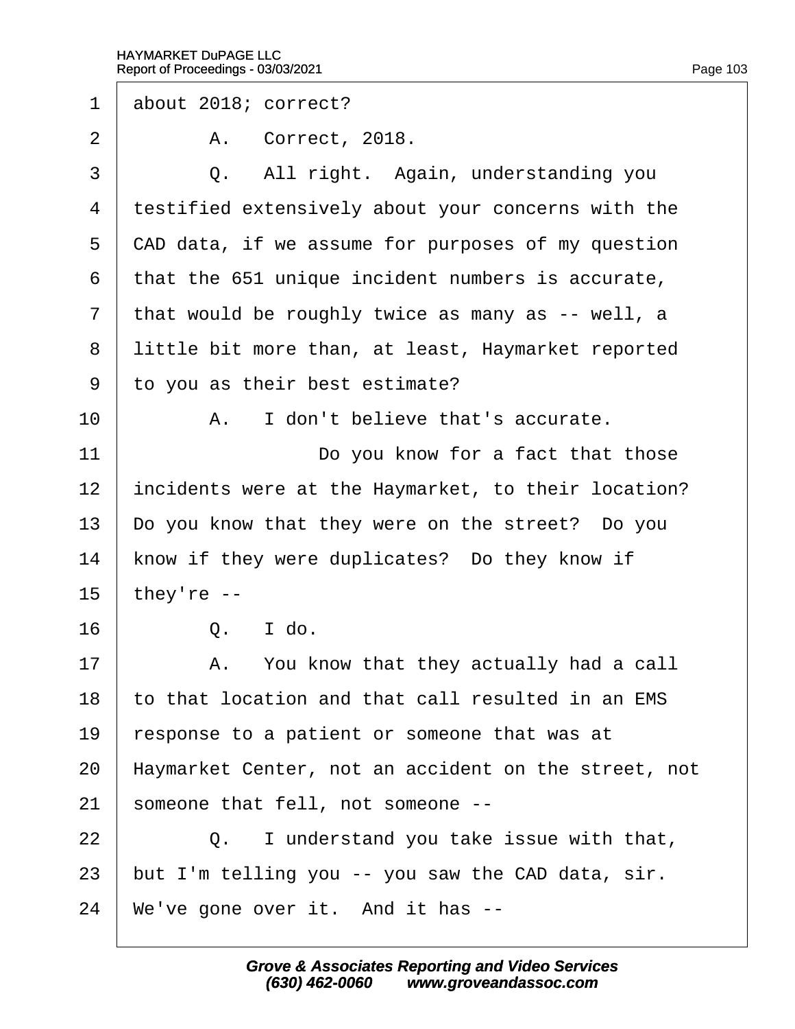1 about 2018; correct?

2 A. Correct, 2018.

3 Q. All right. Again, understanding you

4 testified extensively about your concerns with the

5 CAD data, if we assume for purposes of my question

6 that the 651 unique incident numbers is accurate,

7 that would be roughly twice as many as -- well, a

8 little bit more than, at least, Haymarket reported

9 to you as their best estimate?

10 A. I don't believe that's accurate.

11 Do you know for a fact that those

12 incidents were at the Haymarket, to their location?

13 Do you know that they were on the street? Do you

14 know if they were duplicates? Do they know if

15 they're --

16 Q. I do.

17 A. You know that they actually had a call

18 to that location and that call resulted in an EMS

19 response to a patient or someone that was at

20 Haymarket Center, not an accident on the street, not

21 someone that fell, not someone --

22 Q. I understand you take issue with that,

23 but I'm telling you -- you saw the CAD data, sir.

24 We've gone over it. And it has --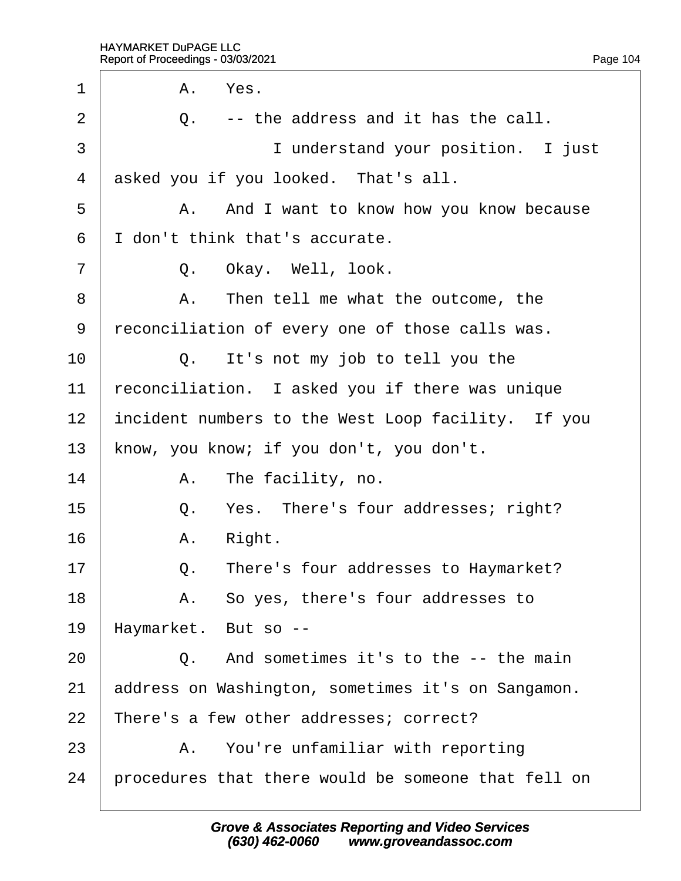1 A. Yes.

2 Q. -- the address and it has the call.

3 I understand your position. I just

4 asked you if you looked. That's all.

5 A. And I want to know how you know because

6 I don't think that's accurate.

7 Q. Okay. Well, look.

8 A. Then tell me what the outcome, the

9 reconciliation of every one of those calls was.

10 Q. It's not my job to tell you the

11 reconciliation. I asked you if there was unique

12 incident numbers to the West Loop facility. If you

13 know, you know; if you don't, you don't.

14 A. The facility, no.

15 Q. Yes. There's four addresses; right?

16 A. Right.

17 Q. There's four addresses to Haymarket?

18 A. So yes, there's four addresses to

19 Haymarket. But so --

20 Q. And sometimes it's to the -- the main

21 address on Washington, sometimes it's on Sangamon.

22 There's a few other addresses; correct?

23 A. You're unfamiliar with reporting

24 procedures that there would be someone that fell on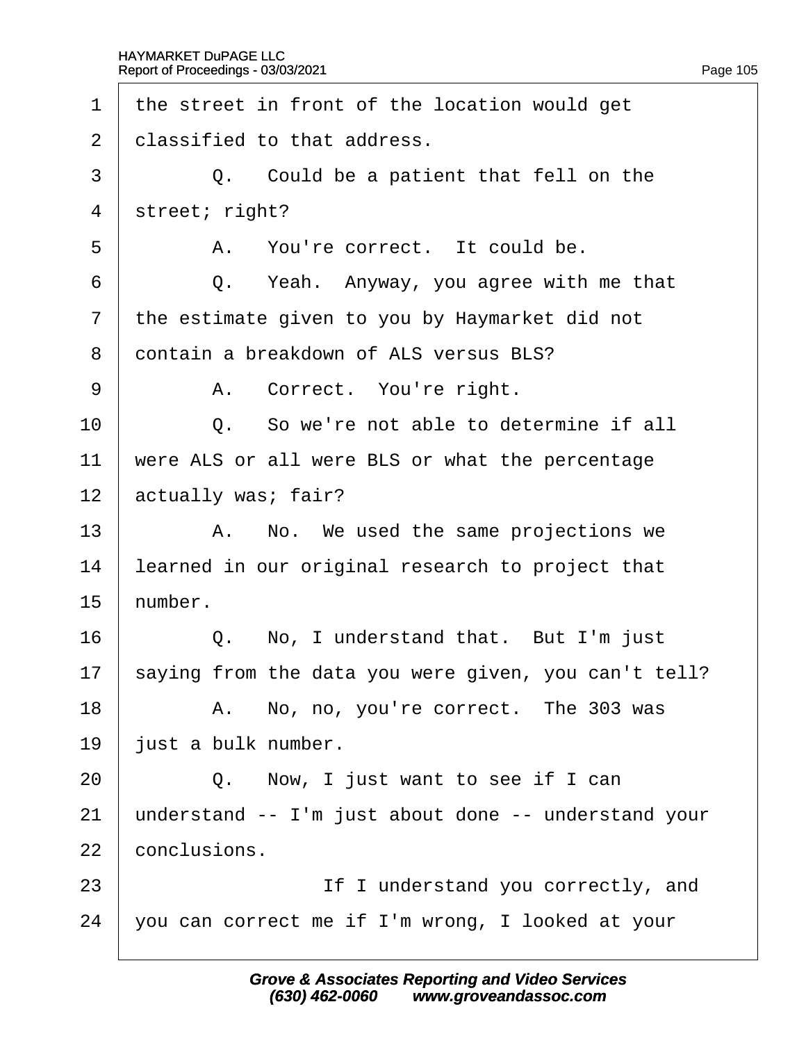1 the street in front of the location would get
2 classified to that address.
3 Q. Could be a patient that fell on the
4 street; right?
5 A. You're correct. It could be.
6 Q. Yeah. Anyway, you agree with me that
7 the estimate given to you by Haymarket did not
8 contain a breakdown of ALS versus BLS?
9 A. Correct. You're right.
10 Q. So we're not able to determine if all
11 were ALS or all were BLS or what the percentage
12 actually was; fair?
13 A. No. We used the same projections we
14 learned in our original research to project that
15 number.
16 Q. No, I understand that. But I'm just
17 saying from the data you were given, you can't tell?
18 A. No, no, you're correct. The 303 was
19 just a bulk number.
20 Q. Now, I just want to see if I can
21 understand -- I'm just about done -- understand your
22 conclusions.
23 If I understand you correctly, and
24 you can correct me if I'm wrong, I looked at your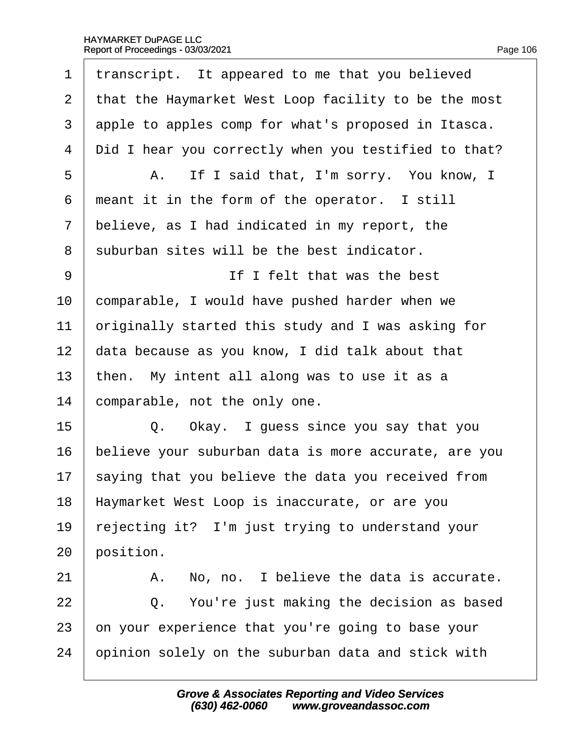1 transcript. It appeared to me that you believed
2 that the Haymarket West Loop facility to be the most
3 apple to apples comp for what's proposed in Itasca.
4 Did I hear you correctly when you testified to that?
5 A. If I said that, I'm sorry. You know, I
6 meant it in the form of the operator. I still
7 believe, as I had indicated in my report, the
8 suburban sites will be the best indicator.
9 If I felt that was the best
10 comparable, I would have pushed harder when we
11 originally started this study and I was asking for
12 data because as you know, I did talk about that
13 then. My intent all along was to use it as a
14 comparable, not the only one.
15 Q. Okay. I guess since you say that you
16 believe your suburban data is more accurate, are you
17 saying that you believe the data you received from
18 Haymarket West Loop is inaccurate, or are you
19 rejecting it? I'm just trying to understand your
20 position.
21 A. No, no. I believe the data is accurate.
22 Q. You're just making the decision as based
23 on your experience that you're going to base your
24 opinion solely on the suburban data and stick with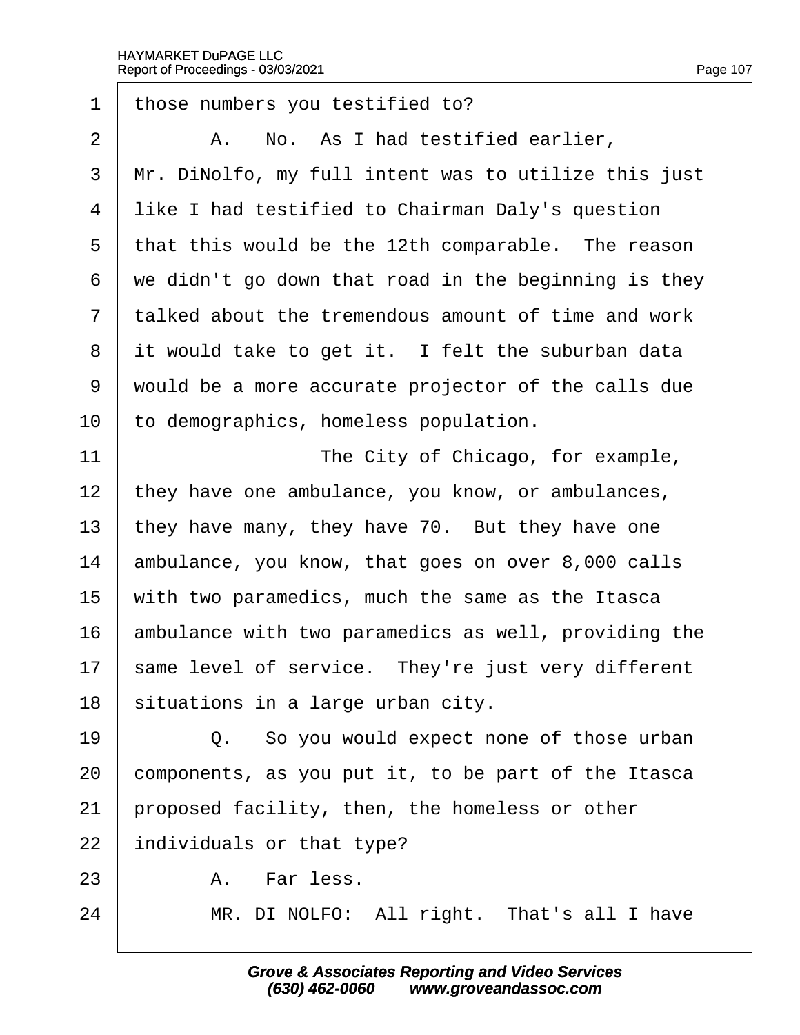1 those numbers you testified to?

2 A. No. As I had testified earlier,

3 Mr. DiNolfo, my full intent was to utilize this just

4 like I had testified to Chairman Daly's question

5 that this would be the 12th comparable. The reason

6 we didn't go down that road in the beginning is they

7 talked about the tremendous amount of time and work

8 it would take to get it. I felt the suburban data

9 would be a more accurate projector of the calls due

10 to demographics, homeless population.

11 The City of Chicago, for example,

12 they have one ambulance, you know, or ambulances,

13 they have many, they have 70. But they have one

14 ambulance, you know, that goes on over 8,000 calls

15 with two paramedics, much the same as the Itasca

16 ambulance with two paramedics as well, providing the

17 same level of service. They're just very different

18 situations in a large urban city.

19 Q. So you would expect none of those urban

20 components, as you put it, to be part of the Itasca

21 proposed facility, then, the homeless or other

22 individuals or that type?

23 A. Far less.

24 MR. DI NOLFO: All right. That's all I have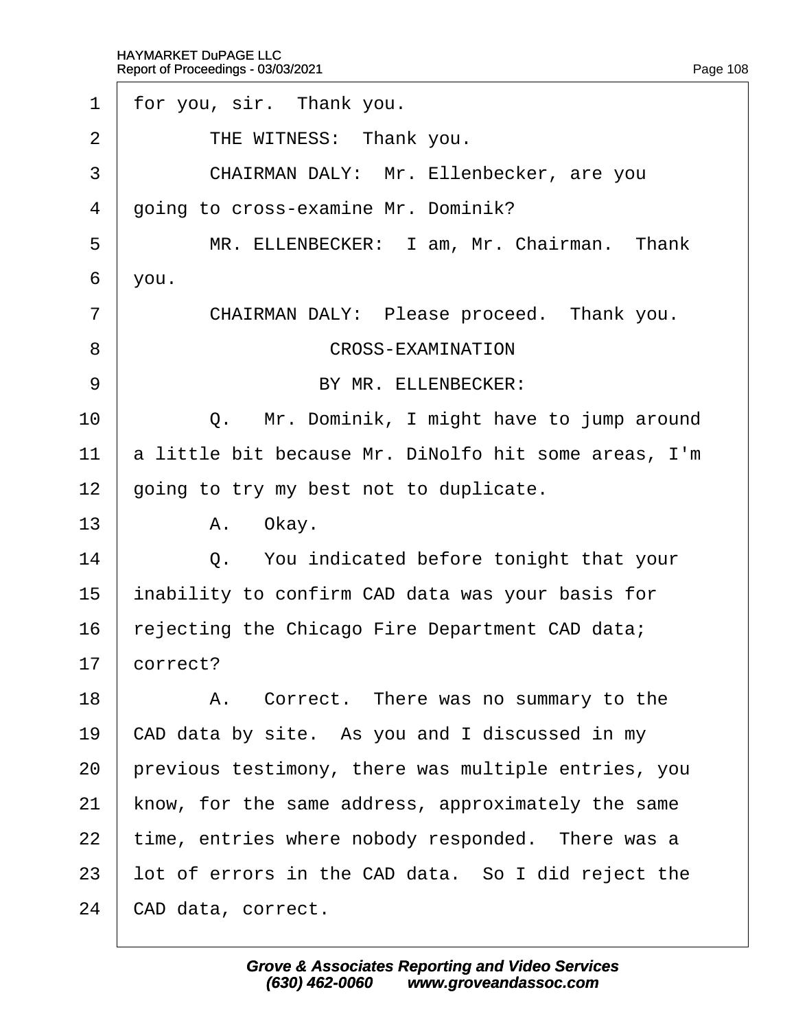for you, sir. Thank you.

THE WITNESS: Thank you.

CHAIRMAN DALY: Mr. Ellenbecker, are you going to cross-examine Mr. Dominik?

MR. ELLENBECKER: I am, Mr. Chairman. Thank you.

CHAIRMAN DALY: Please proceed. Thank you.

CROSS-EXAMINATION

BY MR. ELLENBECKER:

Q. Mr. Dominik, I might have to jump around a little bit because Mr. DiNolfo hit some areas, I'm going to try my best not to duplicate.

A. Okay.

Q. You indicated before tonight that your inability to confirm CAD data was your basis for rejecting the Chicago Fire Department CAD data; correct?

A. Correct. There was no summary to the CAD data by site. As you and I discussed in my previous testimony, there was multiple entries, you know, for the same address, approximately the same time, entries where nobody responded. There was a lot of errors in the CAD data. So I did reject the CAD data, correct.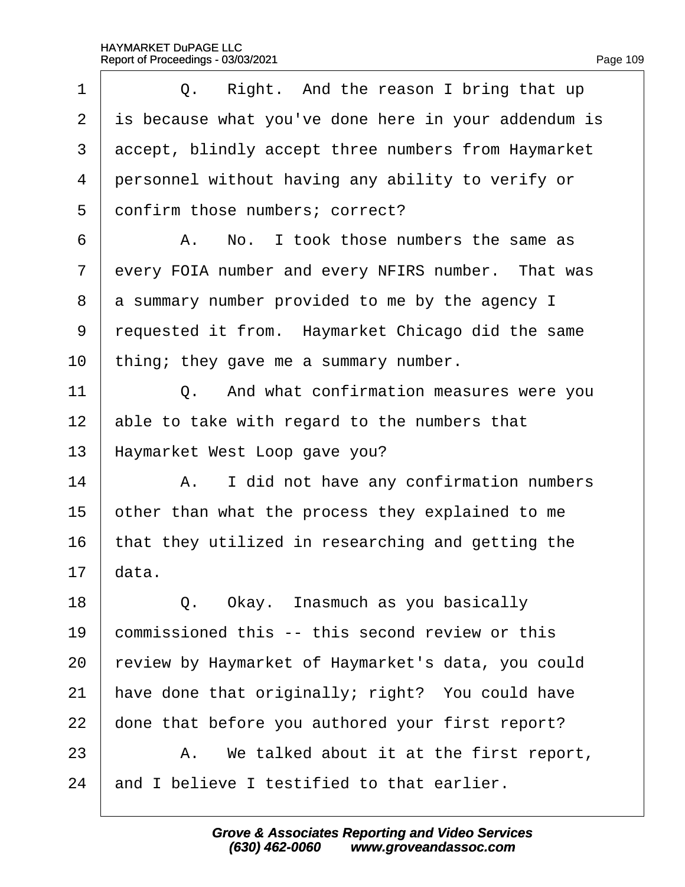1 Q. Right. And the reason I bring that up
2 is because what you've done here in your addendum is
3 accept, blindly accept three numbers from Haymarket
4 personnel without having any ability to verify or
5 confirm those numbers; correct?
6 A. No. I took those numbers the same as
7 every FOIA number and every NFIRS number. That was
8 a summary number provided to me by the agency I
9 requested it from. Haymarket Chicago did the same
10 thing; they gave me a summary number.
11 Q. And what confirmation measures were you
12 able to take with regard to the numbers that
13 Haymarket West Loop gave you?
14 A. I did not have any confirmation numbers
15 other than what the process they explained to me
16 that they utilized in researching and getting the
17 data.
18 Q. Okay. Inasmuch as you basically
19 commissioned this -- this second review or this
20 review by Haymarket of Haymarket's data, you could
21 have done that originally; right? You could have
22 done that before you authored your first report?
23 A. We talked about it at the first report,
24 and I believe I testified to that earlier.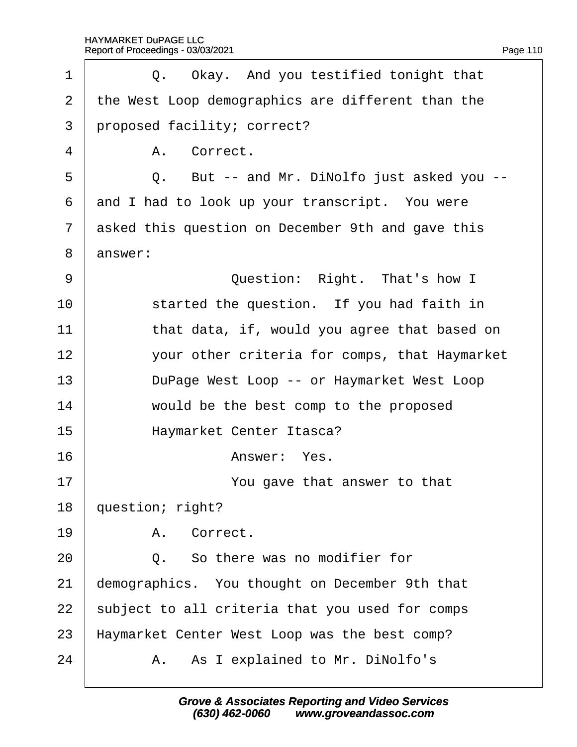Q. Okay. And you testified tonight that the West Loop demographics are different than the proposed facility; correct?

A. Correct.

Q. But -- and Mr. DiNolfo just asked you -- and I had to look up your transcript. You were asked this question on December 9th and gave this answer:

Question: Right. That's how I started the question. If you had faith in that data, if, would you agree that based on your other criteria for comps, that Haymarket DuPage West Loop -- or Haymarket West Loop would be the best comp to the proposed Haymarket Center Itasca?

Answer: Yes.

You gave that answer to that question; right?

A. Correct.

Q. So there was no modifier for demographics. You thought on December 9th that subject to all criteria that you used for comps Haymarket Center West Loop was the best comp?

A. As I explained to Mr. DiNolfo's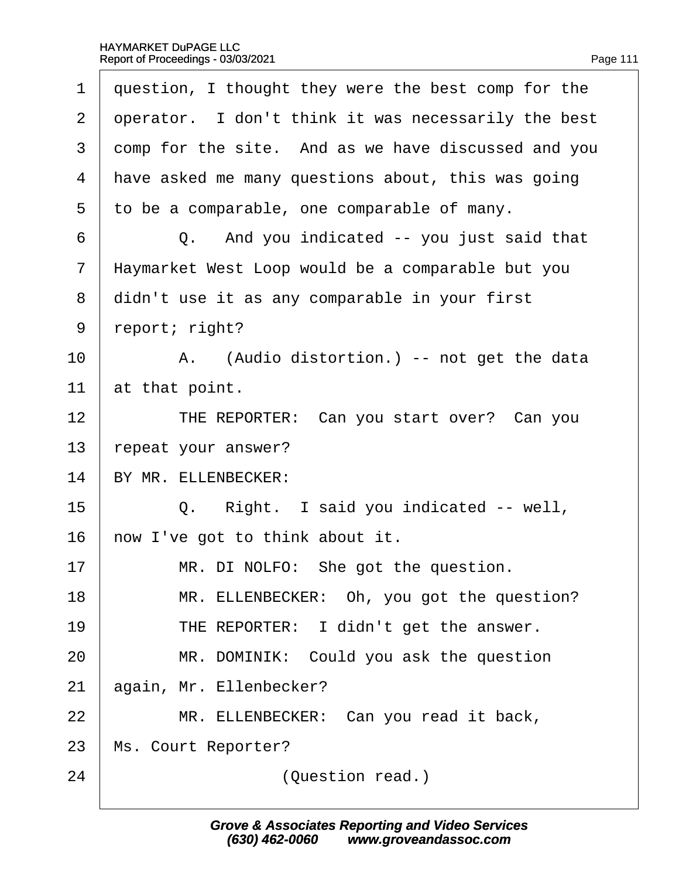1 question, I thought they were the best comp for the

2 operator. I don't think it was necessarily the best

3 comp for the site. And as we have discussed and you

4 have asked me many questions about, this was going

5 to be a comparable, one comparable of many.

6 Q. And you indicated -- you just said that

7 Haymarket West Loop would be a comparable but you

8 didn't use it as any comparable in your first

9 report; right?

10 A. (Audio distortion.) -- not get the data

11 at that point.

12 THE REPORTER: Can you start over? Can you

13 repeat your answer?

14 BY MR. ELLENBECKER:

15 Q. Right. I said you indicated -- well,

16 now I've got to think about it.

17 MR. DI NOLFO: She got the question.

18 MR. ELLENBECKER: Oh, you got the question?

19 THE REPORTER: I didn't get the answer.

20 MR. DOMINIK: Could you ask the question

21 again, Mr. Ellenbecker?

22 MR. ELLENBECKER: Can you read it back,

23 Ms. Court Reporter?

24 (Question read.)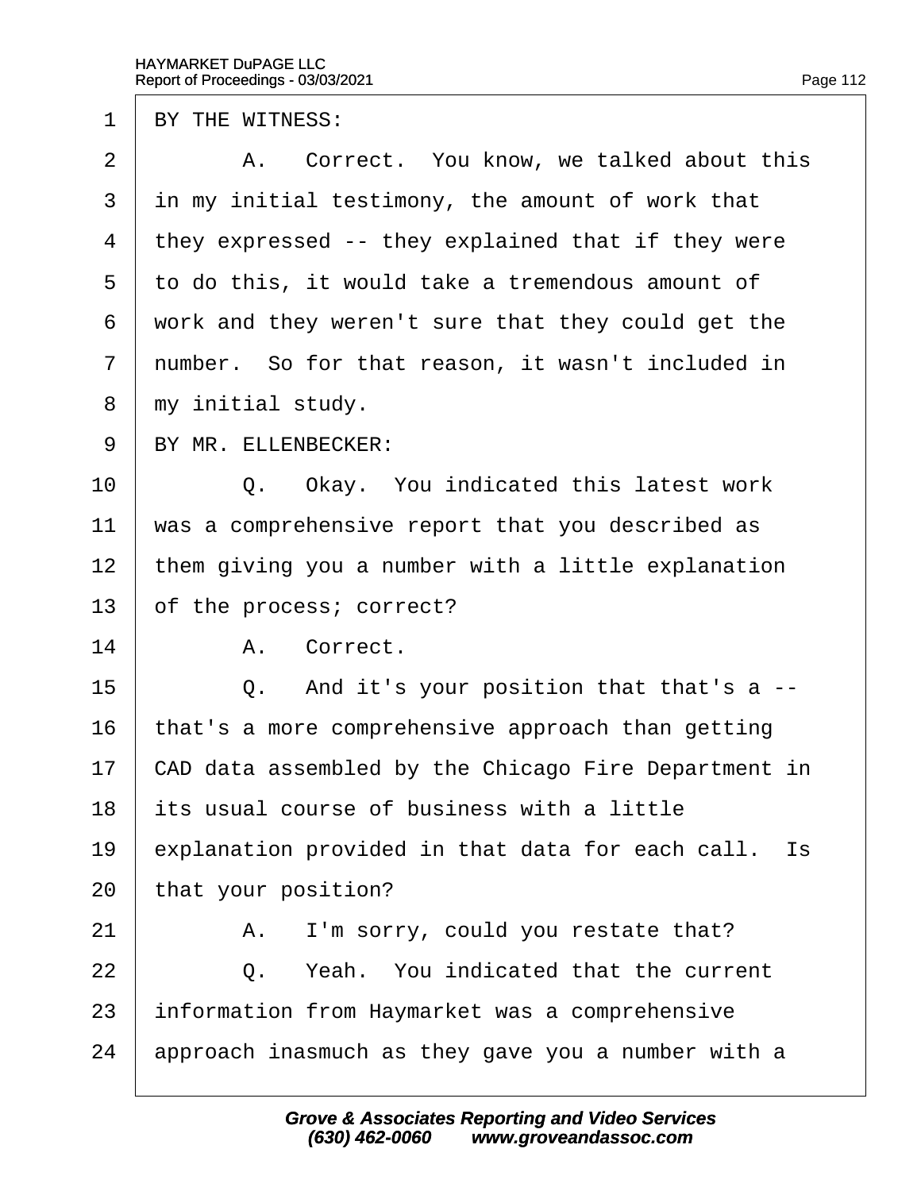1 BY THE WITNESS:

2 A. Correct. You know, we talked about this

3 in my initial testimony, the amount of work that

4 they expressed -- they explained that if they were

5 to do this, it would take a tremendous amount of

6 work and they weren't sure that they could get the

7 number. So for that reason, it wasn't included in

8 my initial study.

9 BY MR. ELLENBECKER:

10 Q. Okay. You indicated this latest work

11 was a comprehensive report that you described as

12 them giving you a number with a little explanation

13 of the process; correct?

14 A. Correct.

15 Q. And it's your position that that's a --

16 that's a more comprehensive approach than getting

17 CAD data assembled by the Chicago Fire Department in

18 its usual course of business with a little

19 explanation provided in that data for each call. Is

20 that your position?

21 A. I'm sorry, could you restate that?

22 Q. Yeah. You indicated that the current

23 information from Haymarket was a comprehensive

24 approach inasmuch as they gave you a number with a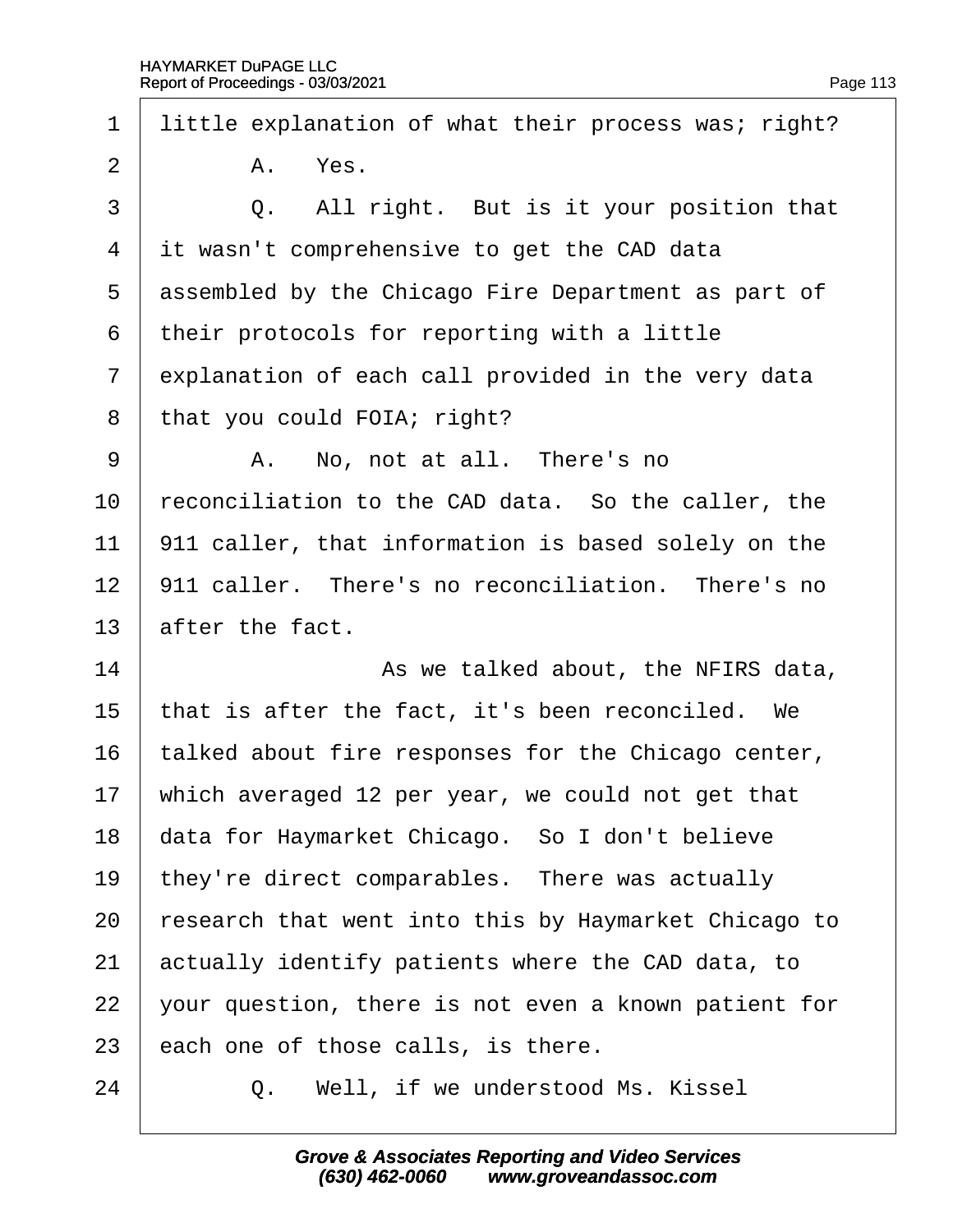1 little explanation of what their process was; right?

2 A. Yes.

3 Q. All right. But is it your position that

4 it wasn't comprehensive to get the CAD data

5 assembled by the Chicago Fire Department as part of

6 their protocols for reporting with a little

7 explanation of each call provided in the very data

8 that you could FOIA; right?

9 A. No, not at all. There's no

10 reconciliation to the CAD data. So the caller, the

11 911 caller, that information is based solely on the

12 911 caller. There's no reconciliation. There's no

13 after the fact.

14 As we talked about, the NFIRS data,

15 that is after the fact, it's been reconciled. We

16 talked about fire responses for the Chicago center,

17 which averaged 12 per year, we could not get that

18 data for Haymarket Chicago. So I don't believe

19 they're direct comparables. There was actually

20 research that went into this by Haymarket Chicago to

21 actually identify patients where the CAD data, to

22 your question, there is not even a known patient for

23 each one of those calls, is there.

24 Q. Well, if we understood Ms. Kissel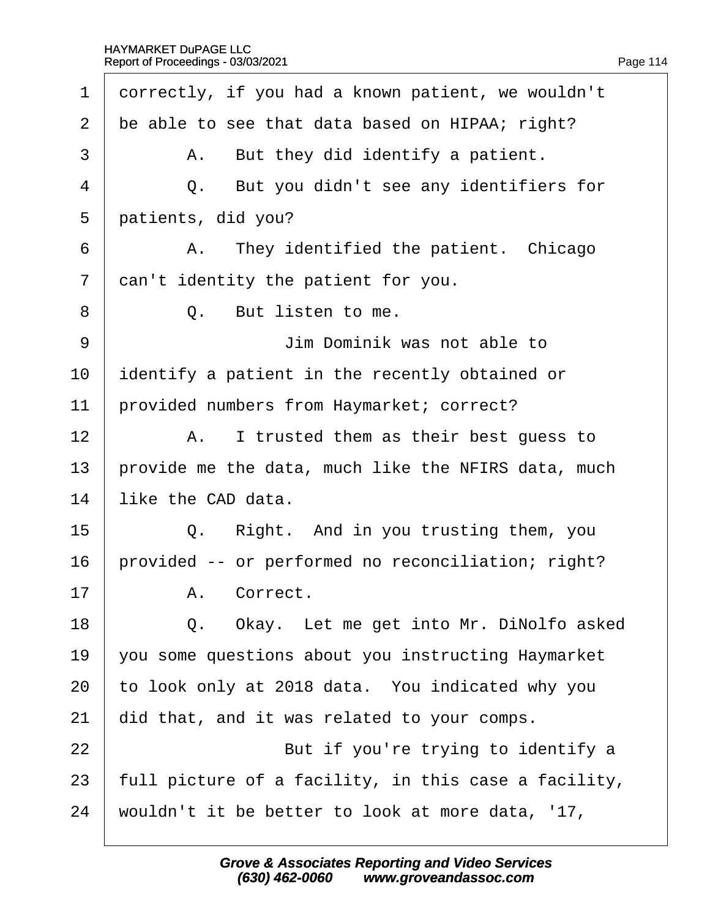1 correctly, if you had a known patient, we wouldn't
2 be able to see that data based on HIPAA; right?
3 A. But they did identify a patient.
4 Q. But you didn't see any identifiers for
5 patients, did you?
6 A. They identified the patient. Chicago
7 can't identity the patient for you.
8 Q. But listen to me.
9 Jim Dominik was not able to
10 identify a patient in the recently obtained or
11 provided numbers from Haymarket; correct?
12 A. I trusted them as their best guess to
13 provide me the data, much like the NFIRS data, much
14 like the CAD data.
15 Q. Right. And in you trusting them, you
16 provided -- or performed no reconciliation; right?
17 A. Correct.
18 Q. Okay. Let me get into Mr. DiNolfo asked
19 you some questions about you instructing Haymarket
20 to look only at 2018 data. You indicated why you
21 did that, and it was related to your comps.
22 But if you're trying to identify a
23 full picture of a facility, in this case a facility,
24 wouldn't it be better to look at more data, '17,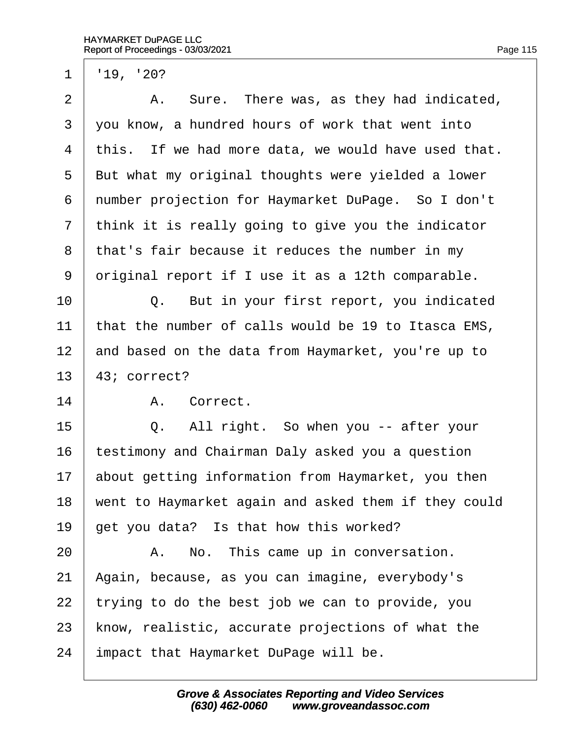1 '19, '20?

2 A. Sure. There was, as they had indicated,

3 you know, a hundred hours of work that went into

4 this. If we had more data, we would have used that.

5 But what my original thoughts were yielded a lower

6 number projection for Haymarket DuPage. So I don't

7 think it is really going to give you the indicator

8 that's fair because it reduces the number in my

9 original report if I use it as a 12th comparable.

10 Q. But in your first report, you indicated

11 that the number of calls would be 19 to Itasca EMS,

12 and based on the data from Haymarket, you're up to

13 43; correct?

14 A. Correct.

15 Q. All right. So when you -- after your

16 testimony and Chairman Daly asked you a question

17 about getting information from Haymarket, you then

18 went to Haymarket again and asked them if they could

19 get you data? Is that how this worked?

20 A. No. This came up in conversation.

21 Again, because, as you can imagine, everybody's

22 trying to do the best job we can to provide, you

23 know, realistic, accurate projections of what the

24 impact that Haymarket DuPage will be.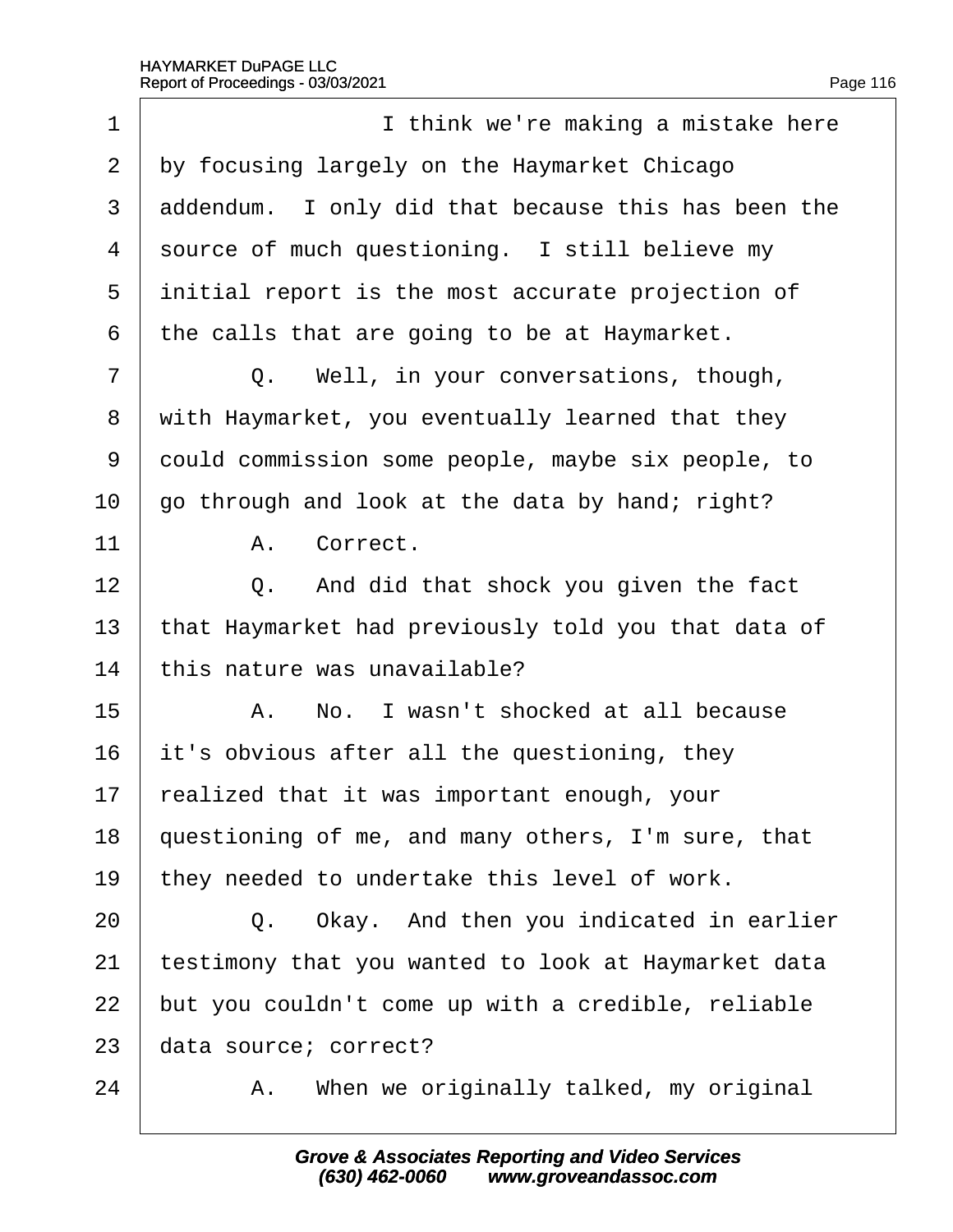1 I think we're making a mistake here
2 by focusing largely on the Haymarket Chicago
3 addendum. I only did that because this has been the
4 source of much questioning. I still believe my
5 initial report is the most accurate projection of
6 the calls that are going to be at Haymarket.
7 Q. Well, in your conversations, though,
8 with Haymarket, you eventually learned that they
9 could commission some people, maybe six people, to
10 go through and look at the data by hand; right?
11 A. Correct.
12 Q. And did that shock you given the fact
13 that Haymarket had previously told you that data of
14 this nature was unavailable?
15 A. No. I wasn't shocked at all because
16 it's obvious after all the questioning, they
17 realized that it was important enough, your
18 questioning of me, and many others, I'm sure, that
19 they needed to undertake this level of work.
20 Q. Okay. And then you indicated in earlier
21 testimony that you wanted to look at Haymarket data
22 but you couldn't come up with a credible, reliable
23 data source; correct?
24 A. When we originally talked, my original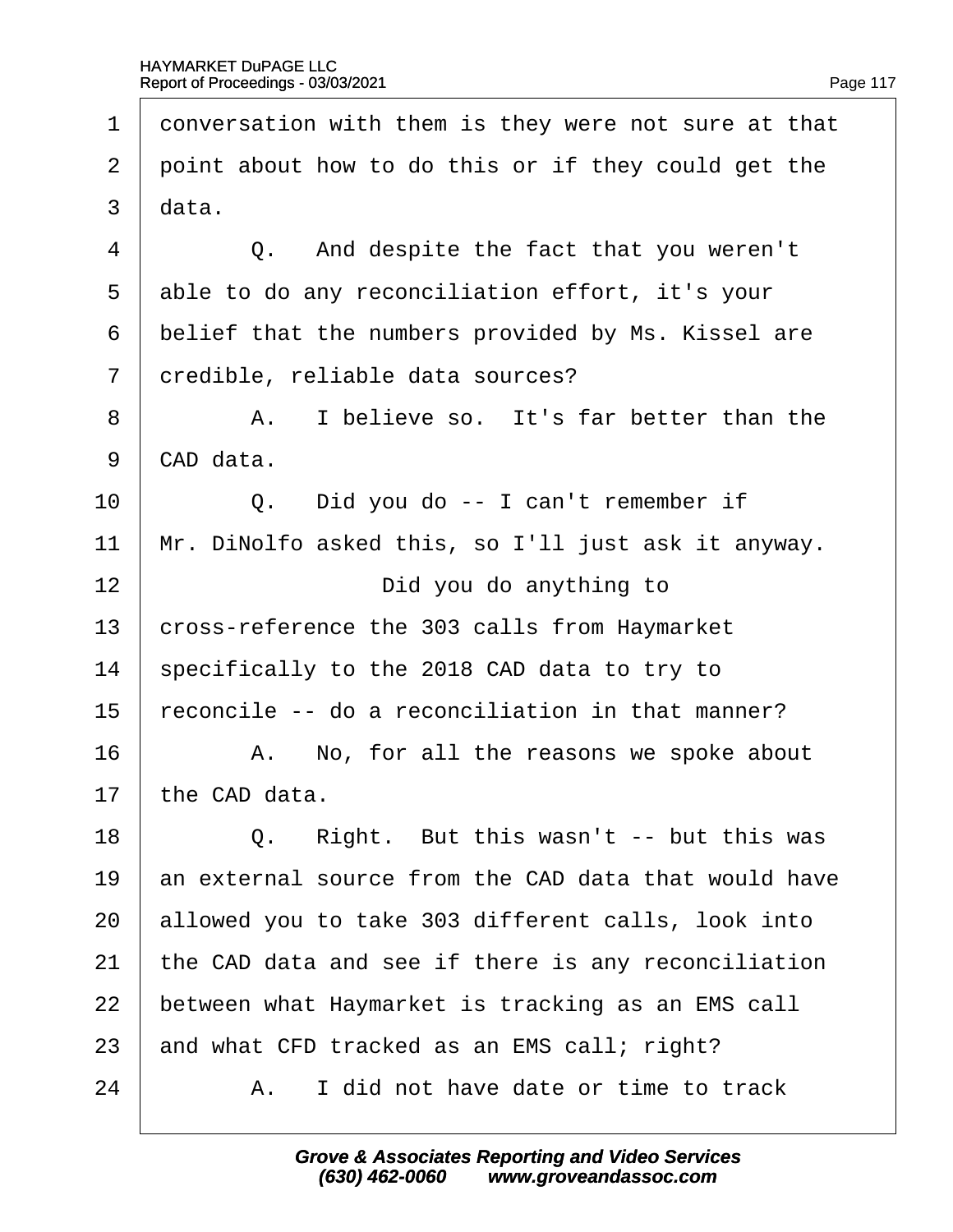1 conversation with them is they were not sure at that
2 point about how to do this or if they could get the
3 data.

4 Q. And despite the fact that you weren't
5 able to do any reconciliation effort, it's your
6 belief that the numbers provided by Ms. Kissel are
7 credible, reliable data sources?

8 A. I believe so. It's far better than the
9 CAD data.

10 Q. Did you do -- I can't remember if
11 Mr. DiNolfo asked this, so I'll just ask it anyway.

12 Did you do anything to
13 cross-reference the 303 calls from Haymarket
14 specifically to the 2018 CAD data to try to
15 reconcile -- do a reconciliation in that manner?

16 A. No, for all the reasons we spoke about
17 the CAD data.

18 Q. Right. But this wasn't -- but this was
19 an external source from the CAD data that would have
20 allowed you to take 303 different calls, look into
21 the CAD data and see if there is any reconciliation
22 between what Haymarket is tracking as an EMS call
23 and what CFD tracked as an EMS call; right?

24 A. I did not have date or time to track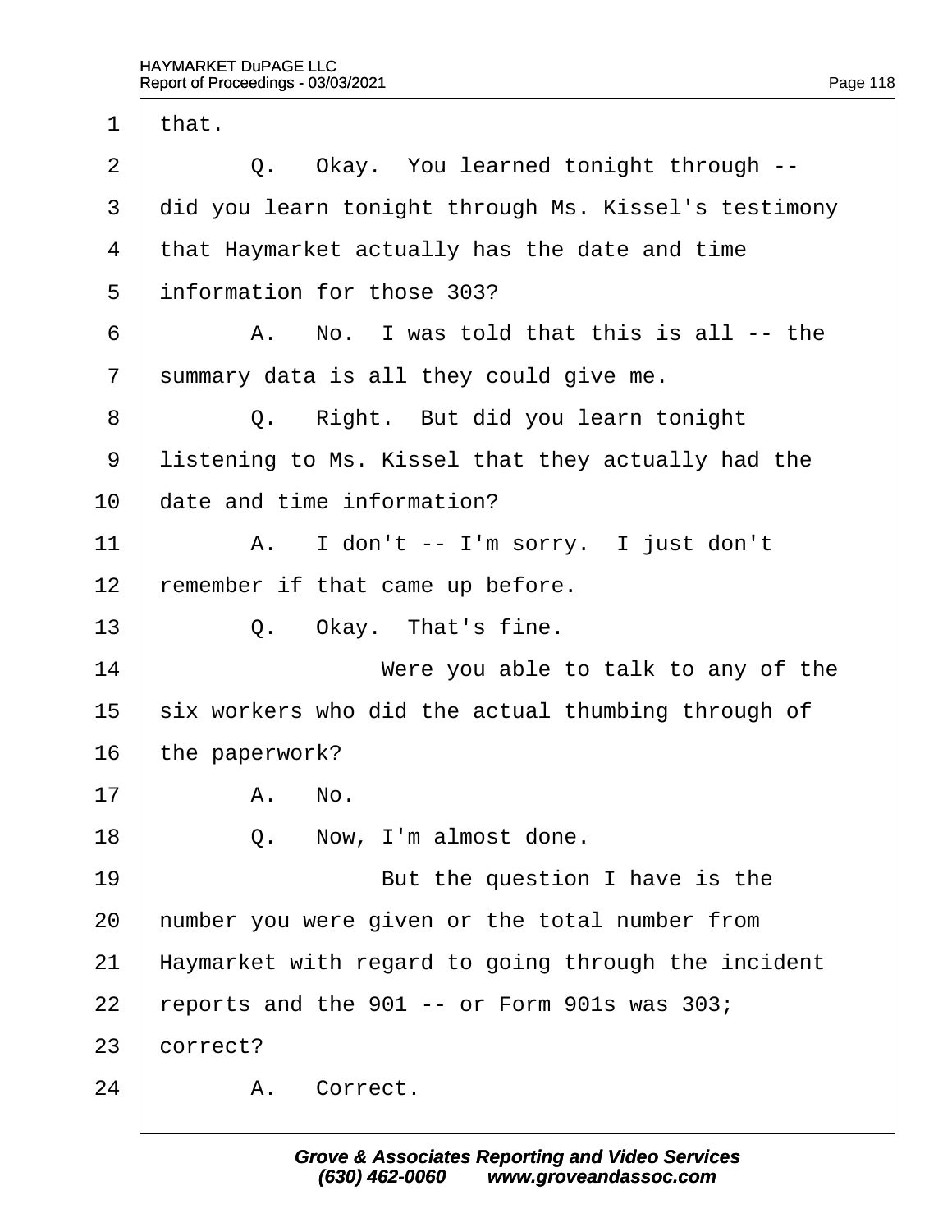1 that.

2 Q. Okay. You learned tonight through --

3 did you learn tonight through Ms. Kissel's testimony

4 that Haymarket actually has the date and time

5 information for those 303?

6 A. No. I was told that this is all -- the

7 summary data is all they could give me.

8 Q. Right. But did you learn tonight

9 listening to Ms. Kissel that they actually had the

10 date and time information?

11 A. I don't -- I'm sorry. I just don't

12 remember if that came up before.

13 Q. Okay. That's fine.

14 Were you able to talk to any of the

15 six workers who did the actual thumbing through of

16 the paperwork?

17 A. No.

18 Q. Now, I'm almost done.

19 But the question I have is the

20 number you were given or the total number from

21 Haymarket with regard to going through the incident

22 reports and the 901 -- or Form 901s was 303;

23 correct?

24 A. Correct.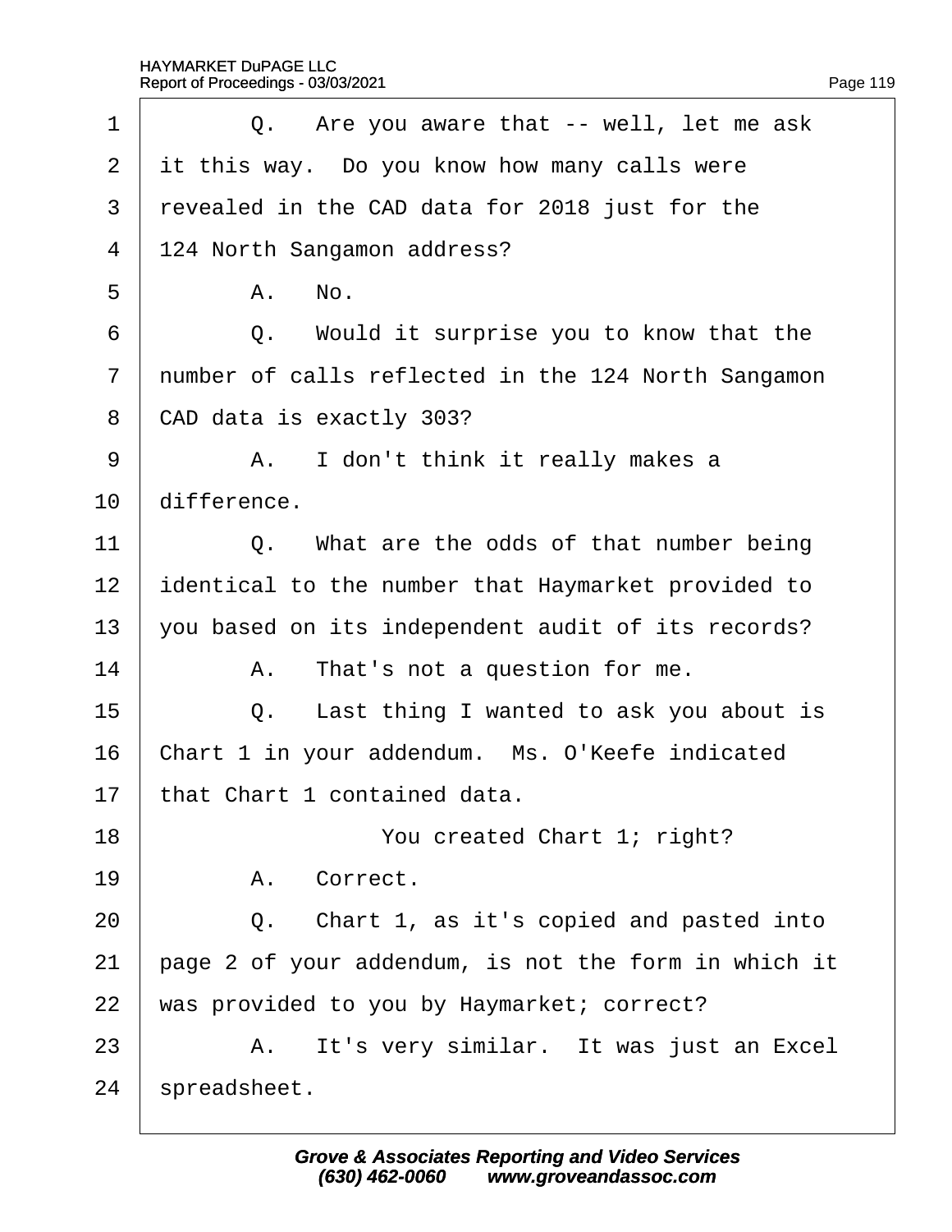1 Q. Are you aware that -- well, let me ask
2 it this way. Do you know how many calls were
3 revealed in the CAD data for 2018 just for the
4 124 North Sangamon address?
5 A. No.
6 Q. Would it surprise you to know that the
7 number of calls reflected in the 124 North Sangamon
8 CAD data is exactly 303?
9 A. I don't think it really makes a
10 difference.
11 Q. What are the odds of that number being
12 identical to the number that Haymarket provided to
13 you based on its independent audit of its records?
14 A. That's not a question for me.
15 Q. Last thing I wanted to ask you about is
16 Chart 1 in your addendum. Ms. O'Keefe indicated
17 that Chart 1 contained data.
18 You created Chart 1; right?
19 A. Correct.
20 Q. Chart 1, as it's copied and pasted into
21 page 2 of your addendum, is not the form in which it
22 was provided to you by Haymarket; correct?
23 A. It's very similar. It was just an Excel
24 spreadsheet.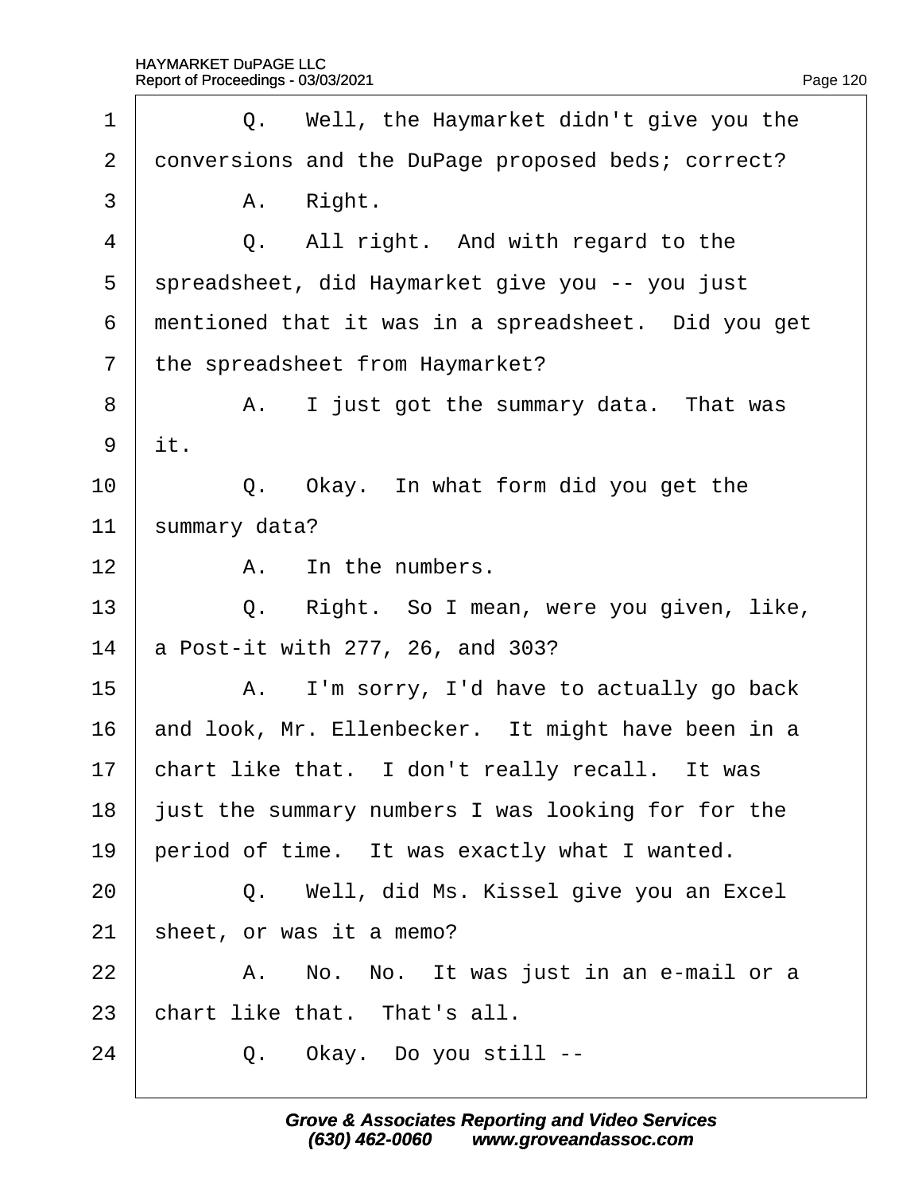1 Q. Well, the Haymarket didn't give you the
2 conversions and the DuPage proposed beds; correct?
3 A. Right.
4 Q. All right. And with regard to the
5 spreadsheet, did Haymarket give you -- you just
6 mentioned that it was in a spreadsheet. Did you get
7 the spreadsheet from Haymarket?
8 A. I just got the summary data. That was
9 it.
10 Q. Okay. In what form did you get the
11 summary data?
12 A. In the numbers.
13 Q. Right. So I mean, were you given, like,
14 a Post-it with 277, 26, and 303?
15 A. I'm sorry, I'd have to actually go back
16 and look, Mr. Ellenbecker. It might have been in a
17 chart like that. I don't really recall. It was
18 just the summary numbers I was looking for for the
19 period of time. It was exactly what I wanted.
20 Q. Well, did Ms. Kissel give you an Excel
21 sheet, or was it a memo?
22 A. No. No. It was just in an e-mail or a
23 chart like that. That's all.
24 Q. Okay. Do you still --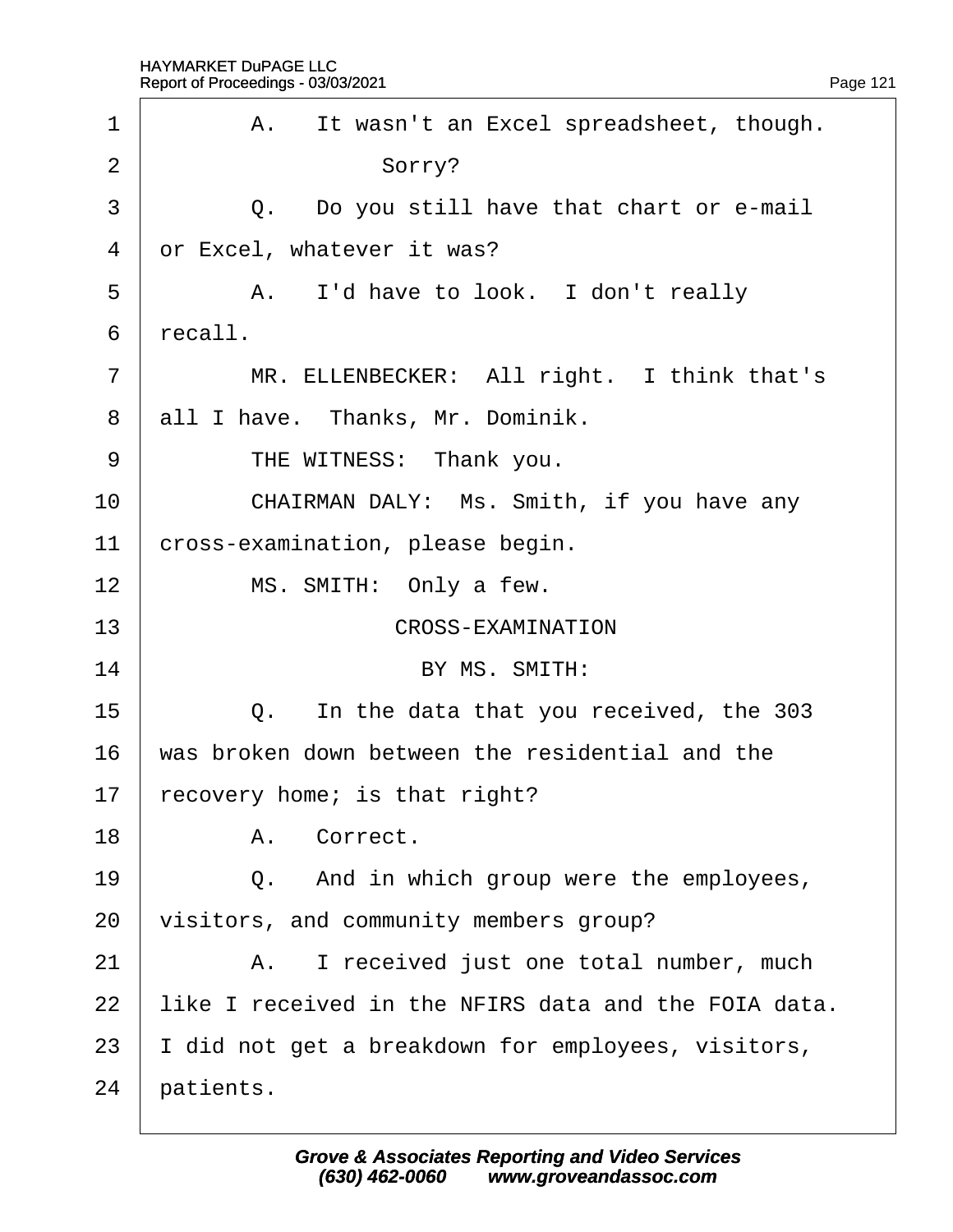1 A. It wasn't an Excel spreadsheet, though.

2 Sorry?

3 Q. Do you still have that chart or e-mail

4 or Excel, whatever it was?

5 A. I'd have to look. I don't really

6 recall.

7 MR. ELLENBECKER: All right. I think that's

8 all I have. Thanks, Mr. Dominik.

9 THE WITNESS: Thank you.

10 CHAIRMAN DALY: Ms. Smith, if you have any

11 cross-examination, please begin.

12 MS. SMITH: Only a few.

13 CROSS-EXAMINATION

14 BY MS. SMITH:

15 Q. In the data that you received, the 303

16 was broken down between the residential and the

17 recovery home; is that right?

18 A. Correct.

19 Q. And in which group were the employees,

20 visitors, and community members group?

21 A. I received just one total number, much

22 like I received in the NFIRS data and the FOIA data.

23 I did not get a breakdown for employees, visitors,

24 patients.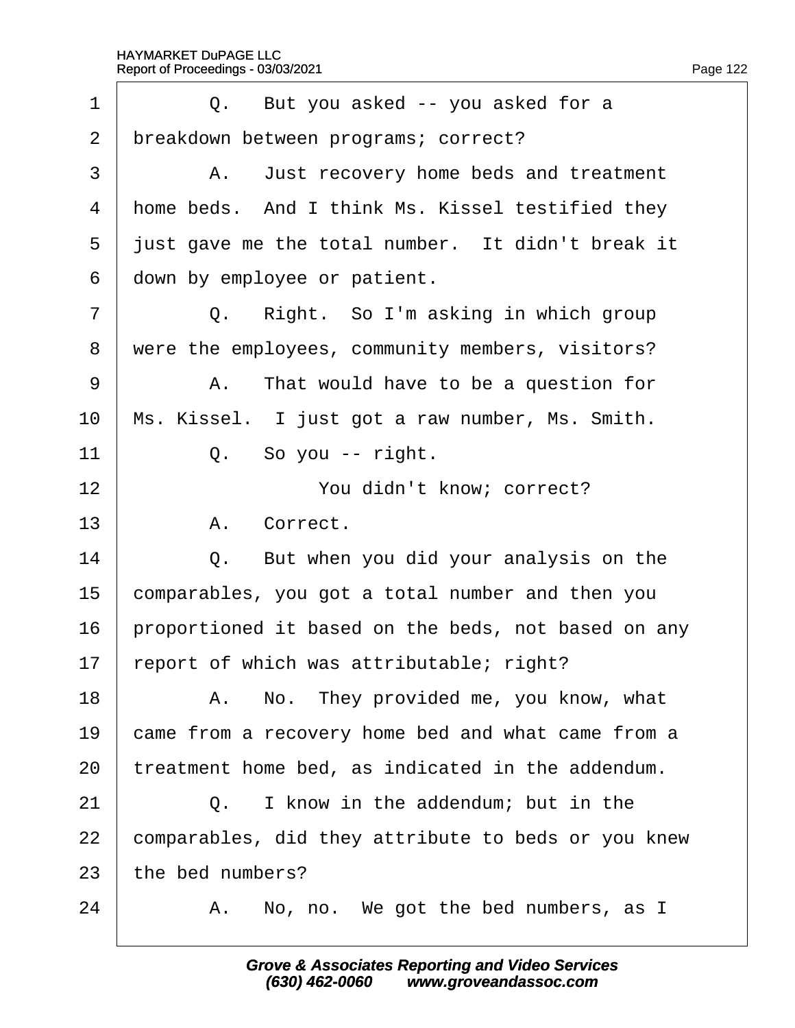1 Q. But you asked -- you asked for a
2 breakdown between programs; correct?
3 A. Just recovery home beds and treatment
4 home beds. And I think Ms. Kissel testified they
5 just gave me the total number. It didn't break it
6 down by employee or patient.
7 Q. Right. So I'm asking in which group
8 were the employees, community members, visitors?
9 A. That would have to be a question for
10 Ms. Kissel. I just got a raw number, Ms. Smith.
11 Q. So you -- right.
12 You didn't know; correct?
13 A. Correct.
14 Q. But when you did your analysis on the
15 comparables, you got a total number and then you
16 proportioned it based on the beds, not based on any
17 report of which was attributable; right?
18 A. No. They provided me, you know, what
19 came from a recovery home bed and what came from a
20 treatment home bed, as indicated in the addendum.
21 Q. I know in the addendum; but in the
22 comparables, did they attribute to beds or you knew
23 the bed numbers?
24 A. No, no. We got the bed numbers, as I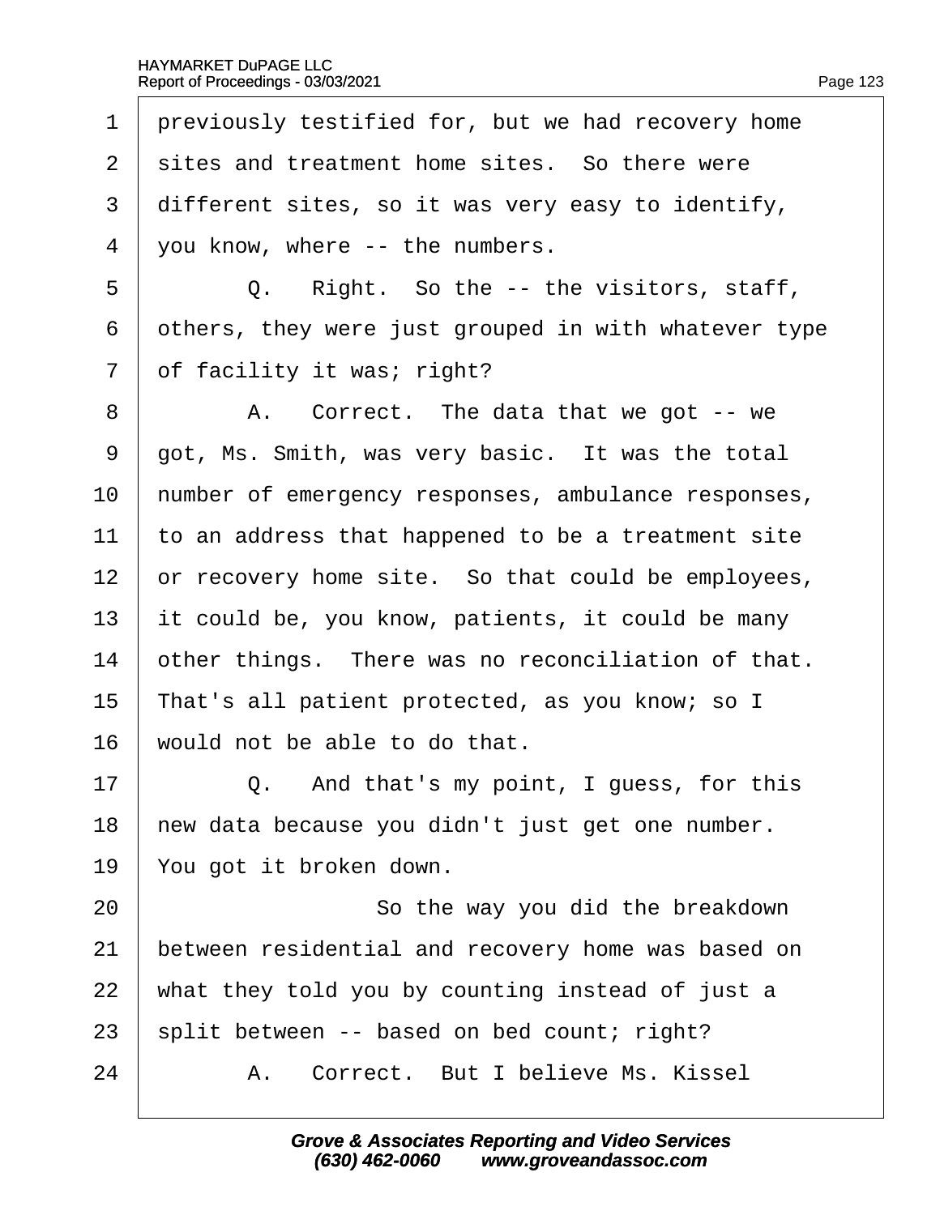1 previously testified for, but we had recovery home
2 sites and treatment home sites. So there were
3 different sites, so it was very easy to identify,
4 you know, where -- the numbers.
5 Q. Right. So the -- the visitors, staff,
6 others, they were just grouped in with whatever type
7 of facility it was; right?
8 A. Correct. The data that we got -- we
9 got, Ms. Smith, was very basic. It was the total
10 number of emergency responses, ambulance responses,
11 to an address that happened to be a treatment site
12 or recovery home site. So that could be employees,
13 it could be, you know, patients, it could be many
14 other things. There was no reconciliation of that.
15 That's all patient protected, as you know; so I
16 would not be able to do that.
17 Q. And that's my point, I guess, for this
18 new data because you didn't just get one number.
19 You got it broken down.
20 So the way you did the breakdown
21 between residential and recovery home was based on
22 what they told you by counting instead of just a
23 split between -- based on bed count; right?
24 A. Correct. But I believe Ms. Kissel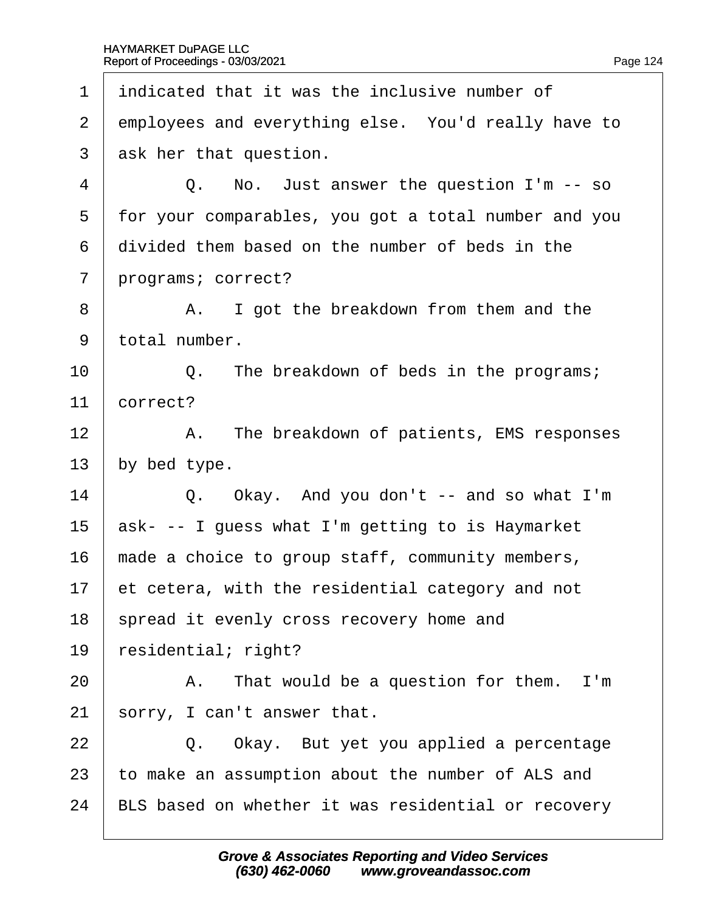1 indicated that it was the inclusive number of
2 employees and everything else. You'd really have to
3 ask her that question.
4 Q. No. Just answer the question I'm -- so
5 for your comparables, you got a total number and you
6 divided them based on the number of beds in the
7 programs; correct?
8 A. I got the breakdown from them and the
9 total number.
10 Q. The breakdown of beds in the programs;
11 correct?
12 A. The breakdown of patients, EMS responses
13 by bed type.
14 Q. Okay. And you don't -- and so what I'm
15 ask- -- I guess what I'm getting to is Haymarket
16 made a choice to group staff, community members,
17 et cetera, with the residential category and not
18 spread it evenly cross recovery home and
19 residential; right?
20 A. That would be a question for them. I'm
21 sorry, I can't answer that.
22 Q. Okay. But yet you applied a percentage
23 to make an assumption about the number of ALS and
24 BLS based on whether it was residential or recovery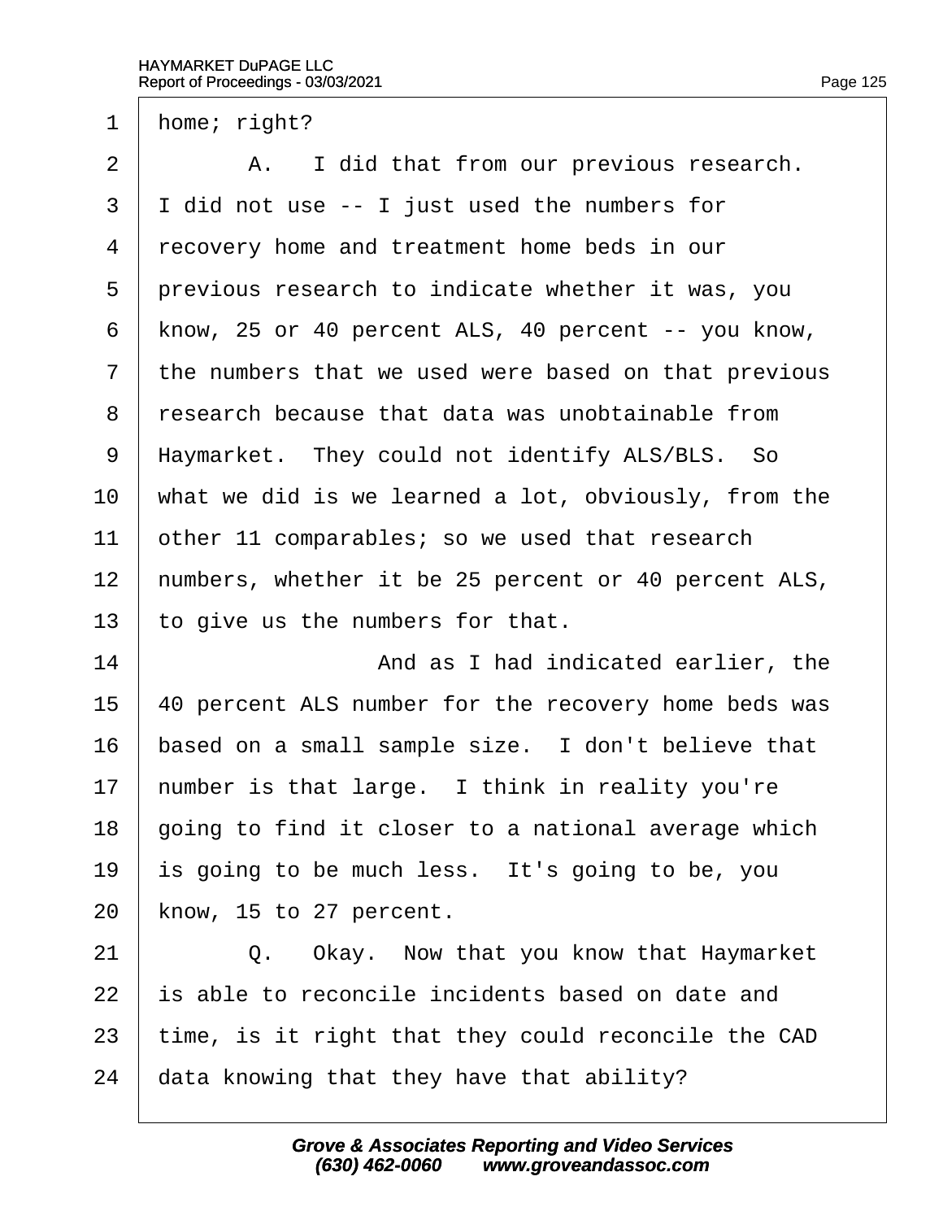1 home; right?

2 A. I did that from our previous research.

3 I did not use -- I just used the numbers for

4 recovery home and treatment home beds in our

5 previous research to indicate whether it was, you

6 know, 25 or 40 percent ALS, 40 percent -- you know,

7 the numbers that we used were based on that previous

8 research because that data was unobtainable from

9 Haymarket. They could not identify ALS/BLS. So

10 what we did is we learned a lot, obviously, from the

11 other 11 comparables; so we used that research

12 numbers, whether it be 25 percent or 40 percent ALS,

13 to give us the numbers for that.

14 And as I had indicated earlier, the

15 40 percent ALS number for the recovery home beds was

16 based on a small sample size. I don't believe that

17 number is that large. I think in reality you're

18 going to find it closer to a national average which

19 is going to be much less. It's going to be, you

20 know, 15 to 27 percent.

21 Q. Okay. Now that you know that Haymarket

22 is able to reconcile incidents based on date and

23 time, is it right that they could reconcile the CAD

24 data knowing that they have that ability?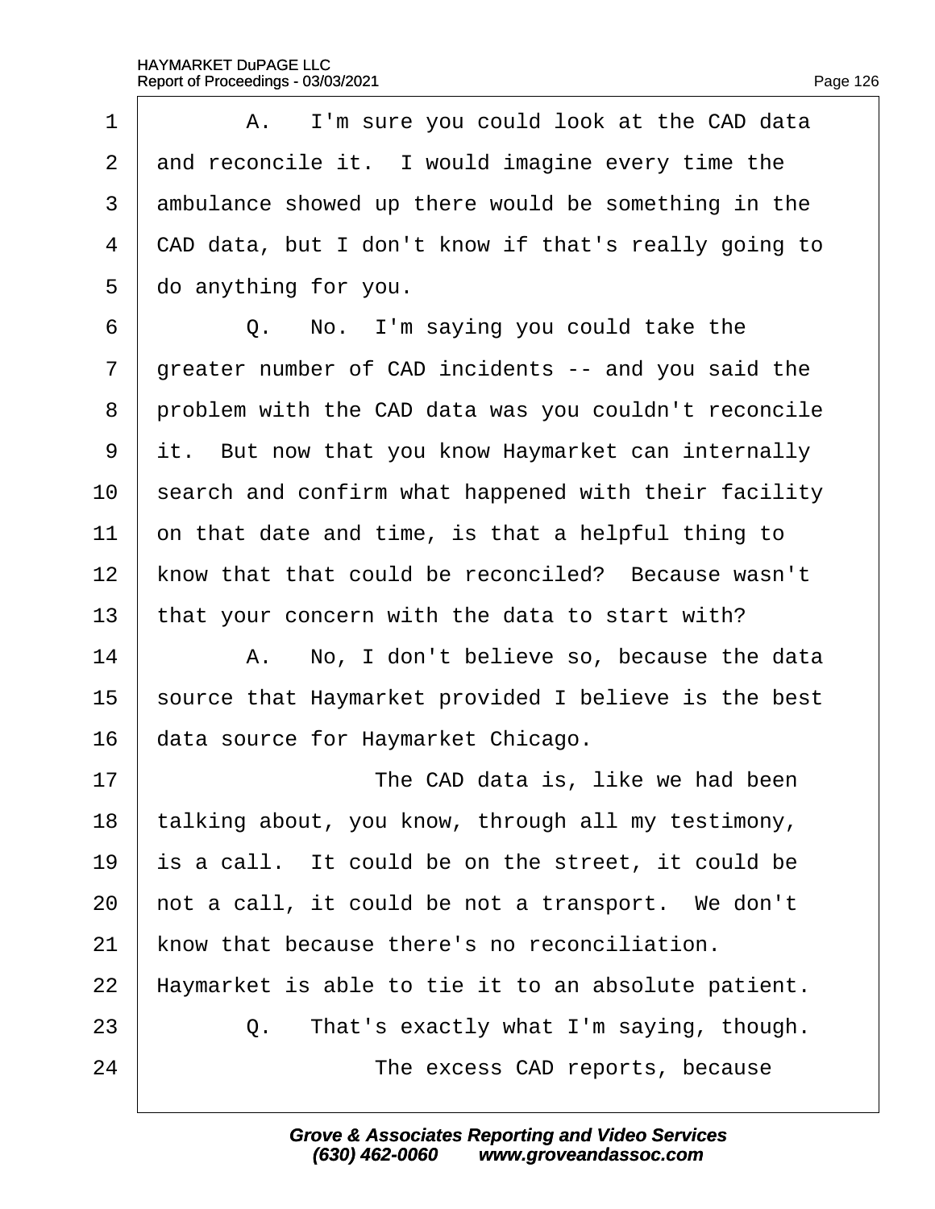1 A. I'm sure you could look at the CAD data
2 and reconcile it. I would imagine every time the
3 ambulance showed up there would be something in the
4 CAD data, but I don't know if that's really going to
5 do anything for you.
6 Q. No. I'm saying you could take the
7 greater number of CAD incidents -- and you said the
8 problem with the CAD data was you couldn't reconcile
9 it. But now that you know Haymarket can internally
10 search and confirm what happened with their facility
11 on that date and time, is that a helpful thing to
12 know that that could be reconciled? Because wasn't
13 that your concern with the data to start with?
14 A. No, I don't believe so, because the data
15 source that Haymarket provided I believe is the best
16 data source for Haymarket Chicago.
17 The CAD data is, like we had been
18 talking about, you know, through all my testimony,
19 is a call. It could be on the street, it could be
20 not a call, it could be not a transport. We don't
21 know that because there's no reconciliation.
22 Haymarket is able to tie it to an absolute patient.
23 Q. That's exactly what I'm saying, though.
24 The excess CAD reports, because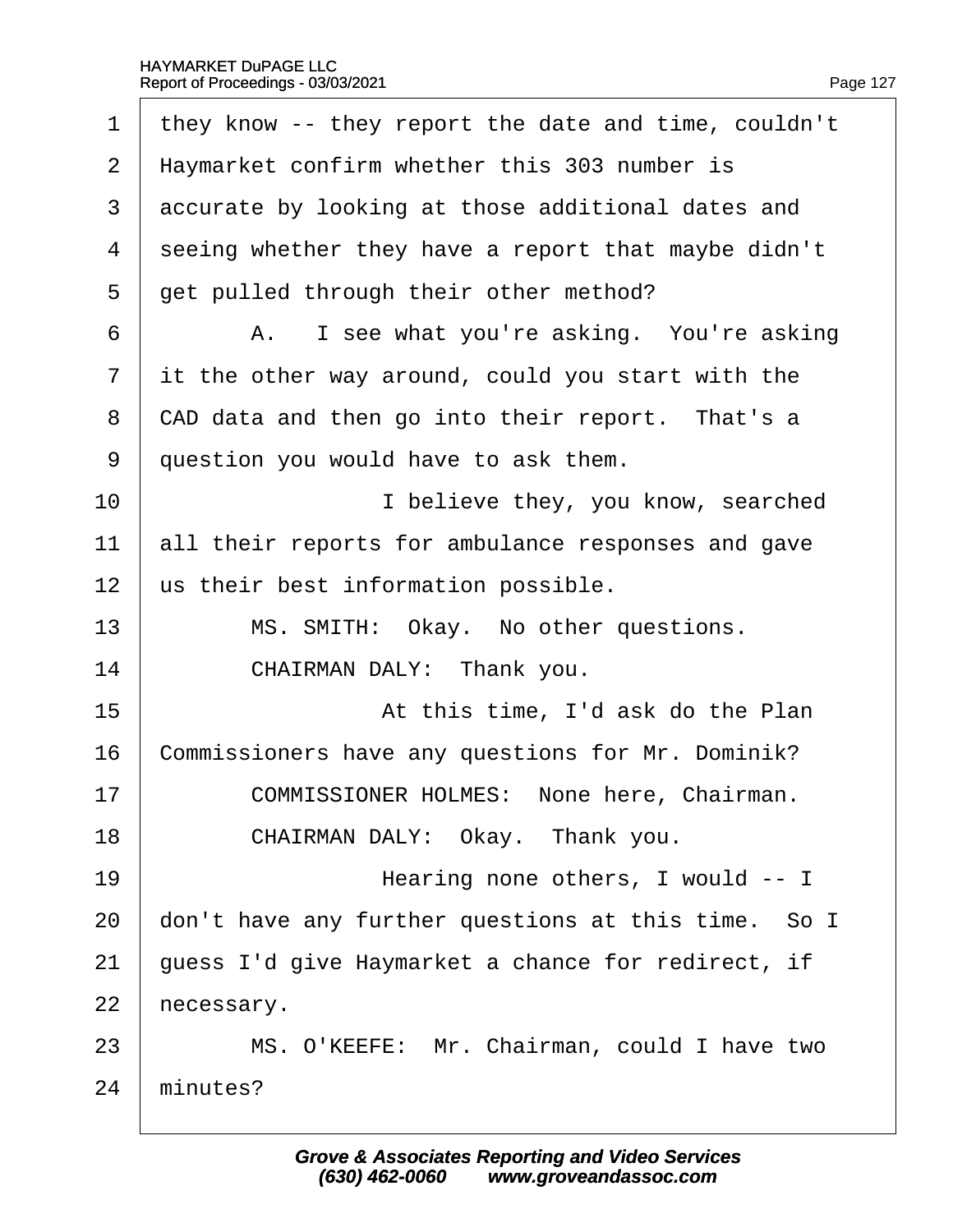1 they know -- they report the date and time, couldn't
2 Haymarket confirm whether this 303 number is
3 accurate by looking at those additional dates and
4 seeing whether they have a report that maybe didn't
5 get pulled through their other method?
6 A. I see what you're asking. You're asking
7 it the other way around, could you start with the
8 CAD data and then go into their report. That's a
9 question you would have to ask them.
10 I believe they, you know, searched
11 all their reports for ambulance responses and gave
12 us their best information possible.
13 MS. SMITH: Okay. No other questions.
14 CHAIRMAN DALY: Thank you.
15 At this time, I'd ask do the Plan
16 Commissioners have any questions for Mr. Dominik?
17 COMMISSIONER HOLMES: None here, Chairman.
18 CHAIRMAN DALY: Okay. Thank you.
19 Hearing none others, I would -- I
20 don't have any further questions at this time. So I
21 guess I'd give Haymarket a chance for redirect, if
22 necessary.
23 MS. O'KEEFE: Mr. Chairman, could I have two
24 minutes?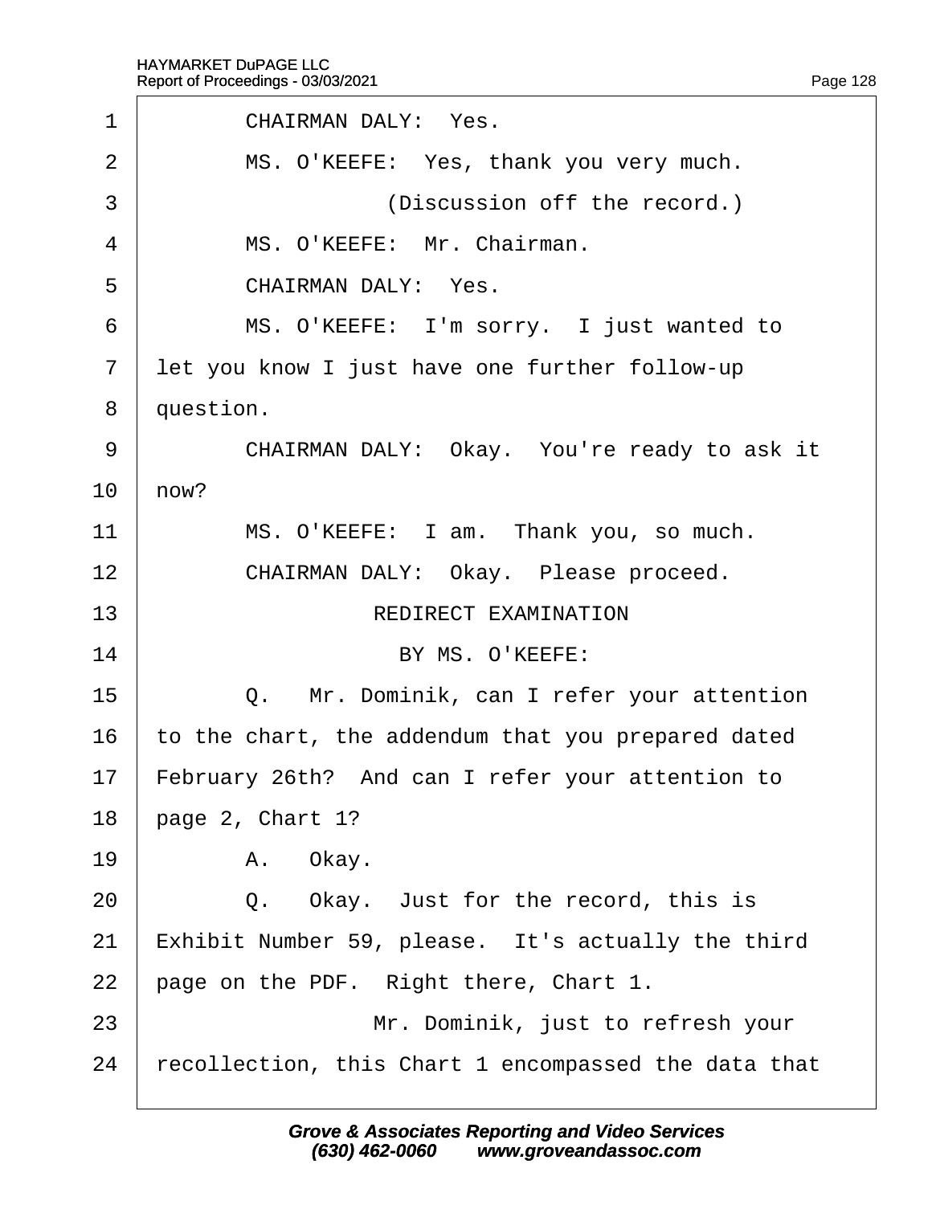1 CHAIRMAN DALY: Yes.

2 MS. O'KEEFE: Yes, thank you very much.

3 (Discussion off the record.)

4 MS. O'KEEFE: Mr. Chairman.

5 CHAIRMAN DALY: Yes.

6 MS. O'KEEFE: I'm sorry. I just wanted to

7 let you know I just have one further follow-up

8 question.

9 CHAIRMAN DALY: Okay. You're ready to ask it

10 now?

11 MS. O'KEEFE: I am. Thank you, so much.

12 CHAIRMAN DALY: Okay. Please proceed.

13 REDIRECT EXAMINATION

14 BY MS. O'KEEFE:

15 Q. Mr. Dominik, can I refer your attention

16 to the chart, the addendum that you prepared dated

17 February 26th? And can I refer your attention to

18 page 2, Chart 1?

19 A. Okay.

20 Q. Okay. Just for the record, this is

21 Exhibit Number 59, please. It's actually the third

22 page on the PDF. Right there, Chart 1.

23 Mr. Dominik, just to refresh your

24 recollection, this Chart 1 encompassed the data that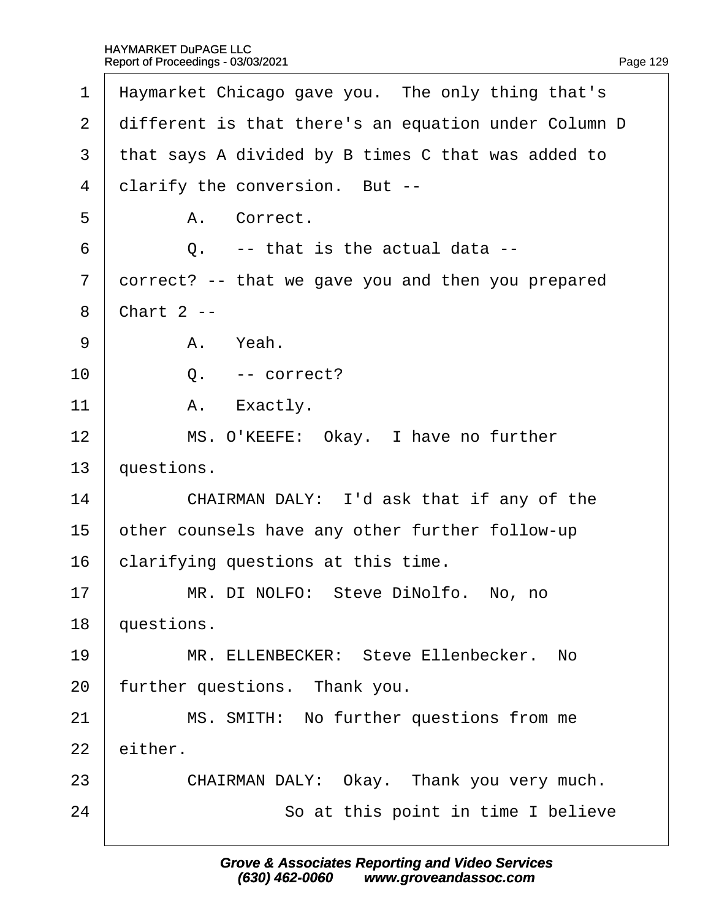1 Haymarket Chicago gave you. The only thing that's
2 different is that there's an equation under Column D
3 that says A divided by B times C that was added to
4 clarify the conversion. But --
5 A. Correct.
6 Q. -- that is the actual data --
7 correct? -- that we gave you and then you prepared
8 Chart 2 --
9 A. Yeah.
10 Q. -- correct?
11 A. Exactly.
12 MS. O'KEEFE: Okay. I have no further
13 questions.
14 CHAIRMAN DALY: I'd ask that if any of the
15 other counsels have any other further follow-up
16 clarifying questions at this time.
17 MR. DI NOLFO: Steve DiNolfo. No, no
18 questions.
19 MR. ELLENBECKER: Steve Ellenbecker. No
20 further questions. Thank you.
21 MS. SMITH: No further questions from me
22 either.
23 CHAIRMAN DALY: Okay. Thank you very much.
24 So at this point in time I believe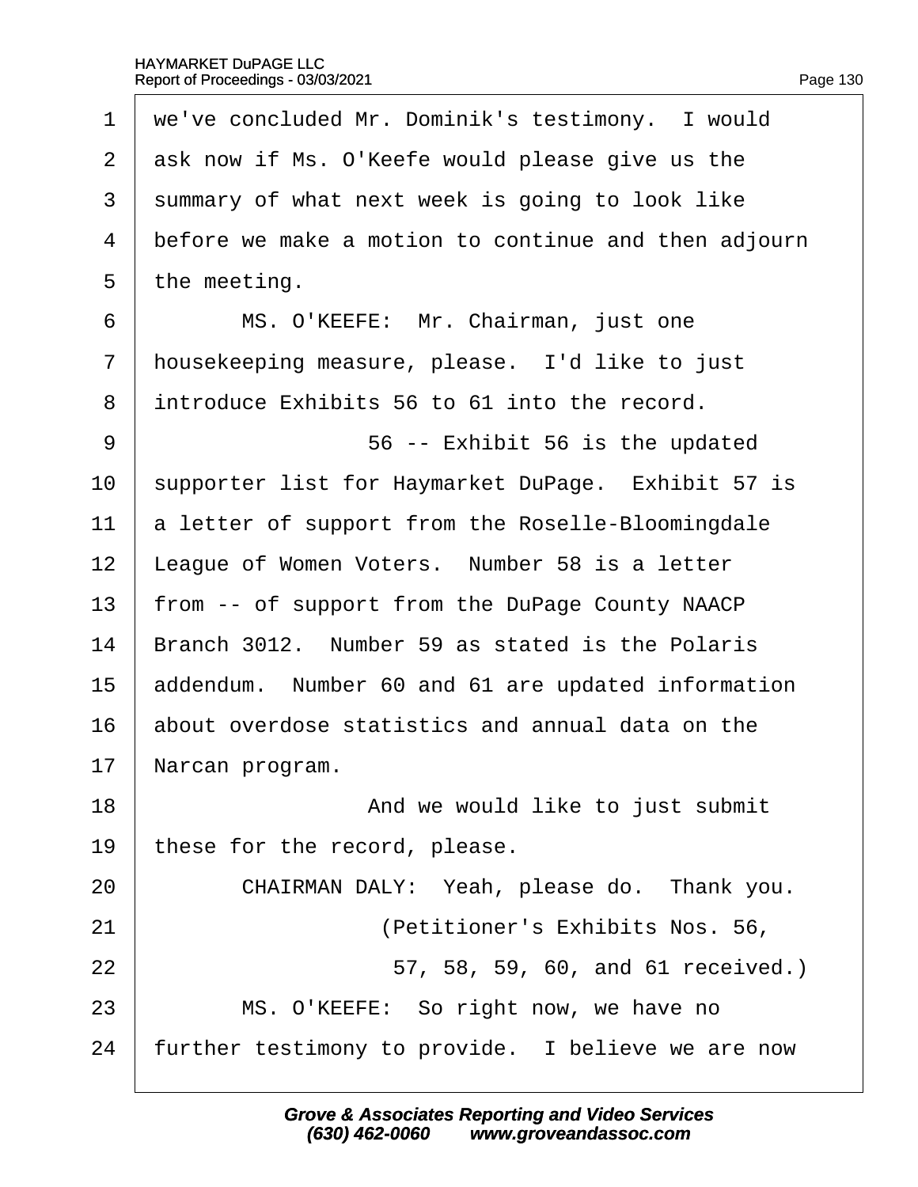1 we've concluded Mr. Dominik's testimony. I would
2 ask now if Ms. O'Keefe would please give us the
3 summary of what next week is going to look like
4 before we make a motion to continue and then adjourn
5 the meeting.
6 MS. O'KEEFE: Mr. Chairman, just one
7 housekeeping measure, please. I'd like to just
8 introduce Exhibits 56 to 61 into the record.
9 56 -- Exhibit 56 is the updated
10 supporter list for Haymarket DuPage. Exhibit 57 is
11 a letter of support from the Roselle-Bloomingdale
12 League of Women Voters. Number 58 is a letter
13 from -- of support from the DuPage County NAACP
14 Branch 3012. Number 59 as stated is the Polaris
15 addendum. Number 60 and 61 are updated information
16 about overdose statistics and annual data on the
17 Narcan program.
18 And we would like to just submit
19 these for the record, please.
20 CHAIRMAN DALY: Yeah, please do. Thank you.
21 (Petitioner's Exhibits Nos. 56,
22 57, 58, 59, 60, and 61 received.)
23 MS. O'KEEFE: So right now, we have no
24 further testimony to provide. I believe we are now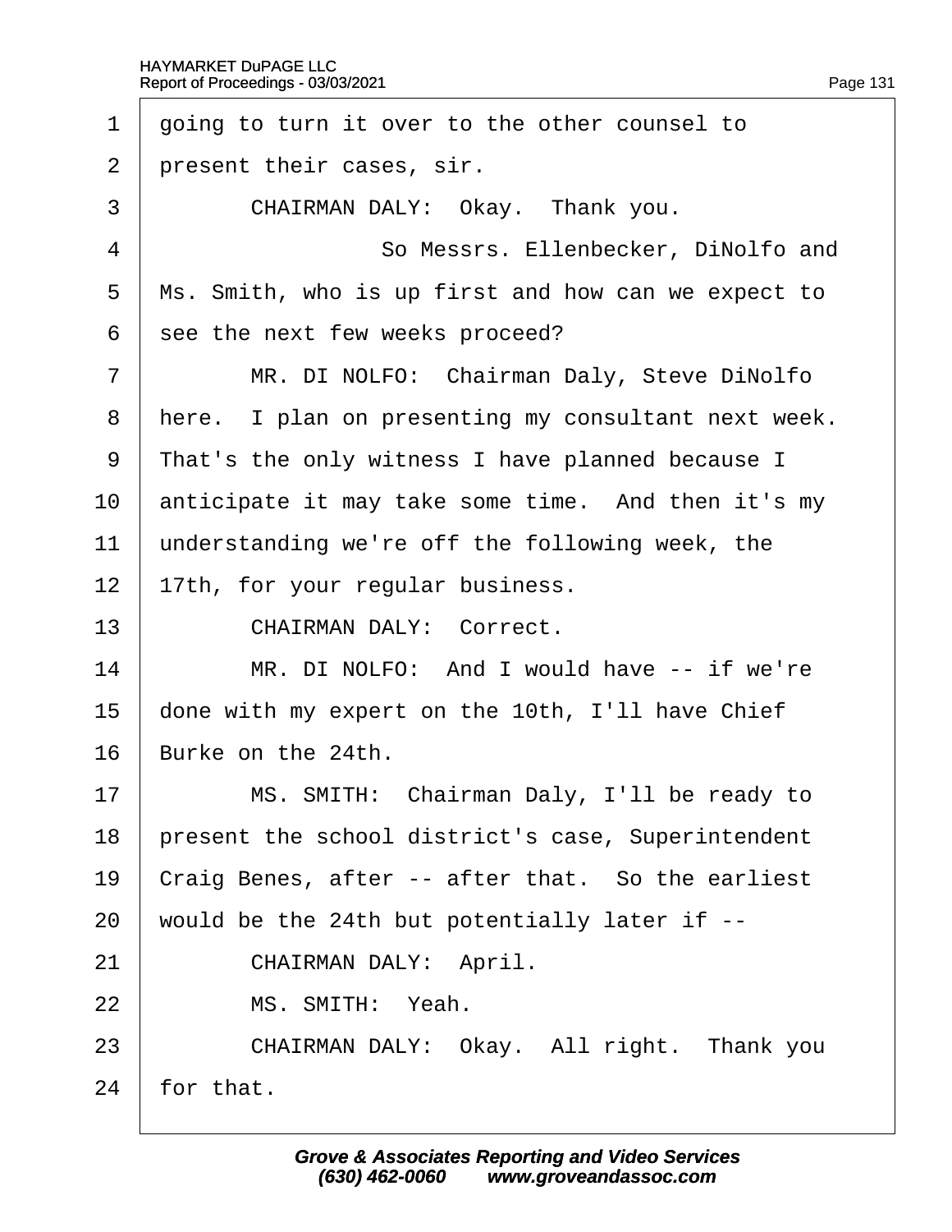1 going to turn it over to the other counsel to
2 present their cases, sir.
3 CHAIRMAN DALY: Okay. Thank you.
4 So Messrs. Ellenbecker, DiNolfo and
5 Ms. Smith, who is up first and how can we expect to
6 see the next few weeks proceed?
7 MR. DI NOLFO: Chairman Daly, Steve DiNolfo
8 here. I plan on presenting my consultant next week.
9 That's the only witness I have planned because I
10 anticipate it may take some time. And then it's my
11 understanding we're off the following week, the
12 17th, for your regular business.
13 CHAIRMAN DALY: Correct.
14 MR. DI NOLFO: And I would have -- if we're
15 done with my expert on the 10th, I'll have Chief
16 Burke on the 24th.
17 MS. SMITH: Chairman Daly, I'll be ready to
18 present the school district's case, Superintendent
19 Craig Benes, after -- after that. So the earliest
20 would be the 24th but potentially later if --
21 CHAIRMAN DALY: April.
22 MS. SMITH: Yeah.
23 CHAIRMAN DALY: Okay. All right. Thank you
24 for that.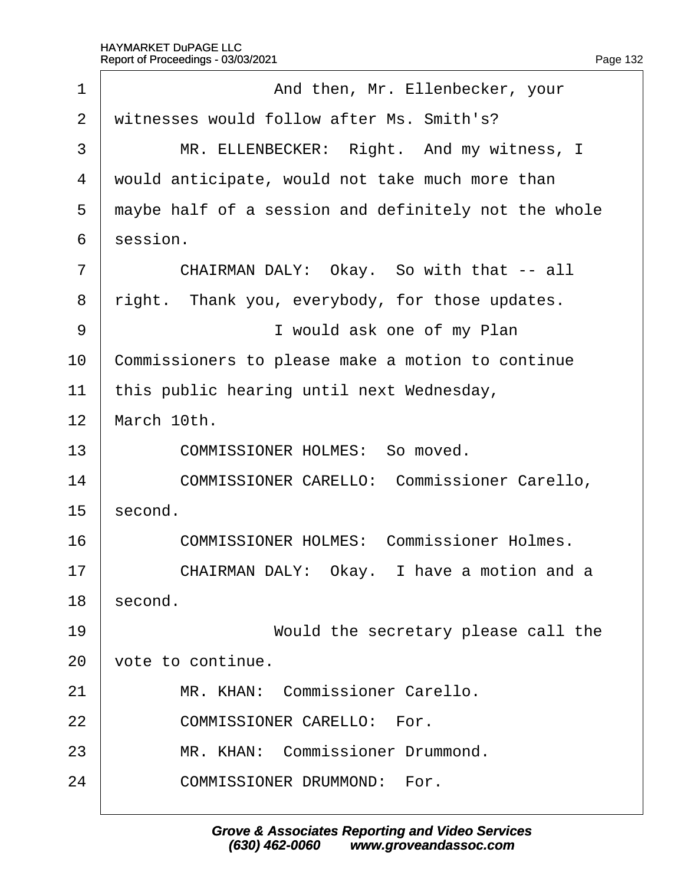1 And then, Mr. Ellenbecker, your
2 witnesses would follow after Ms. Smith's?
3 MR. ELLENBECKER: Right. And my witness, I
4 would anticipate, would not take much more than
5 maybe half of a session and definitely not the whole
6 session.
7 CHAIRMAN DALY: Okay. So with that -- all
8 right. Thank you, everybody, for those updates.
9 I would ask one of my Plan
10 Commissioners to please make a motion to continue
11 this public hearing until next Wednesday,
12 March 10th.
13 COMMISSIONER HOLMES: So moved.
14 COMMISSIONER CARELLO: Commissioner Carello,
15 second.
16 COMMISSIONER HOLMES: Commissioner Holmes.
17 CHAIRMAN DALY: Okay. I have a motion and a
18 second.
19 Would the secretary please call the
20 vote to continue.
21 MR. KHAN: Commissioner Carello.
22 COMMISSIONER CARELLO: For.
23 MR. KHAN: Commissioner Drummond.
24 COMMISSIONER DRUMMOND: For.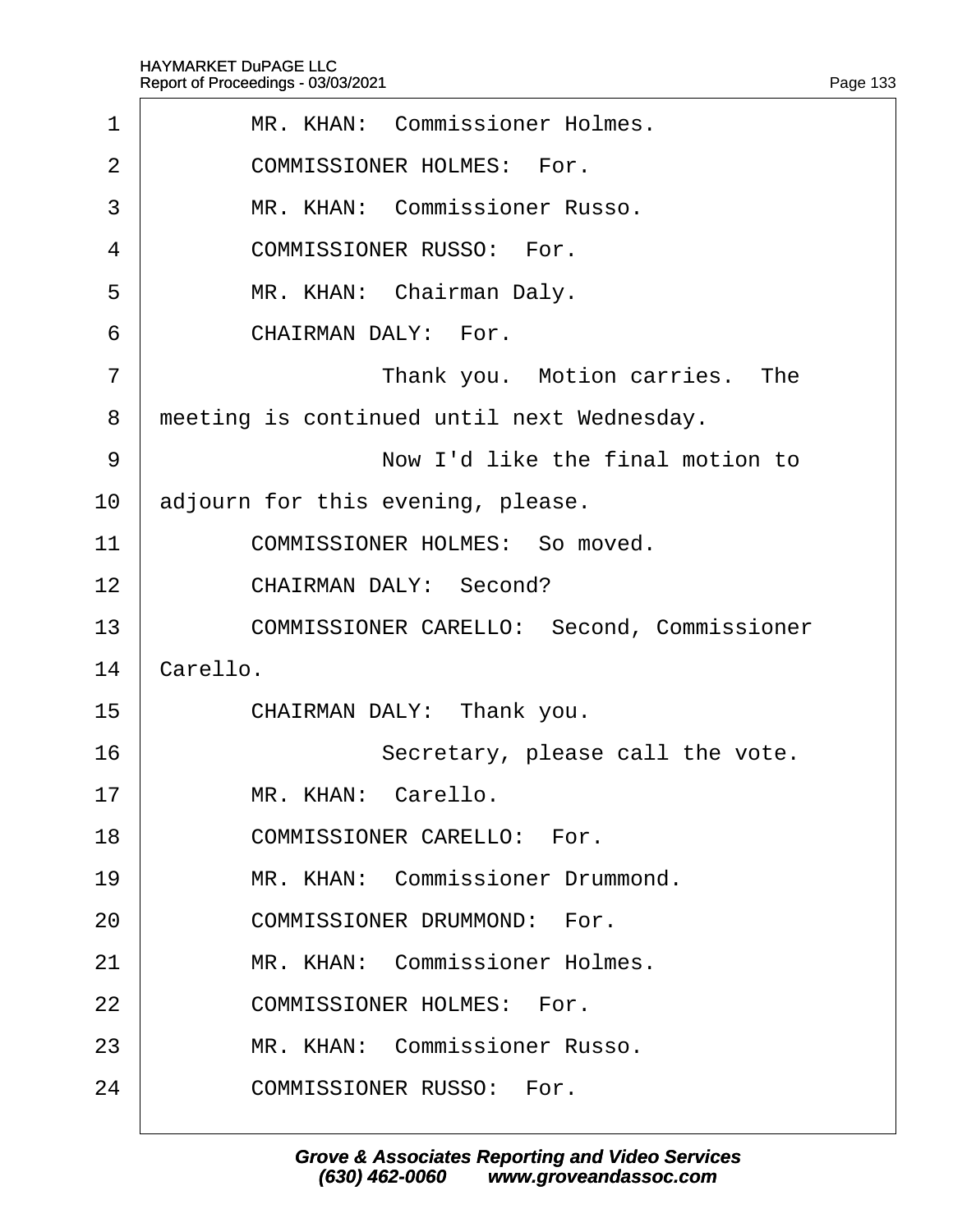1 MR. KHAN: Commissioner Holmes.

2 COMMISSIONER HOLMES: For.

3 MR. KHAN: Commissioner Russo.

4 COMMISSIONER RUSSO: For.

5 MR. KHAN: Chairman Daly.

6 CHAIRMAN DALY: For.

7 Thank you. Motion carries. The

8 meeting is continued until next Wednesday.

9 Now I'd like the final motion to

10 adjourn for this evening, please.

11 COMMISSIONER HOLMES: So moved.

12 CHAIRMAN DALY: Second?

13 COMMISSIONER CARELLO: Second, Commissioner

14 Carello.

15 CHAIRMAN DALY: Thank you.

16 Secretary, please call the vote.

17 MR. KHAN: Carello.

18 COMMISSIONER CARELLO: For.

19 MR. KHAN: Commissioner Drummond.

20 COMMISSIONER DRUMMOND: For.

21 MR. KHAN: Commissioner Holmes.

22 COMMISSIONER HOLMES: For.

23 MR. KHAN: Commissioner Russo.

24 COMMISSIONER RUSSO: For.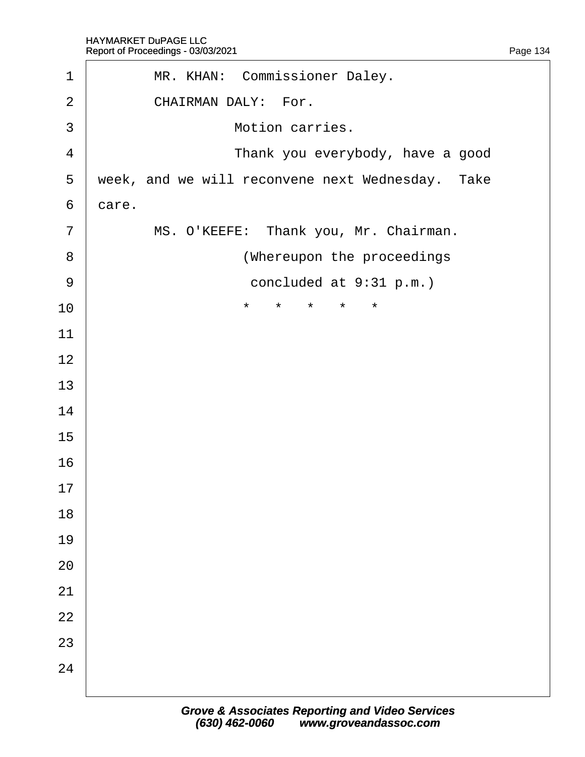MR. KHAN: Commissioner Daley.

CHAIRMAN DALY: For.

Motion carries.

Thank you everybody, have a good week, and we will reconvene next Wednesday. Take care.

MS. O'KEEFE: Thank you, Mr. Chairman.

(Whereupon the proceedings concluded at 9:31 p.m.)

\* \* \* \* \*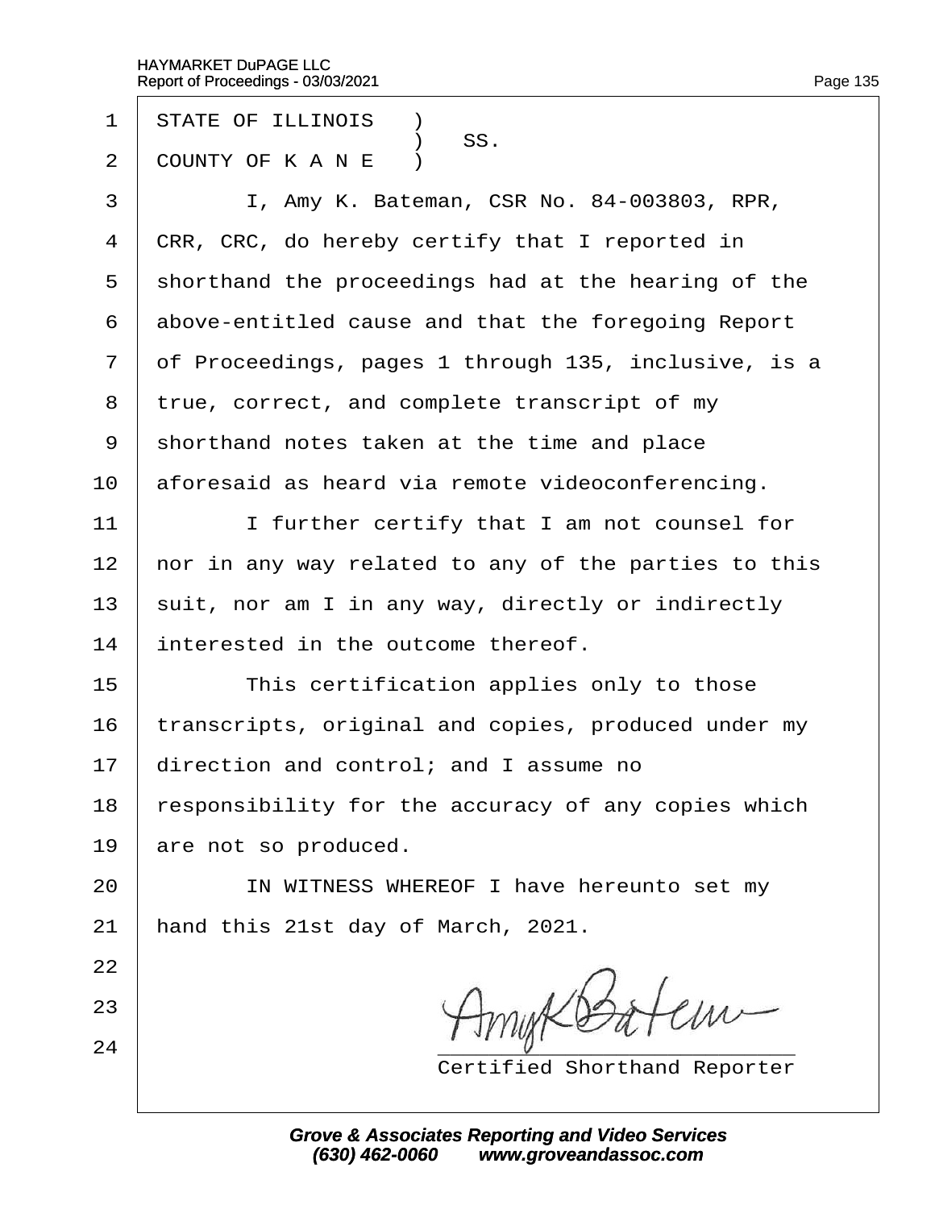STATE OF ILLINOIS )
) SS.
COUNTY OF K A N E )

I, Amy K. Bateman, CSR No. 84-003803, RPR, CRR, CRC, do hereby certify that I reported in shorthand the proceedings had at the hearing of the above-entitled cause and that the foregoing Report of Proceedings, pages 1 through 135, inclusive, is a true, correct, and complete transcript of my shorthand notes taken at the time and place aforesaid as heard via remote videoconferencing.

I further certify that I am not counsel for nor in any way related to any of the parties to this suit, nor am I in any way, directly or indirectly interested in the outcome thereof.

This certification applies only to those transcripts, original and copies, produced under my direction and control; and I assume no responsibility for the accuracy of any copies which are not so produced.

IN WITNESS WHEREOF I have hereunto set my hand this 21st day of March, 2021.

Amy K Bateman

Certified Shorthand Reporter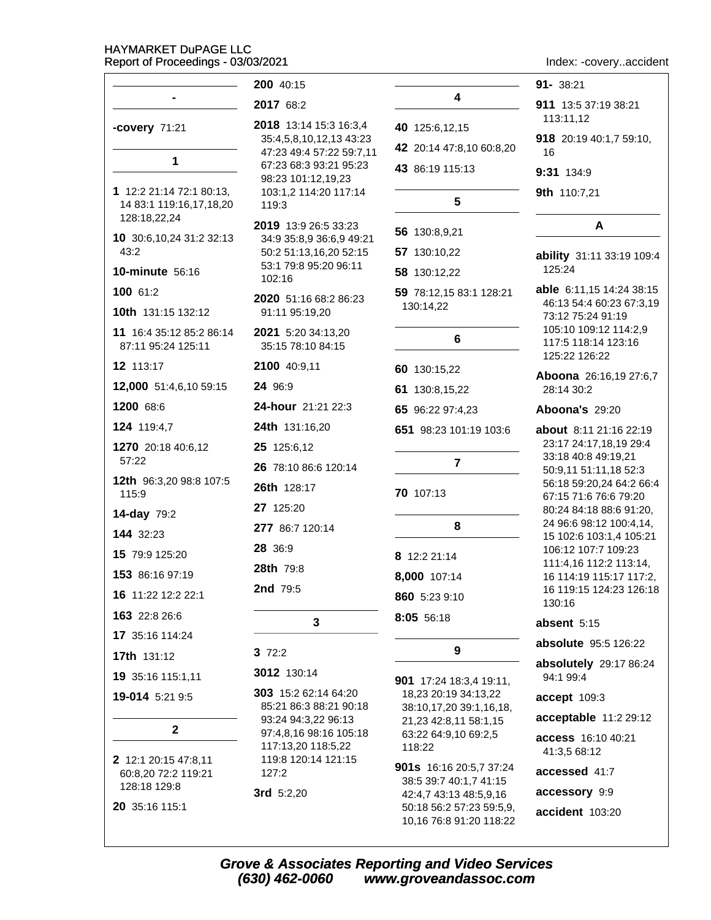## -

**-covery** 71:21

## 1

**1** 12:2 21:14 72:1 80:13, 14 83:1 119:16,17,18,20 128:18,22,24

**10** 30:6,10,24 31:2 32:13 43:2

**10-minute** 56:16

**100** 61:2

**10th** 131:15 132:12

**11** 16:4 35:12 85:2 86:14 87:11 95:24 125:11

**12** 113:17

**12,000** 51:4,6,10 59:15

**1200** 68:6

**124** 119:4,7

**1270** 20:18 40:6,12 57:22

**12th** 96:3,20 98:8 107:5 115:9

**14-day** 79:2

**144** 32:23

**15** 79:9 125:20

**153** 86:16 97:19

**16** 11:22 12:2 22:1

**163** 22:8 26:6

**17** 35:16 114:24

**17th** 131:12

**19** 35:16 115:1,11

**19-014** 5:21 9:5

## 2

**2** 12:1 20:15 47:8,11 60:8,20 72:2 119:21 128:18 129:8

**20** 35:16 115:1

**200** 40:15

**2017** 68:2

**2018** 13:14 15:3 16:3,4 35:4,5,8,10,12,13 43:23 47:23 49:4 57:22 59:7,11 67:23 68:3 93:21 95:23 98:23 101:12,19,23 103:1,2 114:20 117:14 119:3

**2019** 13:9 26:5 33:23 34:9 35:8,9 36:6,9 49:21 50:2 51:13,16,20 52:15 53:1 79:8 95:20 96:11 102:16

**2020** 51:16 68:2 86:23 91:11 95:19,20

**2021** 5:20 34:13,20 35:15 78:10 84:15

**2100** 40:9,11

**24** 96:9

**24-hour** 21:21 22:3

**24th** 131:16,20

**25** 125:6,12

**26** 78:10 86:6 120:14

**26th** 128:17

**27** 125:20

**277** 86:7 120:14

**28** 36:9

**28th** 79:8

**2nd** 79:5

## 3

**3** 72:2

**3012** 130:14

**303** 15:2 62:14 64:20 85:21 86:3 88:21 90:18 93:24 94:3,22 96:13 97:4,8,16 98:16 105:18 117:13,20 118:5,22 119:8 120:14 121:15 127:2

**3rd** 5:2,20

## 4

**40** 125:6,12,15

**42** 20:14 47:8,10 60:8,20

**43** 86:19 115:13

## 5

**56** 130:8,9,21

**57** 130:10,22

**58** 130:12,22

**59** 78:12,15 83:1 128:21 130:14,22

## 6

**60** 130:15,22

**61** 130:8,15,22

**65** 96:22 97:4,23

**651** 98:23 101:19 103:6

## 7

**70** 107:13

## 8

**8** 12:2 21:14

**8,000** 107:14

**860** 5:23 9:10

**8:05** 56:18

## 9

**901** 17:24 18:3,4 19:11, 18,23 20:19 34:13,22 38:10,17,20 39:1,16,18, 21,23 42:8,11 58:1,15 63:22 64:9,10 69:2,5 118:22

**901s** 16:16 20:5,7 37:24 38:5 39:7 40:1,7 41:15 42:4,7 43:13 48:5,9,16 50:18 56:2 57:23 59:5,9, 10,16 76:8 91:20 118:22

**91-** 38:21

**911** 13:5 37:19 38:21 113:11,12

**918** 20:19 40:1,7 59:10, 16

**9:31** 134:9

**9th** 110:7,21

## A

**ability** 31:11 33:19 109:4 125:24

**able** 6:11,15 14:24 38:15 46:13 54:4 60:23 67:3,19 73:12 75:24 91:19 105:10 109:12 114:2,9 117:5 118:14 123:16 125:22 126:22

**Aboona** 26:16,19 27:6,7 28:14 30:2

**Aboona's** 29:20

**about** 8:11 21:16 22:19 23:17 24:17,18,19 29:4 33:18 40:8 49:19,21 50:9,11 51:11,18 52:3 56:18 59:20,24 64:2 66:4 67:15 71:6 76:6 79:20 80:24 84:18 88:6 91:20, 24 96:6 98:12 100:4,14, 15 102:6 103:1,4 105:21 106:12 107:7 109:23 111:4,16 112:2 113:14, 16 114:19 115:17 117:2, 16 119:15 124:23 126:18 130:16

**absent** 5:15

**absolute** 95:5 126:22

**absolutely** 29:17 86:24 94:1 99:4

**accept** 109:3

**acceptable** 11:2 29:12

**access** 16:10 40:21 41:3,5 68:12

**accessed** 41:7

**accessory** 9:9

**accident** 103:20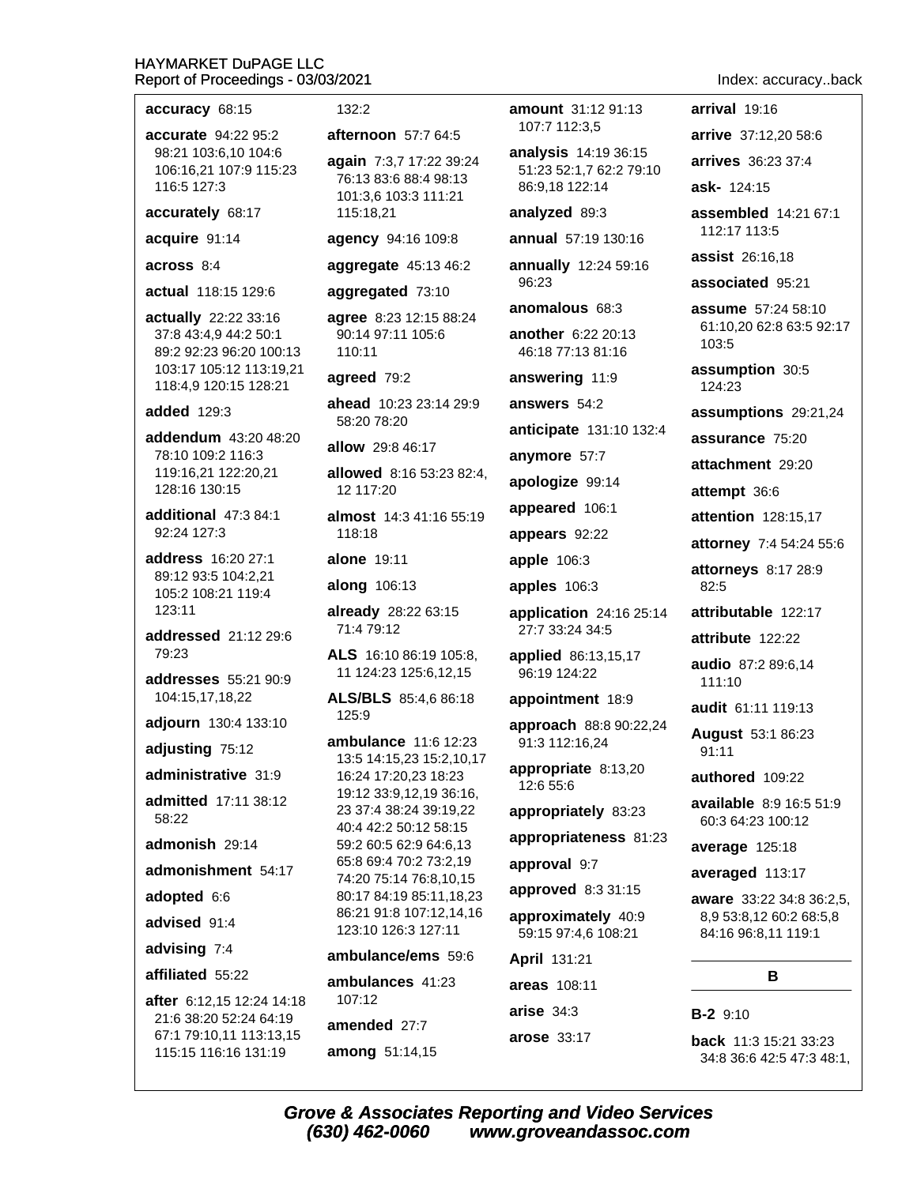**accuracy** 68:15

**accurate** 94:22 95:2 98:21 103:6,10 104:6 106:16,21 107:9 115:23 116:5 127:3

**accurately** 68:17

**acquire** 91:14

**across** 8:4

**actual** 118:15 129:6

**actually** 22:22 33:16 37:8 43:4,9 44:2 50:1 89:2 92:23 96:20 100:13 103:17 105:12 113:19,21 118:4,9 120:15 128:21

**added** 129:3

**addendum** 43:20 48:20 78:10 109:2 116:3 119:16,21 122:20,21 128:16 130:15

**additional** 47:3 84:1 92:24 127:3

**address** 16:20 27:1 89:12 93:5 104:2,21 105:2 108:21 119:4 123:11

**addressed** 21:12 29:6 79:23

**addresses** 55:21 90:9 104:15,17,18,22

**adjourn** 130:4 133:10

**adjusting** 75:12

**administrative** 31:9

**admitted** 17:11 38:12 58:22

**admonish** 29:14

**admonishment** 54:17

**adopted** 6:6

**advised** 91:4

**advising** 7:4

**affiliated** 55:22

**after** 6:12,15 12:24 14:18 21:6 38:20 52:24 64:19 67:1 79:10,11 113:13,15 115:15 116:16 131:19 132:2

**afternoon** 57:7 64:5

**again** 7:3,7 17:22 39:24 76:13 83:6 88:4 98:13 101:3,6 103:3 111:21 115:18,21

**agency** 94:16 109:8

**aggregate** 45:13 46:2

**aggregated** 73:10

**agree** 8:23 12:15 88:24 90:14 97:11 105:6 110:11

**agreed** 79:2

**ahead** 10:23 23:14 29:9 58:20 78:20

**allow** 29:8 46:17

**allowed** 8:16 53:23 82:4,12 117:20

**almost** 14:3 41:16 55:19 118:18

**alone** 19:11

**along** 106:13

**already** 28:22 63:15 71:4 79:12

**ALS** 16:10 86:19 105:8,11 124:23 125:6,12,15

**ALS/BLS** 85:4,6 86:18 125:9

**ambulance** 11:6 12:23 13:5 14:15,23 15:2,10,17 16:24 17:20,23 18:23 19:12 33:9,12,19 36:16,23 37:4 38:24 39:19,22 40:4 42:2 50:12 58:15 59:2 60:5 62:9 64:6,13 65:8 69:4 70:2 73:2,19 74:20 75:14 76:8,10,15 80:17 84:19 85:11,18,23 86:21 91:8 107:12,14,16 123:10 126:3 127:11

**ambulance/ems** 59:6

**ambulances** 41:23 107:12

**amended** 27:7

**among** 51:14,15

**amount** 31:12 91:13 107:7 112:3,5

**analysis** 14:19 36:15 51:23 52:1,7 62:2 79:10 86:9,18 122:14

**analyzed** 89:3

**annual** 57:19 130:16

**annually** 12:24 59:16 96:23

**anomalous** 68:3

**another** 6:22 20:13 46:18 77:13 81:16

**answering** 11:9

**answers** 54:2

**anticipate** 131:10 132:4

**anymore** 57:7

**apologize** 99:14

**appeared** 106:1

**appears** 92:22

**apple** 106:3

**apples** 106:3

**application** 24:16 25:14 27:7 33:24 34:5

**applied** 86:13,15,17 96:19 124:22

**appointment** 18:9

**approach** 88:8 90:22,24 91:3 112:16,24

**appropriate** 8:13,20 12:6 55:6

**appropriately** 83:23

**appropriateness** 81:23

**approval** 9:7

**approved** 8:3 31:15

**approximately** 40:9 59:15 97:4,6 108:21

**April** 131:21

**areas** 108:11

**arise** 34:3

**arose** 33:17

**arrival** 19:16

**arrive** 37:12,20 58:6

**arrives** 36:23 37:4

**ask-** 124:15

**assembled** 14:21 67:1 112:17 113:5

**assist** 26:16,18

**associated** 95:21

**assume** 57:24 58:10 61:10,20 62:8 63:5 92:17 103:5

**assumption** 30:5 124:23

**assumptions** 29:21,24

**assurance** 75:20

**attachment** 29:20

**attempt** 36:6

**attention** 128:15,17

**attorney** 7:4 54:24 55:6

**attorneys** 8:17 28:9 82:5

**attributable** 122:17

**attribute** 122:22

**audio** 87:2 89:6,14 111:10

**audit** 61:11 119:13

**August** 53:1 86:23 91:11

**authored** 109:22

**available** 8:9 16:5 51:9 60:3 64:23 100:12

**average** 125:18

**averaged** 113:17

**aware** 33:22 34:8 36:2,5,8,9 53:8,12 60:2 68:5,8 84:16 96:8,11 119:1

## B

**B-2** 9:10

**back** 11:3 15:21 33:23 34:8 36:6 42:5 47:3 48:1,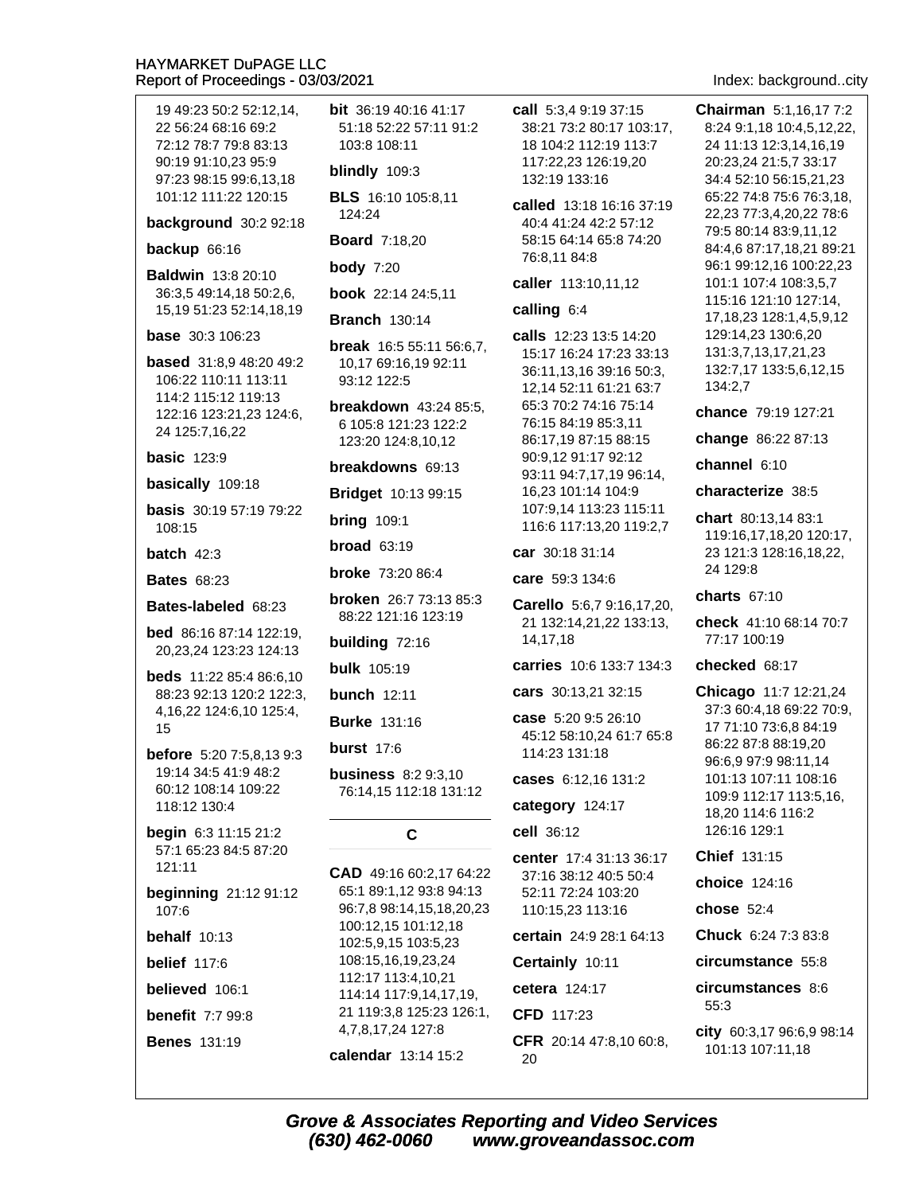19 49:23 50:2 52:12,14, 22 56:24 68:16 69:2 72:12 78:7 79:8 83:13 90:19 91:10,23 95:9 97:23 98:15 99:6,13,18 101:12 111:22 120:15

**background** 30:2 92:18

**backup** 66:16

**Baldwin** 13:8 20:10 36:3,5 49:14,18 50:2,6, 15,19 51:23 52:14,18,19

**base** 30:3 106:23

**based** 31:8,9 48:20 49:2 106:22 110:11 113:11 114:2 115:12 119:13 122:16 123:21,23 124:6, 24 125:7,16,22

**basic** 123:9

**basically** 109:18

**basis** 30:19 57:19 79:22 108:15

**batch** 42:3

**Bates** 68:23

**Bates-labeled** 68:23

**bed** 86:16 87:14 122:19, 20,23,24 123:23 124:13

**beds** 11:22 85:4 86:6,10 88:23 92:13 120:2 122:3, 4,16,22 124:6,10 125:4, 15

**before** 5:20 7:5,8,13 9:3 19:14 34:5 41:9 48:2 60:12 108:14 109:22 118:12 130:4

**begin** 6:3 11:15 21:2 57:1 65:23 84:5 87:20 121:11

**beginning** 21:12 91:12 107:6

**behalf** 10:13

**belief** 117:6

**believed** 106:1

**benefit** 7:7 99:8

**Benes** 131:19

**bit** 36:19 40:16 41:17 51:18 52:22 57:11 91:2 103:8 108:11

**blindly** 109:3

**BLS** 16:10 105:8,11 124:24

**Board** 7:18,20

**body** 7:20

**book** 22:14 24:5,11

**Branch** 130:14

**break** 16:5 55:11 56:6,7, 10,17 69:16,19 92:11 93:12 122:5

**breakdown** 43:24 85:5, 6 105:8 121:23 122:2 123:20 124:8,10,12

**breakdowns** 69:13

**Bridget** 10:13 99:15

**bring** 109:1

**broad** 63:19

**broke** 73:20 86:4

**broken** 26:7 73:13 85:3 88:22 121:16 123:19

**building** 72:16

**bulk** 105:19

**bunch** 12:11

**Burke** 131:16

**burst** 17:6

**business** 8:2 9:3,10 76:14,15 112:18 131:12

## C

**CAD** 49:16 60:2,17 64:22 65:1 89:1,12 93:8 94:13 96:7,8 98:14,15,18,20,23 100:12,15 101:12,18 102:5,9,15 103:5,23 108:15,16,19,23,24 112:17 113:4,10,21 114:14 117:9,14,17,19, 21 119:3,8 125:23 126:1, 4,7,8,17,24 127:8

**calendar** 13:14 15:2

**call** 5:3,4 9:19 37:15 38:21 73:2 80:17 103:17, 18 104:2 112:19 113:7 117:22,23 126:19,20 132:19 133:16

**called** 13:18 16:16 37:19 40:4 41:24 42:2 57:12 58:15 64:14 65:8 74:20 76:8,11 84:8

**caller** 113:10,11,12

**calling** 6:4

**calls** 12:23 13:5 14:20 15:17 16:24 17:23 33:13 36:11,13,16 39:16 50:3, 12,14 52:11 61:21 63:7 65:3 70:2 74:16 75:14 76:15 84:19 85:3,11 86:17,19 87:15 88:15 90:9,12 91:17 92:12 93:11 94:7,17,19 96:14, 16,23 101:14 104:9 107:9,14 113:23 115:11 116:6 117:13,20 119:2,7

**car** 30:18 31:14

**care** 59:3 134:6

**Carello** 5:6,7 9:16,17,20, 21 132:14,21,22 133:13, 14,17,18

**carries** 10:6 133:7 134:3

**cars** 30:13,21 32:15

**case** 5:20 9:5 26:10 45:12 58:10,24 61:7 65:8 114:23 131:18

**cases** 6:12,16 131:2

**category** 124:17

**cell** 36:12

**center** 17:4 31:13 36:17 37:16 38:12 40:5 50:4 52:11 72:24 103:20 110:15,23 113:16

**certain** 24:9 28:1 64:13

**Certainly** 10:11

**cetera** 124:17

**CFD** 117:23

**CFR** 20:14 47:8,10 60:8, 20

**Chairman** 5:1,16,17 7:2 8:24 9:1,18 10:4,5,12,22, 24 11:13 12:3,14,16,19 20:23,24 21:5,7 33:17 34:4 52:10 56:15,21,23 65:22 74:8 75:6 76:3,18, 22,23 77:3,4,20,22 78:6 79:5 80:14 83:9,11,12 84:4,6 87:17,18,21 89:21 96:1 99:12,16 100:22,23 101:1 107:4 108:3,5,7 115:16 121:10 127:14, 17,18,23 128:1,4,5,9,12 129:14,23 130:6,20 131:3,7,13,17,21,23 132:7,17 133:5,6,12,15 134:2,7

**chance** 79:19 127:21

**change** 86:22 87:13

**channel** 6:10

**characterize** 38:5

**chart** 80:13,14 83:1 119:16,17,18,20 120:17, 23 121:3 128:16,18,22, 24 129:8

**charts** 67:10

**check** 41:10 68:14 70:7 77:17 100:19

**checked** 68:17

**Chicago** 11:7 12:21,24 37:3 60:4,18 69:22 70:9, 17 71:10 73:6,8 84:19 86:22 87:8 88:19,20 96:6,9 97:9 98:11,14 101:13 107:11 108:16 109:9 112:17 113:5,16, 18,20 114:6 116:2 126:16 129:1

**Chief** 131:15

**choice** 124:16

**chose** 52:4

**Chuck** 6:24 7:3 83:8

**circumstance** 55:8

**circumstances** 8:6 55:3

**city** 60:3,17 96:6,9 98:14 101:13 107:11,18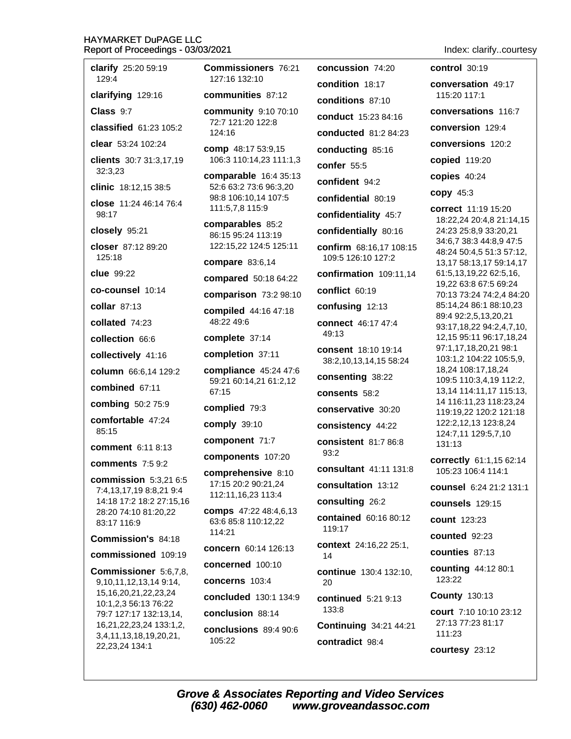**clarify** 25:20 59:19 129:4

**clarifying** 129:16

**Class** 9:7

**classified** 61:23 105:2

**clear** 53:24 102:24

**clients** 30:7 31:3,17,19 32:3,23

**clinic** 18:12,15 38:5

**close** 11:24 46:14 76:4 98:17

**closely** 95:21

**closer** 87:12 89:20 125:18

**clue** 99:22

**co-counsel** 10:14

**collar** 87:13

**collated** 74:23

**collection** 66:6

**collectively** 41:16

**column** 66:6,14 129:2

**combined** 67:11

**combing** 50:2 75:9

**comfortable** 47:24 85:15

**comment** 6:11 8:13

**comments** 7:5 9:2

**commission** 5:3,21 6:5 7:4,13,17,19 8:8,21 9:4 14:18 17:2 18:2 27:15,16 28:20 74:10 81:20,22 83:17 116:9

**Commission's** 84:18

**commissioned** 109:19

**Commissioner** 5:6,7,8, 9,10,11,12,13,14 9:14, 15,16,20,21,22,23,24 10:1,2,3 56:13 76:22 79:7 127:17 132:13,14, 16,21,22,23,24 133:1,2, 3,4,11,13,18,19,20,21, 22,23,24 134:1

**Commissioners** 76:21 127:16 132:10

**communities** 87:12

**community** 9:10 70:10 72:7 121:20 122:8 124:16

**comp** 48:17 53:9,15 106:3 110:14,23 111:1,3

**comparable** 16:4 35:13 52:6 63:2 73:6 96:3,20 98:8 106:10,14 107:5 111:5,7,8 115:9

**comparables** 85:2 86:15 95:24 113:19 122:15,22 124:5 125:11

**compare** 83:6,14

**compared** 50:18 64:22

**comparison** 73:2 98:10

**compiled** 44:16 47:18 48:22 49:6

**complete** 37:14

**completion** 37:11

**compliance** 45:24 47:6 59:21 60:14,21 61:2,12 67:15

**complied** 79:3

**comply** 39:10

**component** 71:7

**components** 107:20

**comprehensive** 8:10 17:15 20:2 90:21,24 112:11,16,23 113:4

**comps** 47:22 48:4,6,13 63:6 85:8 110:12,22 114:21

**concern** 60:14 126:13

**concerned** 100:10

**concerns** 103:4

**concluded** 130:1 134:9

**conclusion** 88:14

**conclusions** 89:4 90:6 105:22

**concussion** 74:20

**condition** 18:17

**conditions** 87:10

**conduct** 15:23 84:16

**conducted** 81:2 84:23

**conducting** 85:16

**confer** 55:5

**confident** 94:2

**confidential** 80:19

**confidentiality** 45:7

**confidentially** 80:16

**confirm** 68:16,17 108:15 109:5 126:10 127:2

**confirmation** 109:11,14

**conflict** 60:19

**confusing** 12:13

**connect** 46:17 47:4 49:13

**consent** 18:10 19:14 38:2,10,13,14,15 58:24

**consenting** 38:22

**consents** 58:2

**conservative** 30:20

**consistency** 44:22

**consistent** 81:7 86:8 93:2

**consultant** 41:11 131:8

**consultation** 13:12

**consulting** 26:2

**contained** 60:16 80:12 119:17

**context** 24:16,22 25:1, 14

**continue** 130:4 132:10, 20

**continued** 5:21 9:13 133:8

**Continuing** 34:21 44:21

**contradict** 98:4

**control** 30:19

**conversation** 49:17 115:20 117:1

**conversations** 116:7

**conversion** 129:4

**conversions** 120:2

**copied** 119:20

**copies** 40:24

**copy** 45:3

**correct** 11:19 15:20 18:22,24 20:4,8 21:14,15 24:23 25:8,9 33:20,21 34:6,7 38:3 44:8,9 47:5 48:24 50:4,5 51:3 57:12, 13,17 58:13,17 59:14,17 61:5,13,19,22 62:5,16, 19,22 63:8 67:5 69:24 70:13 73:24 74:2,4 84:20 85:14,24 86:1 88:10,23 89:4 92:2,5,13,20,21 93:17,18,22 94:2,4,7,10, 12,15 95:11 96:17,18,24 97:1,17,18,20,21 98:1 103:1,2 104:22 105:5,9, 18,24 108:17,18,24 109:5 110:3,4,19 112:2, 13,14 114:11,17 115:13, 14 116:11,23 118:23,24 119:19,22 120:2 121:18 122:2,12,13 123:8,24 124:7,11 129:5,7,10 131:13

**correctly** 61:1,15 62:14 105:23 106:4 114:1

**counsel** 6:24 21:2 131:1

**counsels** 129:15

**count** 123:23

**counted** 92:23

**counties** 87:13

**counting** 44:12 80:1 123:22

**County** 130:13

**court** 7:10 10:10 23:12 27:13 77:23 81:17 111:23

**courtesy** 23:12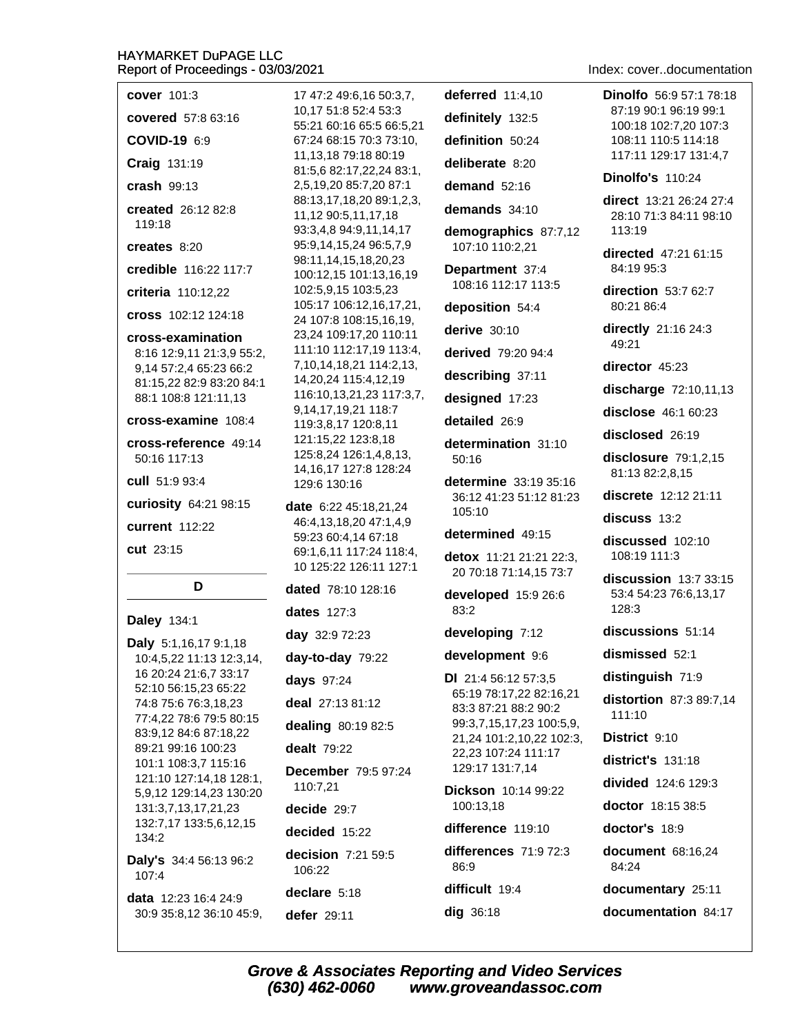**cover** 101:3

**covered** 57:8 63:16

**COVID-19** 6:9

**Craig** 131:19

**crash** 99:13

**created** 26:12 82:8 119:18

**creates** 8:20

**credible** 116:22 117:7

**criteria** 110:12,22

**cross** 102:12 124:18

**cross-examination** 8:16 12:9,11 21:3,9 55:2, 9,14 57:2,4 65:23 66:2 81:15,22 82:9 83:20 84:1 88:1 108:8 121:11,13

**cross-examine** 108:4

**cross-reference** 49:14 50:16 117:13

**cull** 51:9 93:4

**curiosity** 64:21 98:15

**current** 112:22

**cut** 23:15

## D

**Daley** 134:1

**Daly** 5:1,16,17 9:1,18 10:4,5,22 11:13 12:3,14, 16 20:24 21:6,7 33:17 52:10 56:15,23 65:22 74:8 75:6 76:3,18,23 77:4,22 78:6 79:5 80:15 83:9,12 84:6 87:18,22 89:21 99:16 100:23 101:1 108:3,7 115:16 121:10 127:14,18 128:1, 5,9,12 129:14,23 130:20 131:3,7,13,17,21,23 132:7,17 133:5,6,12,15 134:2

**Daly's** 34:4 56:13 96:2 107:4

**data** 12:23 16:4 24:9 30:9 35:8,12 36:10 45:9, 17 47:2 49:6,16 50:3,7, 10,17 51:8 52:4 53:3 55:21 60:16 65:5 66:5,21 67:24 68:15 70:3 73:10, 11,13,18 79:18 80:19 81:5,6 82:17,22,24 83:1, 2,5,19,20 85:7,20 87:1 88:13,17,18,20 89:1,2,3, 11,12 90:5,11,17,18 93:3,4,8 94:9,11,14,17 95:9,14,15,24 96:5,7,9 98:11,14,15,18,20,23 100:12,15 101:13,16,19 102:5,9,15 103:5,23 105:17 106:12,16,17,21, 24 107:8 108:15,16,19, 23,24 109:17,20 110:11 111:10 112:17,19 113:4, 7,10,14,18,21 114:2,13, 14,20,24 115:4,12,19 116:10,13,21,23 117:3,7, 9,14,17,19,21 118:7 119:3,8,17 120:8,11 121:15,22 123:8,18 125:8,24 126:1,4,8,13, 14,16,17 127:8 128:24 129:6 130:16

**date** 6:22 45:18,21,24 46:4,13,18,20 47:1,4,9 59:23 60:4,14 67:18 69:1,6,11 117:24 118:4, 10 125:22 126:11 127:1

**dated** 78:10 128:16

**dates** 127:3

**day** 32:9 72:23

**day-to-day** 79:22

**days** 97:24

**deal** 27:13 81:12

**dealing** 80:19 82:5

**dealt** 79:22

**December** 79:5 97:24 110:7,21

**decide** 29:7

**decided** 15:22

**decision** 7:21 59:5 106:22

**declare** 5:18

**defer** 29:11

**deferred** 11:4,10

**definitely** 132:5

**definition** 50:24

**deliberate** 8:20

**demand** 52:16

**demands** 34:10

**demographics** 87:7,12 107:10 110:2,21

**Department** 37:4 108:16 112:17 113:5

**deposition** 54:4

**derive** 30:10

**derived** 79:20 94:4

**describing** 37:11

**designed** 17:23

**detailed** 26:9

**determination** 31:10 50:16

**determine** 33:19 35:16 36:12 41:23 51:12 81:23 105:10

**determined** 49:15

**detox** 11:21 21:21 22:3, 20 70:18 71:14,15 73:7

**developed** 15:9 26:6 83:2

**developing** 7:12

**development** 9:6

**DI** 21:4 56:12 57:3,5 65:19 78:17,22 82:16,21 83:3 87:21 88:2 90:2 99:3,7,15,17,23 100:5,9, 21,24 101:2,10,22 102:3, 22,23 107:24 111:17 129:17 131:7,14

**Dickson** 10:14 99:22 100:13,18

**difference** 119:10

**differences** 71:9 72:3 86:9

**difficult** 19:4

**dig** 36:18

**Dinolfo** 56:9 57:1 78:18 87:19 90:1 96:19 99:1 100:18 102:7,20 107:3 108:11 110:5 114:18 117:11 129:17 131:4,7

**Dinolfo's** 110:24

**direct** 13:21 26:24 27:4 28:10 71:3 84:11 98:10 113:19

**directed** 47:21 61:15 84:19 95:3

**direction** 53:7 62:7 80:21 86:4

**directly** 21:16 24:3 49:21

**director** 45:23

**discharge** 72:10,11,13

**disclose** 46:1 60:23

**disclosed** 26:19

**disclosure** 79:1,2,15 81:13 82:2,8,15

**discrete** 12:12 21:11

**discuss** 13:2

**discussed** 102:10 108:19 111:3

**discussion** 13:7 33:15 53:4 54:23 76:6,13,17 128:3

**discussions** 51:14

**dismissed** 52:1

**distinguish** 71:9

**distortion** 87:3 89:7,14 111:10

**District** 9:10

**district's** 131:18

**divided** 124:6 129:3

**doctor** 18:15 38:5

**doctor's** 18:9

**document** 68:16,24 84:24

**documentary** 25:11

**documentation** 84:17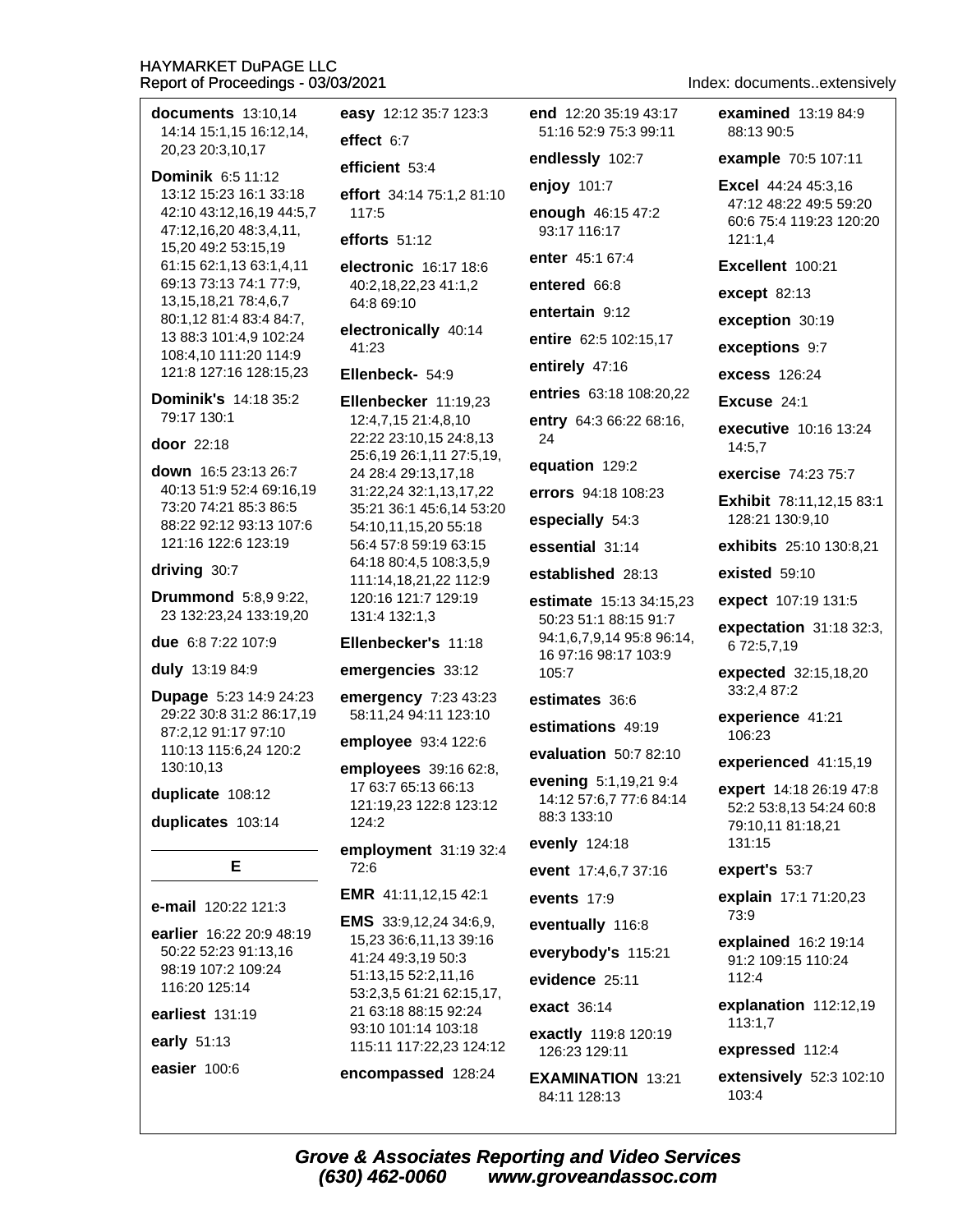**documents** 13:10,14 14:14 15:1,15 16:12,14, 20,23 20:3,10,17

**Dominik** 6:5 11:12 13:12 15:23 16:1 33:18 42:10 43:12,16,19 44:5,7 47:12,16,20 48:3,4,11, 15,20 49:2 53:15,19 61:15 62:1,13 63:1,4,11 69:13 73:13 74:1 77:9, 13,15,18,21 78:4,6,7 80:1,12 81:4 83:4 84:7, 13 88:3 101:4,9 102:24 108:4,10 111:20 114:9 121:8 127:16 128:15,23

**Dominik's** 14:18 35:2 79:17 130:1

**door** 22:18

**down** 16:5 23:13 26:7 40:13 51:9 52:4 69:16,19 73:20 74:21 85:3 86:5 88:22 92:12 93:13 107:6 121:16 122:6 123:19

**driving** 30:7

**Drummond** 5:8,9 9:22, 23 132:23,24 133:19,20

**due** 6:8 7:22 107:9

**duly** 13:19 84:9

**Dupage** 5:23 14:9 24:23 29:22 30:8 31:2 86:17,19 87:2,12 91:17 97:10 110:13 115:6,24 120:2 130:10,13

**duplicate** 108:12

**duplicates** 103:14

## E

**e-mail** 120:22 121:3

**earlier** 16:22 20:9 48:19 50:22 52:23 91:13,16 98:19 107:2 109:24 116:20 125:14

**earliest** 131:19

**early** 51:13

**easier** 100:6

**easy** 12:12 35:7 123:3

**effect** 6:7

**efficient** 53:4

**effort** 34:14 75:1,2 81:10 117:5

**efforts** 51:12

**electronic** 16:17 18:6 40:2,18,22,23 41:1,2 64:8 69:10

**electronically** 40:14 41:23

**Ellenbeck-** 54:9

**Ellenbecker** 11:19,23 12:4,7,15 21:4,8,10 22:22 23:10,15 24:8,13 25:6,19 26:1,11 27:5,19, 24 28:4 29:13,17,18 31:22,24 32:1,13,17,22 35:21 36:1 45:6,14 53:20 54:10,11,15,20 55:18 56:4 57:8 59:19 63:15 64:18 80:4,5 108:3,5,9 111:14,18,21,22 112:9 120:16 121:7 129:19 131:4 132:1,3

**Ellenbecker's** 11:18

**emergencies** 33:12

**emergency** 7:23 43:23 58:11,24 94:11 123:10

**employee** 93:4 122:6

**employees** 39:16 62:8, 17 63:7 65:13 66:13 121:19,23 122:8 123:12 124:2

**employment** 31:19 32:4 72:6

**EMR** 41:11,12,15 42:1

**EMS** 33:9,12,24 34:6,9, 15,23 36:6,11,13 39:16 41:24 49:3,19 50:3 51:13,15 52:2,11,16 53:2,3,5 61:21 62:15,17, 21 63:18 88:15 92:24 93:10 101:14 103:18 115:11 117:22,23 124:12

**encompassed** 128:24

**end** 12:20 35:19 43:17 51:16 52:9 75:3 99:11

**endlessly** 102:7

**enjoy** 101:7

**enough** 46:15 47:2 93:17 116:17

**enter** 45:1 67:4

**entered** 66:8

**entertain** 9:12

**entire** 62:5 102:15,17

**entirely** 47:16

**entries** 63:18 108:20,22

**entry** 64:3 66:22 68:16, 24

**equation** 129:2

**errors** 94:18 108:23

**especially** 54:3

**essential** 31:14

**established** 28:13

**estimate** 15:13 34:15,23 50:23 51:1 88:15 91:7 94:1,6,7,9,14 95:8 96:14, 16 97:16 98:17 103:9 105:7

**estimates** 36:6

**estimations** 49:19

**evaluation** 50:7 82:10

**evening** 5:1,19,21 9:4 14:12 57:6,7 77:6 84:14 88:3 133:10

**evenly** 124:18

**event** 17:4,6,7 37:16

**events** 17:9

**eventually** 116:8

**everybody's** 115:21

**evidence** 25:11

**exact** 36:14

**exactly** 119:8 120:19 126:23 129:11

**EXAMINATION** 13:21 84:11 128:13

**examined** 13:19 84:9 88:13 90:5

**example** 70:5 107:11

**Excel** 44:24 45:3,16 47:12 48:22 49:5 59:20 60:6 75:4 119:23 120:20 121:1,4

**Excellent** 100:21

**except** 82:13

**exception** 30:19

**exceptions** 9:7

**excess** 126:24

**Excuse** 24:1

**executive** 10:16 13:24 14:5,7

**exercise** 74:23 75:7

**Exhibit** 78:11,12,15 83:1 128:21 130:9,10

**exhibits** 25:10 130:8,21

**existed** 59:10

**expect** 107:19 131:5

**expectation** 31:18 32:3, 6 72:5,7,19

**expected** 32:15,18,20 33:2,4 87:2

**experience** 41:21 106:23

**experienced** 41:15,19

**expert** 14:18 26:19 47:8 52:2 53:8,13 54:24 60:8 79:10,11 81:18,21 131:15

**expert's** 53:7

**explain** 17:1 71:20,23 73:9

**explained** 16:2 19:14 91:2 109:15 110:24 112:4

**explanation** 112:12,19 113:1,7

**expressed** 112:4

**extensively** 52:3 102:10 103:4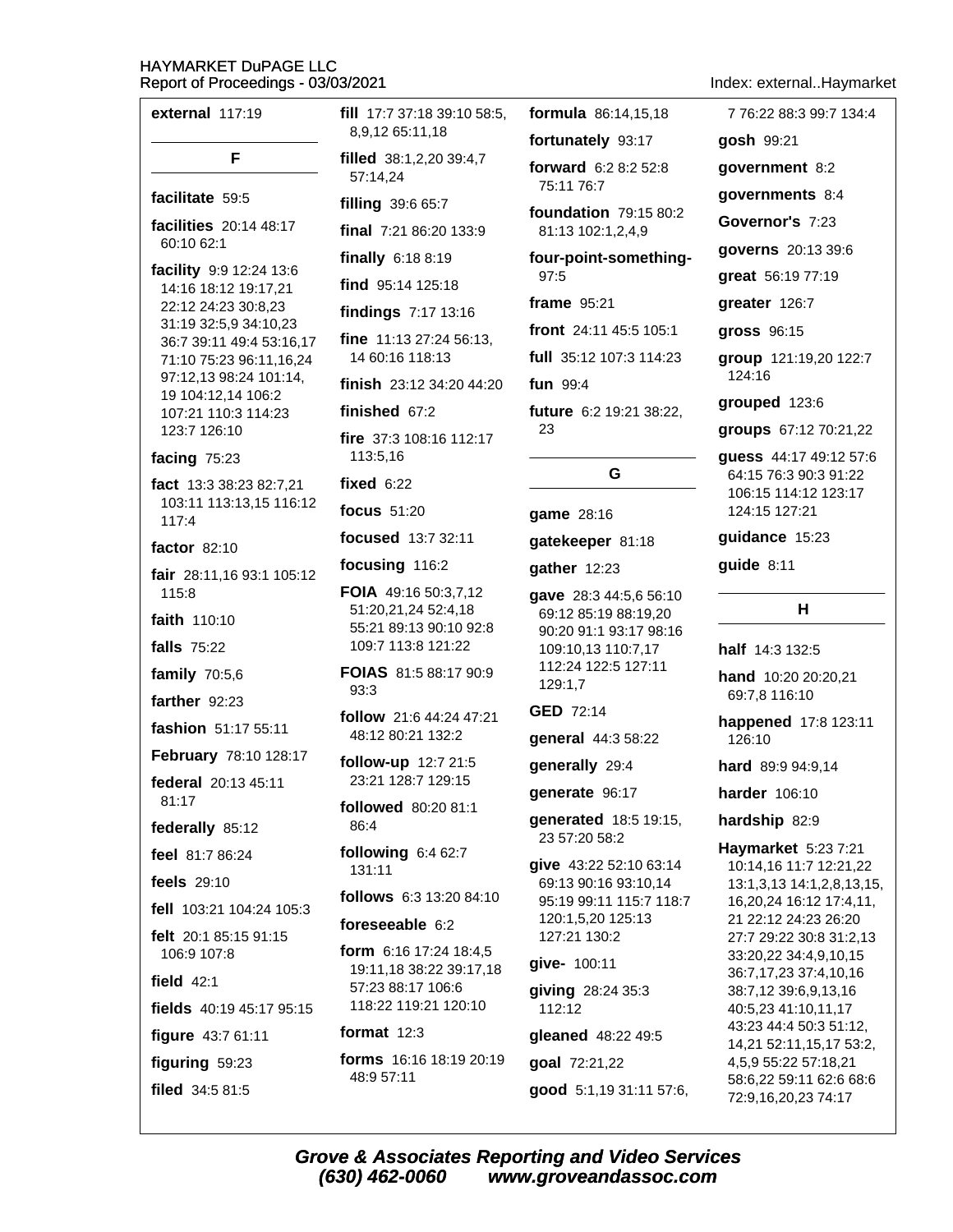**external** 117:19

## F

**facilitate** 59:5

**facilities** 20:14 48:17 60:10 62:1

**facility** 9:9 12:24 13:6 14:16 18:12 19:17,21 22:12 24:23 30:8,23 31:19 32:5,9 34:10,23 36:7 39:11 49:4 53:16,17 71:10 75:23 96:11,16,24 97:12,13 98:24 101:14, 19 104:12,14 106:2 107:21 110:3 114:23 123:7 126:10

**facing** 75:23

**fact** 13:3 38:23 82:7,21 103:11 113:13,15 116:12 117:4

**factor** 82:10

**fair** 28:11,16 93:1 105:12 115:8

**faith** 110:10

**falls** 75:22

**family** 70:5,6

**farther** 92:23

**fashion** 51:17 55:11

**February** 78:10 128:17

**federal** 20:13 45:11 81:17

**federally** 85:12

**feel** 81:7 86:24

**feels** 29:10

**fell** 103:21 104:24 105:3

**felt** 20:1 85:15 91:15 106:9 107:8

**field** 42:1

**fields** 40:19 45:17 95:15

**figure** 43:7 61:11

**figuring** 59:23

**filed** 34:5 81:5

**fill** 17:7 37:18 39:10 58:5, 8,9,12 65:11,18

**filled** 38:1,2,20 39:4,7 57:14,24

**filling** 39:6 65:7

**final** 7:21 86:20 133:9

**finally** 6:18 8:19

**find** 95:14 125:18

**findings** 7:17 13:16

**fine** 11:13 27:24 56:13, 14 60:16 118:13

**finish** 23:12 34:20 44:20

**finished** 67:2

**fire** 37:3 108:16 112:17 113:5,16

**fixed** 6:22

**focus** 51:20

**focused** 13:7 32:11

**focusing** 116:2

**FOIA** 49:16 50:3,7,12 51:20,21,24 52:4,18 55:21 89:13 90:10 92:8 109:7 113:8 121:22

**FOIAS** 81:5 88:17 90:9 93:3

**follow** 21:6 44:24 47:21 48:12 80:21 132:2

**follow-up** 12:7 21:5 23:21 128:7 129:15

**followed** 80:20 81:1 86:4

**following** 6:4 62:7 131:11

**follows** 6:3 13:20 84:10

**foreseeable** 6:2

**form** 6:16 17:24 18:4,5 19:11,18 38:22 39:17,18 57:23 88:17 106:6 118:22 119:21 120:10

**format** 12:3

**forms** 16:16 18:19 20:19 48:9 57:11

**formula** 86:14,15,18

**fortunately** 93:17

**forward** 6:2 8:2 52:8 75:11 76:7

**foundation** 79:15 80:2 81:13 102:1,2,4,9

**four-point-something-** 97:5

**frame** 95:21

**front** 24:11 45:5 105:1

**full** 35:12 107:3 114:23

**fun** 99:4

**future** 6:2 19:21 38:22, 23

## G

**game** 28:16

**gatekeeper** 81:18

**gather** 12:23

**gave** 28:3 44:5,6 56:10 69:12 85:19 88:19,20 90:20 91:1 93:17 98:16 109:10,13 110:7,17 112:24 122:5 127:11 129:1,7

**GED** 72:14

**general** 44:3 58:22

**generally** 29:4

**generate** 96:17

**generated** 18:5 19:15, 23 57:20 58:2

**give** 43:22 52:10 63:14 69:13 90:16 93:10,14 95:19 99:11 115:7 118:7 120:1,5,20 125:13 127:21 130:2

**give-** 100:11

**giving** 28:24 35:3 112:12

**gleaned** 48:22 49:5

**goal** 72:21,22

**good** 5:1,19 31:11 57:6, 7 76:22 88:3 99:7 134:4

**gosh** 99:21

**government** 8:2

**governments** 8:4

**Governor's** 7:23

**governs** 20:13 39:6

**great** 56:19 77:19

**greater** 126:7

**gross** 96:15

**group** 121:19,20 122:7 124:16

**grouped** 123:6

**groups** 67:12 70:21,22

**guess** 44:17 49:12 57:6 64:15 76:3 90:3 91:22 106:15 114:12 123:17 124:15 127:21

**guidance** 15:23

**guide** 8:11

## H

**half** 14:3 132:5

**hand** 10:20 20:20,21 69:7,8 116:10

**happened** 17:8 123:11 126:10

**hard** 89:9 94:9,14

**harder** 106:10

**hardship** 82:9

**Haymarket** 5:23 7:21 10:14,16 11:7 12:21,22 13:1,3,13 14:1,2,8,13,15, 16,20,24 16:12 17:4,11, 21 22:12 24:23 26:20 27:7 29:22 30:8 31:2,13 33:20,22 34:4,9,10,15 36:7,17,23 37:4,10,16 38:7,12 39:6,9,13,16 40:5,23 41:10,11,17 43:23 44:4 50:3 51:12, 14,21 52:11,15,17 53:2, 4,5,9 55:22 57:18,21 58:6,22 59:11 62:6 68:6 72:9,16,20,23 74:17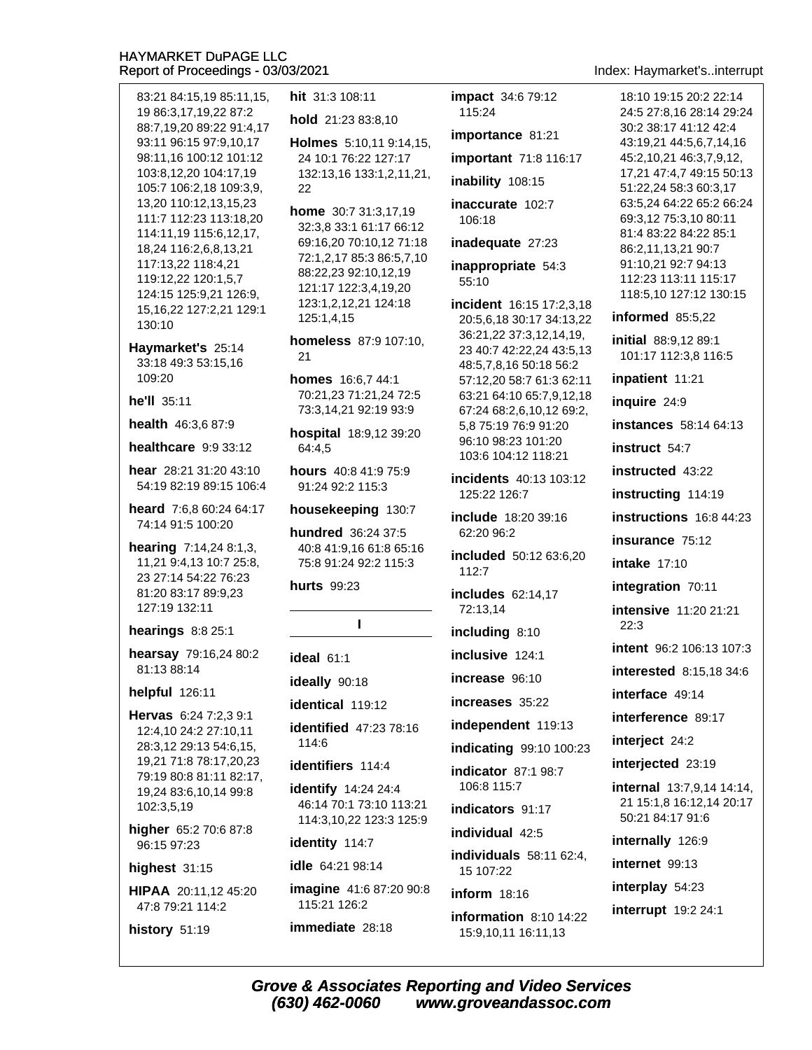83:21 84:15,19 85:11,15, 19 86:3,17,19,22 87:2 88:7,19,20 89:22 91:4,17 93:11 96:15 97:9,10,17 98:11,16 100:12 101:12 103:8,12,20 104:17,19 105:7 106:2,18 109:3,9, 13,20 110:12,13,15,23 111:7 112:23 113:18,20 114:11,19 115:6,12,17, 18,24 116:2,6,8,13,21 117:13,22 118:4,21 119:12,22 120:1,5,7 124:15 125:9,21 126:9, 15,16,22 127:2,21 129:1 130:10

**Haymarket's** 25:14 33:18 49:3 53:15,16 109:20

**he'll** 35:11

**health** 46:3,6 87:9

**healthcare** 9:9 33:12

**hear** 28:21 31:20 43:10 54:19 82:19 89:15 106:4

**heard** 7:6,8 60:24 64:17 74:14 91:5 100:20

**hearing** 7:14,24 8:1,3, 11,21 9:4,13 10:7 25:8, 23 27:14 54:22 76:23 81:20 83:17 89:9,23 127:19 132:11

**hearings** 8:8 25:1

**hearsay** 79:16,24 80:2 81:13 88:14

**helpful** 126:11

**Hervas** 6:24 7:2,3 9:1 12:4,10 24:2 27:10,11 28:3,12 29:13 54:6,15, 19,21 71:8 78:17,20,23 79:19 80:8 81:11 82:17, 19,24 83:6,10,14 99:8 102:3,5,19

**higher** 65:2 70:6 87:8 96:15 97:23

**highest** 31:15

**HIPAA** 20:11,12 45:20 47:8 79:21 114:2

**history** 51:19

**hit** 31:3 108:11

**hold** 21:23 83:8,10

**Holmes** 5:10,11 9:14,15, 24 10:1 76:22 127:17 132:13,16 133:1,2,11,21, 22

**home** 30:7 31:3,17,19 32:3,8 33:1 61:17 66:12 69:16,20 70:10,12 71:18 72:1,2,17 85:3 86:5,7,10 88:22,23 92:10,12,19 121:17 122:3,4,19,20 123:1,2,12,21 124:18 125:1,4,15

**homeless** 87:9 107:10, 21

**homes** 16:6,7 44:1 70:21,23 71:21,24 72:5 73:3,14,21 92:19 93:9

**hospital** 18:9,12 39:20 64:4,5

**hours** 40:8 41:9 75:9 91:24 92:2 115:3

**housekeeping** 130:7

**hundred** 36:24 37:5 40:8 41:9,16 61:8 65:16 75:8 91:24 92:2 115:3

**hurts** 99:23

## I

**ideal** 61:1

**ideally** 90:18

**identical** 119:12

**identified** 47:23 78:16 114:6

**identifiers** 114:4

**identify** 14:24 24:4 46:14 70:1 73:10 113:21 114:3,10,22 123:3 125:9

**identity** 114:7

**idle** 64:21 98:14

**imagine** 41:6 87:20 90:8 115:21 126:2

**immediate** 28:18

**impact** 34:6 79:12 115:24

**importance** 81:21

**important** 71:8 116:17

**inability** 108:15

**inaccurate** 102:7 106:18

**inadequate** 27:23

**inappropriate** 54:3 55:10

**incident** 16:15 17:2,3,18 20:5,6,18 30:17 34:13,22 36:21,22 37:3,12,14,19, 23 40:7 42:22,24 43:5,13 48:5,7,8,16 50:18 56:2 57:12,20 58:7 61:3 62:11 63:21 64:10 65:7,9,12,18 67:24 68:2,6,10,12 69:2, 5,8 75:19 76:9 91:20 96:10 98:23 101:20 103:6 104:12 118:21

**incidents** 40:13 103:12 125:22 126:7

**include** 18:20 39:16 62:20 96:2

**included** 50:12 63:6,20 112:7

**includes** 62:14,17 72:13,14

**including** 8:10

**inclusive** 124:1

**increase** 96:10

**increases** 35:22

**independent** 119:13

**indicating** 99:10 100:23

**indicator** 87:1 98:7 106:8 115:7

**indicators** 91:17

**individual** 42:5

**individuals** 58:11 62:4, 15 107:22

**inform** 18:16

**information** 8:10 14:22 15:9,10,11 16:11,13 18:10 19:15 20:2 22:14 24:5 27:8,16 28:14 29:24 30:2 38:17 41:12 42:4 43:19,21 44:5,6,7,14,16 45:2,10,21 46:3,7,9,12, 17,21 47:4,7 49:15 50:13 51:22,24 58:3 60:3,17 63:5,24 64:22 65:2 66:24 69:3,12 75:3,10 80:11 81:4 83:22 84:22 85:1 86:2,11,13,21 90:7 91:10,21 92:7 94:13 112:23 113:11 115:17 118:5,10 127:12 130:15

**informed** 85:5,22

**initial** 88:9,12 89:1 101:17 112:3,8 116:5

**inpatient** 11:21

**inquire** 24:9

**instances** 58:14 64:13

**instruct** 54:7

**instructed** 43:22

**instructing** 114:19

**instructions** 16:8 44:23

**insurance** 75:12

**intake** 17:10

**integration** 70:11

**intensive** 11:20 21:21 22:3

**intent** 96:2 106:13 107:3

**interested** 8:15,18 34:6

**interface** 49:14

**interference** 89:17

**interject** 24:2

**interjected** 23:19

**internal** 13:7,9,14 14:14, 21 15:1,8 16:12,14 20:17 50:21 84:17 91:6

**internally** 126:9

**internet** 99:13

**interplay** 54:23

**interrupt** 19:2 24:1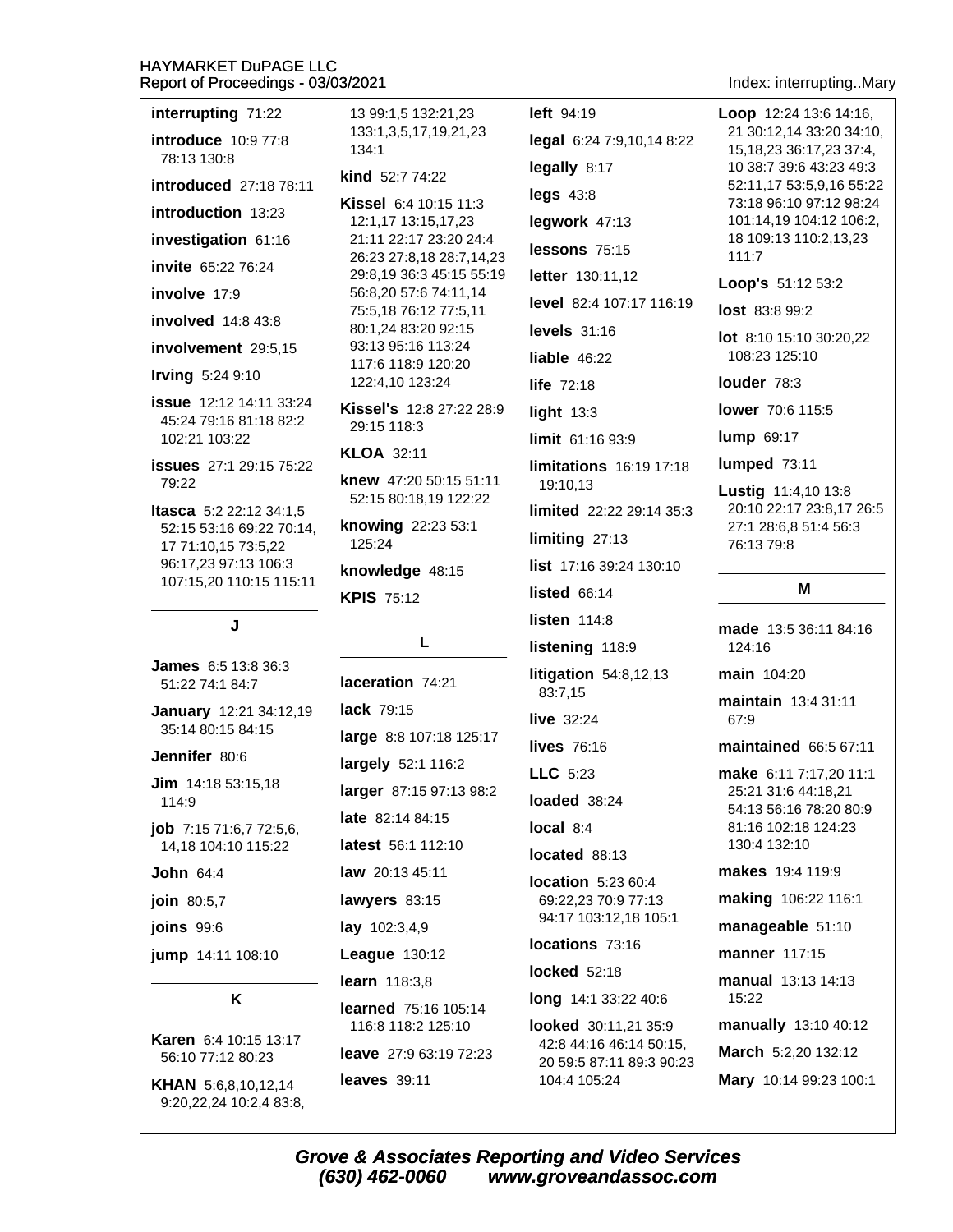interrupting 71:22

introduce 10:9 77:8 78:13 130:8

introduced 27:18 78:11

introduction 13:23

investigation 61:16

invite 65:22 76:24

involve 17:9

involved 14:8 43:8

involvement 29:5,15

Irving 5:24 9:10

issue 12:12 14:11 33:24 45:24 79:16 81:18 82:2 102:21 103:22

issues 27:1 29:15 75:22 79:22

Itasca 5:2 22:12 34:1,5 52:15 53:16 69:22 70:14, 17 71:10,15 73:5,22 96:17,23 97:13 106:3 107:15,20 110:15 115:11

## J

James 6:5 13:8 36:3 51:22 74:1 84:7

January 12:21 34:12,19 35:14 80:15 84:15

Jennifer 80:6

Jim 14:18 53:15,18 114:9

job 7:15 71:6,7 72:5,6, 14,18 104:10 115:22

John 64:4

join 80:5,7

joins 99:6

jump 14:11 108:10

## K

Karen 6:4 10:15 13:17 56:10 77:12 80:23

KHAN 5:6,8,10,12,14 9:20,22,24 10:2,4 83:8, 13 99:1,5 132:21,23 133:1,3,5,17,19,21,23 134:1

kind 52:7 74:22

Kissel 6:4 10:15 11:3 12:1,17 13:15,17,23 21:11 22:17 23:20 24:4 26:23 27:8,18 28:7,14,23 29:8,19 36:3 45:15 55:19 56:8,20 57:6 74:11,14 75:5,18 76:12 77:5,11 80:1,24 83:20 92:15 93:13 95:16 113:24 117:6 118:9 120:20 122:4,10 123:24

Kissel's 12:8 27:22 28:9 29:15 118:3

KLOA 32:11

knew 47:20 50:15 51:11 52:15 80:18,19 122:22

knowing 22:23 53:1 125:24

knowledge 48:15

KPIS 75:12

## L

laceration 74:21

lack 79:15

large 8:8 107:18 125:17

largely 52:1 116:2

larger 87:15 97:13 98:2

late 82:14 84:15

latest 56:1 112:10

law 20:13 45:11

lawyers 83:15

lay 102:3,4,9

League 130:12

learn 118:3,8

learned 75:16 105:14 116:8 118:2 125:10

leave 27:9 63:19 72:23

leaves 39:11

left 94:19

legal 6:24 7:9,10,14 8:22

legally 8:17

legs 43:8

legwork 47:13

lessons 75:15

letter 130:11,12

level 82:4 107:17 116:19

levels 31:16

liable 46:22

life 72:18

light 13:3

limit 61:16 93:9

limitations 16:19 17:18 19:10,13

limited 22:22 29:14 35:3

limiting 27:13

list 17:16 39:24 130:10

listed 66:14

listen 114:8

listening 118:9

litigation 54:8,12,13 83:7,15

live 32:24

lives 76:16

LLC 5:23

loaded 38:24

local 8:4

located 88:13

location 5:23 60:4 69:22,23 70:9 77:13 94:17 103:12,18 105:1

locations 73:16

locked 52:18

long 14:1 33:22 40:6

looked 30:11,21 35:9 42:8 44:16 46:14 50:15, 20 59:5 87:11 89:3 90:23 104:4 105:24

Loop 12:24 13:6 14:16, 21 30:12,14 33:20 34:10, 15,18,23 36:17,23 37:4, 10 38:7 39:6 43:23 49:3 52:11,17 53:5,9,16 55:22 73:18 96:10 97:12 98:24 101:14,19 104:12 106:2, 18 109:13 110:2,13,23 111:7

Loop's 51:12 53:2

lost 83:8 99:2

lot 8:10 15:10 30:20,22 108:23 125:10

louder 78:3

lower 70:6 115:5

lump 69:17

lumped 73:11

Lustig 11:4,10 13:8 20:10 22:17 23:8,17 26:5 27:1 28:6,8 51:4 56:3 76:13 79:8

## M

made 13:5 36:11 84:16 124:16

main 104:20

maintain 13:4 31:11 67:9

maintained 66:5 67:11

make 6:11 7:17,20 11:1 25:21 31:6 44:18,21 54:13 56:16 78:20 80:9 81:16 102:18 124:23 130:4 132:10

makes 19:4 119:9

making 106:22 116:1

manageable 51:10

manner 117:15

manual 13:13 14:13 15:22

manually 13:10 40:12

March 5:2,20 132:12

Mary 10:14 99:23 100:1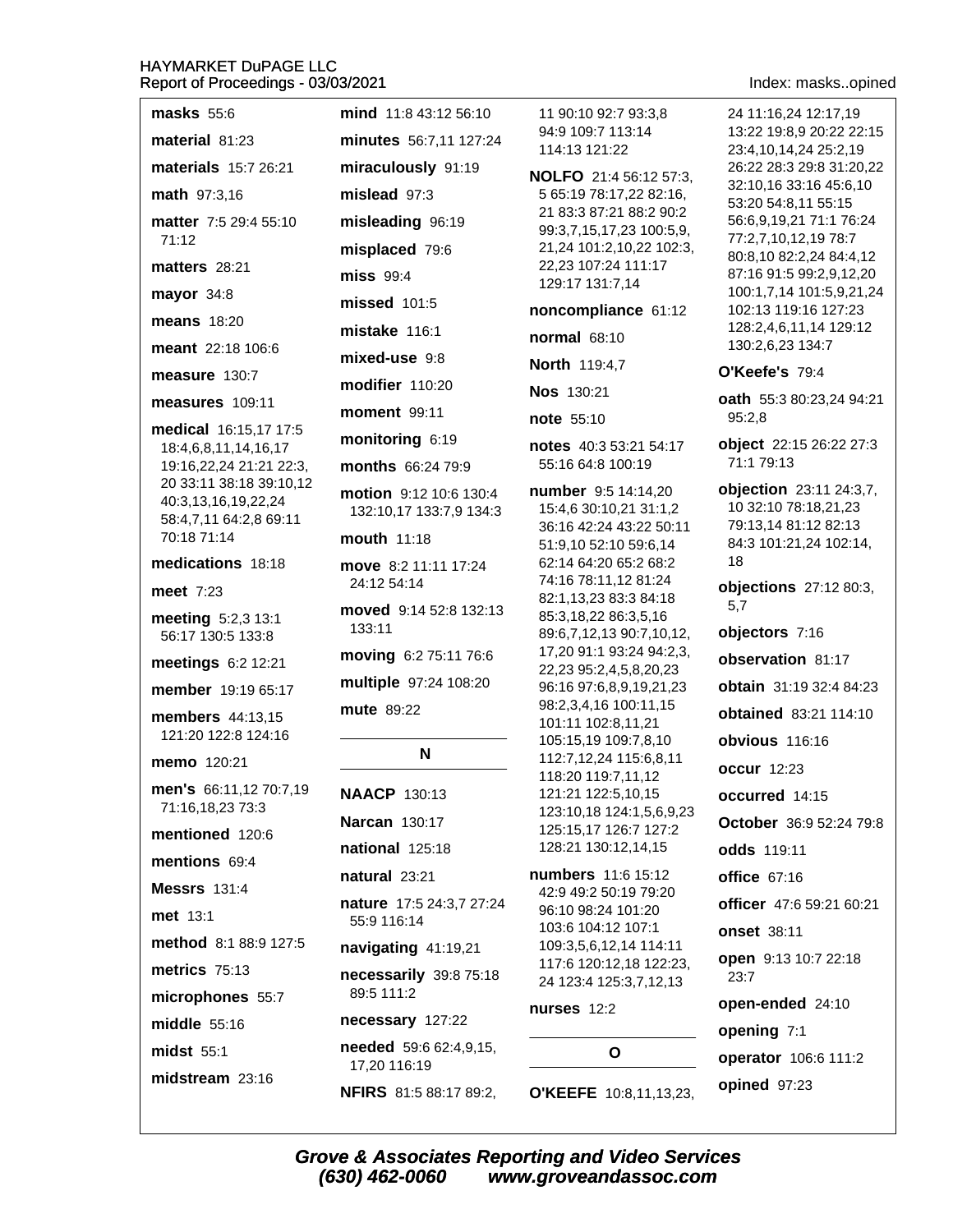**masks** 55:6

**material** 81:23

**materials** 15:7 26:21

**math** 97:3,16

**matter** 7:5 29:4 55:10 71:12

**matters** 28:21

**mayor** 34:8

**means** 18:20

**meant** 22:18 106:6

**measure** 130:7

**measures** 109:11

**medical** 16:15,17 17:5 18:4,6,8,11,14,16,17 19:16,22,24 21:21 22:3, 20 33:11 38:18 39:10,12 40:3,13,16,19,22,24 58:4,7,11 64:2,8 69:11 70:18 71:14

**medications** 18:18

**meet** 7:23

**meeting** 5:2,3 13:1 56:17 130:5 133:8

**meetings** 6:2 12:21

**member** 19:19 65:17

**members** 44:13,15 121:20 122:8 124:16

**memo** 120:21

**men's** 66:11,12 70:7,19 71:16,18,23 73:3

**mentioned** 120:6

**mentions** 69:4

**Messrs** 131:4

**met** 13:1

**method** 8:1 88:9 127:5

**metrics** 75:13

**microphones** 55:7

**middle** 55:16

**midst** 55:1

**midstream** 23:16

**mind** 11:8 43:12 56:10

**minutes** 56:7,11 127:24

**miraculously** 91:19

**mislead** 97:3

**misleading** 96:19

**misplaced** 79:6

**miss** 99:4

**missed** 101:5

**mistake** 116:1

**mixed-use** 9:8

**modifier** 110:20

**moment** 99:11

**monitoring** 6:19

**months** 66:24 79:9

**motion** 9:12 10:6 130:4 132:10,17 133:7,9 134:3

**mouth** 11:18

**move** 8:2 11:11 17:24 24:12 54:14

**moved** 9:14 52:8 132:13 133:11

**moving** 6:2 75:11 76:6

**multiple** 97:24 108:20

**mute** 89:22

## N

**NAACP** 130:13

**Narcan** 130:17

**national** 125:18

**natural** 23:21

**nature** 17:5 24:3,7 27:24 55:9 116:14

**navigating** 41:19,21

**necessarily** 39:8 75:18 89:5 111:2

**necessary** 127:22

**needed** 59:6 62:4,9,15, 17,20 116:19

**NFIRS** 81:5 88:17 89:2, 11 90:10 92:7 93:3,8 94:9 109:7 113:14 114:13 121:22

**NOLFO** 21:4 56:12 57:3, 5 65:19 78:17,22 82:16, 21 83:3 87:21 88:2 90:2 99:3,7,15,17,23 100:5,9, 21,24 101:2,10,22 102:3, 22,23 107:24 111:17 129:17 131:7,14

**noncompliance** 61:12

**normal** 68:10

**North** 119:4,7

**Nos** 130:21

**note** 55:10

**notes** 40:3 53:21 54:17 55:16 64:8 100:19

**number** 9:5 14:14,20 15:4,6 30:10,21 31:1,2 36:16 42:24 43:22 50:11 51:9,10 52:10 59:6,14 62:14 64:20 65:2 68:2 74:16 78:11,12 81:24 82:1,13,23 83:3 84:18 85:3,18,22 86:3,5,16 89:6,7,12,13 90:7,10,12, 17,20 91:1 93:24 94:2,3, 22,23 95:2,4,5,8,20,23 96:16 97:6,8,9,19,21,23 98:2,3,4,16 100:11,15 101:11 102:8,11,21 105:15,19 109:7,8,10 112:7,12,24 115:6,8,11 118:20 119:7,11,12 121:21 122:5,10,15 123:10,18 124:1,5,6,9,23 125:15,17 126:7 127:2 128:21 130:12,14,15

**numbers** 11:6 15:12 42:9 49:2 50:19 79:20 96:10 98:24 101:20 103:6 104:12 107:1 109:3,5,6,12,14 114:11 117:6 120:12,18 122:23, 24 123:4 125:3,7,12,13

**nurses** 12:2

## O

**O'KEEFE** 10:8,11,13,23, 24 11:16,24 12:17,19 13:22 19:8,9 20:22 22:15 23:4,10,14,24 25:2,19 26:22 28:3 29:8 31:20,22 32:10,16 33:16 45:6,10 53:20 54:8,11 55:15 56:6,9,19,21 71:1 76:24 77:2,7,10,12,19 78:7 80:8,10 82:2,24 84:4,12 87:16 91:5 99:2,9,12,20 100:1,7,14 101:5,9,21,24 102:13 119:16 127:23 128:2,4,6,11,14 129:12 130:2,6,23 134:7

**O'Keefe's** 79:4

**oath** 55:3 80:23,24 94:21 95:2,8

**object** 22:15 26:22 27:3 71:1 79:13

**objection** 23:11 24:3,7, 10 32:10 78:18,21,23 79:13,14 81:12 82:13 84:3 101:21,24 102:14, 18

**objections** 27:12 80:3, 5,7

**objectors** 7:16

**observation** 81:17

**obtain** 31:19 32:4 84:23

**obtained** 83:21 114:10

**obvious** 116:16

**occur** 12:23

**occurred** 14:15

**October** 36:9 52:24 79:8

**odds** 119:11

**office** 67:16

**officer** 47:6 59:21 60:21

**onset** 38:11

**open** 9:13 10:7 22:18 23:7

**open-ended** 24:10

**opening** 7:1

**operator** 106:6 111:2

**opined** 97:23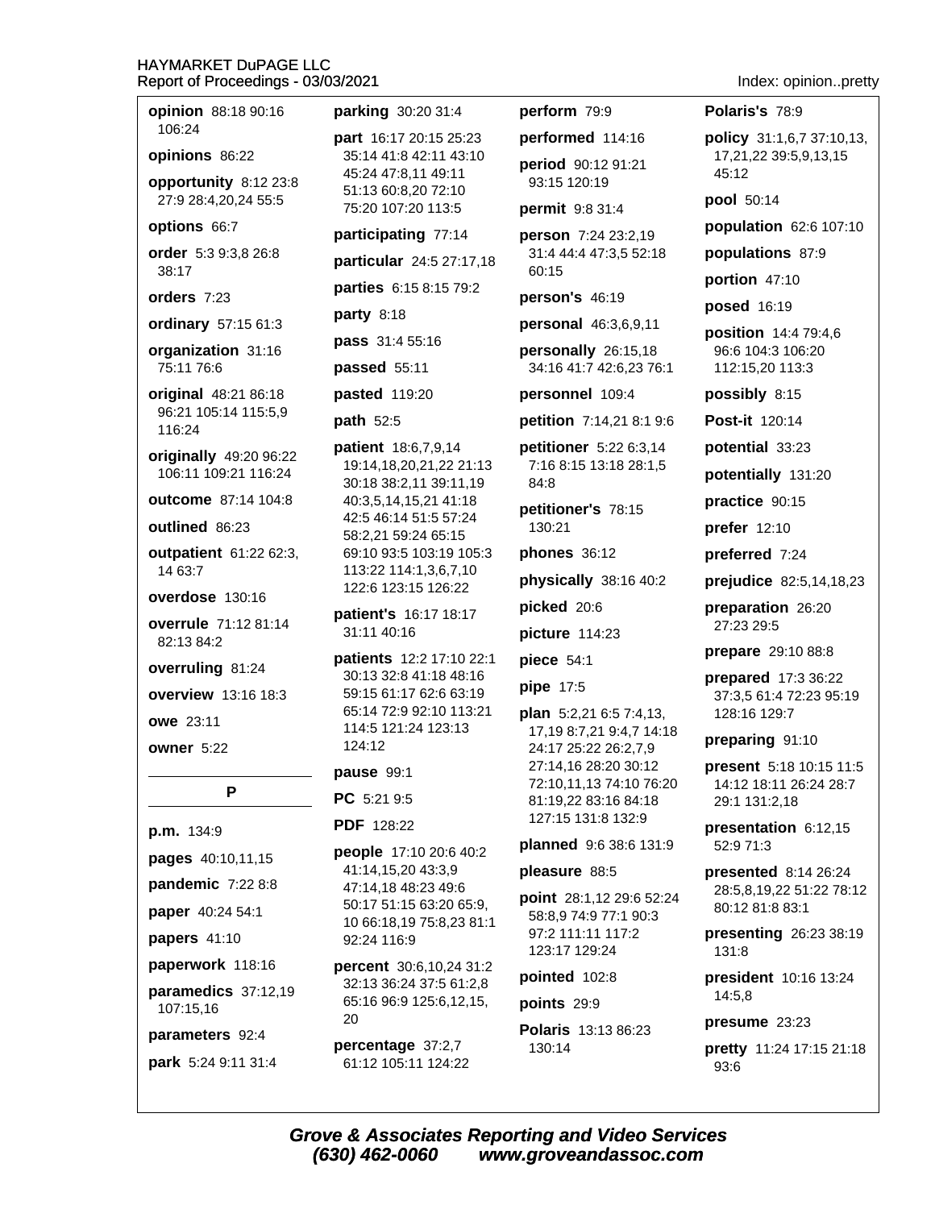**opinion** 88:18 90:16 106:24

**opinions** 86:22

**opportunity** 8:12 23:8 27:9 28:4,20,24 55:5

**options** 66:7

**order** 5:3 9:3,8 26:8 38:17

**orders** 7:23

**ordinary** 57:15 61:3

**organization** 31:16 75:11 76:6

**original** 48:21 86:18 96:21 105:14 115:5,9 116:24

**originally** 49:20 96:22 106:11 109:21 116:24

**outcome** 87:14 104:8

**outlined** 86:23

**outpatient** 61:22 62:3, 14 63:7

**overdose** 130:16

**overrule** 71:12 81:14 82:13 84:2

**overruling** 81:24

**overview** 13:16 18:3

**owe** 23:11

**owner** 5:22

## P

**p.m.** 134:9

**pages** 40:10,11,15

**pandemic** 7:22 8:8

**paper** 40:24 54:1

**papers** 41:10

**paperwork** 118:16

**paramedics** 37:12,19 107:15,16

**parameters** 92:4

**park** 5:24 9:11 31:4

**parking** 30:20 31:4

**part** 16:17 20:15 25:23 35:14 41:8 42:11 43:10 45:24 47:8,11 49:11 51:13 60:8,20 72:10 75:20 107:20 113:5

**participating** 77:14

**particular** 24:5 27:17,18

**parties** 6:15 8:15 79:2

**party** 8:18

**pass** 31:4 55:16

**passed** 55:11

**pasted** 119:20

**path** 52:5

**patient** 18:6,7,9,14 19:14,18,20,21,22 21:13 30:18 38:2,11 39:11,19 40:3,5,14,15,21 41:18 42:5 46:14 51:5 57:24 58:2,21 59:24 65:15 69:10 93:5 103:19 105:3 113:22 114:1,3,6,7,10 122:6 123:15 126:22

**patient's** 16:17 18:17 31:11 40:16

**patients** 12:2 17:10 22:1 30:13 32:8 41:18 48:16 59:15 61:17 62:6 63:19 65:14 72:9 92:10 113:21 114:5 121:24 123:13 124:12

**pause** 99:1

**PC** 5:21 9:5

**PDF** 128:22

**people** 17:10 20:6 40:2 41:14,15,20 43:3,9 47:14,18 48:23 49:6 50:17 51:15 63:20 65:9, 10 66:18,19 75:8,23 81:1 92:24 116:9

**percent** 30:6,10,24 31:2 32:13 36:24 37:5 61:2,8 65:16 96:9 125:6,12,15, 20

**percentage** 37:2,7 61:12 105:11 124:22

**perform** 79:9

**performed** 114:16

**period** 90:12 91:21 93:15 120:19

**permit** 9:8 31:4

**person** 7:24 23:2,19 31:4 44:4 47:3,5 52:18 60:15

**person's** 46:19

**personal** 46:3,6,9,11

**personally** 26:15,18 34:16 41:7 42:6,23 76:1

**personnel** 109:4

**petition** 7:14,21 8:1 9:6

**petitioner** 5:22 6:3,14 7:16 8:15 13:18 28:1,5 84:8

**petitioner's** 78:15 130:21

**phones** 36:12

**physically** 38:16 40:2

**picked** 20:6

**picture** 114:23

**piece** 54:1

**pipe** 17:5

**plan** 5:2,21 6:5 7:4,13, 17,19 8:7,21 9:4,7 14:18 24:17 25:22 26:2,7,9 27:14,16 28:20 30:12 72:10,11,13 74:10 76:20 81:19,22 83:16 84:18 127:15 131:8 132:9

**planned** 9:6 38:6 131:9

**pleasure** 88:5

**point** 28:1,12 29:6 52:24 58:8,9 74:9 77:1 90:3 97:2 111:11 117:2 123:17 129:24

**pointed** 102:8

**points** 29:9

**Polaris** 13:13 86:23 130:14

**Polaris's** 78:9

**policy** 31:1,6,7 37:10,13, 17,21,22 39:5,9,13,15 45:12

**pool** 50:14

**population** 62:6 107:10

**populations** 87:9

**portion** 47:10

**posed** 16:19

**position** 14:4 79:4,6 96:6 104:3 106:20 112:15,20 113:3

**possibly** 8:15

**Post-it** 120:14

**potential** 33:23

**potentially** 131:20

**practice** 90:15

**prefer** 12:10

**preferred** 7:24

**prejudice** 82:5,14,18,23

**preparation** 26:20 27:23 29:5

**prepare** 29:10 88:8

**prepared** 17:3 36:22 37:3,5 61:4 72:23 95:19 128:16 129:7

**preparing** 91:10

**present** 5:18 10:15 11:5 14:12 18:11 26:24 28:7 29:1 131:2,18

**presentation** 6:12,15 52:9 71:3

**presented** 8:14 26:24 28:5,8,19,22 51:22 78:12 80:12 81:8 83:1

**presenting** 26:23 38:19 131:8

**president** 10:16 13:24 14:5,8

**presume** 23:23

**pretty** 11:24 17:15 21:18 93:6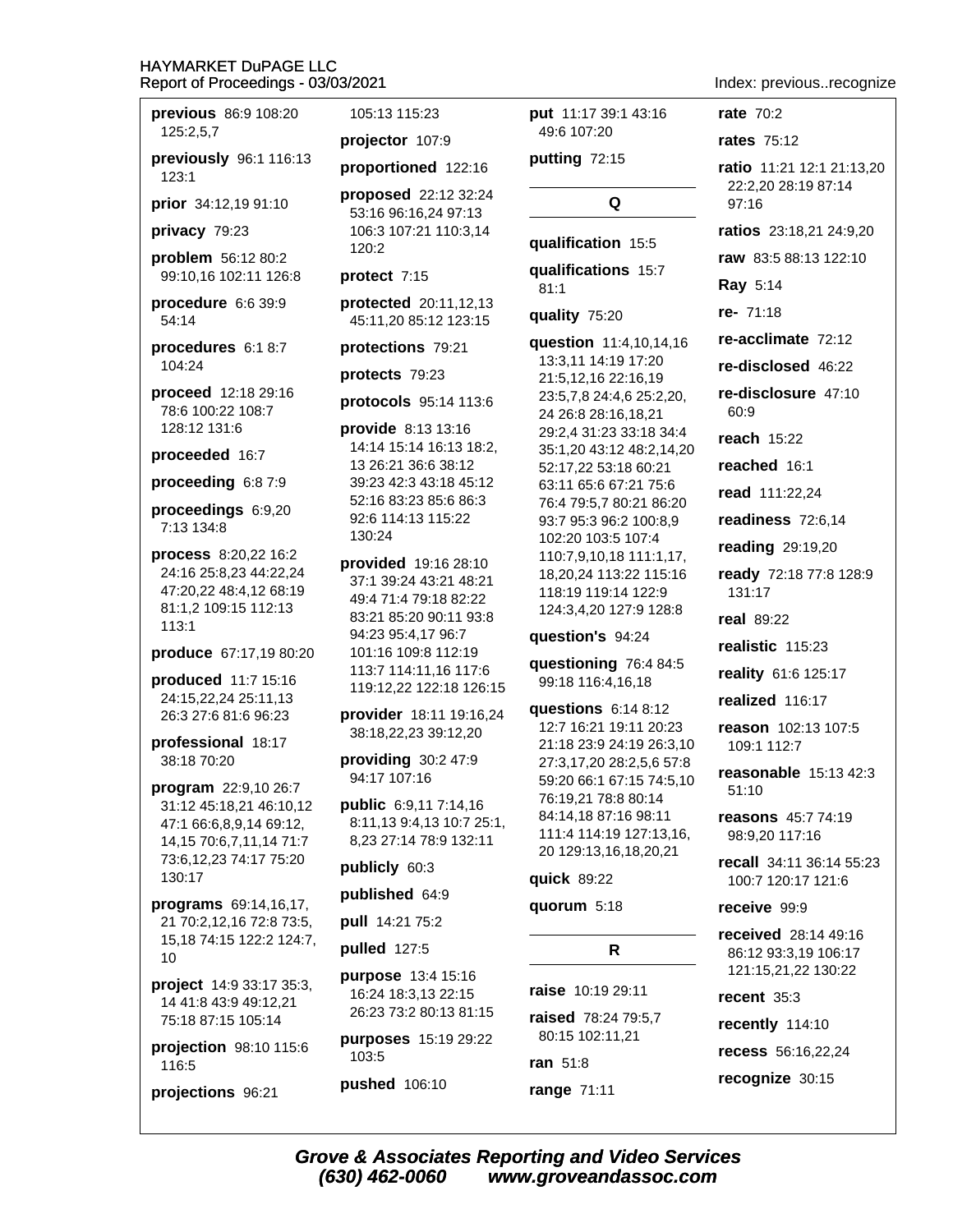**previous** 86:9 108:20 125:2,5,7

**previously** 96:1 116:13 123:1

**prior** 34:12,19 91:10

**privacy** 79:23

**problem** 56:12 80:2 99:10,16 102:11 126:8

**procedure** 6:6 39:9 54:14

**procedures** 6:1 8:7 104:24

**proceed** 12:18 29:16 78:6 100:22 108:7 128:12 131:6

**proceeded** 16:7

**proceeding** 6:8 7:9

**proceedings** 6:9,20 7:13 134:8

**process** 8:20,22 16:2 24:16 25:8,23 44:22,24 47:20,22 48:4,12 68:19 81:1,2 109:15 112:13 113:1

**produce** 67:17,19 80:20

**produced** 11:7 15:16 24:15,22,24 25:11,13 26:3 27:6 81:6 96:23

**professional** 18:17 38:18 70:20

**program** 22:9,10 26:7 31:12 45:18,21 46:10,12 47:1 66:6,8,9,14 69:12, 14,15 70:6,7,11,14 71:7 73:6,12,23 74:17 75:20 130:17

**programs** 69:14,16,17, 21 70:2,12,16 72:8 73:5, 15,18 74:15 122:2 124:7, 10

**project** 14:9 33:17 35:3, 14 41:8 43:9 49:12,21 75:18 87:15 105:14

**projection** 98:10 115:6 116:5

**projections** 96:21 105:13 115:23

**projector** 107:9

**proportioned** 122:16

**proposed** 22:12 32:24 53:16 96:16,24 97:13 106:3 107:21 110:3,14 120:2

**protect** 7:15

**protected** 20:11,12,13 45:11,20 85:12 123:15

**protections** 79:21

**protects** 79:23

**protocols** 95:14 113:6

**provide** 8:13 13:16 14:14 15:14 16:13 18:2, 13 26:21 36:6 38:12 39:23 42:3 43:18 45:12 52:16 83:23 85:6 86:3 92:6 114:13 115:22 130:24

**provided** 19:16 28:10 37:1 39:24 43:21 48:21 49:4 71:4 79:18 82:22 83:21 85:20 90:11 93:8 94:23 95:4,17 96:7 101:16 109:8 112:19 113:7 114:11,16 117:6 119:12,22 122:18 126:15

**provider** 18:11 19:16,24 38:18,22,23 39:12,20

**providing** 30:2 47:9 94:17 107:16

**public** 6:9,11 7:14,16 8:11,13 9:4,13 10:7 25:1, 8,23 27:14 78:9 132:11

**publicly** 60:3

**published** 64:9

**pull** 14:21 75:2

**pulled** 127:5

**purpose** 13:4 15:16 16:24 18:3,13 22:15 26:23 73:2 80:13 81:15

**purposes** 15:19 29:22 103:5

**pushed** 106:10

**put** 11:17 39:1 43:16 49:6 107:20

**putting** 72:15

## Q

**qualification** 15:5

**qualifications** 15:7 81:1

**quality** 75:20

**question** 11:4,10,14,16 13:3,11 14:19 17:20 21:5,12,16 22:16,19 23:5,7,8 24:4,6 25:2,20, 24 26:8 28:16,18,21 29:2,4 31:23 33:18 34:4 35:1,20 43:12 48:2,14,20 52:17,22 53:18 60:21 63:11 65:6 67:21 75:6 76:4 79:5,7 80:21 86:20 93:7 95:3 96:2 100:8,9 102:20 103:5 107:4 110:7,9,10,18 111:1,17, 18,20,24 113:22 115:16 118:19 119:14 122:9 124:3,4,20 127:9 128:8

**question's** 94:24

**questioning** 76:4 84:5 99:18 116:4,16,18

**questions** 6:14 8:12 12:7 16:21 19:11 20:23 21:18 23:9 24:19 26:3,10 27:3,17,20 28:2,5,6 57:8 59:20 66:1 67:15 74:5,10 76:19,21 78:8 80:14 84:14,18 87:16 98:11 111:4 114:19 127:13,16, 20 129:13,16,18,20,21

**quick** 89:22

**quorum** 5:18

## R

**raise** 10:19 29:11

**raised** 78:24 79:5,7 80:15 102:11,21

**ran** 51:8

**range** 71:11

**rate** 70:2

**rates** 75:12

**ratio** 11:21 12:1 21:13,20 22:2,20 28:19 87:14 97:16

**ratios** 23:18,21 24:9,20

**raw** 83:5 88:13 122:10

**Ray** 5:14

**re-** 71:18

**re-acclimate** 72:12

**re-disclosed** 46:22

**re-disclosure** 47:10 60:9

**reach** 15:22

**reached** 16:1

**read** 111:22,24

**readiness** 72:6,14

**reading** 29:19,20

**ready** 72:18 77:8 128:9 131:17

**real** 89:22

**realistic** 115:23

**reality** 61:6 125:17

**realized** 116:17

**reason** 102:13 107:5 109:1 112:7

**reasonable** 15:13 42:3 51:10

**reasons** 45:7 74:19 98:9,20 117:16

**recall** 34:11 36:14 55:23 100:7 120:17 121:6

**receive** 99:9

**received** 28:14 49:16 86:12 93:3,19 106:17 121:15,21,22 130:22

**recent** 35:3

**recently** 114:10

**recess** 56:16,22,24

**recognize** 30:15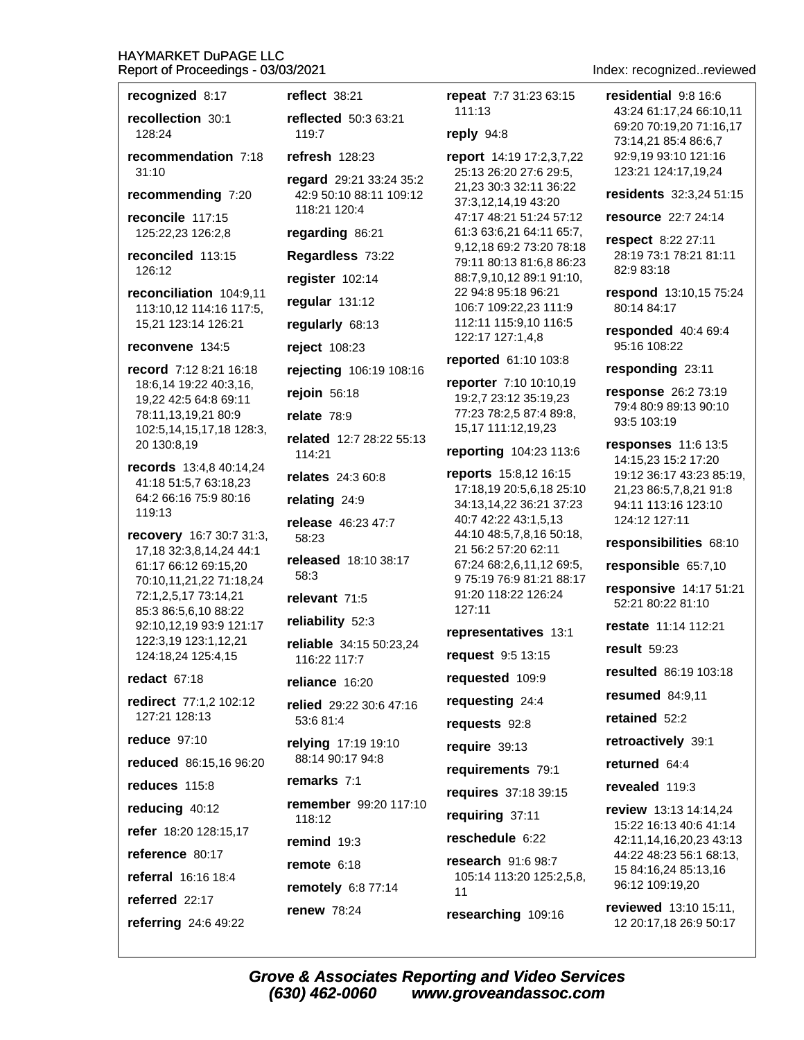**recognized** 8:17

**recollection** 30:1 128:24

**recommendation** 7:18 31:10

**recommending** 7:20

**reconcile** 117:15 125:22,23 126:2,8

**reconciled** 113:15 126:12

**reconciliation** 104:9,11 113:10,12 114:16 117:5, 15,21 123:14 126:21

**reconvene** 134:5

**record** 7:12 8:21 16:18 18:6,14 19:22 40:3,16, 19,22 42:5 64:8 69:11 78:11,13,19,21 80:9 102:5,14,15,17,18 128:3, 20 130:8,19

**records** 13:4,8 40:14,24 41:18 51:5,7 63:18,23 64:2 66:16 75:9 80:16 119:13

**recovery** 16:7 30:7 31:3, 17,18 32:3,8,14,24 44:1 61:17 66:12 69:15,20 70:10,11,21,22 71:18,24 72:1,2,5,17 73:14,21 85:3 86:5,6,10 88:22 92:10,12,19 93:9 121:17 122:3,19 123:1,12,21 124:18,24 125:4,15

**redact** 67:18

**redirect** 77:1,2 102:12 127:21 128:13

**reduce** 97:10

**reduced** 86:15,16 96:20

**reduces** 115:8

**reducing** 40:12

**refer** 18:20 128:15,17

**reference** 80:17

**referral** 16:16 18:4

**referred** 22:17

**referring** 24:6 49:22

**reflect** 38:21

**reflected** 50:3 63:21 119:7

**refresh** 128:23

**regard** 29:21 33:24 35:2 42:9 50:10 88:11 109:12 118:21 120:4

**regarding** 86:21

**Regardless** 73:22

**register** 102:14

**regular** 131:12

**regularly** 68:13

**reject** 108:23

**rejecting** 106:19 108:16

**rejoin** 56:18

**relate** 78:9

**related** 12:7 28:22 55:13 114:21

**relates** 24:3 60:8

**relating** 24:9

**release** 46:23 47:7 58:23

**released** 18:10 38:17 58:3

**relevant** 71:5

**reliability** 52:3

**reliable** 34:15 50:23,24 116:22 117:7

**reliance** 16:20

**relied** 29:22 30:6 47:16 53:6 81:4

**relying** 17:19 19:10 88:14 90:17 94:8

**remarks** 7:1

**remember** 99:20 117:10 118:12

**remind** 19:3

**remote** 6:18

**remotely** 6:8 77:14

**renew** 78:24

**repeat** 7:7 31:23 63:15 111:13

**reply** 94:8

**report** 14:19 17:2,3,7,22 25:13 26:20 27:6 29:5, 21,23 30:3 32:11 36:22 37:3,12,14,19 43:20 47:17 48:21 51:24 57:12 61:3 63:6,21 64:11 65:7, 9,12,18 69:2 73:20 78:18 79:11 80:13 81:6,8 86:23 88:7,9,10,12 89:1 91:10, 22 94:8 95:18 96:21 106:7 109:22,23 111:9 112:11 115:9,10 116:5 122:17 127:1,4,8

**reported** 61:10 103:8

**reporter** 7:10 10:10,19 19:2,7 23:12 35:19,23 77:23 78:2,5 87:4 89:8, 15,17 111:12,19,23

**reporting** 104:23 113:6

**reports** 15:8,12 16:15 17:18,19 20:5,6,18 25:10 34:13,14,22 36:21 37:23 40:7 42:22 43:1,5,13 44:10 48:5,7,8,16 50:18, 21 56:2 57:20 62:11 67:24 68:2,6,11,12 69:5, 9 75:19 76:9 81:21 88:17 91:20 118:22 126:24 127:11

**representatives** 13:1

**request** 9:5 13:15

**requested** 109:9

**requesting** 24:4

**requests** 92:8

**require** 39:13

**requirements** 79:1

**requires** 37:18 39:15

**requiring** 37:11

**reschedule** 6:22

**research** 91:6 98:7 105:14 113:20 125:2,5,8, 11

**researching** 109:16

**residential** 9:8 16:6 43:24 61:17,24 66:10,11 69:20 70:19,20 71:16,17 73:14,21 85:4 86:6,7 92:9,19 93:10 121:16 123:21 124:17,19,24

**residents** 32:3,24 51:15

**resource** 22:7 24:14

**respect** 8:22 27:11 28:19 73:1 78:21 81:11 82:9 83:18

**respond** 13:10,15 75:24 80:14 84:17

**responded** 40:4 69:4 95:16 108:22

**responding** 23:11

**response** 26:2 73:19 79:4 80:9 89:13 90:10 93:5 103:19

**responses** 11:6 13:5 14:15,23 15:2 17:20 19:12 36:17 43:23 85:19, 21,23 86:5,7,8,21 91:8 94:11 113:16 123:10 124:12 127:11

**responsibilities** 68:10

**responsible** 65:7,10

**responsive** 14:17 51:21 52:21 80:22 81:10

**restate** 11:14 112:21

**result** 59:23

**resulted** 86:19 103:18

**resumed** 84:9,11

**retained** 52:2

**retroactively** 39:1

**returned** 64:4

**revealed** 119:3

**review** 13:13 14:14,24 15:22 16:13 40:6 41:14 42:11,14,16,20,23 43:13 44:22 48:23 56:1 68:13, 15 84:16,24 85:13,16 96:12 109:19,20

**reviewed** 13:10 15:11, 12 20:17,18 26:9 50:17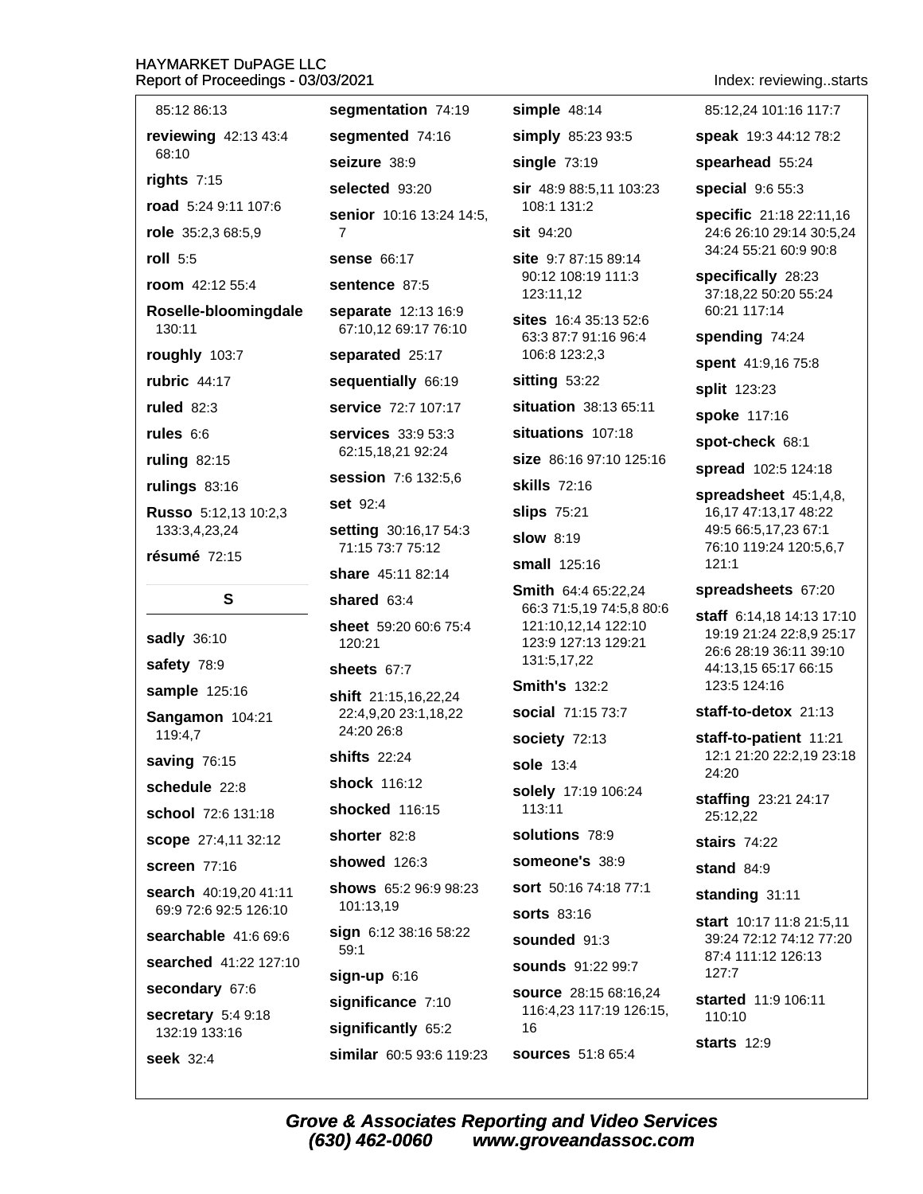85:12 86:13

**reviewing** 42:13 43:4 68:10

**rights** 7:15

**road** 5:24 9:11 107:6

**role** 35:2,3 68:5,9

**roll** 5:5

**room** 42:12 55:4

**Roselle-bloomingdale** 130:11

**roughly** 103:7

**rubric** 44:17

**ruled** 82:3

**rules** 6:6

**ruling** 82:15

**rulings** 83:16

**Russo** 5:12,13 10:2,3 133:3,4,23,24

**résumé** 72:15

## S

**sadly** 36:10

**safety** 78:9

**sample** 125:16

**Sangamon** 104:21 119:4,7

**saving** 76:15

**schedule** 22:8

**school** 72:6 131:18

**scope** 27:4,11 32:12

**screen** 77:16

**search** 40:19,20 41:11 69:9 72:6 92:5 126:10

**searchable** 41:6 69:6

**searched** 41:22 127:10

**secondary** 67:6

**secretary** 5:4 9:18 132:19 133:16

**seek** 32:4

**segmentation** 74:19

**segmented** 74:16

**seizure** 38:9

**selected** 93:20

**senior** 10:16 13:24 14:5,7

**sense** 66:17

**sentence** 87:5

**separate** 12:13 16:9 67:10,12 69:17 76:10

**separated** 25:17

**sequentially** 66:19

**service** 72:7 107:17

**services** 33:9 53:3 62:15,18,21 92:24

**session** 7:6 132:5,6

**set** 92:4

**setting** 30:16,17 54:3 71:15 73:7 75:12

**share** 45:11 82:14

**shared** 63:4

**sheet** 59:20 60:6 75:4 120:21

**sheets** 67:7

**shift** 21:15,16,22,24 22:4,9,20 23:1,18,22 24:20 26:8

**shifts** 22:24

**shock** 116:12

**shocked** 116:15

**shorter** 82:8

**showed** 126:3

**shows** 65:2 96:9 98:23 101:13,19

**sign** 6:12 38:16 58:22 59:1

**sign-up** 6:16

**significance** 7:10

**significantly** 65:2

**similar** 60:5 93:6 119:23

**simple** 48:14

**simply** 85:23 93:5

**single** 73:19

**sir** 48:9 88:5,11 103:23 108:1 131:2

**sit** 94:20

**site** 9:7 87:15 89:14 90:12 108:19 111:3 123:11,12

**sites** 16:4 35:13 52:6 63:3 87:7 91:16 96:4 106:8 123:2,3

**sitting** 53:22

**situation** 38:13 65:11

**situations** 107:18

**size** 86:16 97:10 125:16

**skills** 72:16

**slips** 75:21

**slow** 8:19

**small** 125:16

**Smith** 64:4 65:22,24 66:3 71:5,19 74:5,8 80:6 121:10,12,14 122:10 123:9 127:13 129:21 131:5,17,22

**Smith's** 132:2

**social** 71:15 73:7

**society** 72:13

**sole** 13:4

**solely** 17:19 106:24 113:11

**solutions** 78:9

**someone's** 38:9

**sort** 50:16 74:18 77:1

**sorts** 83:16

**sounded** 91:3

**sounds** 91:22 99:7

**source** 28:15 68:16,24 116:4,23 117:19 126:15,16

**sources** 51:8 65:4

85:12,24 101:16 117:7

**speak** 19:3 44:12 78:2

**spearhead** 55:24

**special** 9:6 55:3

**specific** 21:18 22:11,16 24:6 26:10 29:14 30:5,24 34:24 55:21 60:9 90:8

**specifically** 28:23 37:18,22 50:20 55:24 60:21 117:14

**spending** 74:24

**spent** 41:9,16 75:8

**split** 123:23

**spoke** 117:16

**spot-check** 68:1

**spread** 102:5 124:18

**spreadsheet** 45:1,4,8,16,17 47:13,17 48:22 49:5 66:5,17,23 67:1 76:10 119:24 120:5,6,7 121:1

**spreadsheets** 67:20

**staff** 6:14,18 14:13 17:10 19:19 21:24 22:8,9 25:17 26:6 28:19 36:11 39:10 44:13,15 65:17 66:15 123:5 124:16

**staff-to-detox** 21:13

**staff-to-patient** 11:21 12:1 21:20 22:2,19 23:18 24:20

**staffing** 23:21 24:17 25:12,22

**stairs** 74:22

**stand** 84:9

**standing** 31:11

**start** 10:17 11:8 21:5,11 39:24 72:12 74:12 77:20 87:4 111:12 126:13 127:7

**started** 11:9 106:11 110:10

**starts** 12:9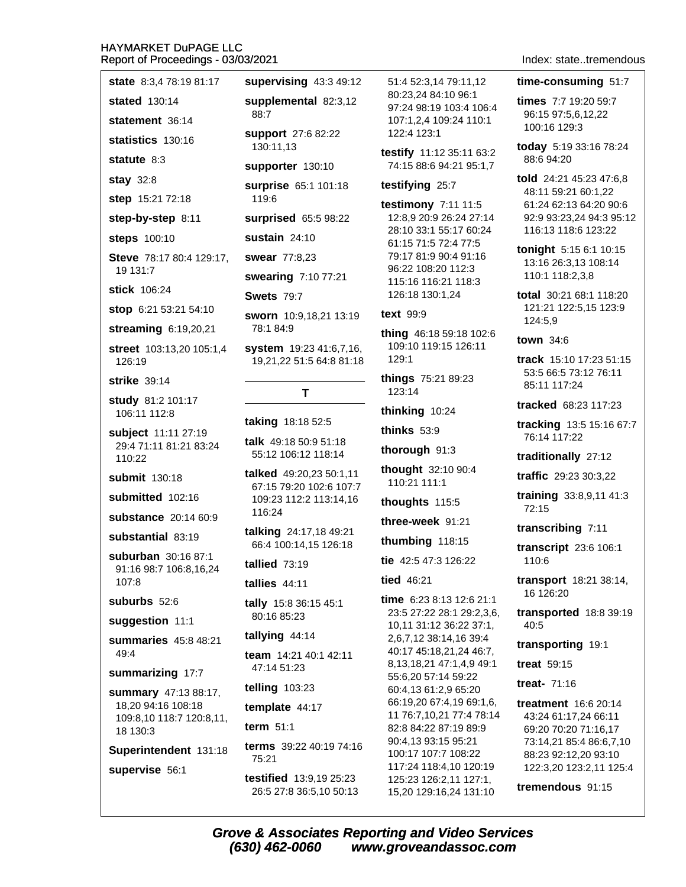**state** 8:3,4 78:19 81:17

**stated** 130:14

**statement** 36:14

**statistics** 130:16

**statute** 8:3

**stay** 32:8

**step** 15:21 72:18

**step-by-step** 8:11

**steps** 100:10

**Steve** 78:17 80:4 129:17, 19 131:7

**stick** 106:24

**stop** 6:21 53:21 54:10

**streaming** 6:19,20,21

**street** 103:13,20 105:1,4 126:19

**strike** 39:14

**study** 81:2 101:17 106:11 112:8

**subject** 11:11 27:19 29:4 71:11 81:21 83:24 110:22

**submit** 130:18

**submitted** 102:16

**substance** 20:14 60:9

**substantial** 83:19

**suburban** 30:16 87:1 91:16 98:7 106:8,16,24 107:8

**suburbs** 52:6

**suggestion** 11:1

**summaries** 45:8 48:21 49:4

**summarizing** 17:7

**summary** 47:13 88:17, 18,20 94:16 108:18 109:8,10 118:7 120:8,11, 18 130:3

**Superintendent** 131:18

**supervise** 56:1

**supervising** 43:3 49:12

**supplemental** 82:3,12 88:7

**support** 27:6 82:22 130:11,13

**supporter** 130:10

**surprise** 65:1 101:18 119:6

**surprised** 65:5 98:22

**sustain** 24:10

**swear** 77:8,23

**swearing** 7:10 77:21

**Swets** 79:7

**sworn** 10:9,18,21 13:19 78:1 84:9

**system** 19:23 41:6,7,16, 19,21,22 51:5 64:8 81:18

## T

**taking** 18:18 52:5

**talk** 49:18 50:9 51:18 55:12 106:12 118:14

**talked** 49:20,23 50:1,11 67:15 79:20 102:6 107:7 109:23 112:2 113:14,16 116:24

**talking** 24:17,18 49:21 66:4 100:14,15 126:18

**tallied** 73:19

**tallies** 44:11

**tally** 15:8 36:15 45:1 80:16 85:23

**tallying** 44:14

**team** 14:21 40:1 42:11 47:14 51:23

**telling** 103:23

**template** 44:17

**term** 51:1

**terms** 39:22 40:19 74:16 75:21

**testified** 13:9,19 25:23 26:5 27:8 36:5,10 50:13 51:4 52:3,14 79:11,12 80:23,24 84:10 96:1 97:24 98:19 103:4 106:4 107:1,2,4 109:24 110:1 122:4 123:1

**testify** 11:12 35:11 63:2 74:15 88:6 94:21 95:1,7

**testifying** 25:7

**testimony** 7:11 11:5 12:8,9 20:9 26:24 27:14 28:10 33:1 55:17 60:24 61:15 71:5 72:4 77:5 79:17 81:9 90:4 91:16 96:22 108:20 112:3 115:16 116:21 118:3 126:18 130:1,24

**text** 99:9

**thing** 46:18 59:18 102:6 109:10 119:15 126:11 129:1

**things** 75:21 89:23 123:14

**thinking** 10:24

**thinks** 53:9

**thorough** 91:3

**thought** 32:10 90:4 110:21 111:1

**thoughts** 115:5

**three-week** 91:21

**thumbing** 118:15

**tie** 42:5 47:3 126:22

**tied** 46:21

**time** 6:23 8:13 12:6 21:1 23:5 27:22 28:1 29:2,3,6, 10,11 31:12 36:22 37:1, 2,6,7,12 38:14,16 39:4 40:17 45:18,21,24 46:7, 8,13,18,21 47:1,4,9 49:1 55:6,20 57:14 59:22 60:4,13 61:2,9 65:20 66:19,20 67:4,19 69:1,6, 11 76:7,10,21 77:4 78:14 82:8 84:22 87:19 89:9 90:4,13 93:15 95:21 100:17 107:7 108:22 117:24 118:4,10 120:19 125:23 126:2,11 127:1, 15,20 129:16,24 131:10

**time-consuming** 51:7

**times** 7:7 19:20 59:7 96:15 97:5,6,12,22 100:16 129:3

**today** 5:19 33:16 78:24 88:6 94:20

**told** 24:21 45:23 47:6,8 48:11 59:21 60:1,22 61:24 62:13 64:20 90:6 92:9 93:23,24 94:3 95:12 116:13 118:6 123:22

**tonight** 5:15 6:1 10:15 13:16 26:3,13 108:14 110:1 118:2,3,8

**total** 30:21 68:1 118:20 121:21 122:5,15 123:9 124:5,9

**town** 34:6

**track** 15:10 17:23 51:15 53:5 66:5 73:12 76:11 85:11 117:24

**tracked** 68:23 117:23

**tracking** 13:5 15:16 67:7 76:14 117:22

**traditionally** 27:12

**traffic** 29:23 30:3,22

**training** 33:8,9,11 41:3 72:15

**transcribing** 7:11

**transcript** 23:6 106:1 110:6

**transport** 18:21 38:14, 16 126:20

**transported** 18:8 39:19 40:5

**transporting** 19:1

**treat** 59:15

**treat-** 71:16

**treatment** 16:6 20:14 43:24 61:17,24 66:11 69:20 70:20 71:16,17 73:14,21 85:4 86:6,7,10 88:23 92:12,20 93:10 122:3,20 123:2,11 125:4

**tremendous** 91:15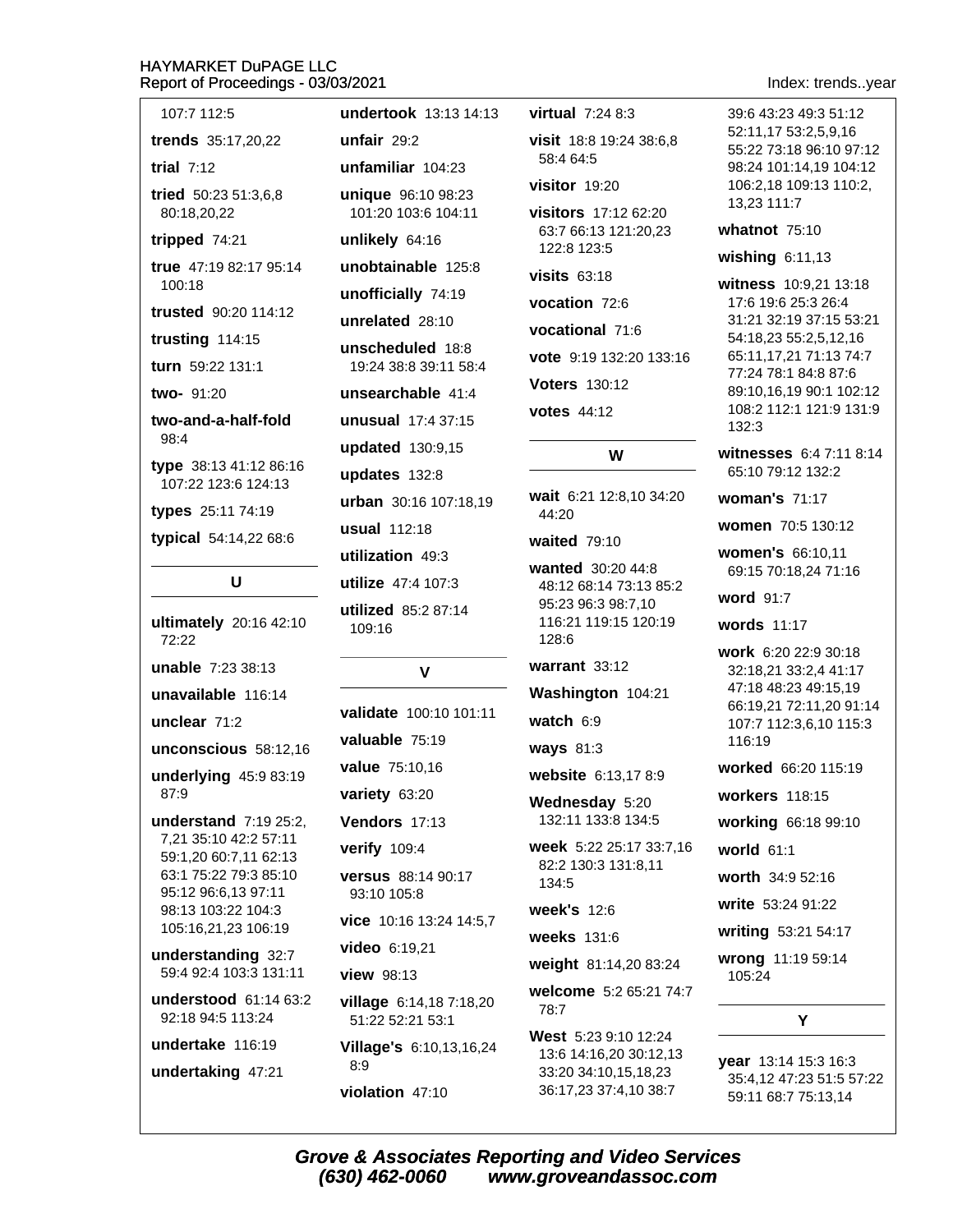107:7 112:5

**trends** 35:17,20,22

**trial** 7:12

**tried** 50:23 51:3,6,8 80:18,20,22

**tripped** 74:21

**true** 47:19 82:17 95:14 100:18

**trusted** 90:20 114:12

**trusting** 114:15

**turn** 59:22 131:1

**two-** 91:20

**two-and-a-half-fold** 98:4

**type** 38:13 41:12 86:16 107:22 123:6 124:13

**types** 25:11 74:19

**typical** 54:14,22 68:6

## U

**ultimately** 20:16 42:10 72:22

**unable** 7:23 38:13

**unavailable** 116:14

**unclear** 71:2

**unconscious** 58:12,16

**underlying** 45:9 83:19 87:9

**understand** 7:19 25:2,7,21 35:10 42:2 57:11 59:1,20 60:7,11 62:13 63:1 75:22 79:3 85:10 95:12 96:6,13 97:11 98:13 103:22 104:3 105:16,21,23 106:19

**understanding** 32:7 59:4 92:4 103:3 131:11

**understood** 61:14 63:2 92:18 94:5 113:24

**undertake** 116:19

**undertaking** 47:21

**undertook** 13:13 14:13

**unfair** 29:2

**unfamiliar** 104:23

**unique** 96:10 98:23 101:20 103:6 104:11

**unlikely** 64:16

**unobtainable** 125:8

**unofficially** 74:19

**unrelated** 28:10

**unscheduled** 18:8 19:24 38:8 39:11 58:4

**unsearchable** 41:4

**unusual** 17:4 37:15

**updated** 130:9,15

**updates** 132:8

**urban** 30:16 107:18,19

**usual** 112:18

**utilization** 49:3

**utilize** 47:4 107:3

**utilized** 85:2 87:14 109:16

## V

**validate** 100:10 101:11

**valuable** 75:19

**value** 75:10,16

**variety** 63:20

**Vendors** 17:13

**verify** 109:4

**versus** 88:14 90:17 93:10 105:8

**vice** 10:16 13:24 14:5,7

**video** 6:19,21

**view** 98:13

**village** 6:14,18 7:18,20 51:22 52:21 53:1

**Village's** 6:10,13,16,24 8:9

**violation** 47:10

**virtual** 7:24 8:3

**visit** 18:8 19:24 38:6,8 58:4 64:5

**visitor** 19:20

**visitors** 17:12 62:20 63:7 66:13 121:20,23 122:8 123:5

**visits** 63:18

**vocation** 72:6

**vocational** 71:6

**vote** 9:19 132:20 133:16

**Voters** 130:12

**votes** 44:12

## W

**wait** 6:21 12:8,10 34:20 44:20

**waited** 79:10

**wanted** 30:20 44:8 48:12 68:14 73:13 85:2 95:23 96:3 98:7,10 116:21 119:15 120:19 128:6

**warrant** 33:12

**Washington** 104:21

**watch** 6:9

**ways** 81:3

**website** 6:13,17 8:9

**Wednesday** 5:20 132:11 133:8 134:5

**week** 5:22 25:17 33:7,16 82:2 130:3 131:8,11 134:5

**week's** 12:6

**weeks** 131:6

**weight** 81:14,20 83:24

**welcome** 5:2 65:21 74:7 78:7

**West** 5:23 9:10 12:24 13:6 14:16,20 30:12,13 33:20 34:10,15,18,23 36:17,23 37:4,10 38:7 39:6 43:23 49:3 51:12 52:11,17 53:2,5,9,16 55:22 73:18 96:10 97:12 98:24 101:14,19 104:12 106:2,18 109:13 110:2,13,23 111:7

**whatnot** 75:10

**wishing** 6:11,13

**witness** 10:9,21 13:18 17:6 19:6 25:3 26:4 31:21 32:19 37:15 53:21 54:18,23 55:2,5,12,16 65:11,17,21 71:13 74:7 77:24 78:1 84:8 87:6 89:10,16,19 90:1 102:12 108:2 112:1 121:9 131:9 132:3

**witnesses** 6:4 7:11 8:14 65:10 79:12 132:2

**woman's** 71:17

**women** 70:5 130:12

**women's** 66:10,11 69:15 70:18,24 71:16

**word** 91:7

**words** 11:17

**work** 6:20 22:9 30:18 32:18,21 33:2,4 41:17 47:18 48:23 49:15,19 66:19,21 72:11,20 91:14 107:7 112:3,6,10 115:3 116:19

**worked** 66:20 115:19

**workers** 118:15

**working** 66:18 99:10

**world** 61:1

**worth** 34:9 52:16

**write** 53:24 91:22

**writing** 53:21 54:17

**wrong** 11:19 59:14 105:24

## Y

**year** 13:14 15:3 16:3 35:4,12 47:23 51:5 57:22 59:11 68:7 75:13,14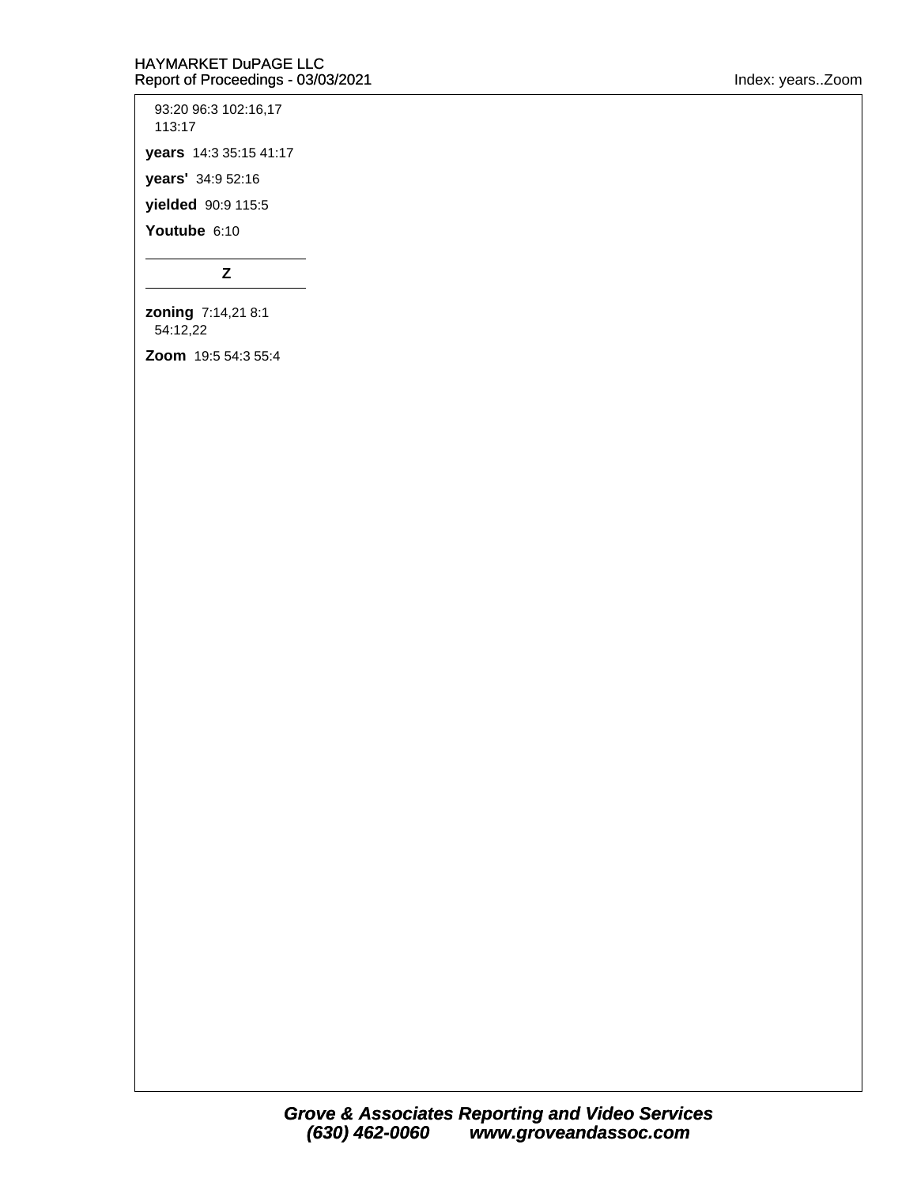93:20 96:3 102:16,17 113:17

**years** 14:3 35:15 41:17

**years'** 34:9 52:16

**yielded** 90:9 115:5

**Youtube** 6:10

## Z

**zoning** 7:14,21 8:1 54:12,22

**Zoom** 19:5 54:3 55:4